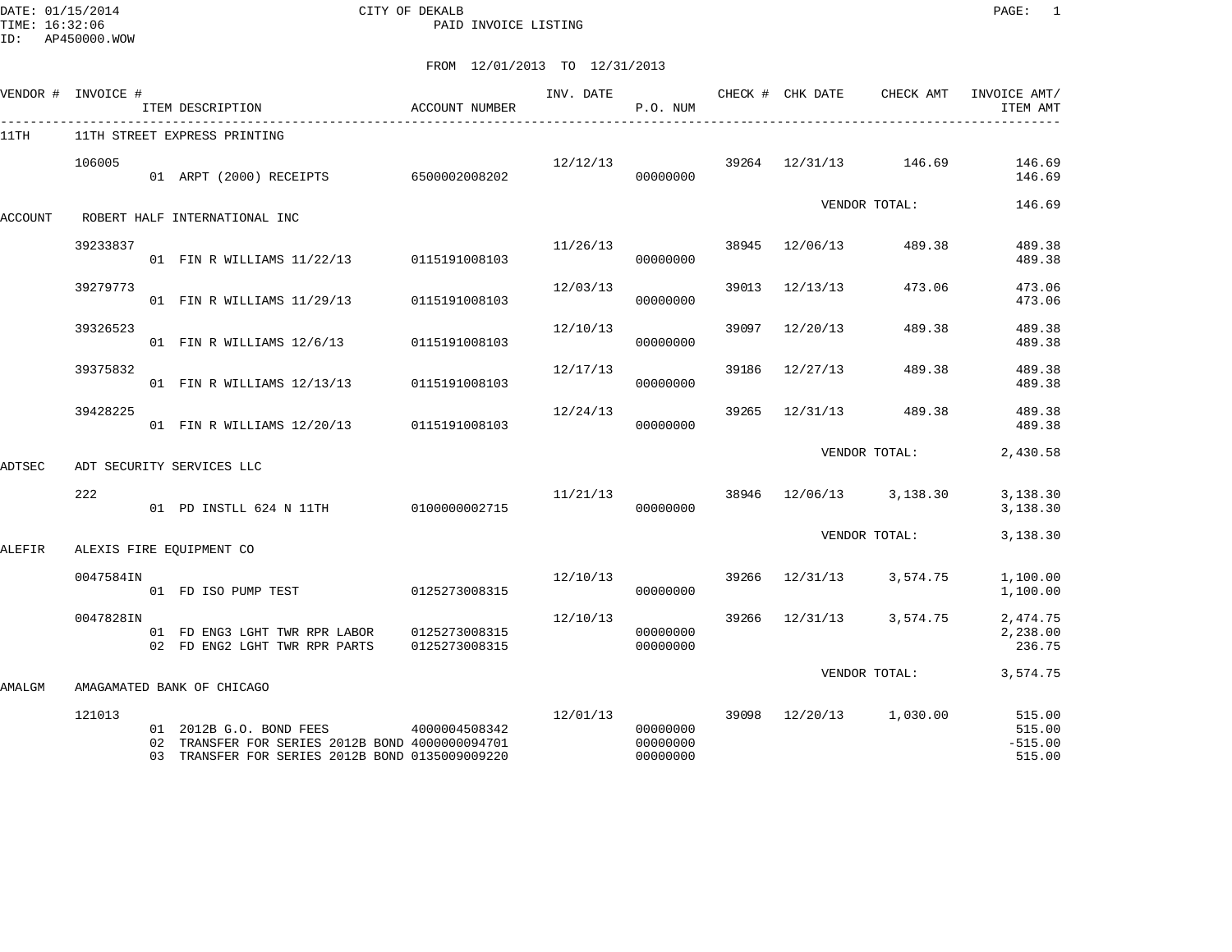CITY OF DEKALB
PAID INVOICE LISTING

DATE: 01/15/2014
TIME: 16:32:06
ID: AP450000.WOW

FROM 12/01/2013 TO 12/31/2013

| VENDOR # | INVOICE # | ITEM DESCRIPTION | ACCOUNT NUMBER | INV. DATE | P.O. NUM | CHECK # | CHK DATE | CHECK AMT | INVOICE AMT/ ITEM AMT |
|---|---|---|---|---|---|---|---|---|---|
| 11TH | 11TH STREET EXPRESS PRINTING | | | | | | | | |
| | 106005 | | | 12/12/13 | | 39264 | 12/31/13 | 146.69 | 146.69 |
| | | 01 ARPT (2000) RECEIPTS | 6500002008202 | | 00000000 | | | | 146.69 |
| | | | | | | | VENDOR TOTAL: | | 146.69 |
| ACCOUNT | ROBERT HALF INTERNATIONAL INC | | | | | | | | |
| | 39233837 | | | 11/26/13 | | 38945 | 12/06/13 | 489.38 | 489.38 |
| | | 01 FIN R WILLIAMS 11/22/13 | 0115191008103 | | 00000000 | | | | 489.38 |
| | 39279773 | | | 12/03/13 | | 39013 | 12/13/13 | 473.06 | 473.06 |
| | | 01 FIN R WILLIAMS 11/29/13 | 0115191008103 | | 00000000 | | | | 473.06 |
| | 39326523 | | | 12/10/13 | | 39097 | 12/20/13 | 489.38 | 489.38 |
| | | 01 FIN R WILLIAMS 12/6/13 | 0115191008103 | | 00000000 | | | | 489.38 |
| | 39375832 | | | 12/17/13 | | 39186 | 12/27/13 | 489.38 | 489.38 |
| | | 01 FIN R WILLIAMS 12/13/13 | 0115191008103 | | 00000000 | | | | 489.38 |
| | 39428225 | | | 12/24/13 | | 39265 | 12/31/13 | 489.38 | 489.38 |
| | | 01 FIN R WILLIAMS 12/20/13 | 0115191008103 | | 00000000 | | | | 489.38 |
| | | | | | | | VENDOR TOTAL: | | 2,430.58 |
| ADTSEC | ADT SECURITY SERVICES LLC | | | | | | | | |
| | 222 | | | 11/21/13 | | 38946 | 12/06/13 | 3,138.30 | 3,138.30 |
| | | 01 PD INSTLL 624 N 11TH | 0100000002715 | | 00000000 | | | | 3,138.30 |
| | | | | | | | VENDOR TOTAL: | | 3,138.30 |
| ALEFIR | ALEXIS FIRE EQUIPMENT CO | | | | | | | | |
| | 0047584IN | | | 12/10/13 | | 39266 | 12/31/13 | 3,574.75 | 1,100.00 |
| | | 01 FD ISO PUMP TEST | 0125273008315 | | 00000000 | | | | 1,100.00 |
| | 0047828IN | | | 12/10/13 | | 39266 | 12/31/13 | 3,574.75 | 2,474.75 |
| | | 01 FD ENG3 LGHT TWR RPR LABOR | 0125273008315 | | 00000000 | | | | 2,238.00 |
| | | 02 FD ENG2 LGHT TWR RPR PARTS | 0125273008315 | | 00000000 | | | | 236.75 |
| | | | | | | | VENDOR TOTAL: | | 3,574.75 |
| AMALGM | AMAGAMATED BANK OF CHICAGO | | | | | | | | |
| | 121013 | | | 12/01/13 | | 39098 | 12/20/13 | 1,030.00 | 515.00 |
| | | 01 2012B G.O. BOND FEES | 4000004508342 | | 00000000 | | | | 515.00 |
| | | 02 TRANSFER FOR SERIES 2012B BOND | 4000000094701 | | 00000000 | | | | -515.00 |
| | | 03 TRANSFER FOR SERIES 2012B BOND | 0135009009220 | | 00000000 | | | | 515.00 |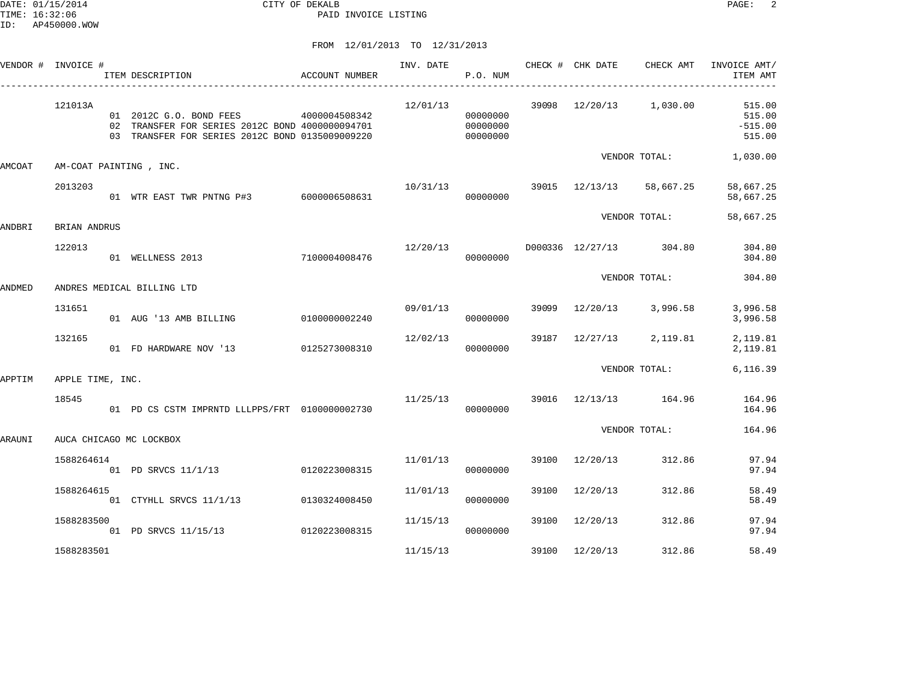DATE: 01/15/2014 CITY OF DEKALB
TIME: 16:32:06 PAID INVOICE LISTING
ID: AP450000.WOW

FROM 12/01/2013 TO 12/31/2013

| VENDOR # | INVOICE # | ITEM DESCRIPTION | ACCOUNT NUMBER | INV. DATE | P.O. NUM | CHECK # | CHK DATE | CHECK AMT | INVOICE AMT/ ITEM AMT |
|---|---|---|---|---|---|---|---|---|---|
| | 121013A | | | 12/01/13 | | 39098 | 12/20/13 | 1,030.00 | 515.00 |
| | | 01 2012C G.O. BOND FEES | 4000004508342 | | 00000000 | | | | 515.00 |
| | | 02 TRANSFER FOR SERIES 2012C BOND | 4000000094701 | | 00000000 | | | | -515.00 |
| | | 03 TRANSFER FOR SERIES 2012C BOND | 0135009009220 | | 00000000 | | | | 515.00 |
| | | | | | | | VENDOR TOTAL: | | 1,030.00 |
| AMCOAT | AM-COAT PAINTING , INC. | | | | | | | | |
| | 2013203 | | | 10/31/13 | | 39015 | 12/13/13 | 58,667.25 | 58,667.25 |
| | | 01 WTR EAST TWR PNTNG P#3 | 6000006508631 | | 00000000 | | | | 58,667.25 |
| | | | | | | | VENDOR TOTAL: | | 58,667.25 |
| ANDBRI | BRIAN ANDRUS | | | | | | | | |
| | 122013 | | | 12/20/13 | | D000336 | 12/27/13 | 304.80 | 304.80 |
| | | 01 WELLNESS 2013 | 7100004008476 | | 00000000 | | | | 304.80 |
| | | | | | | | VENDOR TOTAL: | | 304.80 |
| ANDMED | ANDRES MEDICAL BILLING LTD | | | | | | | | |
| | 131651 | | | 09/01/13 | | 39099 | 12/20/13 | 3,996.58 | 3,996.58 |
| | | 01 AUG '13 AMB BILLING | 0100000002240 | | 00000000 | | | | 3,996.58 |
| | 132165 | | | 12/02/13 | | 39187 | 12/27/13 | 2,119.81 | 2,119.81 |
| | | 01 FD HARDWARE NOV '13 | 0125273008310 | | 00000000 | | | | 2,119.81 |
| | | | | | | | VENDOR TOTAL: | | 6,116.39 |
| APPTIM | APPLE TIME, INC. | | | | | | | | |
| | 18545 | | | 11/25/13 | | 39016 | 12/13/13 | 164.96 | 164.96 |
| | | 01 PD CS CSTM IMPRNTD LLLPPS/FRT | 0100000002730 | | 00000000 | | | | 164.96 |
| | | | | | | | VENDOR TOTAL: | | 164.96 |
| ARAUNI | AUCA CHICAGO MC LOCKBOX | | | | | | | | |
| | 1588264614 | | | 11/01/13 | | 39100 | 12/20/13 | 312.86 | 97.94 |
| | | 01 PD SRVCS 11/1/13 | 0120223008315 | | 00000000 | | | | 97.94 |
| | 1588264615 | | | 11/01/13 | | 39100 | 12/20/13 | 312.86 | 58.49 |
| | | 01 CTYHLL SRVCS 11/1/13 | 0130324008450 | | 00000000 | | | | 58.49 |
| | 1588283500 | | | 11/15/13 | | 39100 | 12/20/13 | 312.86 | 97.94 |
| | | 01 PD SRVCS 11/15/13 | 0120223008315 | | 00000000 | | | | 97.94 |
| | 1588283501 | | | 11/15/13 | | 39100 | 12/20/13 | 312.86 | 58.49 |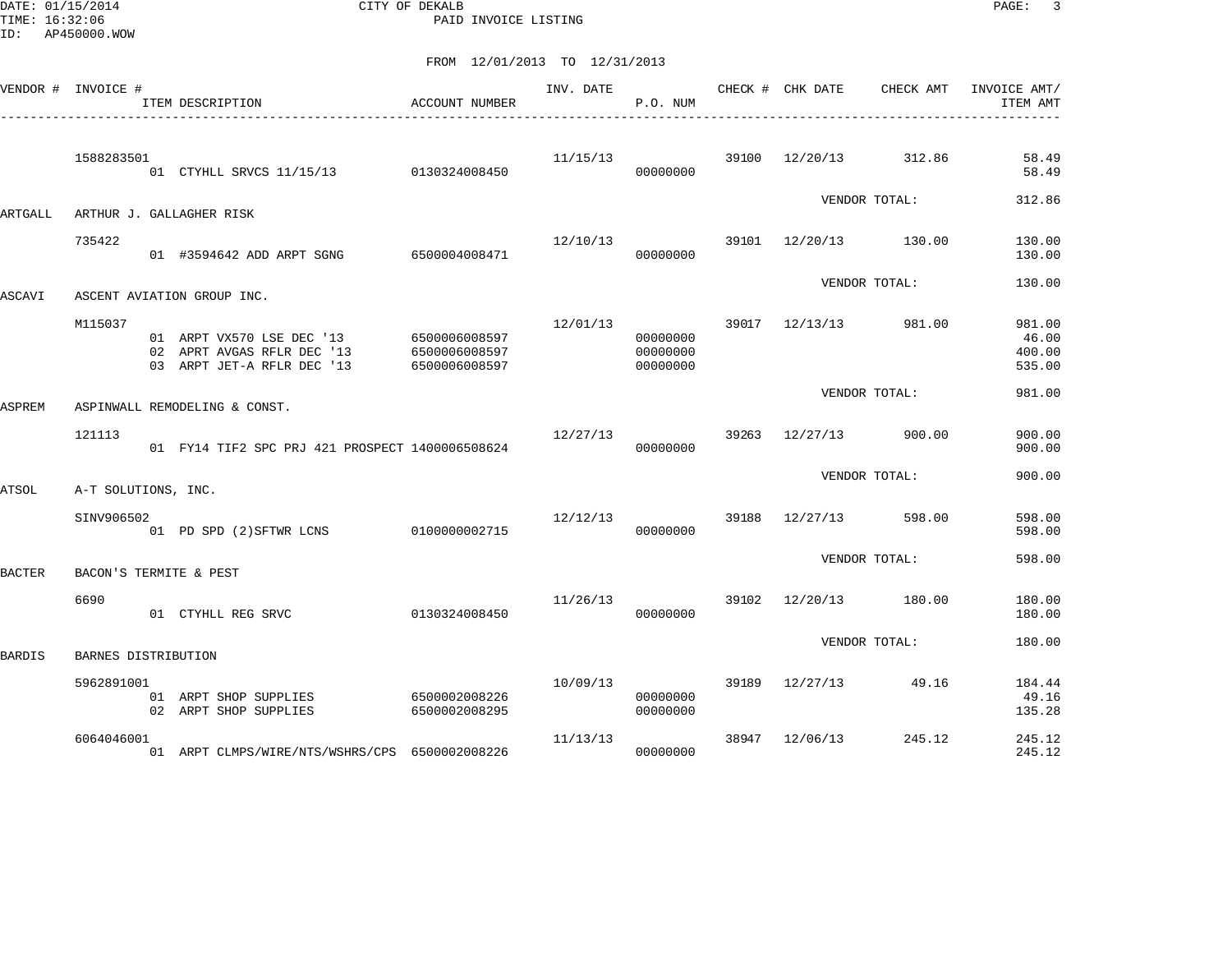CITY OF DEKALB
PAID INVOICE LISTING

DATE: 01/15/2014
TIME: 16:32:06
ID: AP450000.WOW

FROM 12/01/2013 TO 12/31/2013

| VENDOR # | INVOICE # / ITEM DESCRIPTION | ACCOUNT NUMBER | INV. DATE | P.O. NUM | CHECK # | CHK DATE | CHECK AMT | INVOICE AMT/ ITEM AMT |
|---|---|---|---|---|---|---|---|---|
| | 1588283501 | | 11/15/13 | | 39100 | 12/20/13 | 312.86 | 58.49 |
| | 01 CTYHLL SRVCS 11/15/13 | 0130324008450 | | 00000000 | | | | 58.49 |
| | | | | | | VENDOR TOTAL: | | 312.86 |
| ARTGALL | ARTHUR J. GALLAGHER RISK | | | | | | | |
| | 735422 | | 12/10/13 | | 39101 | 12/20/13 | 130.00 | 130.00 |
| | 01 #3594642 ADD ARPT SGNG | 6500004008471 | | 00000000 | | | | 130.00 |
| | | | | | | VENDOR TOTAL: | | 130.00 |
| ASCAVI | ASCENT AVIATION GROUP INC. | | | | | | | |
| | M115037 | | 12/01/13 | | 39017 | 12/13/13 | 981.00 | 981.00 |
| | 01 ARPT VX570 LSE DEC '13 | 6500006008597 | | 00000000 | | | | 46.00 |
| | 02 APRT AVGAS RFLR DEC '13 | 6500006008597 | | 00000000 | | | | 400.00 |
| | 03 ARPT JET-A RFLR DEC '13 | 6500006008597 | | 00000000 | | | | 535.00 |
| | | | | | | VENDOR TOTAL: | | 981.00 |
| ASPREM | ASPINWALL REMODELING & CONST. | | | | | | | |
| | 121113 | | 12/27/13 | | 39263 | 12/27/13 | 900.00 | 900.00 |
| | 01 FY14 TIF2 SPC PRJ 421 PROSPECT | 1400006508624 | | 00000000 | | | | 900.00 |
| | | | | | | VENDOR TOTAL: | | 900.00 |
| ATSOL | A-T SOLUTIONS, INC. | | | | | | | |
| | SINV906502 | | 12/12/13 | | 39188 | 12/27/13 | 598.00 | 598.00 |
| | 01 PD SPD (2)SFTWR LCNS | 0100000002715 | | 00000000 | | | | 598.00 |
| | | | | | | VENDOR TOTAL: | | 598.00 |
| BACTER | BACON'S TERMITE & PEST | | | | | | | |
| | 6690 | | 11/26/13 | | 39102 | 12/20/13 | 180.00 | 180.00 |
| | 01 CTYHLL REG SRVC | 0130324008450 | | 00000000 | | | | 180.00 |
| | | | | | | VENDOR TOTAL: | | 180.00 |
| BARDIS | BARNES DISTRIBUTION | | | | | | | |
| | 5962891001 | | 10/09/13 | | 39189 | 12/27/13 | 49.16 | 184.44 |
| | 01 ARPT SHOP SUPPLIES | 6500002008226 | | 00000000 | | | | 49.16 |
| | 02 ARPT SHOP SUPPLIES | 6500002008295 | | 00000000 | | | | 135.28 |
| | 6064046001 | | 11/13/13 | | 38947 | 12/06/13 | 245.12 | 245.12 |
| | 01 ARPT CLMPS/WIRE/NTS/WSHRS/CPS | 6500002008226 | | 00000000 | | | | 245.12 |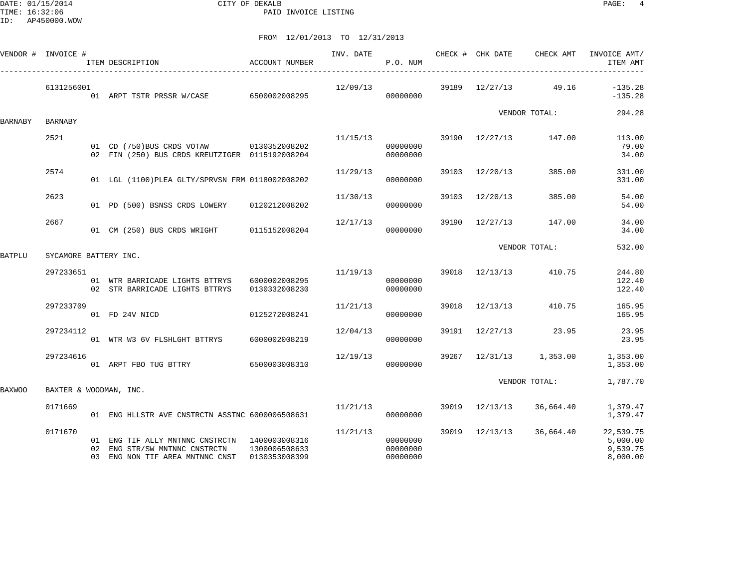CITY OF DEKALB
PAID INVOICE LISTING

DATE: 01/15/2014
TIME: 16:32:06
ID: AP450000.WOW

FROM 12/01/2013 TO 12/31/2013

| VENDOR # | INVOICE # | ITEM DESCRIPTION | ACCOUNT NUMBER | INV. DATE | P.O. NUM | CHECK # | CHK DATE | CHECK AMT | INVOICE AMT/ ITEM AMT |
|---|---|---|---|---|---|---|---|---|---|
| | 6131256001 | | | 12/09/13 | | 39189 | 12/27/13 | 49.16 | -135.28 |
| | | 01 ARPT TSTR PRSSR W/CASE | 6500002008295 | | 00000000 | | | | -135.28 |
| | | | | | | | | VENDOR TOTAL: | 294.28 |
| BARNABY | BARNABY | | | | | | | | |
| | 2521 | | | 11/15/13 | | 39190 | 12/27/13 | 147.00 | 113.00 |
| | | 01 CD (750)BUS CRDS VOTAW | 0130352008202 | | 00000000 | | | | 79.00 |
| | | 02 FIN (250) BUS CRDS KREUTZIGER | 0115192008204 | | 00000000 | | | | 34.00 |
| | 2574 | | | 11/29/13 | | 39103 | 12/20/13 | 385.00 | 331.00 |
| | | 01 LGL (1100)PLEA GLTY/SPRVSN FRM | 0118002008202 | | 00000000 | | | | 331.00 |
| | 2623 | | | 11/30/13 | | 39103 | 12/20/13 | 385.00 | 54.00 |
| | | 01 PD (500) BSNSS CRDS LOWERY | 0120212008202 | | 00000000 | | | | 54.00 |
| | 2667 | | | 12/17/13 | | 39190 | 12/27/13 | 147.00 | 34.00 |
| | | 01 CM (250) BUS CRDS WRIGHT | 0115152008204 | | 00000000 | | | | 34.00 |
| | | | | | | | | VENDOR TOTAL: | 532.00 |
| BATPLU | SYCAMORE BATTERY INC. | | | | | | | | |
| | 297233651 | | | 11/19/13 | | 39018 | 12/13/13 | 410.75 | 244.80 |
| | | 01 WTR BARRICADE LIGHTS BTTRYS | 6000002008295 | | 00000000 | | | | 122.40 |
| | | 02 STR BARRICADE LIGHTS BTTRYS | 0130332008230 | | 00000000 | | | | 122.40 |
| | 297233709 | | | 11/21/13 | | 39018 | 12/13/13 | 410.75 | 165.95 |
| | | 01 FD 24V NICD | 0125272008241 | | 00000000 | | | | 165.95 |
| | 297234112 | | | 12/04/13 | | 39191 | 12/27/13 | 23.95 | 23.95 |
| | | 01 WTR W3 6V FLSHLGHT BTTRYS | 6000002008219 | | 00000000 | | | | 23.95 |
| | 297234616 | | | 12/19/13 | | 39267 | 12/31/13 | 1,353.00 | 1,353.00 |
| | | 01 ARPT FBO TUG BTTRY | 6500003008310 | | 00000000 | | | | 1,353.00 |
| | | | | | | | | VENDOR TOTAL: | 1,787.70 |
| BAXWOO | BAXTER & WOODMAN, INC. | | | | | | | | |
| | 0171669 | | | 11/21/13 | | 39019 | 12/13/13 | 36,664.40 | 1,379.47 |
| | | 01 ENG HLLSTR AVE CNSTRCTN ASSTNC | 6000006508631 | | 00000000 | | | | 1,379.47 |
| | 0171670 | | | 11/21/13 | | 39019 | 12/13/13 | 36,664.40 | 22,539.75 |
| | | 01 ENG TIF ALLY MNTNNC CNSTRCTN | 1400003008316 | | 00000000 | | | | 5,000.00 |
| | | 02 ENG STR/SW MNTNNC CNSTRCTN | 1300006508633 | | 00000000 | | | | 9,539.75 |
| | | 03 ENG NON TIF AREA MNTNNC CNST | 0130353008399 | | 00000000 | | | | 8,000.00 |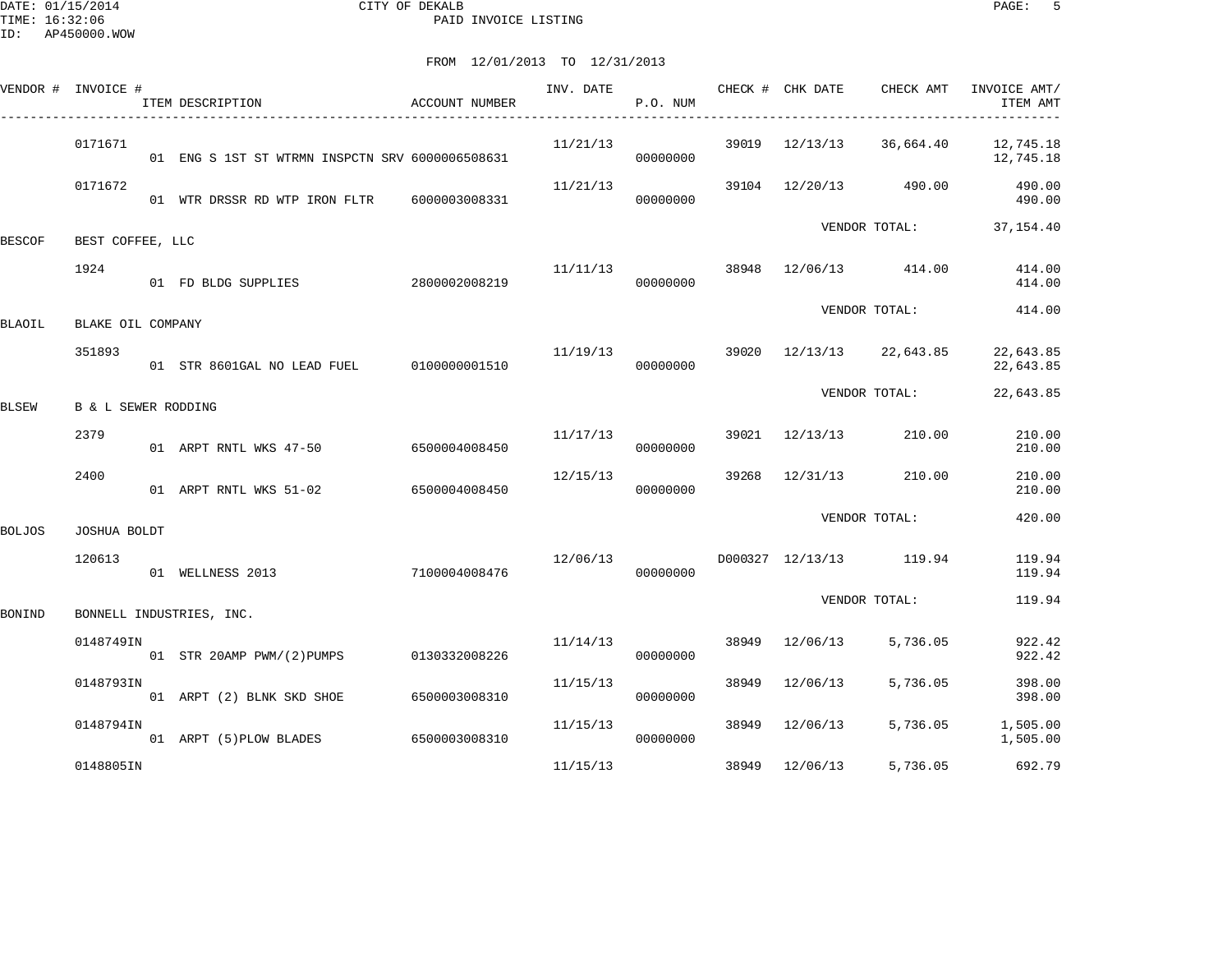CITY OF DEKALB
PAID INVOICE LISTING

DATE: 01/15/2014
TIME: 16:32:06
ID: AP450000.WOW

FROM 12/01/2013 TO 12/31/2013

| VENDOR # | INVOICE # / ITEM DESCRIPTION | ACCOUNT NUMBER | INV. DATE | P.O. NUM | CHECK # | CHK DATE | CHECK AMT | INVOICE AMT/ ITEM AMT |
|---|---|---|---|---|---|---|---|---|
| | 0171671 | | 11/21/13 | | 39019 | 12/13/13 | 36,664.40 | 12,745.18 |
| | 01 ENG S 1ST ST WTRMN INSPCTN SRV | 6000006508631 | | 00000000 | | | | 12,745.18 |
| | 0171672 | | 11/21/13 | | 39104 | 12/20/13 | 490.00 | 490.00 |
| | 01 WTR DRSSR RD WTP IRON FLTR | 6000003008331 | | 00000000 | | | | 490.00 |
| | | | | | | VENDOR TOTAL: | | 37,154.40 |
| BESCOF | BEST COFFEE, LLC | | | | | | | |
| | 1924 | | 11/11/13 | | 38948 | 12/06/13 | 414.00 | 414.00 |
| | 01 FD BLDG SUPPLIES | 2800002008219 | | 00000000 | | | | 414.00 |
| | | | | | | VENDOR TOTAL: | | 414.00 |
| BLAOIL | BLAKE OIL COMPANY | | | | | | | |
| | 351893 | | 11/19/13 | | 39020 | 12/13/13 | 22,643.85 | 22,643.85 |
| | 01 STR 8601GAL NO LEAD FUEL | 0100000001510 | | 00000000 | | | | 22,643.85 |
| | | | | | | VENDOR TOTAL: | | 22,643.85 |
| BLSEW | B & L SEWER RODDING | | | | | | | |
| | 2379 | | 11/17/13 | | 39021 | 12/13/13 | 210.00 | 210.00 |
| | 01 ARPT RNTL WKS 47-50 | 6500004008450 | | 00000000 | | | | 210.00 |
| | 2400 | | 12/15/13 | | 39268 | 12/31/13 | 210.00 | 210.00 |
| | 01 ARPT RNTL WKS 51-02 | 6500004008450 | | 00000000 | | | | 210.00 |
| | | | | | | VENDOR TOTAL: | | 420.00 |
| BOLJOS | JOSHUA BOLDT | | | | | | | |
| | 120613 | | 12/06/13 | | D000327 | 12/13/13 | 119.94 | 119.94 |
| | 01 WELLNESS 2013 | 7100004008476 | | 00000000 | | | | 119.94 |
| | | | | | | VENDOR TOTAL: | | 119.94 |
| BONIND | BONNELL INDUSTRIES, INC. | | | | | | | |
| | 0148749IN | | 11/14/13 | | 38949 | 12/06/13 | 5,736.05 | 922.42 |
| | 01 STR 20AMP PWM/(2)PUMPS | 0130332008226 | | 00000000 | | | | 922.42 |
| | 0148793IN | | 11/15/13 | | 38949 | 12/06/13 | 5,736.05 | 398.00 |
| | 01 ARPT (2) BLNK SKD SHOE | 6500003008310 | | 00000000 | | | | 398.00 |
| | 0148794IN | | 11/15/13 | | 38949 | 12/06/13 | 5,736.05 | 1,505.00 |
| | 01 ARPT (5)PLOW BLADES | 6500003008310 | | 00000000 | | | | 1,505.00 |
| | 0148805IN | | 11/15/13 | | 38949 | 12/06/13 | 5,736.05 | 692.79 |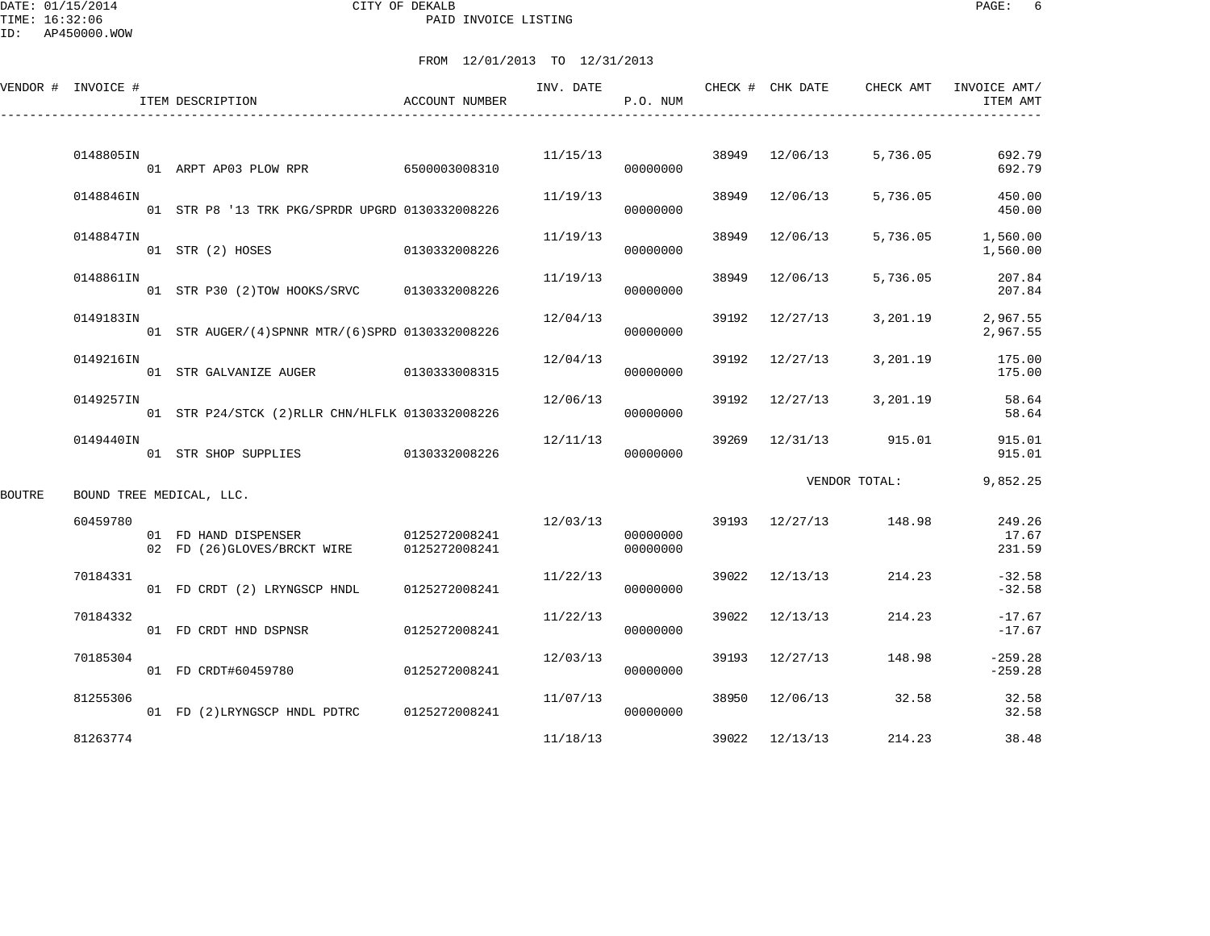CITY OF DEKALB
PAID INVOICE LISTING

DATE: 01/15/2014
TIME: 16:32:06
ID: AP450000.WOW

FROM 12/01/2013 TO 12/31/2013

| VENDOR # | INVOICE # | ITEM DESCRIPTION | ACCOUNT NUMBER | INV. DATE | P.O. NUM | CHECK # | CHK DATE | CHECK AMT | INVOICE AMT/ ITEM AMT |
|---|---|---|---|---|---|---|---|---|---|
| | 0148805IN | | | 11/15/13 | | 38949 | 12/06/13 | 5,736.05 | 692.79 |
| | | 01 ARPT AP03 PLOW RPR | 6500003008310 | | 00000000 | | | | 692.79 |
| | 0148846IN | | | 11/19/13 | | 38949 | 12/06/13 | 5,736.05 | 450.00 |
| | | 01 STR P8 '13 TRK PKG/SPRDR UPGRD | 0130332008226 | | 00000000 | | | | 450.00 |
| | 0148847IN | | | 11/19/13 | | 38949 | 12/06/13 | 5,736.05 | 1,560.00 |
| | | 01 STR (2) HOSES | 0130332008226 | | 00000000 | | | | 1,560.00 |
| | 0148861IN | | | 11/19/13 | | 38949 | 12/06/13 | 5,736.05 | 207.84 |
| | | 01 STR P30 (2)TOW HOOKS/SRVC | 0130332008226 | | 00000000 | | | | 207.84 |
| | 0149183IN | | | 12/04/13 | | 39192 | 12/27/13 | 3,201.19 | 2,967.55 |
| | | 01 STR AUGER/(4)SPNNR MTR/(6)SPRD | 0130332008226 | | 00000000 | | | | 2,967.55 |
| | 0149216IN | | | 12/04/13 | | 39192 | 12/27/13 | 3,201.19 | 175.00 |
| | | 01 STR GALVANIZE AUGER | 0130333008315 | | 00000000 | | | | 175.00 |
| | 0149257IN | | | 12/06/13 | | 39192 | 12/27/13 | 3,201.19 | 58.64 |
| | | 01 STR P24/STCK (2)RLLR CHN/HLFLK | 0130332008226 | | 00000000 | | | | 58.64 |
| | 0149440IN | | | 12/11/13 | | 39269 | 12/31/13 | 915.01 | 915.01 |
| | | 01 STR SHOP SUPPLIES | 0130332008226 | | 00000000 | | | | 915.01 |
| | | | | | | | VENDOR TOTAL: | | 9,852.25 |
| BOUTRE | BOUND TREE MEDICAL, LLC. | | | | | | | | |
| | 60459780 | | | 12/03/13 | | 39193 | 12/27/13 | 148.98 | 249.26 |
| | | 01 FD HAND DISPENSER | 0125272008241 | | 00000000 | | | | 17.67 |
| | | 02 FD (26)GLOVES/BRCKT WIRE | 0125272008241 | | 00000000 | | | | 231.59 |
| | 70184331 | | | 11/22/13 | | 39022 | 12/13/13 | 214.23 | -32.58 |
| | | 01 FD CRDT (2) LRYNGSCP HNDL | 0125272008241 | | 00000000 | | | | -32.58 |
| | 70184332 | | | 11/22/13 | | 39022 | 12/13/13 | 214.23 | -17.67 |
| | | 01 FD CRDT HND DSPNSR | 0125272008241 | | 00000000 | | | | -17.67 |
| | 70185304 | | | 12/03/13 | | 39193 | 12/27/13 | 148.98 | -259.28 |
| | | 01 FD CRDT#60459780 | 0125272008241 | | 00000000 | | | | -259.28 |
| | 81255306 | | | 11/07/13 | | 38950 | 12/06/13 | 32.58 | 32.58 |
| | | 01 FD (2)LRYNGSCP HNDL PDTRC | 0125272008241 | | 00000000 | | | | 32.58 |
| | 81263774 | | | 11/18/13 | | 39022 | 12/13/13 | 214.23 | 38.48 |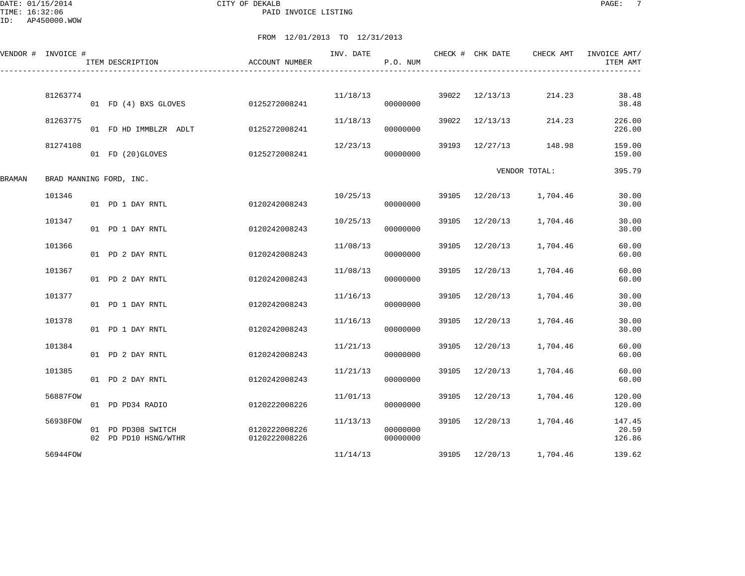CITY OF DEKALB
PAID INVOICE LISTING

DATE: 01/15/2014
TIME: 16:32:06
ID: AP450000.WOW

FROM 12/01/2013 TO 12/31/2013

| VENDOR # | INVOICE # | ITEM DESCRIPTION | ACCOUNT NUMBER | INV. DATE | P.O. NUM | CHECK # | CHK DATE | CHECK AMT | INVOICE AMT/ ITEM AMT |
|---|---|---|---|---|---|---|---|---|---|
| | 81263774 | | | 11/18/13 | | 39022 | 12/13/13 | 214.23 | 38.48 |
| | | 01 FD (4) BXS GLOVES | 0125272008241 | | 00000000 | | | | 38.48 |
| | 81263775 | | | 11/18/13 | | 39022 | 12/13/13 | 214.23 | 226.00 |
| | | 01 FD HD IMMBLZR ADLT | 0125272008241 | | 00000000 | | | | 226.00 |
| | 81274108 | | | 12/23/13 | | 39193 | 12/27/13 | 148.98 | 159.00 |
| | | 01 FD (20)GLOVES | 0125272008241 | | 00000000 | | | | 159.00 |
| | | | | | | | | VENDOR TOTAL: | 395.79 |
| BRAMAN | BRAD MANNING FORD, INC. | | | | | | | | |
| | 101346 | | | 10/25/13 | | 39105 | 12/20/13 | 1,704.46 | 30.00 |
| | | 01 PD 1 DAY RNTL | 0120242008243 | | 00000000 | | | | 30.00 |
| | 101347 | | | 10/25/13 | | 39105 | 12/20/13 | 1,704.46 | 30.00 |
| | | 01 PD 1 DAY RNTL | 0120242008243 | | 00000000 | | | | 30.00 |
| | 101366 | | | 11/08/13 | | 39105 | 12/20/13 | 1,704.46 | 60.00 |
| | | 01 PD 2 DAY RNTL | 0120242008243 | | 00000000 | | | | 60.00 |
| | 101367 | | | 11/08/13 | | 39105 | 12/20/13 | 1,704.46 | 60.00 |
| | | 01 PD 2 DAY RNTL | 0120242008243 | | 00000000 | | | | 60.00 |
| | 101377 | | | 11/16/13 | | 39105 | 12/20/13 | 1,704.46 | 30.00 |
| | | 01 PD 1 DAY RNTL | 0120242008243 | | 00000000 | | | | 30.00 |
| | 101378 | | | 11/16/13 | | 39105 | 12/20/13 | 1,704.46 | 30.00 |
| | | 01 PD 1 DAY RNTL | 0120242008243 | | 00000000 | | | | 30.00 |
| | 101384 | | | 11/21/13 | | 39105 | 12/20/13 | 1,704.46 | 60.00 |
| | | 01 PD 2 DAY RNTL | 0120242008243 | | 00000000 | | | | 60.00 |
| | 101385 | | | 11/21/13 | | 39105 | 12/20/13 | 1,704.46 | 60.00 |
| | | 01 PD 2 DAY RNTL | 0120242008243 | | 00000000 | | | | 60.00 |
| | 56887FOW | | | 11/01/13 | | 39105 | 12/20/13 | 1,704.46 | 120.00 |
| | | 01 PD PD34 RADIO | 0120222008226 | | 00000000 | | | | 120.00 |
| | 56938FOW | | | 11/13/13 | | 39105 | 12/20/13 | 1,704.46 | 147.45 |
| | | 01 PD PD308 SWITCH | 0120222008226 | | 00000000 | | | | 20.59 |
| | | 02 PD PD10 HSNG/WTHR | 0120222008226 | | 00000000 | | | | 126.86 |
| | 56944FOW | | | 11/14/13 | | 39105 | 12/20/13 | 1,704.46 | 139.62 |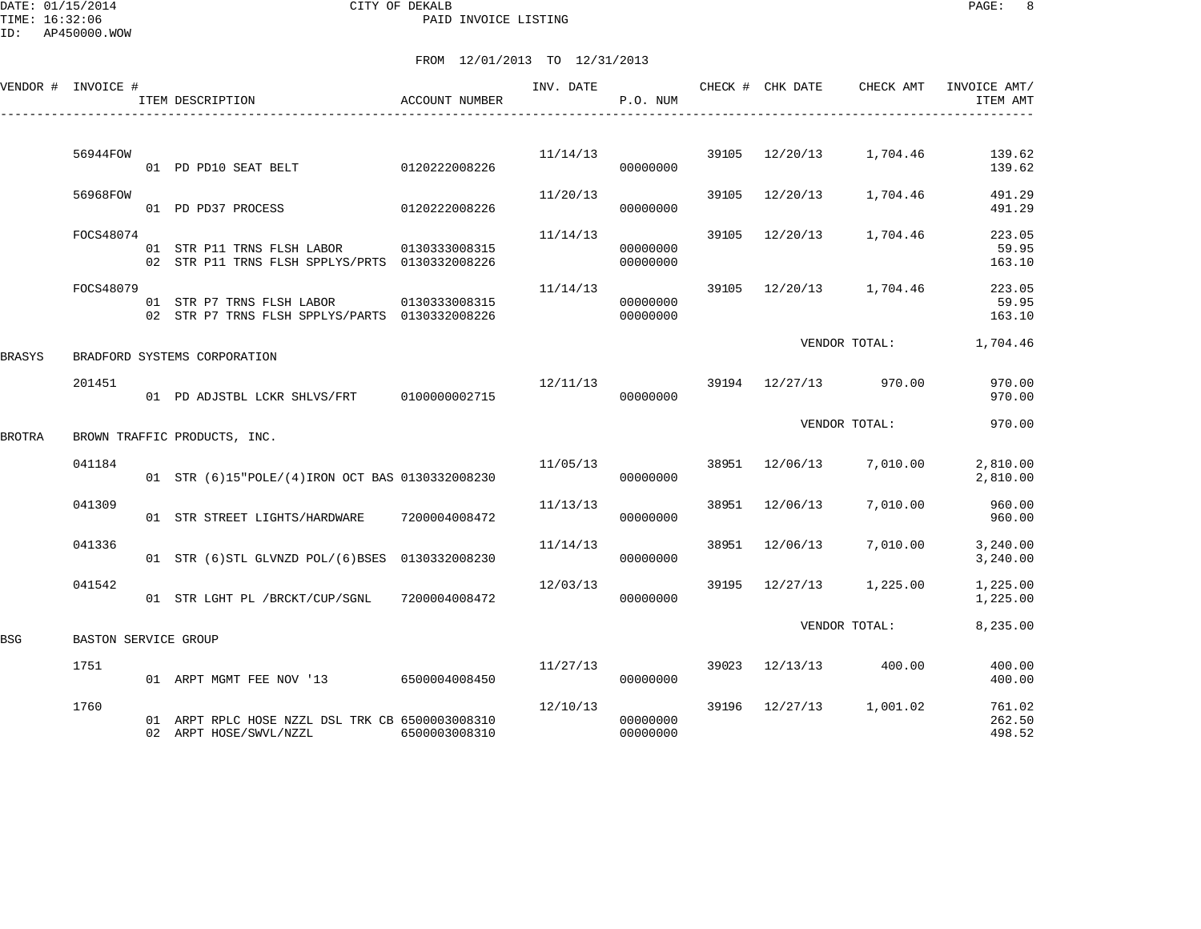CITY OF DEKALB
PAID INVOICE LISTING

DATE: 01/15/2014
TIME: 16:32:06
ID: AP450000.WOW

FROM 12/01/2013 TO 12/31/2013

| VENDOR # | INVOICE # | ITEM DESCRIPTION | ACCOUNT NUMBER | INV. DATE | P.O. NUM | CHECK # | CHK DATE | CHECK AMT | INVOICE AMT/ ITEM AMT |
|---|---|---|---|---|---|---|---|---|---|
| | 56944FOW | | | 11/14/13 | | 39105 | 12/20/13 | 1,704.46 | 139.62 |
| | | 01 PD PD10 SEAT BELT | 0120222008226 | | 00000000 | | | | 139.62 |
| | 56968FOW | | | 11/20/13 | | 39105 | 12/20/13 | 1,704.46 | 491.29 |
| | | 01 PD PD37 PROCESS | 0120222008226 | | 00000000 | | | | 491.29 |
| | FOCS48074 | | | 11/14/13 | | 39105 | 12/20/13 | 1,704.46 | 223.05 |
| | | 01 STR P11 TRNS FLSH LABOR | 0130333008315 | | 00000000 | | | | 59.95 |
| | | 02 STR P11 TRNS FLSH SPPLYS/PRTS | 0130332008226 | | 00000000 | | | | 163.10 |
| | FOCS48079 | | | 11/14/13 | | 39105 | 12/20/13 | 1,704.46 | 223.05 |
| | | 01 STR P7 TRNS FLSH LABOR | 0130333008315 | | 00000000 | | | | 59.95 |
| | | 02 STR P7 TRNS FLSH SPPLYS/PARTS | 0130332008226 | | 00000000 | | | | 163.10 |
| | | | | | | | VENDOR TOTAL: | | 1,704.46 |
| BRASYS | BRADFORD SYSTEMS CORPORATION | | | | | | | | |
| | 201451 | | | 12/11/13 | | 39194 | 12/27/13 | 970.00 | 970.00 |
| | | 01 PD ADJSTBL LCKR SHLVS/FRT | 0100000002715 | | 00000000 | | | | 970.00 |
| | | | | | | | VENDOR TOTAL: | | 970.00 |
| BROTRA | BROWN TRAFFIC PRODUCTS, INC. | | | | | | | | |
| | 041184 | | | 11/05/13 | | 38951 | 12/06/13 | 7,010.00 | 2,810.00 |
| | | 01 STR (6)15"POLE/(4)IRON OCT BAS | 0130332008230 | | 00000000 | | | | 2,810.00 |
| | 041309 | | | 11/13/13 | | 38951 | 12/06/13 | 7,010.00 | 960.00 |
| | | 01 STR STREET LIGHTS/HARDWARE | 7200004008472 | | 00000000 | | | | 960.00 |
| | 041336 | | | 11/14/13 | | 38951 | 12/06/13 | 7,010.00 | 3,240.00 |
| | | 01 STR (6)STL GLVNZD POL/(6)BSES | 0130332008230 | | 00000000 | | | | 3,240.00 |
| | 041542 | | | 12/03/13 | | 39195 | 12/27/13 | 1,225.00 | 1,225.00 |
| | | 01 STR LGHT PL /BRCKT/CUP/SGNL | 7200004008472 | | 00000000 | | | | 1,225.00 |
| | | | | | | | VENDOR TOTAL: | | 8,235.00 |
| BSG | BASTON SERVICE GROUP | | | | | | | | |
| | 1751 | | | 11/27/13 | | 39023 | 12/13/13 | 400.00 | 400.00 |
| | | 01 ARPT MGMT FEE NOV '13 | 6500004008450 | | 00000000 | | | | 400.00 |
| | 1760 | | | 12/10/13 | | 39196 | 12/27/13 | 1,001.02 | 761.02 |
| | | 01 ARPT RPLC HOSE NZZL DSL TRK CB | 6500003008310 | | 00000000 | | | | 262.50 |
| | | 02 ARPT HOSE/SWVL/NZZL | 6500003008310 | | 00000000 | | | | 498.52 |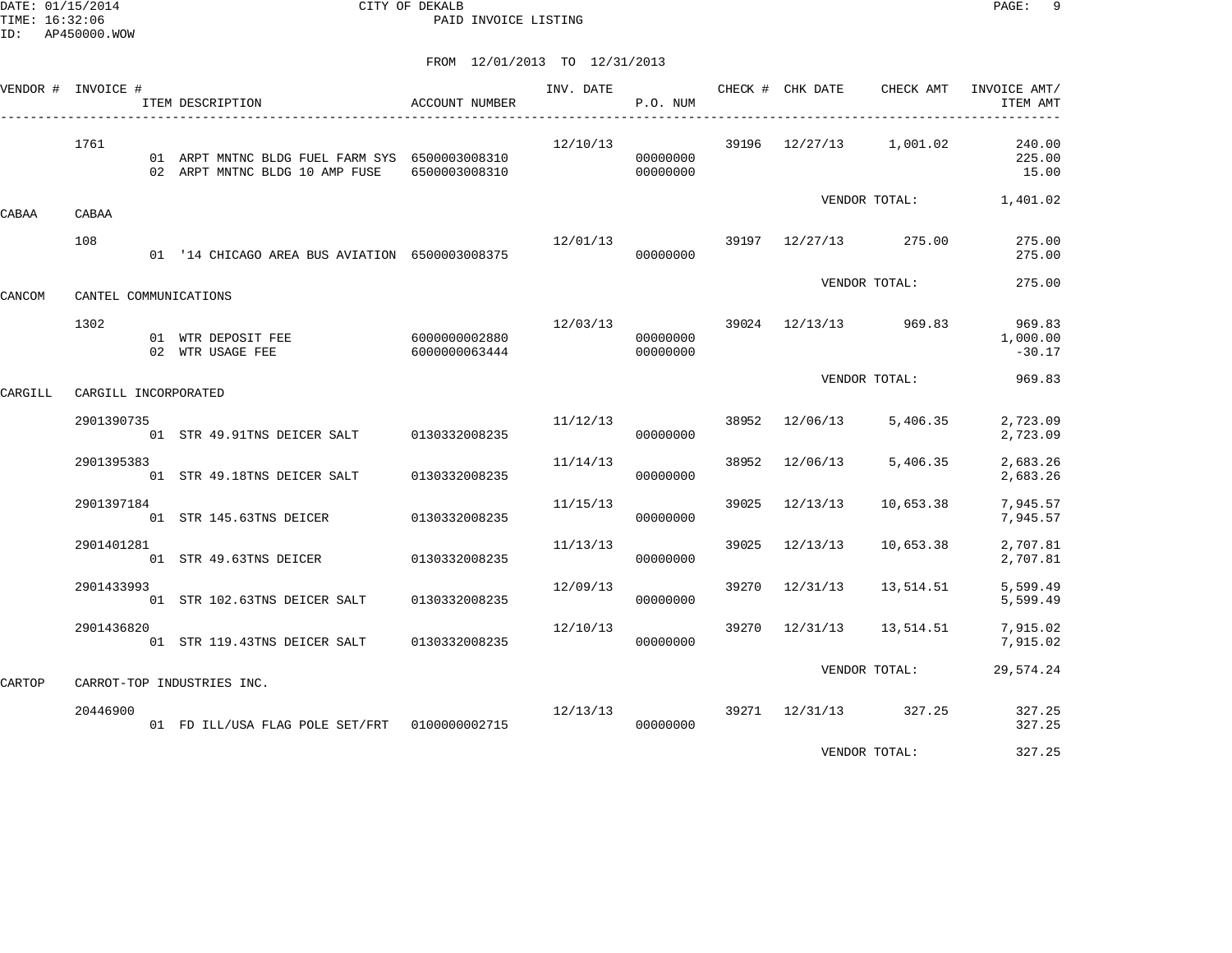DATE: 01/15/2014
TIME: 16:32:06
ID: AP450000.WOW

CITY OF DEKALB

PAID INVOICE LISTING

FROM 12/01/2013 TO 12/31/2013

| VENDOR # | INVOICE # | ITEM DESCRIPTION | ACCOUNT NUMBER | INV. DATE | P.O. NUM | CHECK # | CHK DATE | CHECK AMT | INVOICE AMT/ ITEM AMT |
|---|---|---|---|---|---|---|---|---|---|
| | 1761 | | | 12/10/13 | | 39196 | 12/27/13 | 1,001.02 | 240.00 |
| | | 01 ARPT MNTNC BLDG FUEL FARM SYS | 6500003008310 | | 00000000 | | | | 225.00 |
| | | 02 ARPT MNTNC BLDG 10 AMP FUSE | 6500003008310 | | 00000000 | | | | 15.00 |
| | | | | | | | VENDOR TOTAL: | | 1,401.02 |
| CABAA | CABAA | | | | | | | | |
| | 108 | | | 12/01/13 | | 39197 | 12/27/13 | 275.00 | 275.00 |
| | | 01 '14 CHICAGO AREA BUS AVIATION | 6500003008375 | | 00000000 | | | | 275.00 |
| | | | | | | | VENDOR TOTAL: | | 275.00 |
| CANCOM | CANTEL COMMUNICATIONS | | | | | | | | |
| | 1302 | | | 12/03/13 | | 39024 | 12/13/13 | 969.83 | 969.83 |
| | | 01 WTR DEPOSIT FEE | 6000000002880 | | 00000000 | | | | 1,000.00 |
| | | 02 WTR USAGE FEE | 6000000063444 | | 00000000 | | | | -30.17 |
| | | | | | | | VENDOR TOTAL: | | 969.83 |
| CARGILL | CARGILL INCORPORATED | | | | | | | | |
| | 2901390735 | | | 11/12/13 | | 38952 | 12/06/13 | 5,406.35 | 2,723.09 |
| | | 01 STR 49.91TNS DEICER SALT | 0130332008235 | | 00000000 | | | | 2,723.09 |
| | 2901395383 | | | 11/14/13 | | 38952 | 12/06/13 | 5,406.35 | 2,683.26 |
| | | 01 STR 49.18TNS DEICER SALT | 0130332008235 | | 00000000 | | | | 2,683.26 |
| | 2901397184 | | | 11/15/13 | | 39025 | 12/13/13 | 10,653.38 | 7,945.57 |
| | | 01 STR 145.63TNS DEICER | 0130332008235 | | 00000000 | | | | 7,945.57 |
| | 2901401281 | | | 11/13/13 | | 39025 | 12/13/13 | 10,653.38 | 2,707.81 |
| | | 01 STR 49.63TNS DEICER | 0130332008235 | | 00000000 | | | | 2,707.81 |
| | 2901433993 | | | 12/09/13 | | 39270 | 12/31/13 | 13,514.51 | 5,599.49 |
| | | 01 STR 102.63TNS DEICER SALT | 0130332008235 | | 00000000 | | | | 5,599.49 |
| | 2901436820 | | | 12/10/13 | | 39270 | 12/31/13 | 13,514.51 | 7,915.02 |
| | | 01 STR 119.43TNS DEICER SALT | 0130332008235 | | 00000000 | | | | 7,915.02 |
| | | | | | | | VENDOR TOTAL: | | 29,574.24 |
| CARTOP | CARROT-TOP INDUSTRIES INC. | | | | | | | | |
| | 20446900 | | | 12/13/13 | | 39271 | 12/31/13 | 327.25 | 327.25 |
| | | 01 FD ILL/USA FLAG POLE SET/FRT | 0100000002715 | | 00000000 | | | | 327.25 |
| | | | | | | | VENDOR TOTAL: | | 327.25 |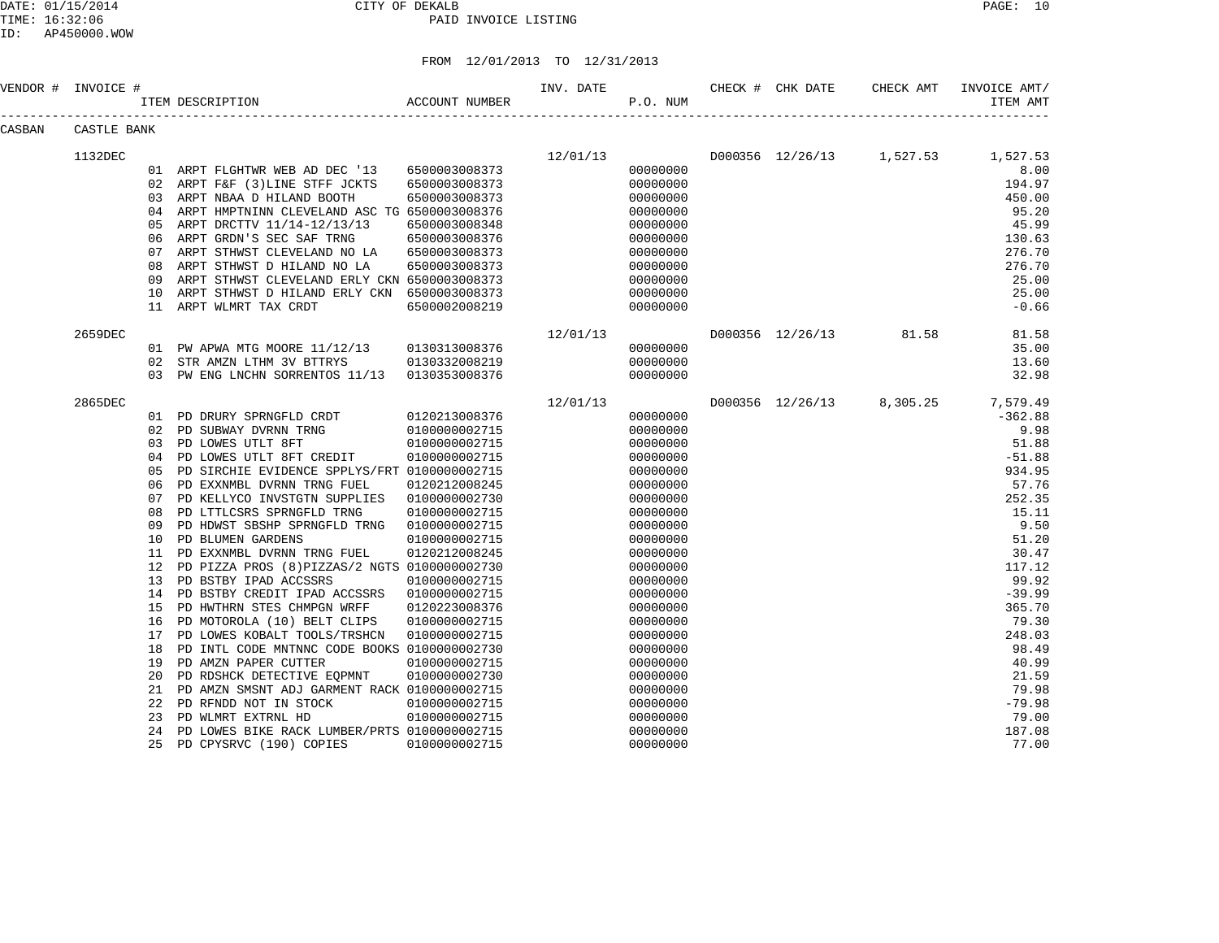CITY OF DEKALB

PAID INVOICE LISTING

DATE: 01/15/2014
TIME: 16:32:06
ID: AP450000.WOW

FROM 12/01/2013 TO 12/31/2013

| VENDOR # | INVOICE # | ITEM DESCRIPTION | ACCOUNT NUMBER | INV. DATE | P.O. NUM | CHECK # | CHK DATE | CHECK AMT | INVOICE AMT/ ITEM AMT |
|---|---|---|---|---|---|---|---|---|---|
| CASBAN | CASTLE BANK | | | | | | | | |
| | 1132DEC | | | 12/01/13 | | D000356 | 12/26/13 | 1,527.53 | 1,527.53 |
| | | 01 ARPT FLGHTWR WEB AD DEC '13 | 6500003008373 | | 00000000 | | | | 8.00 |
| | | 02 ARPT F&F (3)LINE STFF JCKTS | 6500003008373 | | 00000000 | | | | 194.97 |
| | | 03 ARPT NBAA D HILAND BOOTH | 6500003008373 | | 00000000 | | | | 450.00 |
| | | 04 ARPT HMPTNINN CLEVELAND ASC TG | 6500003008376 | | 00000000 | | | | 95.20 |
| | | 05 ARPT DRCTTV 11/14-12/13/13 | 6500003008348 | | 00000000 | | | | 45.99 |
| | | 06 ARPT GRDN'S SEC SAF TRNG | 6500003008376 | | 00000000 | | | | 130.63 |
| | | 07 ARPT STHWST CLEVELAND NO LA | 6500003008373 | | 00000000 | | | | 276.70 |
| | | 08 ARPT STHWST D HILAND NO LA | 6500003008373 | | 00000000 | | | | 276.70 |
| | | 09 ARPT STHWST CLEVELAND ERLY CKN | 6500003008373 | | 00000000 | | | | 25.00 |
| | | 10 ARPT STHWST D HILAND ERLY CKN | 6500003008373 | | 00000000 | | | | 25.00 |
| | | 11 ARPT WLMRT TAX CRDT | 6500002008219 | | 00000000 | | | | -0.66 |
| | 2659DEC | | | 12/01/13 | | D000356 | 12/26/13 | 81.58 | 81.58 |
| | | 01 PW APWA MTG MOORE 11/12/13 | 0130313008376 | | 00000000 | | | | 35.00 |
| | | 02 STR AMZN LTHM 3V BTTRYS | 0130332008219 | | 00000000 | | | | 13.60 |
| | | 03 PW ENG LNCHN SORRENTOS 11/13 | 0130353008376 | | 00000000 | | | | 32.98 |
| | 2865DEC | | | 12/01/13 | | D000356 | 12/26/13 | 8,305.25 | 7,579.49 |
| | | 01 PD DRURY SPRNGFLD CRDT | 0120213008376 | | 00000000 | | | | -362.88 |
| | | 02 PD SUBWAY DVRNN TRNG | 0100000002715 | | 00000000 | | | | 9.98 |
| | | 03 PD LOWES UTLT 8FT | 0100000002715 | | 00000000 | | | | 51.88 |
| | | 04 PD LOWES UTLT 8FT CREDIT | 0100000002715 | | 00000000 | | | | -51.88 |
| | | 05 PD SIRCHIE EVIDENCE SPPLYS/FRT | 0100000002715 | | 00000000 | | | | 934.95 |
| | | 06 PD EXXNMBL DVRNN TRNG FUEL | 0120212008245 | | 00000000 | | | | 57.76 |
| | | 07 PD KELLYCO INVSTGTN SUPPLIES | 0100000002730 | | 00000000 | | | | 252.35 |
| | | 08 PD LTTLCSRS SPRNGFLD TRNG | 0100000002715 | | 00000000 | | | | 15.11 |
| | | 09 PD HDWST SBSHP SPRNGFLD TRNG | 0100000002715 | | 00000000 | | | | 9.50 |
| | | 10 PD BLUMEN GARDENS | 0100000002715 | | 00000000 | | | | 51.20 |
| | | 11 PD EXXNMBL DVRNN TRNG FUEL | 0120212008245 | | 00000000 | | | | 30.47 |
| | | 12 PD PIZZA PROS (8)PIZZAS/2 NGTS | 0100000002730 | | 00000000 | | | | 117.12 |
| | | 13 PD BSTBY IPAD ACCSSRS | 0100000002715 | | 00000000 | | | | 99.92 |
| | | 14 PD BSTBY CREDIT IPAD ACCSSRS | 0100000002715 | | 00000000 | | | | -39.99 |
| | | 15 PD HWTHRN STES CHMPGN WRFF | 0120223008376 | | 00000000 | | | | 365.70 |
| | | 16 PD MOTOROLA (10) BELT CLIPS | 0100000002715 | | 00000000 | | | | 79.30 |
| | | 17 PD LOWES KOBALT TOOLS/TRSHCN | 0100000002715 | | 00000000 | | | | 248.03 |
| | | 18 PD INTL CODE MNTNNC CODE BOOKS | 0100000002730 | | 00000000 | | | | 98.49 |
| | | 19 PD AMZN PAPER CUTTER | 0100000002715 | | 00000000 | | | | 40.99 |
| | | 20 PD RDSHCK DETECTIVE EQPMNT | 0100000002730 | | 00000000 | | | | 21.59 |
| | | 21 PD AMZN SMSNT ADJ GARMENT RACK | 0100000002715 | | 00000000 | | | | 79.98 |
| | | 22 PD RFNDD NOT IN STOCK | 0100000002715 | | 00000000 | | | | -79.98 |
| | | 23 PD WLMRT EXTRNL HD | 0100000002715 | | 00000000 | | | | 79.00 |
| | | 24 PD LOWES BIKE RACK LUMBER/PRTS | 0100000002715 | | 00000000 | | | | 187.08 |
| | | 25 PD CPYSRVC (190) COPIES | 0100000002715 | | 00000000 | | | | 77.00 |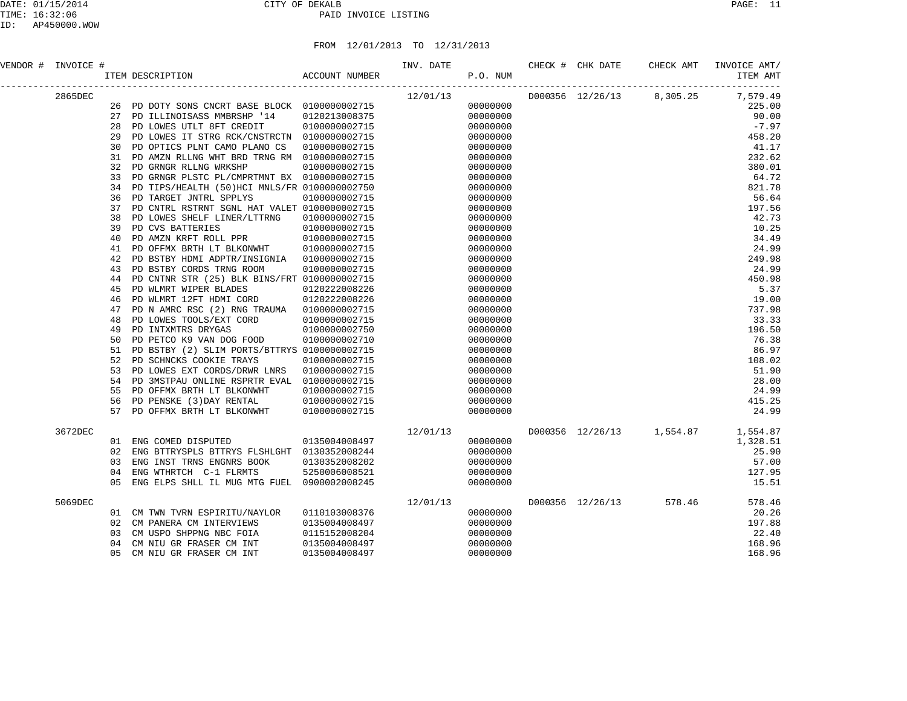CITY OF DEKALB
PAID INVOICE LISTING

DATE: 01/15/2014
TIME: 16:32:06
ID: AP450000.WOW

FROM 12/01/2013 TO 12/31/2013

| VENDOR # | INVOICE # | ITEM DESCRIPTION | ACCOUNT NUMBER | INV. DATE | P.O. NUM | CHECK # | CHK DATE | CHECK AMT | INVOICE AMT/ ITEM AMT |
|---|---|---|---|---|---|---|---|---|---|
| | 2865DEC | | | 12/01/13 | | D000356 | 12/26/13 | 8,305.25 | 7,579.49 |
| | | 26 PD DOTY SONS CNCRT BASE BLOCK | 0100000002715 | | 00000000 | | | | 225.00 |
| | | 27 PD ILLINOISASS MMBRSHP '14 | 0120213008375 | | 00000000 | | | | 90.00 |
| | | 28 PD LOWES UTLT 8FT CREDIT | 0100000002715 | | 00000000 | | | | -7.97 |
| | | 29 PD LOWES IT STRG RCK/CNSTRCTN | 0100000002715 | | 00000000 | | | | 458.20 |
| | | 30 PD OPTICS PLNT CAMO PLANO CS | 0100000002715 | | 00000000 | | | | 41.17 |
| | | 31 PD AMZN RLLNG WHT BRD TRNG RM | 0100000002715 | | 00000000 | | | | 232.62 |
| | | 32 PD GRNGR RLLNG WRKSHP | 0100000002715 | | 00000000 | | | | 380.01 |
| | | 33 PD GRNGR PLSTC PL/CMPRTMNT BX | 0100000002715 | | 00000000 | | | | 64.72 |
| | | 34 PD TIPS/HEALTH (50)HCI MNLS/FR | 0100000002750 | | 00000000 | | | | 821.78 |
| | | 36 PD TARGET JNTRL SPPLYS | 0100000002715 | | 00000000 | | | | 56.64 |
| | | 37 PD CNTRL RSTRNT SGNL HAT VALET | 0100000002715 | | 00000000 | | | | 197.56 |
| | | 38 PD LOWES SHELF LINER/LTTRNG | 0100000002715 | | 00000000 | | | | 42.73 |
| | | 39 PD CVS BATTERIES | 0100000002715 | | 00000000 | | | | 10.25 |
| | | 40 PD AMZN KRFT ROLL PPR | 0100000002715 | | 00000000 | | | | 34.49 |
| | | 41 PD OFFMX BRTH LT BLKONWHT | 0100000002715 | | 00000000 | | | | 24.99 |
| | | 42 PD BSTBY HDMI ADPTR/INSIGNIA | 0100000002715 | | 00000000 | | | | 249.98 |
| | | 43 PD BSTBY CORDS TRNG ROOM | 0100000002715 | | 00000000 | | | | 24.99 |
| | | 44 PD CNTNR STR (25) BLK BINS/FRT | 0100000002715 | | 00000000 | | | | 450.98 |
| | | 45 PD WLMRT WIPER BLADES | 0120222008226 | | 00000000 | | | | 5.37 |
| | | 46 PD WLMRT 12FT HDMI CORD | 0120222008226 | | 00000000 | | | | 19.00 |
| | | 47 PD N AMRC RSC (2) RNG TRAUMA | 0100000002715 | | 00000000 | | | | 737.98 |
| | | 48 PD LOWES TOOLS/EXT CORD | 0100000002715 | | 00000000 | | | | 33.33 |
| | | 49 PD INTXMTRS DRYGAS | 0100000002750 | | 00000000 | | | | 196.50 |
| | | 50 PD PETCO K9 VAN DOG FOOD | 0100000002710 | | 00000000 | | | | 76.38 |
| | | 51 PD BSTBY (2) SLIM PORTS/BTTRYS | 0100000002715 | | 00000000 | | | | 86.97 |
| | | 52 PD SCHNCKS COOKIE TRAYS | 0100000002715 | | 00000000 | | | | 108.02 |
| | | 53 PD LOWES EXT CORDS/DRWR LNRS | 0100000002715 | | 00000000 | | | | 51.90 |
| | | 54 PD 3MSTPAU ONLINE RSPRTR EVAL | 0100000002715 | | 00000000 | | | | 28.00 |
| | | 55 PD OFFMX BRTH LT BLKONWHT | 0100000002715 | | 00000000 | | | | 24.99 |
| | | 56 PD PENSKE (3)DAY RENTAL | 0100000002715 | | 00000000 | | | | 415.25 |
| | | 57 PD OFFMX BRTH LT BLKONWHT | 0100000002715 | | 00000000 | | | | 24.99 |
| | 3672DEC | | | 12/01/13 | | D000356 | 12/26/13 | 1,554.87 | 1,554.87 |
| | | 01 ENG COMED DISPUTED | 0135004008497 | | 00000000 | | | | 1,328.51 |
| | | 02 ENG BTTRYSPLS BTTRYS FLSHLGHT | 0130352008244 | | 00000000 | | | | 25.90 |
| | | 03 ENG INST TRNS ENGNRS BOOK | 0130352008202 | | 00000000 | | | | 57.00 |
| | | 04 ENG WTHRTCH C-1 FLRMTS | 5250006008521 | | 00000000 | | | | 127.95 |
| | | 05 ENG ELPS SHLL IL MUG MTG FUEL | 0900002008245 | | 00000000 | | | | 15.51 |
| | 5069DEC | | | 12/01/13 | | D000356 | 12/26/13 | 578.46 | 578.46 |
| | | 01 CM TWN TVRN ESPIRITU/NAYLOR | 0110103008376 | | 00000000 | | | | 20.26 |
| | | 02 CM PANERA CM INTERVIEWS | 0135004008497 | | 00000000 | | | | 197.88 |
| | | 03 CM USPO SHPPNG NBC FOIA | 0115152008204 | | 00000000 | | | | 22.40 |
| | | 04 CM NIU GR FRASER CM INT | 0135004008497 | | 00000000 | | | | 168.96 |
| | | 05 CM NIU GR FRASER CM INT | 0135004008497 | | 00000000 | | | | 168.96 |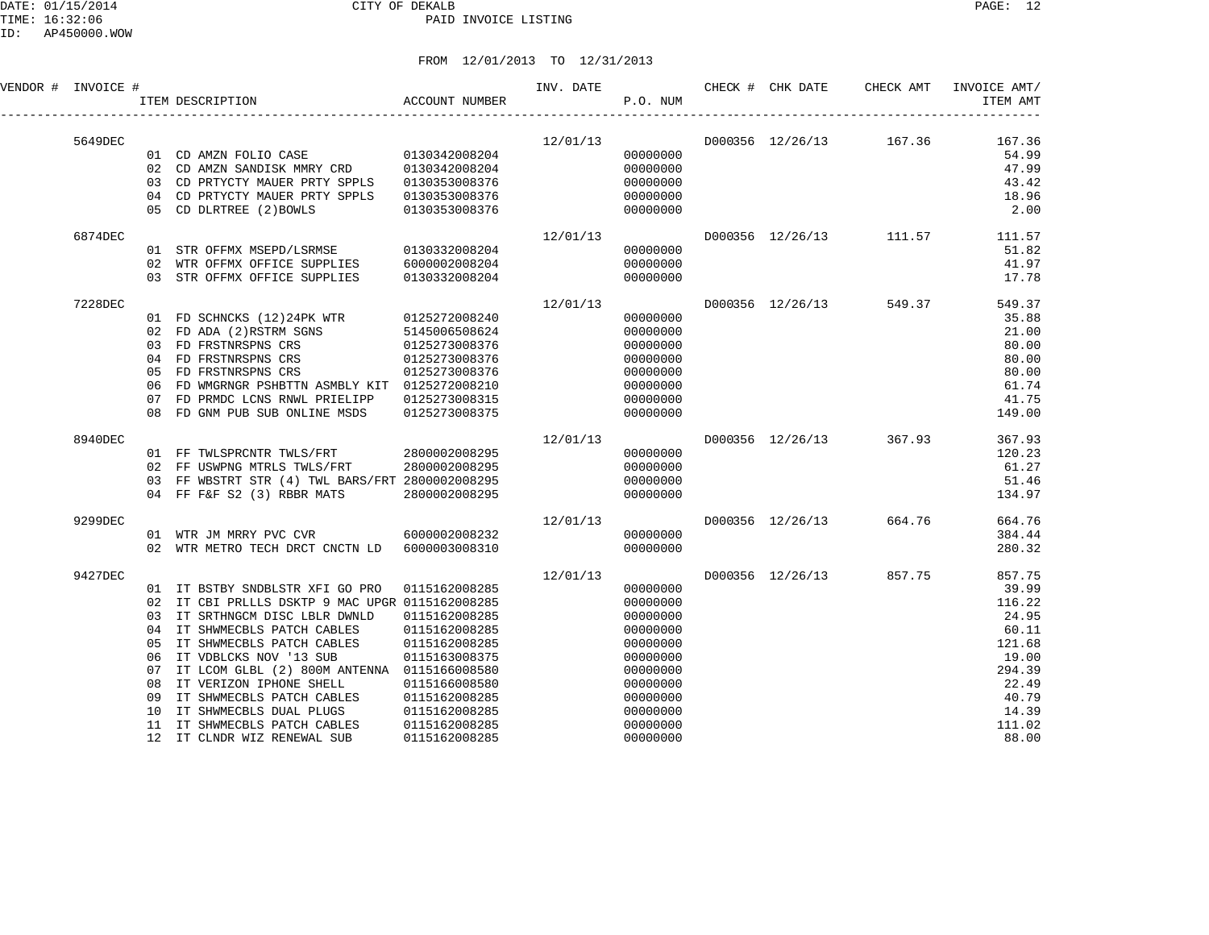CITY OF DEKALB

PAID INVOICE LISTING

DATE: 01/15/2014
TIME: 16:32:06
ID: AP450000.WOW

FROM 12/01/2013 TO 12/31/2013

| VENDOR # | INVOICE # | ITEM DESCRIPTION | ACCOUNT NUMBER | INV. DATE | P.O. NUM | CHECK # | CHK DATE | CHECK AMT | INVOICE AMT/ ITEM AMT |
|---|---|---|---|---|---|---|---|---|---|
| | 5649DEC | | | 12/01/13 | | D000356 | 12/26/13 | 167.36 | 167.36 |
| | | 01 CD AMZN FOLIO CASE | 0130342008204 | | 00000000 | | | | 54.99 |
| | | 02 CD AMZN SANDISK MMRY CRD | 0130342008204 | | 00000000 | | | | 47.99 |
| | | 03 CD PRTYCTY MAUER PRTY SPPLS | 0130353008376 | | 00000000 | | | | 43.42 |
| | | 04 CD PRTYCTY MAUER PRTY SPPLS | 0130353008376 | | 00000000 | | | | 18.96 |
| | | 05 CD DLRTREE (2)BOWLS | 0130353008376 | | 00000000 | | | | 2.00 |
| | 6874DEC | | | 12/01/13 | | D000356 | 12/26/13 | 111.57 | 111.57 |
| | | 01 STR OFFMX MSEPD/LSRMSE | 0130332008204 | | 00000000 | | | | 51.82 |
| | | 02 WTR OFFMX OFFICE SUPPLIES | 6000002008204 | | 00000000 | | | | 41.97 |
| | | 03 STR OFFMX OFFICE SUPPLIES | 0130332008204 | | 00000000 | | | | 17.78 |
| | 7228DEC | | | 12/01/13 | | D000356 | 12/26/13 | 549.37 | 549.37 |
| | | 01 FD SCHNCKS (12)24PK WTR | 0125272008240 | | 00000000 | | | | 35.88 |
| | | 02 FD ADA (2)RSTRM SGNS | 5145006508624 | | 00000000 | | | | 21.00 |
| | | 03 FD FRSTNRSPNS CRS | 0125273008376 | | 00000000 | | | | 80.00 |
| | | 04 FD FRSTNRSPNS CRS | 0125273008376 | | 00000000 | | | | 80.00 |
| | | 05 FD FRSTNRSPNS CRS | 0125273008376 | | 00000000 | | | | 80.00 |
| | | 06 FD WMGRNGR PSHBTTN ASMBLY KIT | 0125272008210 | | 00000000 | | | | 61.74 |
| | | 07 FD PRMDC LCNS RNWL PRIELIPP | 0125273008315 | | 00000000 | | | | 41.75 |
| | | 08 FD GNM PUB SUB ONLINE MSDS | 0125273008375 | | 00000000 | | | | 149.00 |
| | 8940DEC | | | 12/01/13 | | D000356 | 12/26/13 | 367.93 | 367.93 |
| | | 01 FF TWLSPRCNTR TWLS/FRT | 2800002008295 | | 00000000 | | | | 120.23 |
| | | 02 FF USWPNG MTRLS TWLS/FRT | 2800002008295 | | 00000000 | | | | 61.27 |
| | | 03 FF WBSTRT STR (4) TWL BARS/FRT | 2800002008295 | | 00000000 | | | | 51.46 |
| | | 04 FF F&F S2 (3) RBBR MATS | 2800002008295 | | 00000000 | | | | 134.97 |
| | 9299DEC | | | 12/01/13 | | D000356 | 12/26/13 | 664.76 | 664.76 |
| | | 01 WTR JM MRRY PVC CVR | 6000002008232 | | 00000000 | | | | 384.44 |
| | | 02 WTR METRO TECH DRCT CNCTN LD | 6000003008310 | | 00000000 | | | | 280.32 |
| | 9427DEC | | | 12/01/13 | | D000356 | 12/26/13 | 857.75 | 857.75 |
| | | 01 IT BSTBY SNDBLSTR XFI GO PRO | 0115162008285 | | 00000000 | | | | 39.99 |
| | | 02 IT CBI PRLLLS DSKTP 9 MAC UPGR | 0115162008285 | | 00000000 | | | | 116.22 |
| | | 03 IT SRTHNGCM DISC LBLR DWNLD | 0115162008285 | | 00000000 | | | | 24.95 |
| | | 04 IT SHWMECBLS PATCH CABLES | 0115162008285 | | 00000000 | | | | 60.11 |
| | | 05 IT SHWMECBLS PATCH CABLES | 0115162008285 | | 00000000 | | | | 121.68 |
| | | 06 IT VDBLCKS NOV '13 SUB | 0115163008375 | | 00000000 | | | | 19.00 |
| | | 07 IT LCOM GLBL (2) 800M ANTENNA | 0115166008580 | | 00000000 | | | | 294.39 |
| | | 08 IT VERIZON IPHONE SHELL | 0115166008580 | | 00000000 | | | | 22.49 |
| | | 09 IT SHWMECBLS PATCH CABLES | 0115162008285 | | 00000000 | | | | 40.79 |
| | | 10 IT SHWMECBLS DUAL PLUGS | 0115162008285 | | 00000000 | | | | 14.39 |
| | | 11 IT SHWMECBLS PATCH CABLES | 0115162008285 | | 00000000 | | | | 111.02 |
| | | 12 IT CLNDR WIZ RENEWAL SUB | 0115162008285 | | 00000000 | | | | 88.00 |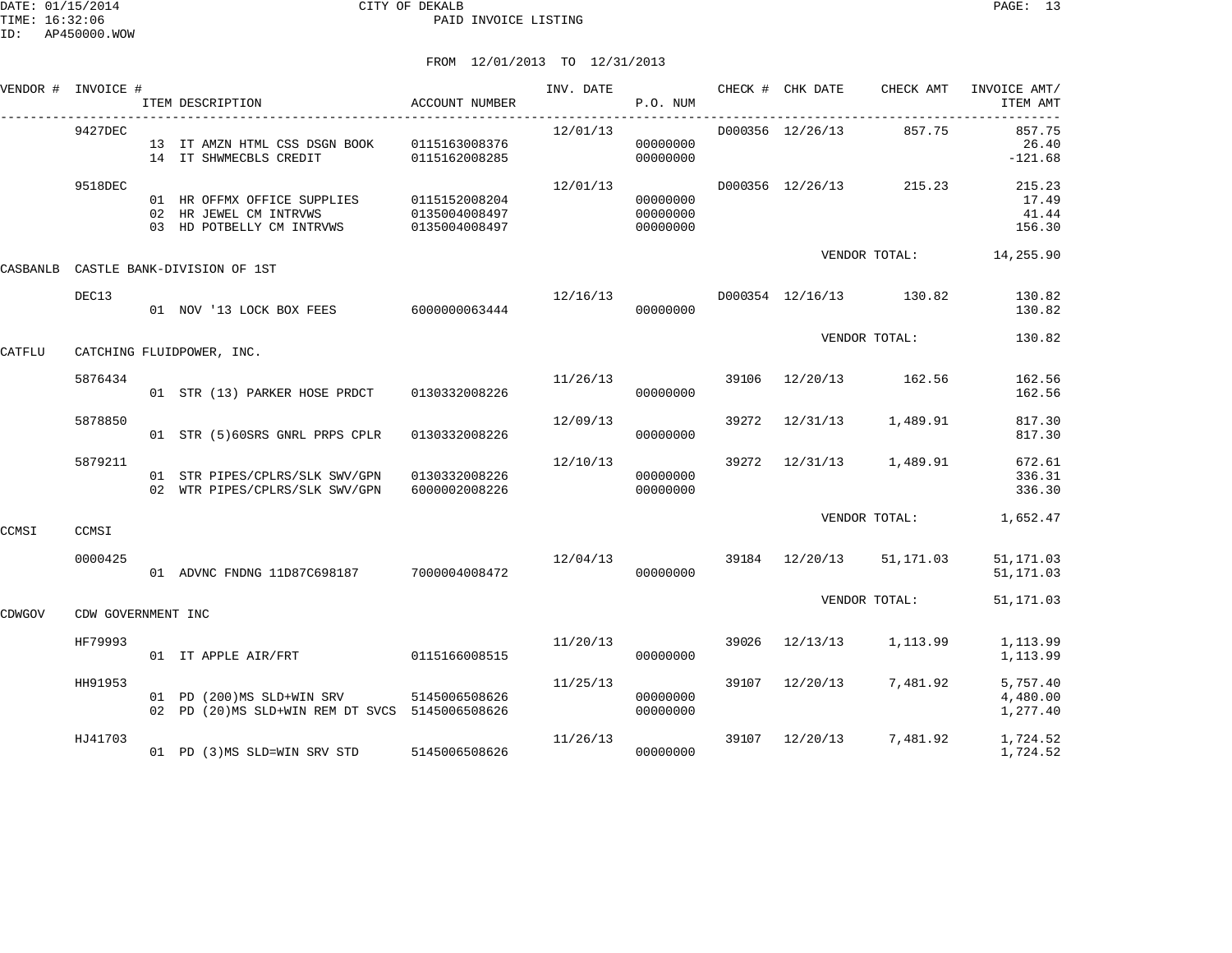CITY OF DEKALB
PAID INVOICE LISTING

DATE: 01/15/2014
TIME: 16:32:06
ID: AP450000.WOW

FROM 12/01/2013 TO 12/31/2013

| VENDOR # | INVOICE # | ITEM DESCRIPTION | ACCOUNT NUMBER | INV. DATE | P.O. NUM | CHECK # | CHK DATE | CHECK AMT | INVOICE AMT/ ITEM AMT |
|---|---|---|---|---|---|---|---|---|---|
| | 9427DEC | | | 12/01/13 | | D000356 | 12/26/13 | 857.75 | 857.75 |
| | | 13 IT AMZN HTML CSS DSGN BOOK | 0115163008376 | | 00000000 | | | | 26.40 |
| | | 14 IT SHWMECBLS CREDIT | 0115162008285 | | 00000000 | | | | -121.68 |
| | 9518DEC | | | 12/01/13 | | D000356 | 12/26/13 | 215.23 | 215.23 |
| | | 01 HR OFFMX OFFICE SUPPLIES | 0115152008204 | | 00000000 | | | | 17.49 |
| | | 02 HR JEWEL CM INTRVWS | 0135004008497 | | 00000000 | | | | 41.44 |
| | | 03 HD POTBELLY CM INTRVWS | 0135004008497 | | 00000000 | | | | 156.30 |
| | | | | | | | | VENDOR TOTAL: | 14,255.90 |
| CASBANLB | CASTLE BANK-DIVISION OF 1ST | | | | | | | | |
| | DEC13 | | | 12/16/13 | | D000354 | 12/16/13 | 130.82 | 130.82 |
| | | 01 NOV '13 LOCK BOX FEES | 6000000063444 | | 00000000 | | | | 130.82 |
| | | | | | | | | VENDOR TOTAL: | 130.82 |
| CATFLU | CATCHING FLUIDPOWER, INC. | | | | | | | | |
| | 5876434 | | | 11/26/13 | | 39106 | 12/20/13 | 162.56 | 162.56 |
| | | 01 STR (13) PARKER HOSE PRDCT | 0130332008226 | | 00000000 | | | | 162.56 |
| | 5878850 | | | 12/09/13 | | 39272 | 12/31/13 | 1,489.91 | 817.30 |
| | | 01 STR (5)60SRS GNRL PRPS CPLR | 0130332008226 | | 00000000 | | | | 817.30 |
| | 5879211 | | | 12/10/13 | | 39272 | 12/31/13 | 1,489.91 | 672.61 |
| | | 01 STR PIPES/CPLRS/SLK SWV/GPN | 0130332008226 | | 00000000 | | | | 336.31 |
| | | 02 WTR PIPES/CPLRS/SLK SWV/GPN | 6000002008226 | | 00000000 | | | | 336.30 |
| | | | | | | | | VENDOR TOTAL: | 1,652.47 |
| CCMSI | CCMSI | | | | | | | | |
| | 0000425 | | | 12/04/13 | | 39184 | 12/20/13 | 51,171.03 | 51,171.03 |
| | | 01 ADVNC FNDNG 11D87C698187 | 7000004008472 | | 00000000 | | | | 51,171.03 |
| | | | | | | | | VENDOR TOTAL: | 51,171.03 |
| CDWGOV | CDW GOVERNMENT INC | | | | | | | | |
| | HF79993 | | | 11/20/13 | | 39026 | 12/13/13 | 1,113.99 | 1,113.99 |
| | | 01 IT APPLE AIR/FRT | 0115166008515 | | 00000000 | | | | 1,113.99 |
| | HH91953 | | | 11/25/13 | | 39107 | 12/20/13 | 7,481.92 | 5,757.40 |
| | | 01 PD (200)MS SLD+WIN SRV | 5145006508626 | | 00000000 | | | | 4,480.00 |
| | | 02 PD (20)MS SLD+WIN REM DT SVCS | 5145006508626 | | 00000000 | | | | 1,277.40 |
| | HJ41703 | | | 11/26/13 | | 39107 | 12/20/13 | 7,481.92 | 1,724.52 |
| | | 01 PD (3)MS SLD=WIN SRV STD | 5145006508626 | | 00000000 | | | | 1,724.52 |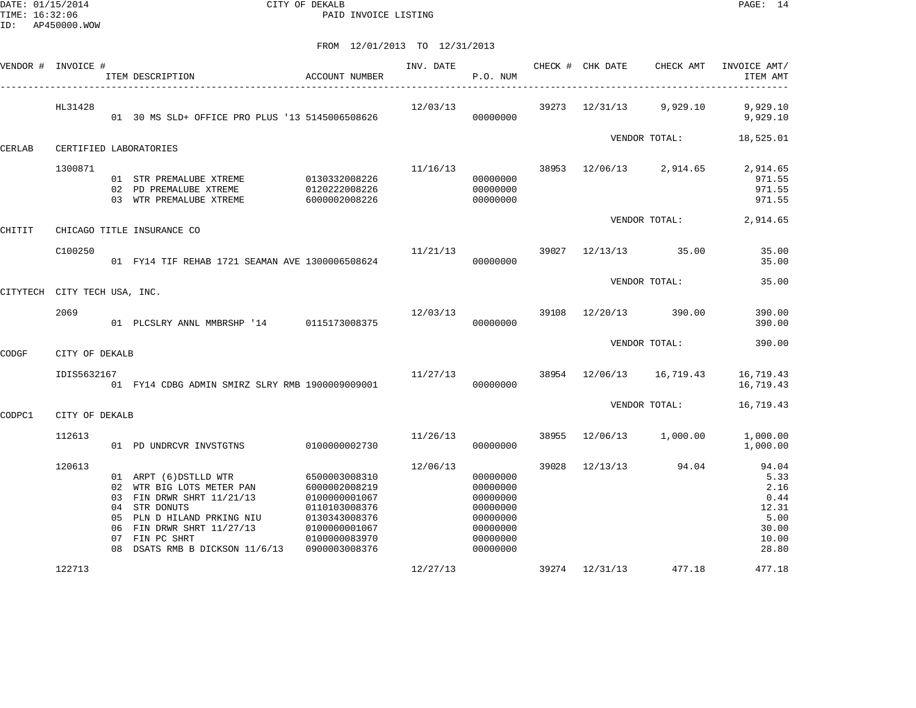DATE: 01/15/2014 CITY OF DEKALB
TIME: 16:32:06 PAID INVOICE LISTING
ID: AP450000.WOW

FROM 12/01/2013 TO 12/31/2013

| VENDOR # | INVOICE # | ITEM DESCRIPTION | ACCOUNT NUMBER | INV. DATE | P.O. NUM | CHECK # | CHK DATE | CHECK AMT | INVOICE AMT/ ITEM AMT |
|---|---|---|---|---|---|---|---|---|---|
| | HL31428 | | | 12/03/13 | | 39273 | 12/31/13 | 9,929.10 | 9,929.10 |
| | | 01 30 MS SLD+ OFFICE PRO PLUS '13 | 5145006508626 | | 00000000 | | | | 9,929.10 |
| | | | | | | | VENDOR TOTAL: | | 18,525.01 |
| CERLAB | CERTIFIED LABORATORIES | | | | | | | | |
| | 1300871 | | | 11/16/13 | | 38953 | 12/06/13 | 2,914.65 | 2,914.65 |
| | | 01 STR PREMALUBE XTREME | 0130332008226 | | 00000000 | | | | 971.55 |
| | | 02 PD PREMALUBE XTREME | 0120222008226 | | 00000000 | | | | 971.55 |
| | | 03 WTR PREMALUBE XTREME | 6000002008226 | | 00000000 | | | | 971.55 |
| | | | | | | | VENDOR TOTAL: | | 2,914.65 |
| CHITIT | CHICAGO TITLE INSURANCE CO | | | | | | | | |
| | C100250 | | | 11/21/13 | | 39027 | 12/13/13 | 35.00 | 35.00 |
| | | 01 FY14 TIF REHAB 1721 SEAMAN AVE | 1300006508624 | | 00000000 | | | | 35.00 |
| | | | | | | | VENDOR TOTAL: | | 35.00 |
| CITYTECH | CITY TECH USA, INC. | | | | | | | | |
| | 2069 | | | 12/03/13 | | 39108 | 12/20/13 | 390.00 | 390.00 |
| | | 01 PLCSLRY ANNL MMBRSHP '14 | 0115173008375 | | 00000000 | | | | 390.00 |
| | | | | | | | VENDOR TOTAL: | | 390.00 |
| CODGF | CITY OF DEKALB | | | | | | | | |
| | IDIS5632167 | | | 11/27/13 | | 38954 | 12/06/13 | 16,719.43 | 16,719.43 |
| | | 01 FY14 CDBG ADMIN SMIRZ SLRY RMB | 1900009009001 | | 00000000 | | | | 16,719.43 |
| | | | | | | | VENDOR TOTAL: | | 16,719.43 |
| CODPC1 | CITY OF DEKALB | | | | | | | | |
| | 112613 | | | 11/26/13 | | 38955 | 12/06/13 | 1,000.00 | 1,000.00 |
| | | 01 PD UNDRCVR INVSTGTNS | 0100000002730 | | 00000000 | | | | 1,000.00 |
| | 120613 | | | 12/06/13 | | 39028 | 12/13/13 | 94.04 | 94.04 |
| | | 01 ARPT (6)DSTLLD WTR | 6500003008310 | | 00000000 | | | | 5.33 |
| | | 02 WTR BIG LOTS METER PAN | 6000002008219 | | 00000000 | | | | 2.16 |
| | | 03 FIN DRWR SHRT 11/21/13 | 0100000001067 | | 00000000 | | | | 0.44 |
| | | 04 STR DONUTS | 0110103008376 | | 00000000 | | | | 12.31 |
| | | 05 PLN D HILAND PRKING NIU | 0130343008376 | | 00000000 | | | | 5.00 |
| | | 06 FIN DRWR SHRT 11/27/13 | 0100000001067 | | 00000000 | | | | 30.00 |
| | | 07 FIN PC SHRT | 0100000083970 | | 00000000 | | | | 10.00 |
| | | 08 DSATS RMB B DICKSON 11/6/13 | 0900003008376 | | 00000000 | | | | 28.80 |
| | 122713 | | | 12/27/13 | | 39274 | 12/31/13 | 477.18 | 477.18 |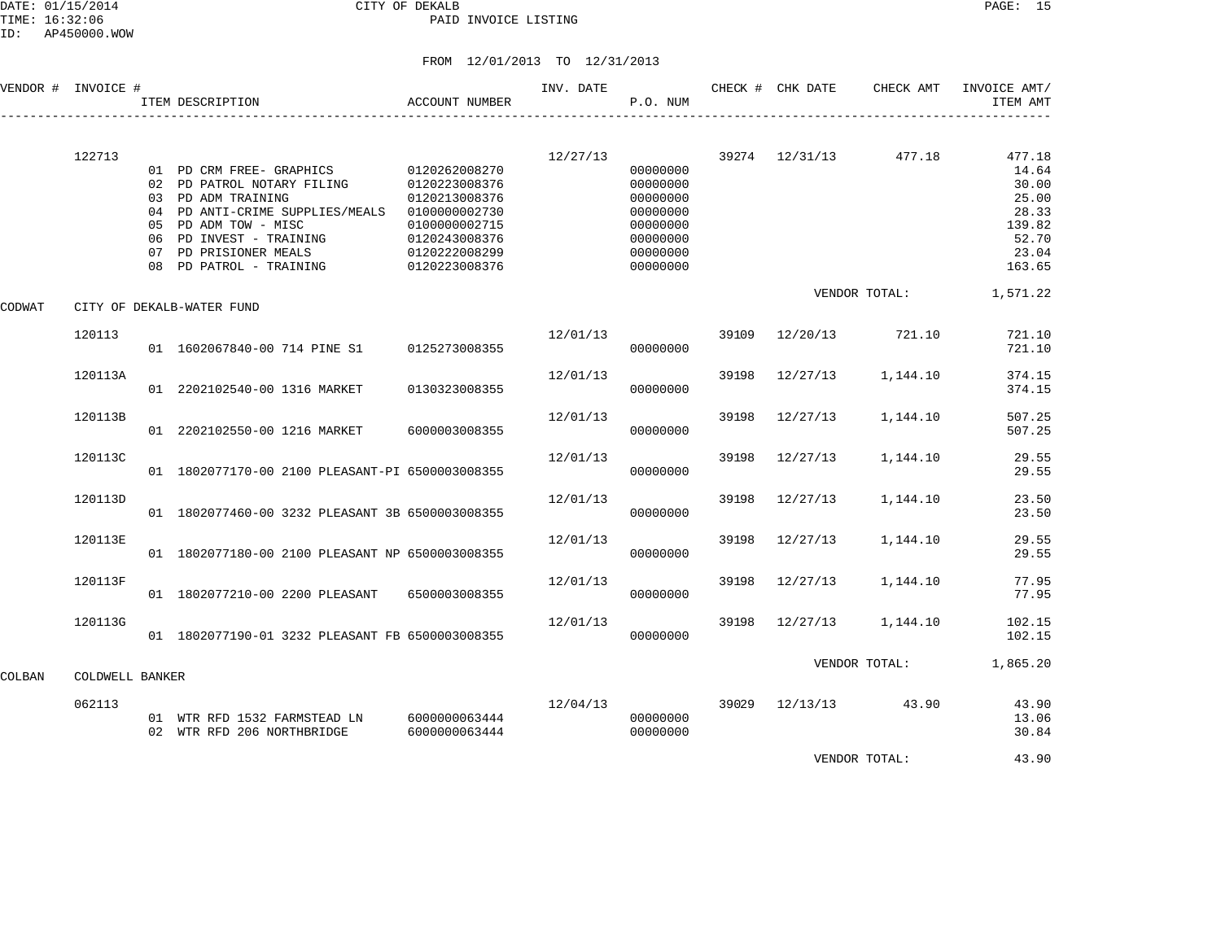CITY OF DEKALB
PAID INVOICE LISTING

FROM 12/01/2013 TO 12/31/2013

| VENDOR # | INVOICE # | ITEM DESCRIPTION | ACCOUNT NUMBER | INV. DATE | P.O. NUM | CHECK # | CHK DATE | CHECK AMT | INVOICE AMT/ ITEM AMT |
|---|---|---|---|---|---|---|---|---|---|
| | 122713 | | | 12/27/13 | | 39274 | 12/31/13 | 477.18 | 477.18 |
| | | 01 PD CRM FREE- GRAPHICS | 0120262008270 | | 00000000 | | | | 14.64 |
| | | 02 PD PATROL NOTARY FILING | 0120223008376 | | 00000000 | | | | 30.00 |
| | | 03 PD ADM TRAINING | 0120213008376 | | 00000000 | | | | 25.00 |
| | | 04 PD ANTI-CRIME SUPPLIES/MEALS | 0100000002730 | | 00000000 | | | | 28.33 |
| | | 05 PD ADM TOW - MISC | 0100000002715 | | 00000000 | | | | 139.82 |
| | | 06 PD INVEST - TRAINING | 0120243008376 | | 00000000 | | | | 52.70 |
| | | 07 PD PRISIONER MEALS | 0120222008299 | | 00000000 | | | | 23.04 |
| | | 08 PD PATROL - TRAINING | 0120223008376 | | 00000000 | | | | 163.65 |
| | | | | | | | | VENDOR TOTAL: | 1,571.22 |
| CODWAT | CITY OF DEKALB-WATER FUND | | | | | | | | |
| | 120113 | | | 12/01/13 | | 39109 | 12/20/13 | 721.10 | 721.10 |
| | | 01 1602067840-00 714 PINE S1 | 0125273008355 | | 00000000 | | | | 721.10 |
| | 120113A | | | 12/01/13 | | 39198 | 12/27/13 | 1,144.10 | 374.15 |
| | | 01 2202102540-00 1316 MARKET | 0130323008355 | | 00000000 | | | | 374.15 |
| | 120113B | | | 12/01/13 | | 39198 | 12/27/13 | 1,144.10 | 507.25 |
| | | 01 2202102550-00 1216 MARKET | 6000003008355 | | 00000000 | | | | 507.25 |
| | 120113C | | | 12/01/13 | | 39198 | 12/27/13 | 1,144.10 | 29.55 |
| | | 01 1802077170-00 2100 PLEASANT-PI | 6500003008355 | | 00000000 | | | | 29.55 |
| | 120113D | | | 12/01/13 | | 39198 | 12/27/13 | 1,144.10 | 23.50 |
| | | 01 1802077460-00 3232 PLEASANT 3B | 6500003008355 | | 00000000 | | | | 23.50 |
| | 120113E | | | 12/01/13 | | 39198 | 12/27/13 | 1,144.10 | 29.55 |
| | | 01 1802077180-00 2100 PLEASANT NP | 6500003008355 | | 00000000 | | | | 29.55 |
| | 120113F | | | 12/01/13 | | 39198 | 12/27/13 | 1,144.10 | 77.95 |
| | | 01 1802077210-00 2200 PLEASANT | 6500003008355 | | 00000000 | | | | 77.95 |
| | 120113G | | | 12/01/13 | | 39198 | 12/27/13 | 1,144.10 | 102.15 |
| | | 01 1802077190-01 3232 PLEASANT FB | 6500003008355 | | 00000000 | | | | 102.15 |
| | | | | | | | | VENDOR TOTAL: | 1,865.20 |
| COLBAN | COLDWELL BANKER | | | | | | | | |
| | 062113 | | | 12/04/13 | | 39029 | 12/13/13 | 43.90 | 43.90 |
| | | 01 WTR RFD 1532 FARMSTEAD LN | 6000000063444 | | 00000000 | | | | 13.06 |
| | | 02 WTR RFD 206 NORTHBRIDGE | 6000000063444 | | 00000000 | | | | 30.84 |
| | | | | | | | | VENDOR TOTAL: | 43.90 |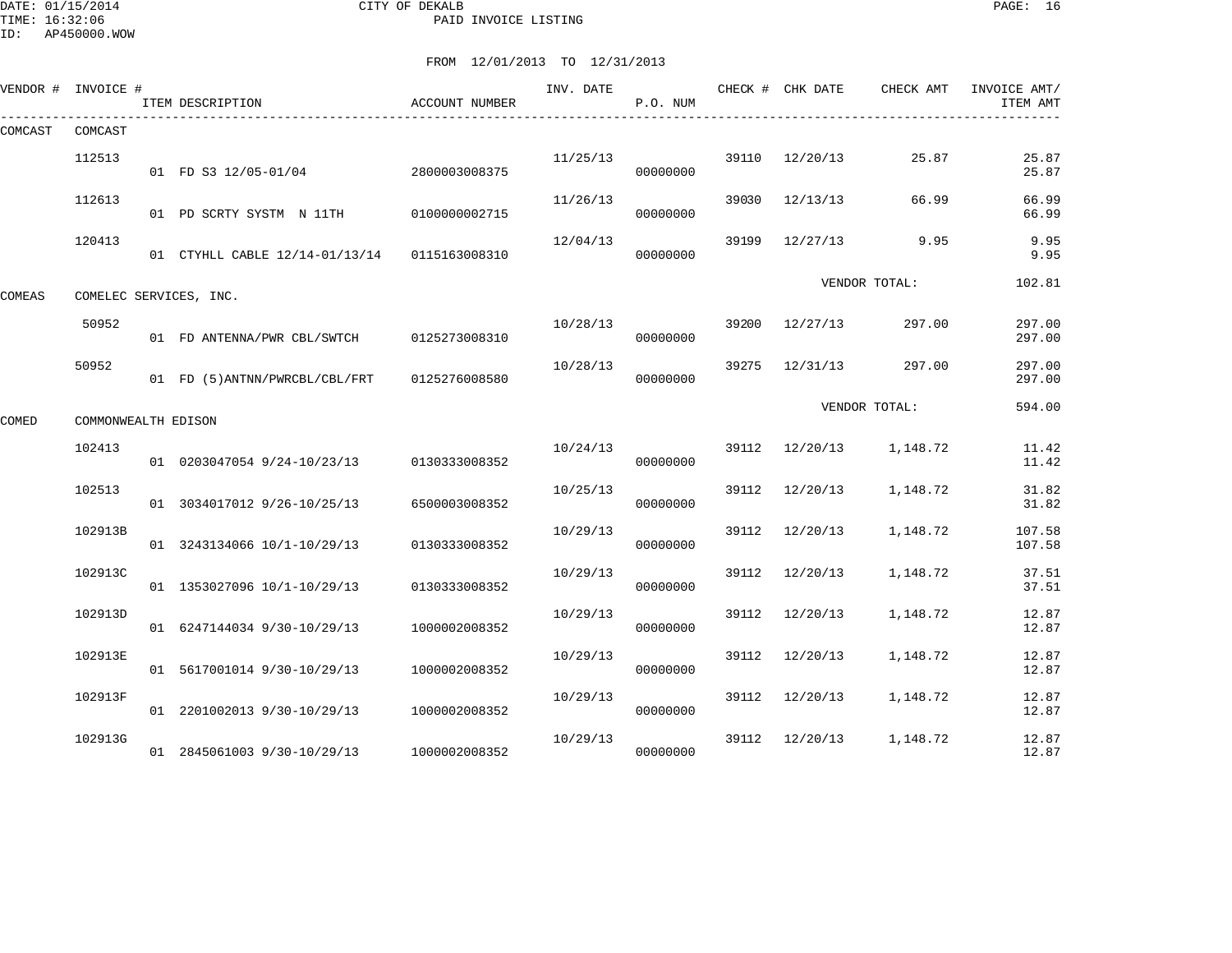DATE: 01/15/2014 CITY OF DEKALB
TIME: 16:32:06 PAID INVOICE LISTING
ID: AP450000.WOW

FROM 12/01/2013 TO 12/31/2013

| VENDOR # | INVOICE # | ITEM DESCRIPTION | ACCOUNT NUMBER | INV. DATE | P.O. NUM | CHECK # | CHK DATE | CHECK AMT | INVOICE AMT/ ITEM AMT |
|---|---|---|---|---|---|---|---|---|---|
| COMCAST | COMCAST | | | | | | | | |
| | 112513 | | | 11/25/13 | | 39110 | 12/20/13 | 25.87 | 25.87 |
| | | 01 FD S3 12/05-01/04 | 2800003008375 | | 00000000 | | | | 25.87 |
| | 112613 | | | 11/26/13 | | 39030 | 12/13/13 | 66.99 | 66.99 |
| | | 01 PD SCRTY SYSTM N 11TH | 0100000002715 | | 00000000 | | | | 66.99 |
| | 120413 | | | 12/04/13 | | 39199 | 12/27/13 | 9.95 | 9.95 |
| | | 01 CTYHLL CABLE 12/14-01/13/14 | 0115163008310 | | 00000000 | | | | 9.95 |
| | | | | | | | VENDOR TOTAL: | | 102.81 |
| COMEAS | COMELEC SERVICES, INC. | | | | | | | | |
| | 50952 | | | 10/28/13 | | 39200 | 12/27/13 | 297.00 | 297.00 |
| | | 01 FD ANTENNA/PWR CBL/SWTCH | 0125273008310 | | 00000000 | | | | 297.00 |
| | 50952 | | | 10/28/13 | | 39275 | 12/31/13 | 297.00 | 297.00 |
| | | 01 FD (5)ANTNN/PWRCBL/CBL/FRT | 0125276008580 | | 00000000 | | | | 297.00 |
| | | | | | | | VENDOR TOTAL: | | 594.00 |
| COMED | COMMONWEALTH EDISON | | | | | | | | |
| | 102413 | | | 10/24/13 | | 39112 | 12/20/13 | 1,148.72 | 11.42 |
| | | 01 0203047054 9/24-10/23/13 | 0130333008352 | | 00000000 | | | | 11.42 |
| | 102513 | | | 10/25/13 | | 39112 | 12/20/13 | 1,148.72 | 31.82 |
| | | 01 3034017012 9/26-10/25/13 | 6500003008352 | | 00000000 | | | | 31.82 |
| | 102913B | | | 10/29/13 | | 39112 | 12/20/13 | 1,148.72 | 107.58 |
| | | 01 3243134066 10/1-10/29/13 | 0130333008352 | | 00000000 | | | | 107.58 |
| | 102913C | | | 10/29/13 | | 39112 | 12/20/13 | 1,148.72 | 37.51 |
| | | 01 1353027096 10/1-10/29/13 | 0130333008352 | | 00000000 | | | | 37.51 |
| | 102913D | | | 10/29/13 | | 39112 | 12/20/13 | 1,148.72 | 12.87 |
| | | 01 6247144034 9/30-10/29/13 | 1000002008352 | | 00000000 | | | | 12.87 |
| | 102913E | | | 10/29/13 | | 39112 | 12/20/13 | 1,148.72 | 12.87 |
| | | 01 5617001014 9/30-10/29/13 | 1000002008352 | | 00000000 | | | | 12.87 |
| | 102913F | | | 10/29/13 | | 39112 | 12/20/13 | 1,148.72 | 12.87 |
| | | 01 2201002013 9/30-10/29/13 | 1000002008352 | | 00000000 | | | | 12.87 |
| | 102913G | | | 10/29/13 | | 39112 | 12/20/13 | 1,148.72 | 12.87 |
| | | 01 2845061003 9/30-10/29/13 | 1000002008352 | | 00000000 | | | | 12.87 |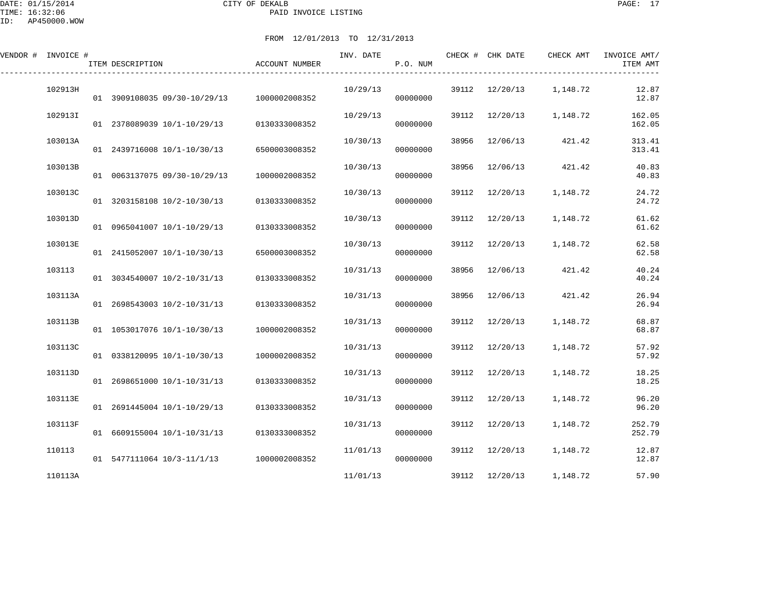CITY OF DEKALB
PAID INVOICE LISTING

DATE: 01/15/2014
TIME: 16:32:06
ID: AP450000.WOW

FROM 12/01/2013 TO 12/31/2013

| VENDOR # | INVOICE # | ITEM DESCRIPTION | ACCOUNT NUMBER | INV. DATE | P.O. NUM | CHECK # | CHK DATE | CHECK AMT | INVOICE AMT/ ITEM AMT |
|---|---|---|---|---|---|---|---|---|---|
| | 102913H | | | 10/29/13 | | 39112 | 12/20/13 | 1,148.72 | 12.87 |
| | | 01 3909108035 09/30-10/29/13 | 1000002008352 | | 00000000 | | | | 12.87 |
| | 102913I | | | 10/29/13 | | 39112 | 12/20/13 | 1,148.72 | 162.05 |
| | | 01 2378089039 10/1-10/29/13 | 0130333008352 | | 00000000 | | | | 162.05 |
| | 103013A | | | 10/30/13 | | 38956 | 12/06/13 | 421.42 | 313.41 |
| | | 01 2439716008 10/1-10/30/13 | 6500003008352 | | 00000000 | | | | 313.41 |
| | 103013B | | | 10/30/13 | | 38956 | 12/06/13 | 421.42 | 40.83 |
| | | 01 0063137075 09/30-10/29/13 | 1000002008352 | | 00000000 | | | | 40.83 |
| | 103013C | | | 10/30/13 | | 39112 | 12/20/13 | 1,148.72 | 24.72 |
| | | 01 3203158108 10/2-10/30/13 | 0130333008352 | | 00000000 | | | | 24.72 |
| | 103013D | | | 10/30/13 | | 39112 | 12/20/13 | 1,148.72 | 61.62 |
| | | 01 0965041007 10/1-10/29/13 | 0130333008352 | | 00000000 | | | | 61.62 |
| | 103013E | | | 10/30/13 | | 39112 | 12/20/13 | 1,148.72 | 62.58 |
| | | 01 2415052007 10/1-10/30/13 | 6500003008352 | | 00000000 | | | | 62.58 |
| | 103113 | | | 10/31/13 | | 38956 | 12/06/13 | 421.42 | 40.24 |
| | | 01 3034540007 10/2-10/31/13 | 0130333008352 | | 00000000 | | | | 40.24 |
| | 103113A | | | 10/31/13 | | 38956 | 12/06/13 | 421.42 | 26.94 |
| | | 01 2698543003 10/2-10/31/13 | 0130333008352 | | 00000000 | | | | 26.94 |
| | 103113B | | | 10/31/13 | | 39112 | 12/20/13 | 1,148.72 | 68.87 |
| | | 01 1053017076 10/1-10/30/13 | 1000002008352 | | 00000000 | | | | 68.87 |
| | 103113C | | | 10/31/13 | | 39112 | 12/20/13 | 1,148.72 | 57.92 |
| | | 01 0338120095 10/1-10/30/13 | 1000002008352 | | 00000000 | | | | 57.92 |
| | 103113D | | | 10/31/13 | | 39112 | 12/20/13 | 1,148.72 | 18.25 |
| | | 01 2698651000 10/1-10/31/13 | 0130333008352 | | 00000000 | | | | 18.25 |
| | 103113E | | | 10/31/13 | | 39112 | 12/20/13 | 1,148.72 | 96.20 |
| | | 01 2691445004 10/1-10/29/13 | 0130333008352 | | 00000000 | | | | 96.20 |
| | 103113F | | | 10/31/13 | | 39112 | 12/20/13 | 1,148.72 | 252.79 |
| | | 01 6609155004 10/1-10/31/13 | 0130333008352 | | 00000000 | | | | 252.79 |
| | 110113 | | | 11/01/13 | | 39112 | 12/20/13 | 1,148.72 | 12.87 |
| | | 01 5477111064 10/3-11/1/13 | 1000002008352 | | 00000000 | | | | 12.87 |
| | 110113A | | | 11/01/13 | | 39112 | 12/20/13 | 1,148.72 | 57.90 |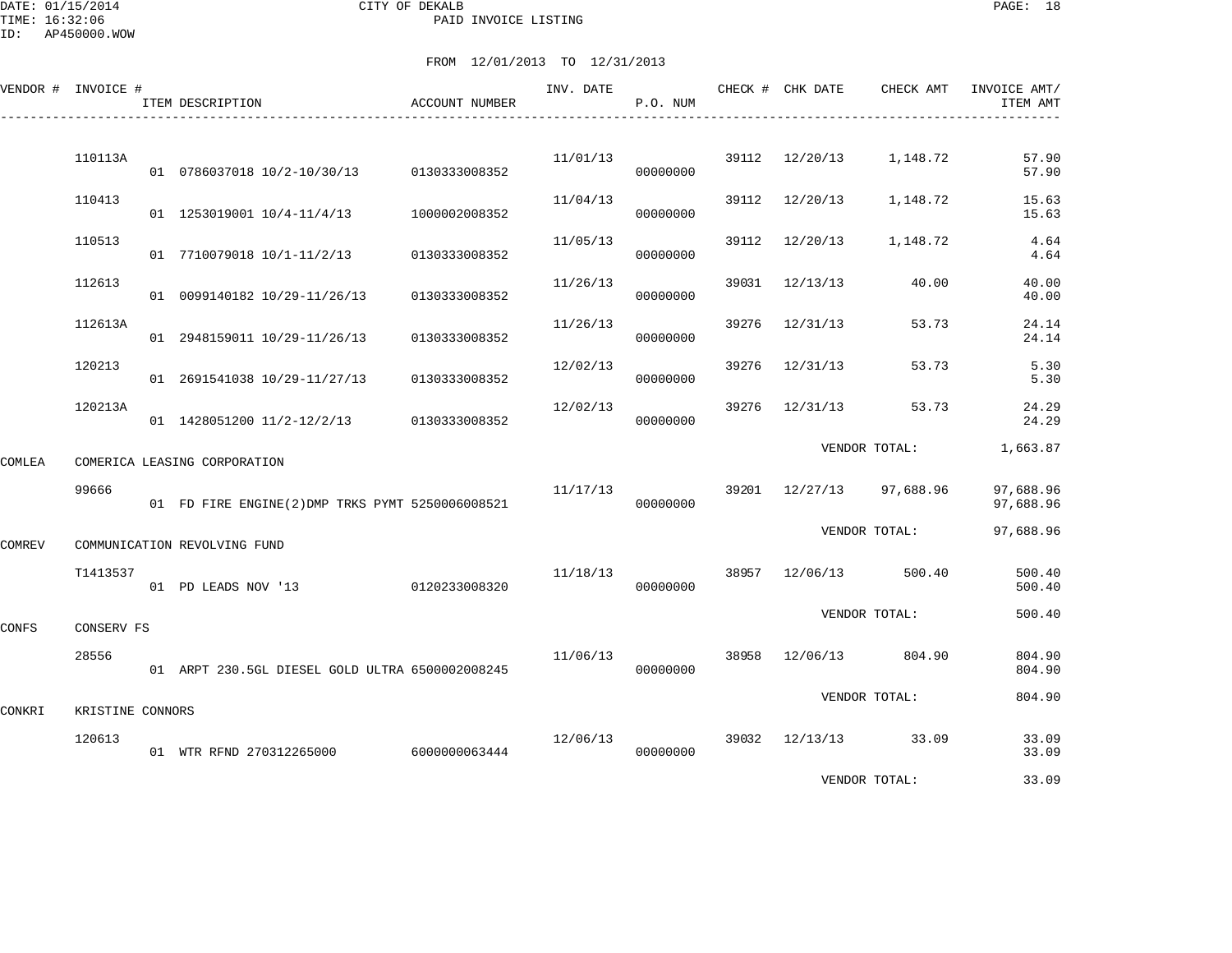DATE: 01/15/2014
TIME: 16:32:06
ID: AP450000.WOW

CITY OF DEKALB
PAID INVOICE LISTING

FROM 12/01/2013 TO 12/31/2013

| VENDOR # | INVOICE # | ITEM DESCRIPTION | ACCOUNT NUMBER | INV. DATE | P.O. NUM | CHECK # | CHK DATE | CHECK AMT | INVOICE AMT/ ITEM AMT |
|---|---|---|---|---|---|---|---|---|---|
| | 110113A | | | 11/01/13 | | 39112 | 12/20/13 | 1,148.72 | 57.90 |
| | | 01 0786037018 10/2-10/30/13 | 0130333008352 | | 00000000 | | | | 57.90 |
| | 110413 | | | 11/04/13 | | 39112 | 12/20/13 | 1,148.72 | 15.63 |
| | | 01 1253019001 10/4-11/4/13 | 1000002008352 | | 00000000 | | | | 15.63 |
| | 110513 | | | 11/05/13 | | 39112 | 12/20/13 | 1,148.72 | 4.64 |
| | | 01 7710079018 10/1-11/2/13 | 0130333008352 | | 00000000 | | | | 4.64 |
| | 112613 | | | 11/26/13 | | 39031 | 12/13/13 | 40.00 | 40.00 |
| | | 01 0099140182 10/29-11/26/13 | 0130333008352 | | 00000000 | | | | 40.00 |
| | 112613A | | | 11/26/13 | | 39276 | 12/31/13 | 53.73 | 24.14 |
| | | 01 2948159011 10/29-11/26/13 | 0130333008352 | | 00000000 | | | | 24.14 |
| | 120213 | | | 12/02/13 | | 39276 | 12/31/13 | 53.73 | 5.30 |
| | | 01 2691541038 10/29-11/27/13 | 0130333008352 | | 00000000 | | | | 5.30 |
| | 120213A | | | 12/02/13 | | 39276 | 12/31/13 | 53.73 | 24.29 |
| | | 01 1428051200 11/2-12/2/13 | 0130333008352 | | 00000000 | | | | 24.29 |
| | | | | | | | VENDOR TOTAL: | | 1,663.87 |
| COMLEA | COMERICA LEASING CORPORATION | | | | | | | | |
| | 99666 | | | 11/17/13 | | 39201 | 12/27/13 | 97,688.96 | 97,688.96 |
| | | 01 FD FIRE ENGINE(2)DMP TRKS PYMT | 5250006008521 | | 00000000 | | | | 97,688.96 |
| | | | | | | | VENDOR TOTAL: | | 97,688.96 |
| COMREV | COMMUNICATION REVOLVING FUND | | | | | | | | |
| | T1413537 | | | 11/18/13 | | 38957 | 12/06/13 | 500.40 | 500.40 |
| | | 01 PD LEADS NOV '13 | 0120233008320 | | 00000000 | | | | 500.40 |
| | | | | | | | VENDOR TOTAL: | | 500.40 |
| CONFS | CONSERV FS | | | | | | | | |
| | 28556 | | | 11/06/13 | | 38958 | 12/06/13 | 804.90 | 804.90 |
| | | 01 ARPT 230.5GL DIESEL GOLD ULTRA | 6500002008245 | | 00000000 | | | | 804.90 |
| | | | | | | | VENDOR TOTAL: | | 804.90 |
| CONKRI | KRISTINE CONNORS | | | | | | | | |
| | 120613 | | | 12/06/13 | | 39032 | 12/13/13 | 33.09 | 33.09 |
| | | 01 WTR RFND 270312265000 | 6000000063444 | | 00000000 | | | | 33.09 |
| | | | | | | | VENDOR TOTAL: | | 33.09 |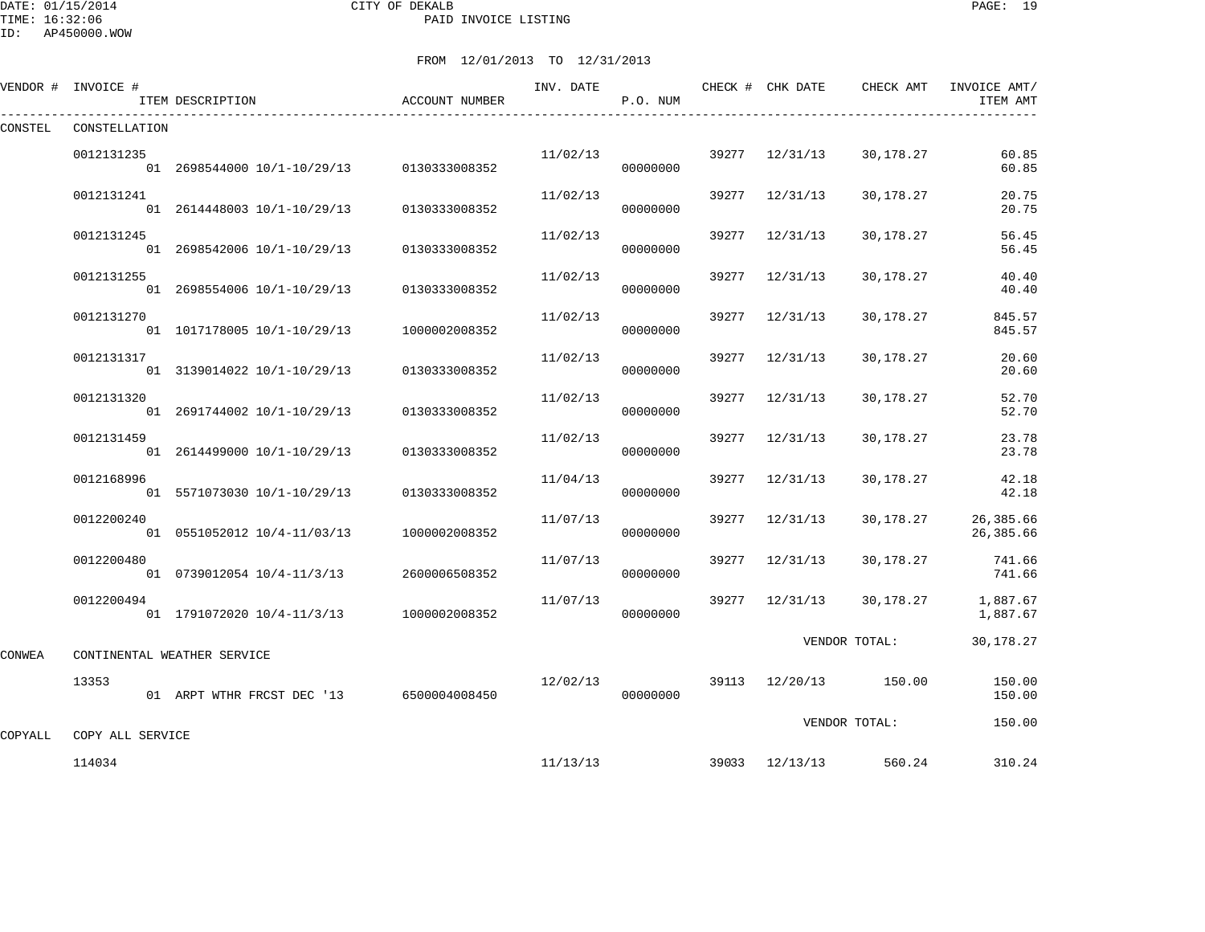CITY OF DEKALB
PAID INVOICE LISTING

DATE: 01/15/2014
TIME: 16:32:06
ID: AP450000.WOW

FROM 12/01/2013 TO 12/31/2013

| VENDOR # | INVOICE # | ITEM DESCRIPTION | ACCOUNT NUMBER | INV. DATE | P.O. NUM | CHECK # | CHK DATE | CHECK AMT | INVOICE AMT/ ITEM AMT |
|---|---|---|---|---|---|---|---|---|---|
| CONSTEL | CONSTELLATION | | | | | | | | |
| | 0012131235 | | | 11/02/13 | | 39277 | 12/31/13 | 30,178.27 | 60.85 |
| | | 01 2698544000 10/1-10/29/13 | 0130333008352 | | 00000000 | | | | 60.85 |
| | 0012131241 | | | 11/02/13 | | 39277 | 12/31/13 | 30,178.27 | 20.75 |
| | | 01 2614448003 10/1-10/29/13 | 0130333008352 | | 00000000 | | | | 20.75 |
| | 0012131245 | | | 11/02/13 | | 39277 | 12/31/13 | 30,178.27 | 56.45 |
| | | 01 2698542006 10/1-10/29/13 | 0130333008352 | | 00000000 | | | | 56.45 |
| | 0012131255 | | | 11/02/13 | | 39277 | 12/31/13 | 30,178.27 | 40.40 |
| | | 01 2698554006 10/1-10/29/13 | 0130333008352 | | 00000000 | | | | 40.40 |
| | 0012131270 | | | 11/02/13 | | 39277 | 12/31/13 | 30,178.27 | 845.57 |
| | | 01 1017178005 10/1-10/29/13 | 1000002008352 | | 00000000 | | | | 845.57 |
| | 0012131317 | | | 11/02/13 | | 39277 | 12/31/13 | 30,178.27 | 20.60 |
| | | 01 3139014022 10/1-10/29/13 | 0130333008352 | | 00000000 | | | | 20.60 |
| | 0012131320 | | | 11/02/13 | | 39277 | 12/31/13 | 30,178.27 | 52.70 |
| | | 01 2691744002 10/1-10/29/13 | 0130333008352 | | 00000000 | | | | 52.70 |
| | 0012131459 | | | 11/02/13 | | 39277 | 12/31/13 | 30,178.27 | 23.78 |
| | | 01 2614499000 10/1-10/29/13 | 0130333008352 | | 00000000 | | | | 23.78 |
| | 0012168996 | | | 11/04/13 | | 39277 | 12/31/13 | 30,178.27 | 42.18 |
| | | 01 5571073030 10/1-10/29/13 | 0130333008352 | | 00000000 | | | | 42.18 |
| | 0012200240 | | | 11/07/13 | | 39277 | 12/31/13 | 30,178.27 | 26,385.66 |
| | | 01 0551052012 10/4-11/03/13 | 1000002008352 | | 00000000 | | | | 26,385.66 |
| | 0012200480 | | | 11/07/13 | | 39277 | 12/31/13 | 30,178.27 | 741.66 |
| | | 01 0739012054 10/4-11/3/13 | 2600006508352 | | 00000000 | | | | 741.66 |
| | 0012200494 | | | 11/07/13 | | 39277 | 12/31/13 | 30,178.27 | 1,887.67 |
| | | 01 1791072020 10/4-11/3/13 | 1000002008352 | | 00000000 | | | | 1,887.67 |
| | | | | | | | VENDOR TOTAL: | | 30,178.27 |
| CONWEA | CONTINENTAL WEATHER SERVICE | | | | | | | | |
| | 13353 | | | 12/02/13 | | 39113 | 12/20/13 | 150.00 | 150.00 |
| | | 01 ARPT WTHR FRCST DEC '13 | 6500004008450 | | 00000000 | | | | 150.00 |
| | | | | | | | VENDOR TOTAL: | | 150.00 |
| COPYALL | COPY ALL SERVICE | | | | | | | | |
| | 114034 | | | 11/13/13 | | 39033 | 12/13/13 | 560.24 | 310.24 |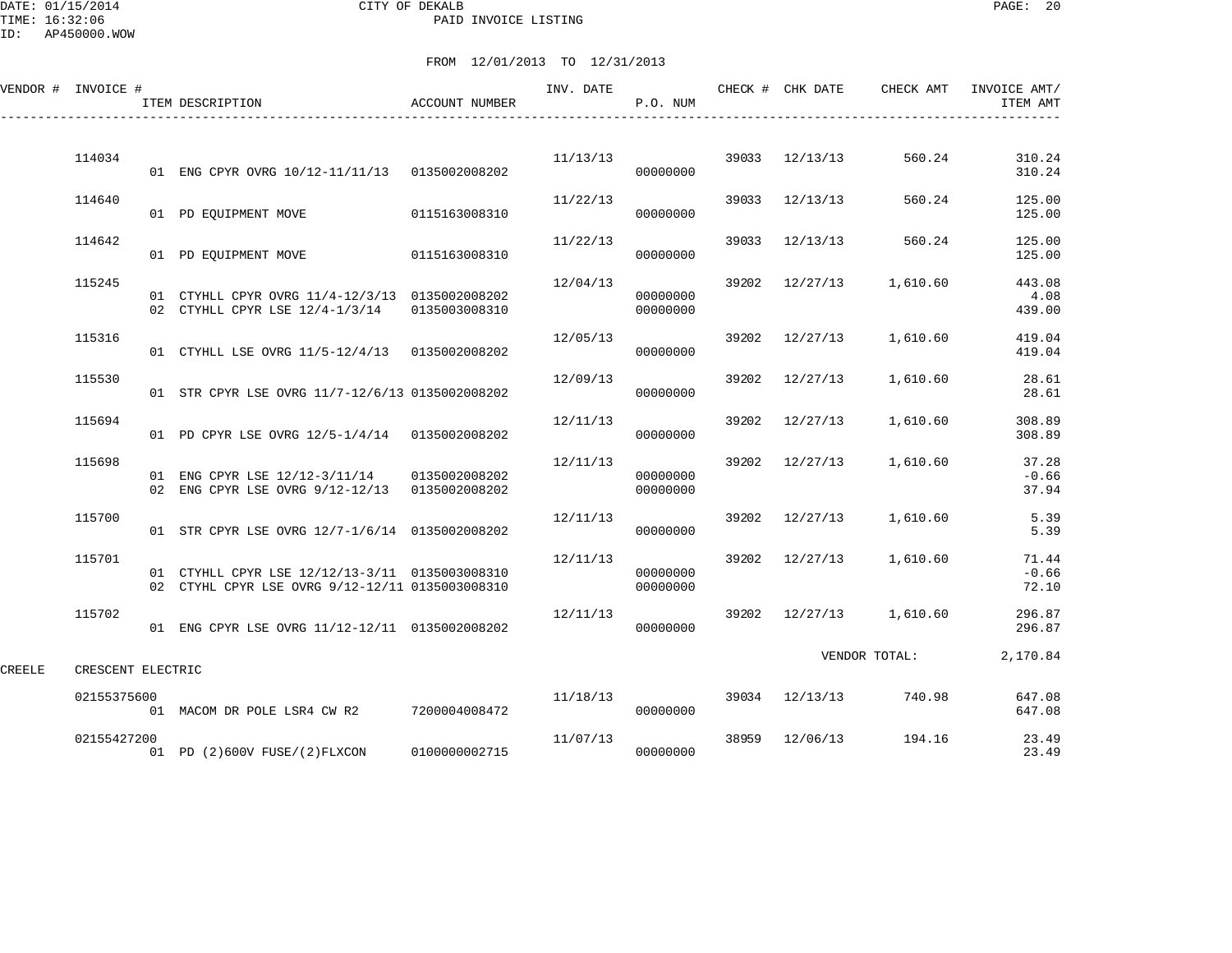CITY OF DEKALB
PAID INVOICE LISTING

DATE: 01/15/2014
TIME: 16:32:06
ID: AP450000.WOW

FROM 12/01/2013 TO 12/31/2013

| VENDOR # | INVOICE # | ITEM DESCRIPTION | ACCOUNT NUMBER | INV. DATE | P.O. NUM | CHECK # | CHK DATE | CHECK AMT | INVOICE AMT/ ITEM AMT |
|---|---|---|---|---|---|---|---|---|---|
| | 114034 | | | 11/13/13 | | 39033 | 12/13/13 | 560.24 | 310.24 |
| | | 01 ENG CPYR OVRG 10/12-11/11/13 | 0135002008202 | | 00000000 | | | | 310.24 |
| | 114640 | | | 11/22/13 | | 39033 | 12/13/13 | 560.24 | 125.00 |
| | | 01 PD EQUIPMENT MOVE | 0115163008310 | | 00000000 | | | | 125.00 |
| | 114642 | | | 11/22/13 | | 39033 | 12/13/13 | 560.24 | 125.00 |
| | | 01 PD EQUIPMENT MOVE | 0115163008310 | | 00000000 | | | | 125.00 |
| | 115245 | | | 12/04/13 | | 39202 | 12/27/13 | 1,610.60 | 443.08 |
| | | 01 CTYHLL CPYR OVRG 11/4-12/3/13 | 0135002008202 | | 00000000 | | | | 4.08 |
| | | 02 CTYHLL CPYR LSE 12/4-1/3/14 | 0135003008310 | | 00000000 | | | | 439.00 |
| | 115316 | | | 12/05/13 | | 39202 | 12/27/13 | 1,610.60 | 419.04 |
| | | 01 CTYHLL LSE OVRG 11/5-12/4/13 | 0135002008202 | | 00000000 | | | | 419.04 |
| | 115530 | | | 12/09/13 | | 39202 | 12/27/13 | 1,610.60 | 28.61 |
| | | 01 STR CPYR LSE OVRG 11/7-12/6/13 | 0135002008202 | | 00000000 | | | | 28.61 |
| | 115694 | | | 12/11/13 | | 39202 | 12/27/13 | 1,610.60 | 308.89 |
| | | 01 PD CPYR LSE OVRG 12/5-1/4/14 | 0135002008202 | | 00000000 | | | | 308.89 |
| | 115698 | | | 12/11/13 | | 39202 | 12/27/13 | 1,610.60 | 37.28 |
| | | 01 ENG CPYR LSE 12/12-3/11/14 | 0135002008202 | | 00000000 | | | | -0.66 |
| | | 02 ENG CPYR LSE OVRG 9/12-12/13 | 0135002008202 | | 00000000 | | | | 37.94 |
| | 115700 | | | 12/11/13 | | 39202 | 12/27/13 | 1,610.60 | 5.39 |
| | | 01 STR CPYR LSE OVRG 12/7-1/6/14 | 0135002008202 | | 00000000 | | | | 5.39 |
| | 115701 | | | 12/11/13 | | 39202 | 12/27/13 | 1,610.60 | 71.44 |
| | | 01 CTYHLL CPYR LSE 12/12/13-3/11 | 0135003008310 | | 00000000 | | | | -0.66 |
| | | 02 CTYHL CPYR LSE OVRG 9/12-12/11 | 0135003008310 | | 00000000 | | | | 72.10 |
| | 115702 | | | 12/11/13 | | 39202 | 12/27/13 | 1,610.60 | 296.87 |
| | | 01 ENG CPYR LSE OVRG 11/12-12/11 | 0135002008202 | | 00000000 | | | | 296.87 |
| | | | | | | | | VENDOR TOTAL: | 2,170.84 |
| CREELE | CRESCENT ELECTRIC | | | | | | | | |
| | 02155375600 | | | 11/18/13 | | 39034 | 12/13/13 | 740.98 | 647.08 |
| | | 01 MACOM DR POLE LSR4 CW R2 | 7200004008472 | | 00000000 | | | | 647.08 |
| | 02155427200 | | | 11/07/13 | | 38959 | 12/06/13 | 194.16 | 23.49 |
| | | 01 PD (2)600V FUSE/(2)FLXCON | 0100000002715 | | 00000000 | | | | 23.49 |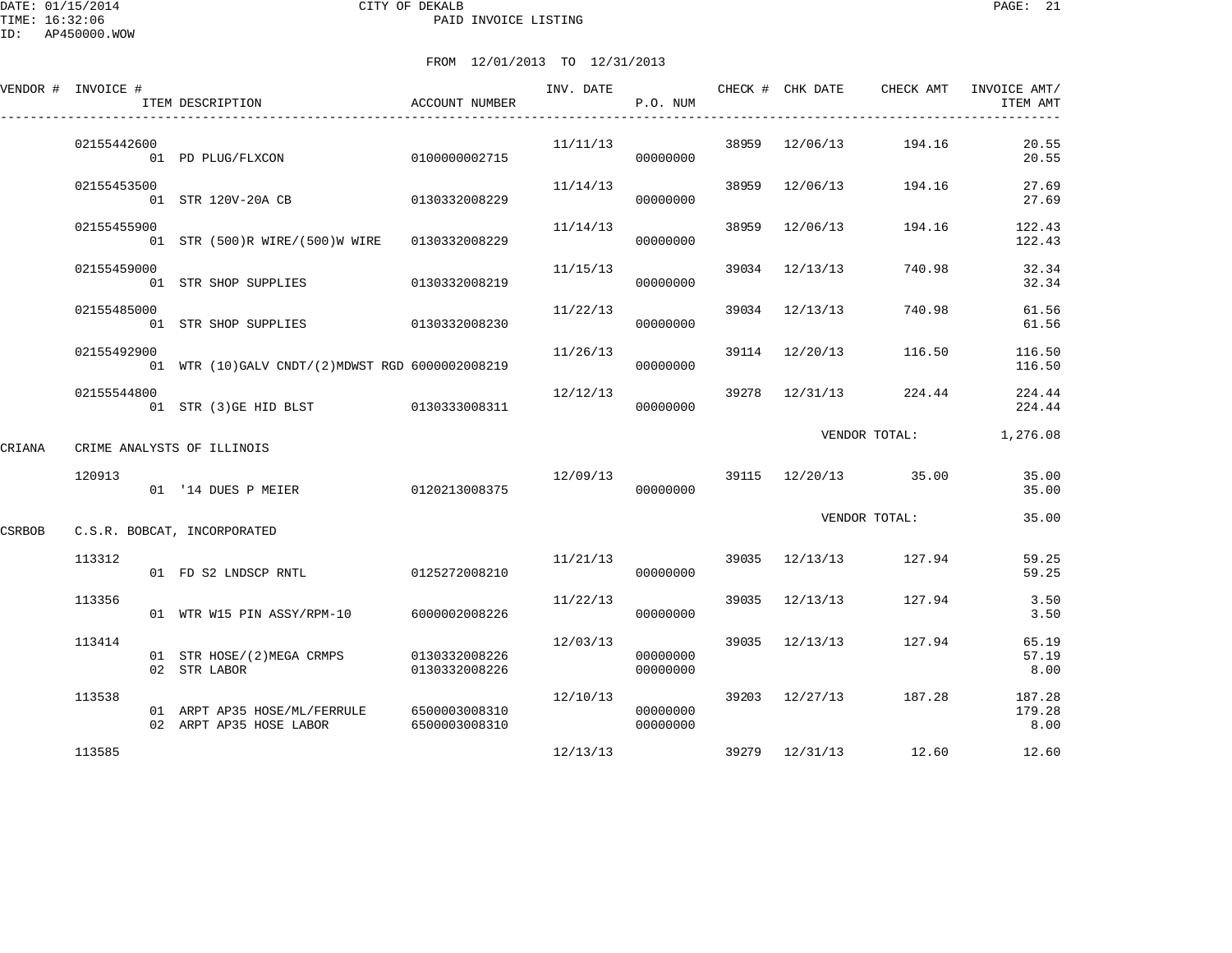CITY OF DEKALB
PAID INVOICE LISTING

FROM 12/01/2013 TO 12/31/2013

| VENDOR # | INVOICE # | ITEM DESCRIPTION | ACCOUNT NUMBER | INV. DATE | P.O. NUM | CHECK # | CHK DATE | CHECK AMT | INVOICE AMT/ ITEM AMT |
|---|---|---|---|---|---|---|---|---|---|
| | 02155442600 | | | 11/11/13 | | 38959 | 12/06/13 | 194.16 | 20.55 |
| | | 01 PD PLUG/FLXCON | 0100000002715 | | 00000000 | | | | 20.55 |
| | 02155453500 | | | 11/14/13 | | 38959 | 12/06/13 | 194.16 | 27.69 |
| | | 01 STR 120V-20A CB | 0130332008229 | | 00000000 | | | | 27.69 |
| | 02155455900 | | | 11/14/13 | | 38959 | 12/06/13 | 194.16 | 122.43 |
| | | 01 STR (500)R WIRE/(500)W WIRE | 0130332008229 | | 00000000 | | | | 122.43 |
| | 02155459000 | | | 11/15/13 | | 39034 | 12/13/13 | 740.98 | 32.34 |
| | | 01 STR SHOP SUPPLIES | 0130332008219 | | 00000000 | | | | 32.34 |
| | 02155485000 | | | 11/22/13 | | 39034 | 12/13/13 | 740.98 | 61.56 |
| | | 01 STR SHOP SUPPLIES | 0130332008230 | | 00000000 | | | | 61.56 |
| | 02155492900 | | | 11/26/13 | | 39114 | 12/20/13 | 116.50 | 116.50 |
| | | 01 WTR (10)GALV CNDT/(2)MDWST RGD | 6000002008219 | | 00000000 | | | | 116.50 |
| | 02155544800 | | | 12/12/13 | | 39278 | 12/31/13 | 224.44 | 224.44 |
| | | 01 STR (3)GE HID BLST | 0130333008311 | | 00000000 | | | | 224.44 |
| | | | | | | | VENDOR TOTAL: | | 1,276.08 |
| CRIANA | CRIME ANALYSTS OF ILLINOIS | | | | | | | | |
| | 120913 | | | 12/09/13 | | 39115 | 12/20/13 | 35.00 | 35.00 |
| | | 01 '14 DUES P MEIER | 0120213008375 | | 00000000 | | | | 35.00 |
| | | | | | | | VENDOR TOTAL: | | 35.00 |
| CSRBOB | C.S.R. BOBCAT, INCORPORATED | | | | | | | | |
| | 113312 | | | 11/21/13 | | 39035 | 12/13/13 | 127.94 | 59.25 |
| | | 01 FD S2 LNDSCP RNTL | 0125272008210 | | 00000000 | | | | 59.25 |
| | 113356 | | | 11/22/13 | | 39035 | 12/13/13 | 127.94 | 3.50 |
| | | 01 WTR W15 PIN ASSY/RPM-10 | 6000002008226 | | 00000000 | | | | 3.50 |
| | 113414 | | | 12/03/13 | | 39035 | 12/13/13 | 127.94 | 65.19 |
| | | 01 STR HOSE/(2)MEGA CRMPS | 0130332008226 | | 00000000 | | | | 57.19 |
| | | 02 STR LABOR | 0130332008226 | | 00000000 | | | | 8.00 |
| | 113538 | | | 12/10/13 | | 39203 | 12/27/13 | 187.28 | 187.28 |
| | | 01 ARPT AP35 HOSE/ML/FERRULE | 6500003008310 | | 00000000 | | | | 179.28 |
| | | 02 ARPT AP35 HOSE LABOR | 6500003008310 | | 00000000 | | | | 8.00 |
| | 113585 | | | 12/13/13 | | 39279 | 12/31/13 | 12.60 | 12.60 |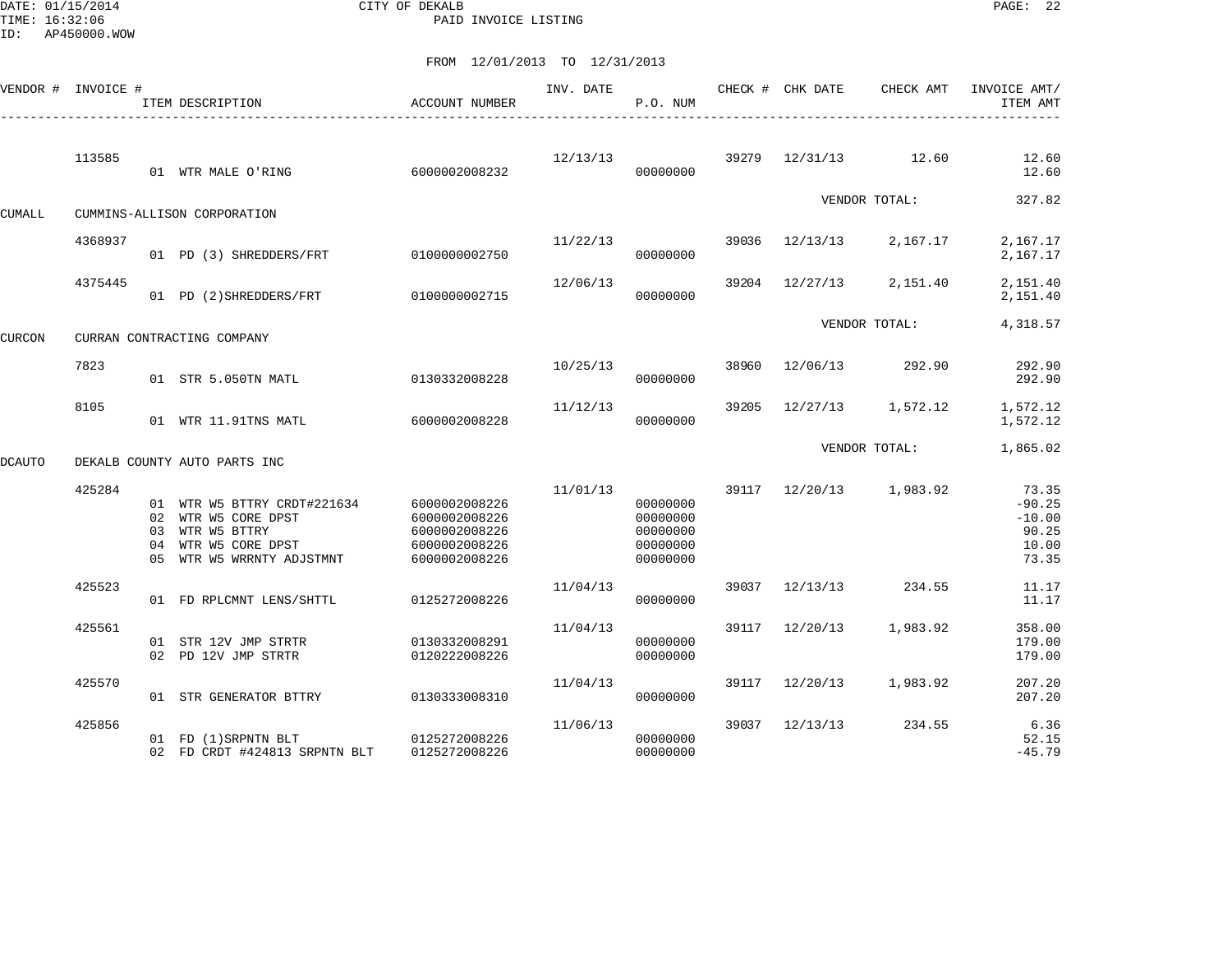CITY OF DEKALB
PAID INVOICE LISTING

FROM 12/01/2013 TO 12/31/2013

| VENDOR # | INVOICE # | ITEM DESCRIPTION | ACCOUNT NUMBER | INV. DATE | P.O. NUM | CHECK # | CHK DATE | CHECK AMT | INVOICE AMT/ ITEM AMT |
|---|---|---|---|---|---|---|---|---|---|
| | 113585 | | | 12/13/13 | | 39279 | 12/31/13 | 12.60 | 12.60 |
| | | 01 WTR MALE O'RING | 6000002008232 | | 00000000 | | | | 12.60 |
| | | | | | | | | VENDOR TOTAL: | 327.82 |
| CUMALL | CUMMINS-ALLISON CORPORATION | | | | | | | | |
| | 4368937 | | | 11/22/13 | | 39036 | 12/13/13 | 2,167.17 | 2,167.17 |
| | | 01 PD (3) SHREDDERS/FRT | 0100000002750 | | 00000000 | | | | 2,167.17 |
| | 4375445 | | | 12/06/13 | | 39204 | 12/27/13 | 2,151.40 | 2,151.40 |
| | | 01 PD (2)SHREDDERS/FRT | 0100000002715 | | 00000000 | | | | 2,151.40 |
| | | | | | | | | VENDOR TOTAL: | 4,318.57 |
| CURCON | CURRAN CONTRACTING COMPANY | | | | | | | | |
| | 7823 | | | 10/25/13 | | 38960 | 12/06/13 | 292.90 | 292.90 |
| | | 01 STR 5.050TN MATL | 0130332008228 | | 00000000 | | | | 292.90 |
| | 8105 | | | 11/12/13 | | 39205 | 12/27/13 | 1,572.12 | 1,572.12 |
| | | 01 WTR 11.91TNS MATL | 6000002008228 | | 00000000 | | | | 1,572.12 |
| | | | | | | | | VENDOR TOTAL: | 1,865.02 |
| DCAUTO | DEKALB COUNTY AUTO PARTS INC | | | | | | | | |
| | 425284 | | | 11/01/13 | | 39117 | 12/20/13 | 1,983.92 | 73.35 |
| | | 01 WTR W5 BTTRY CRDT#221634 | 6000002008226 | | 00000000 | | | | -90.25 |
| | | 02 WTR W5 CORE DPST | 6000002008226 | | 00000000 | | | | -10.00 |
| | | 03 WTR W5 BTTRY | 6000002008226 | | 00000000 | | | | 90.25 |
| | | 04 WTR W5 CORE DPST | 6000002008226 | | 00000000 | | | | 10.00 |
| | | 05 WTR W5 WRRNTY ADJSTMNT | 6000002008226 | | 00000000 | | | | 73.35 |
| | 425523 | | | 11/04/13 | | 39037 | 12/13/13 | 234.55 | 11.17 |
| | | 01 FD RPLCMNT LENS/SHTTL | 0125272008226 | | 00000000 | | | | 11.17 |
| | 425561 | | | 11/04/13 | | 39117 | 12/20/13 | 1,983.92 | 358.00 |
| | | 01 STR 12V JMP STRTR | 0130332008291 | | 00000000 | | | | 179.00 |
| | | 02 PD 12V JMP STRTR | 0120222008226 | | 00000000 | | | | 179.00 |
| | 425570 | | | 11/04/13 | | 39117 | 12/20/13 | 1,983.92 | 207.20 |
| | | 01 STR GENERATOR BTTRY | 0130333008310 | | 00000000 | | | | 207.20 |
| | 425856 | | | 11/06/13 | | 39037 | 12/13/13 | 234.55 | 6.36 |
| | | 01 FD (1)SRPNTN BLT | 0125272008226 | | 00000000 | | | | 52.15 |
| | | 02 FD CRDT #424813 SRPNTN BLT | 0125272008226 | | 00000000 | | | | -45.79 |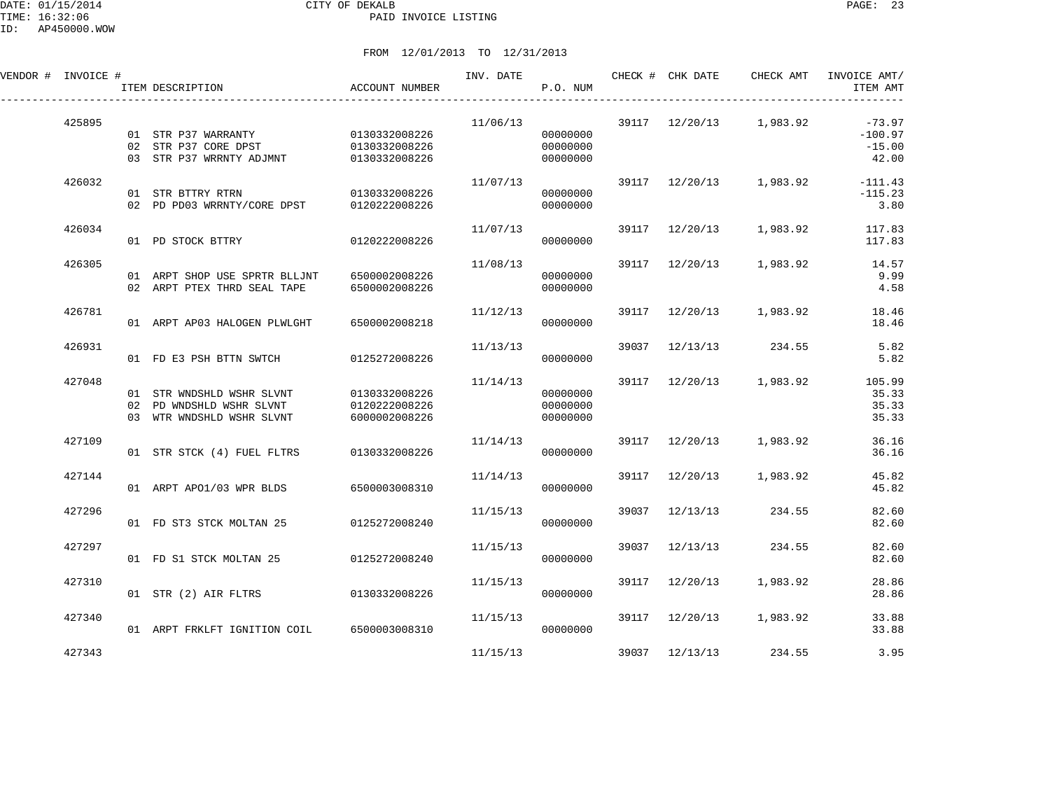CITY OF DEKALB

PAID INVOICE LISTING

FROM 12/01/2013 TO 12/31/2013

| VENDOR # | INVOICE # | ITEM DESCRIPTION | ACCOUNT NUMBER | INV. DATE | P.O. NUM | CHECK # | CHK DATE | CHECK AMT | INVOICE AMT/ ITEM AMT |
|---|---|---|---|---|---|---|---|---|---|
| | 425895 | | | 11/06/13 | | 39117 | 12/20/13 | 1,983.92 | -73.97 |
| | | 01 STR P37 WARRANTY | 0130332008226 | | 00000000 | | | | -100.97 |
| | | 02 STR P37 CORE DPST | 0130332008226 | | 00000000 | | | | -15.00 |
| | | 03 STR P37 WRRNTY ADJMNT | 0130332008226 | | 00000000 | | | | 42.00 |
| | 426032 | | | 11/07/13 | | 39117 | 12/20/13 | 1,983.92 | -111.43 |
| | | 01 STR BTTRY RTRN | 0130332008226 | | 00000000 | | | | -115.23 |
| | | 02 PD PD03 WRRNTY/CORE DPST | 0120222008226 | | 00000000 | | | | 3.80 |
| | 426034 | | | 11/07/13 | | 39117 | 12/20/13 | 1,983.92 | 117.83 |
| | | 01 PD STOCK BTTRY | 0120222008226 | | 00000000 | | | | 117.83 |
| | 426305 | | | 11/08/13 | | 39117 | 12/20/13 | 1,983.92 | 14.57 |
| | | 01 ARPT SHOP USE SPRTR BLLJNT | 6500002008226 | | 00000000 | | | | 9.99 |
| | | 02 ARPT PTEX THRD SEAL TAPE | 6500002008226 | | 00000000 | | | | 4.58 |
| | 426781 | | | 11/12/13 | | 39117 | 12/20/13 | 1,983.92 | 18.46 |
| | | 01 ARPT AP03 HALOGEN PLWLGHT | 6500002008218 | | 00000000 | | | | 18.46 |
| | 426931 | | | 11/13/13 | | 39037 | 12/13/13 | 234.55 | 5.82 |
| | | 01 FD E3 PSH BTTN SWTCH | 0125272008226 | | 00000000 | | | | 5.82 |
| | 427048 | | | 11/14/13 | | 39117 | 12/20/13 | 1,983.92 | 105.99 |
| | | 01 STR WNDSHLD WSHR SLVNT | 0130332008226 | | 00000000 | | | | 35.33 |
| | | 02 PD WNDSHLD WSHR SLVNT | 0120222008226 | | 00000000 | | | | 35.33 |
| | | 03 WTR WNDSHLD WSHR SLVNT | 6000002008226 | | 00000000 | | | | 35.33 |
| | 427109 | | | 11/14/13 | | 39117 | 12/20/13 | 1,983.92 | 36.16 |
| | | 01 STR STCK (4) FUEL FLTRS | 0130332008226 | | 00000000 | | | | 36.16 |
| | 427144 | | | 11/14/13 | | 39117 | 12/20/13 | 1,983.92 | 45.82 |
| | | 01 ARPT APO1/03 WPR BLDS | 6500003008310 | | 00000000 | | | | 45.82 |
| | 427296 | | | 11/15/13 | | 39037 | 12/13/13 | 234.55 | 82.60 |
| | | 01 FD ST3 STCK MOLTAN 25 | 0125272008240 | | 00000000 | | | | 82.60 |
| | 427297 | | | 11/15/13 | | 39037 | 12/13/13 | 234.55 | 82.60 |
| | | 01 FD S1 STCK MOLTAN 25 | 0125272008240 | | 00000000 | | | | 82.60 |
| | 427310 | | | 11/15/13 | | 39117 | 12/20/13 | 1,983.92 | 28.86 |
| | | 01 STR (2) AIR FLTRS | 0130332008226 | | 00000000 | | | | 28.86 |
| | 427340 | | | 11/15/13 | | 39117 | 12/20/13 | 1,983.92 | 33.88 |
| | | 01 ARPT FRKLFT IGNITION COIL | 6500003008310 | | 00000000 | | | | 33.88 |
| | 427343 | | | 11/15/13 | | 39037 | 12/13/13 | 234.55 | 3.95 |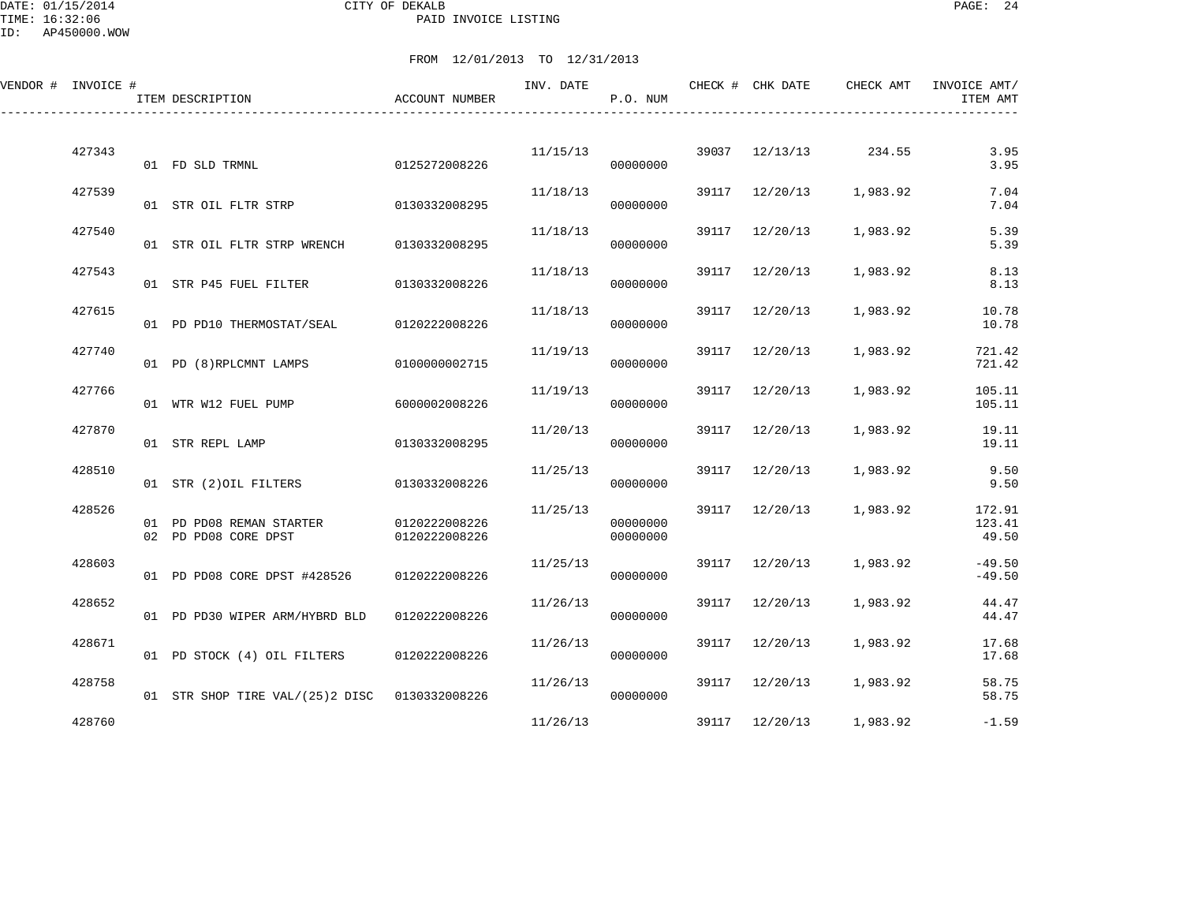DATE: 01/15/2014 CITY OF DEKALB
TIME: 16:32:06 PAID INVOICE LISTING
ID: AP450000.WOW

FROM 12/01/2013 TO 12/31/2013

| VENDOR # | INVOICE # | ITEM DESCRIPTION | ACCOUNT NUMBER | INV. DATE | P.O. NUM | CHECK # | CHK DATE | CHECK AMT | INVOICE AMT/ ITEM AMT |
|---|---|---|---|---|---|---|---|---|---|
| | 427343 | | | 11/15/13 | | 39037 | 12/13/13 | 234.55 | 3.95 |
| | | 01 FD SLD TRMNL | 0125272008226 | | 00000000 | | | | 3.95 |
| | 427539 | | | 11/18/13 | | 39117 | 12/20/13 | 1,983.92 | 7.04 |
| | | 01 STR OIL FLTR STRP | 0130332008295 | | 00000000 | | | | 7.04 |
| | 427540 | | | 11/18/13 | | 39117 | 12/20/13 | 1,983.92 | 5.39 |
| | | 01 STR OIL FLTR STRP WRENCH | 0130332008295 | | 00000000 | | | | 5.39 |
| | 427543 | | | 11/18/13 | | 39117 | 12/20/13 | 1,983.92 | 8.13 |
| | | 01 STR P45 FUEL FILTER | 0130332008226 | | 00000000 | | | | 8.13 |
| | 427615 | | | 11/18/13 | | 39117 | 12/20/13 | 1,983.92 | 10.78 |
| | | 01 PD PD10 THERMOSTAT/SEAL | 0120222008226 | | 00000000 | | | | 10.78 |
| | 427740 | | | 11/19/13 | | 39117 | 12/20/13 | 1,983.92 | 721.42 |
| | | 01 PD (8)RPLCMNT LAMPS | 0100000002715 | | 00000000 | | | | 721.42 |
| | 427766 | | | 11/19/13 | | 39117 | 12/20/13 | 1,983.92 | 105.11 |
| | | 01 WTR W12 FUEL PUMP | 6000002008226 | | 00000000 | | | | 105.11 |
| | 427870 | | | 11/20/13 | | 39117 | 12/20/13 | 1,983.92 | 19.11 |
| | | 01 STR REPL LAMP | 0130332008295 | | 00000000 | | | | 19.11 |
| | 428510 | | | 11/25/13 | | 39117 | 12/20/13 | 1,983.92 | 9.50 |
| | | 01 STR (2)OIL FILTERS | 0130332008226 | | 00000000 | | | | 9.50 |
| | 428526 | | | 11/25/13 | | 39117 | 12/20/13 | 1,983.92 | 172.91 |
| | | 01 PD PD08 REMAN STARTER | 0120222008226 | | 00000000 | | | | 123.41 |
| | | 02 PD PD08 CORE DPST | 0120222008226 | | 00000000 | | | | 49.50 |
| | 428603 | | | 11/25/13 | | 39117 | 12/20/13 | 1,983.92 | -49.50 |
| | | 01 PD PD08 CORE DPST #428526 | 0120222008226 | | 00000000 | | | | -49.50 |
| | 428652 | | | 11/26/13 | | 39117 | 12/20/13 | 1,983.92 | 44.47 |
| | | 01 PD PD30 WIPER ARM/HYBRD BLD | 0120222008226 | | 00000000 | | | | 44.47 |
| | 428671 | | | 11/26/13 | | 39117 | 12/20/13 | 1,983.92 | 17.68 |
| | | 01 PD STOCK (4) OIL FILTERS | 0120222008226 | | 00000000 | | | | 17.68 |
| | 428758 | | | 11/26/13 | | 39117 | 12/20/13 | 1,983.92 | 58.75 |
| | | 01 STR SHOP TIRE VAL/(25)2 DISC | 0130332008226 | | 00000000 | | | | 58.75 |
| | 428760 | | | 11/26/13 | | 39117 | 12/20/13 | 1,983.92 | -1.59 |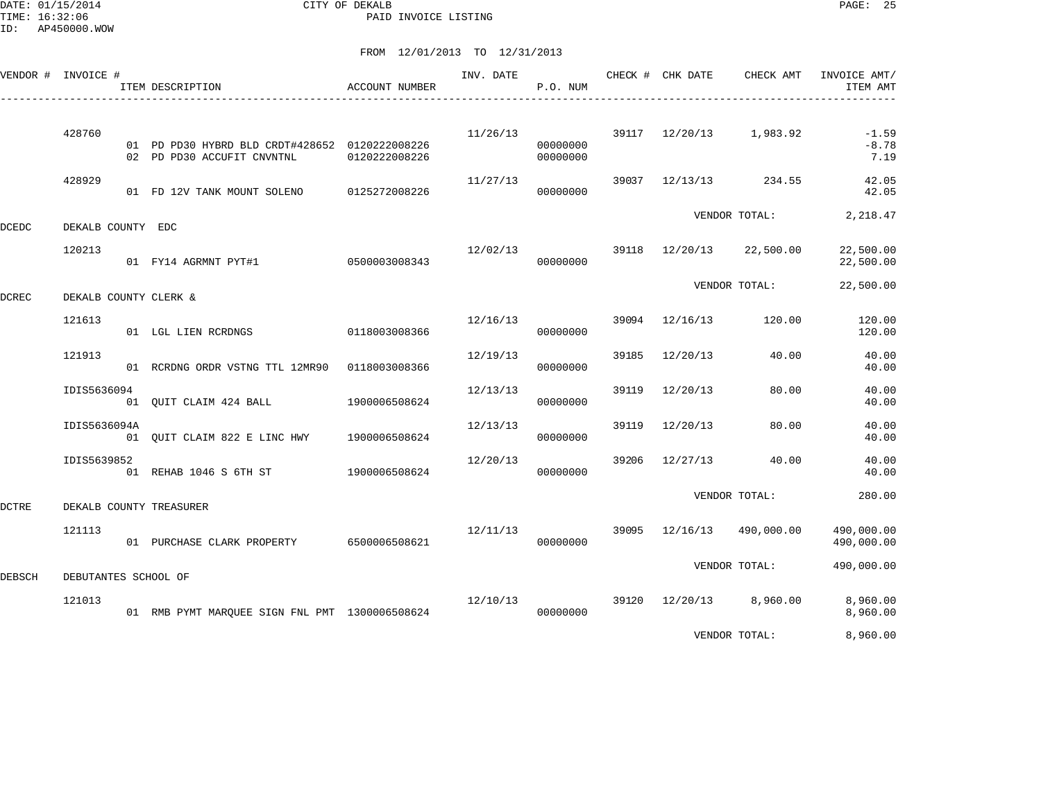DATE: 01/15/2014 CITY OF DEKALB
TIME: 16:32:06 PAID INVOICE LISTING
ID: AP450000.WOW

FROM 12/01/2013 TO 12/31/2013

| VENDOR # | INVOICE # | ITEM DESCRIPTION | ACCOUNT NUMBER | INV. DATE | P.O. NUM | CHECK # | CHK DATE | CHECK AMT | INVOICE AMT/ ITEM AMT |
|---|---|---|---|---|---|---|---|---|---|
| | 428760 | | | 11/26/13 | | 39117 | 12/20/13 | 1,983.92 | -1.59 |
| | | 01 PD PD30 HYBRD BLD CRDT#428652 | 0120222008226 | | 00000000 | | | | -8.78 |
| | | 02 PD PD30 ACCUFIT CNVNTNL | 0120222008226 | | 00000000 | | | | 7.19 |
| | 428929 | | | 11/27/13 | | 39037 | 12/13/13 | 234.55 | 42.05 |
| | | 01 FD 12V TANK MOUNT SOLENO | 0125272008226 | | 00000000 | | | | 42.05 |
| | | | | | | | VENDOR TOTAL: | | 2,218.47 |
| DCEDC | DEKALB COUNTY EDC | | | | | | | | |
| | 120213 | | | 12/02/13 | | 39118 | 12/20/13 | 22,500.00 | 22,500.00 |
| | | 01 FY14 AGRMNT PYT#1 | 0500003008343 | | 00000000 | | | | 22,500.00 |
| | | | | | | | VENDOR TOTAL: | | 22,500.00 |
| DCREC | DEKALB COUNTY CLERK & | | | | | | | | |
| | 121613 | | | 12/16/13 | | 39094 | 12/16/13 | 120.00 | 120.00 |
| | | 01 LGL LIEN RCRDNGS | 0118003008366 | | 00000000 | | | | 120.00 |
| | 121913 | | | 12/19/13 | | 39185 | 12/20/13 | 40.00 | 40.00 |
| | | 01 RCRDNG ORDR VSTNG TTL 12MR90 | 0118003008366 | | 00000000 | | | | 40.00 |
| | IDIS5636094 | | | 12/13/13 | | 39119 | 12/20/13 | 80.00 | 40.00 |
| | | 01 QUIT CLAIM 424 BALL | 1900006508624 | | 00000000 | | | | 40.00 |
| | IDIS5636094A | | | 12/13/13 | | 39119 | 12/20/13 | 80.00 | 40.00 |
| | | 01 QUIT CLAIM 822 E LINC HWY | 1900006508624 | | 00000000 | | | | 40.00 |
| | IDIS5639852 | | | 12/20/13 | | 39206 | 12/27/13 | 40.00 | 40.00 |
| | | 01 REHAB 1046 S 6TH ST | 1900006508624 | | 00000000 | | | | 40.00 |
| | | | | | | | VENDOR TOTAL: | | 280.00 |
| DCTRE | DEKALB COUNTY TREASURER | | | | | | | | |
| | 121113 | | | 12/11/13 | | 39095 | 12/16/13 | 490,000.00 | 490,000.00 |
| | | 01 PURCHASE CLARK PROPERTY | 6500006508621 | | 00000000 | | | | 490,000.00 |
| | | | | | | | VENDOR TOTAL: | | 490,000.00 |
| DEBSCH | DEBUTANTES SCHOOL OF | | | | | | | | |
| | 121013 | | | 12/10/13 | | 39120 | 12/20/13 | 8,960.00 | 8,960.00 |
| | | 01 RMB PYMT MARQUEE SIGN FNL PMT | 1300006508624 | | 00000000 | | | | 8,960.00 |
| | | | | | | | VENDOR TOTAL: | | 8,960.00 |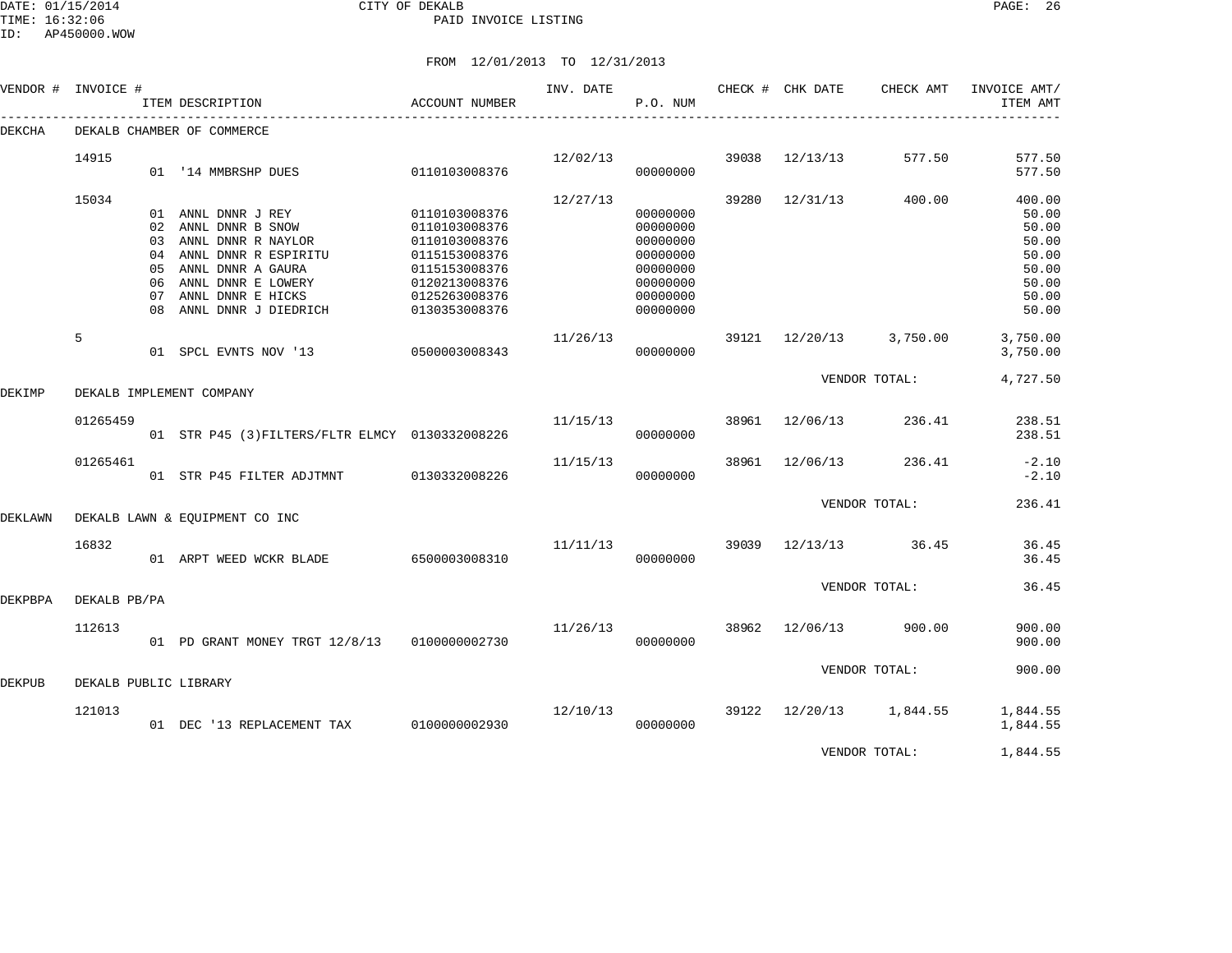CITY OF DEKALB
PAID INVOICE LISTING

DATE: 01/15/2014
TIME: 16:32:06
ID: AP450000.WOW

FROM 12/01/2013 TO 12/31/2013

| VENDOR # | INVOICE # | ITEM DESCRIPTION | ACCOUNT NUMBER | INV. DATE | P.O. NUM | CHECK # | CHK DATE | CHECK AMT | INVOICE AMT/ ITEM AMT |
|---|---|---|---|---|---|---|---|---|---|
| DEKCHA | DEKALB CHAMBER OF COMMERCE | | | | | | | | |
| | 14915 | | | 12/02/13 | | 39038 | 12/13/13 | 577.50 | 577.50 |
| | | 01 '14 MMBRSHP DUES | 0110103008376 | | 00000000 | | | | 577.50 |
| | 15034 | | | 12/27/13 | | 39280 | 12/31/13 | 400.00 | 400.00 |
| | | 01 ANNL DNNR J REY | 0110103008376 | | 00000000 | | | | 50.00 |
| | | 02 ANNL DNNR B SNOW | 0110103008376 | | 00000000 | | | | 50.00 |
| | | 03 ANNL DNNR R NAYLOR | 0110103008376 | | 00000000 | | | | 50.00 |
| | | 04 ANNL DNNR R ESPIRITU | 0115153008376 | | 00000000 | | | | 50.00 |
| | | 05 ANNL DNNR A GAURA | 0115153008376 | | 00000000 | | | | 50.00 |
| | | 06 ANNL DNNR E LOWERY | 0120213008376 | | 00000000 | | | | 50.00 |
| | | 07 ANNL DNNR E HICKS | 0125263008376 | | 00000000 | | | | 50.00 |
| | | 08 ANNL DNNR J DIEDRICH | 0130353008376 | | 00000000 | | | | 50.00 |
| | 5 | | | 11/26/13 | | 39121 | 12/20/13 | 3,750.00 | 3,750.00 |
| | | 01 SPCL EVNTS NOV '13 | 0500003008343 | | 00000000 | | | | 3,750.00 |
| | | | | | | | | VENDOR TOTAL: | 4,727.50 |
| DEKIMP | DEKALB IMPLEMENT COMPANY | | | | | | | | |
| | 01265459 | | | 11/15/13 | | 38961 | 12/06/13 | 236.41 | 238.51 |
| | | 01 STR P45 (3)FILTERS/FLTR ELMCY | 0130332008226 | | 00000000 | | | | 238.51 |
| | 01265461 | | | 11/15/13 | | 38961 | 12/06/13 | 236.41 | -2.10 |
| | | 01 STR P45 FILTER ADJTMNT | 0130332008226 | | 00000000 | | | | -2.10 |
| | | | | | | | | VENDOR TOTAL: | 236.41 |
| DEKLAWN | DEKALB LAWN & EQUIPMENT CO INC | | | | | | | | |
| | 16832 | | | 11/11/13 | | 39039 | 12/13/13 | 36.45 | 36.45 |
| | | 01 ARPT WEED WCKR BLADE | 6500003008310 | | 00000000 | | | | 36.45 |
| | | | | | | | | VENDOR TOTAL: | 36.45 |
| DEKPBPA | DEKALB PB/PA | | | | | | | | |
| | 112613 | | | 11/26/13 | | 38962 | 12/06/13 | 900.00 | 900.00 |
| | | 01 PD GRANT MONEY TRGT 12/8/13 | 0100000002730 | | 00000000 | | | | 900.00 |
| | | | | | | | | VENDOR TOTAL: | 900.00 |
| DEKPUB | DEKALB PUBLIC LIBRARY | | | | | | | | |
| | 121013 | | | 12/10/13 | | 39122 | 12/20/13 | 1,844.55 | 1,844.55 |
| | | 01 DEC '13 REPLACEMENT TAX | 0100000002930 | | 00000000 | | | | 1,844.55 |
| | | | | | | | | VENDOR TOTAL: | 1,844.55 |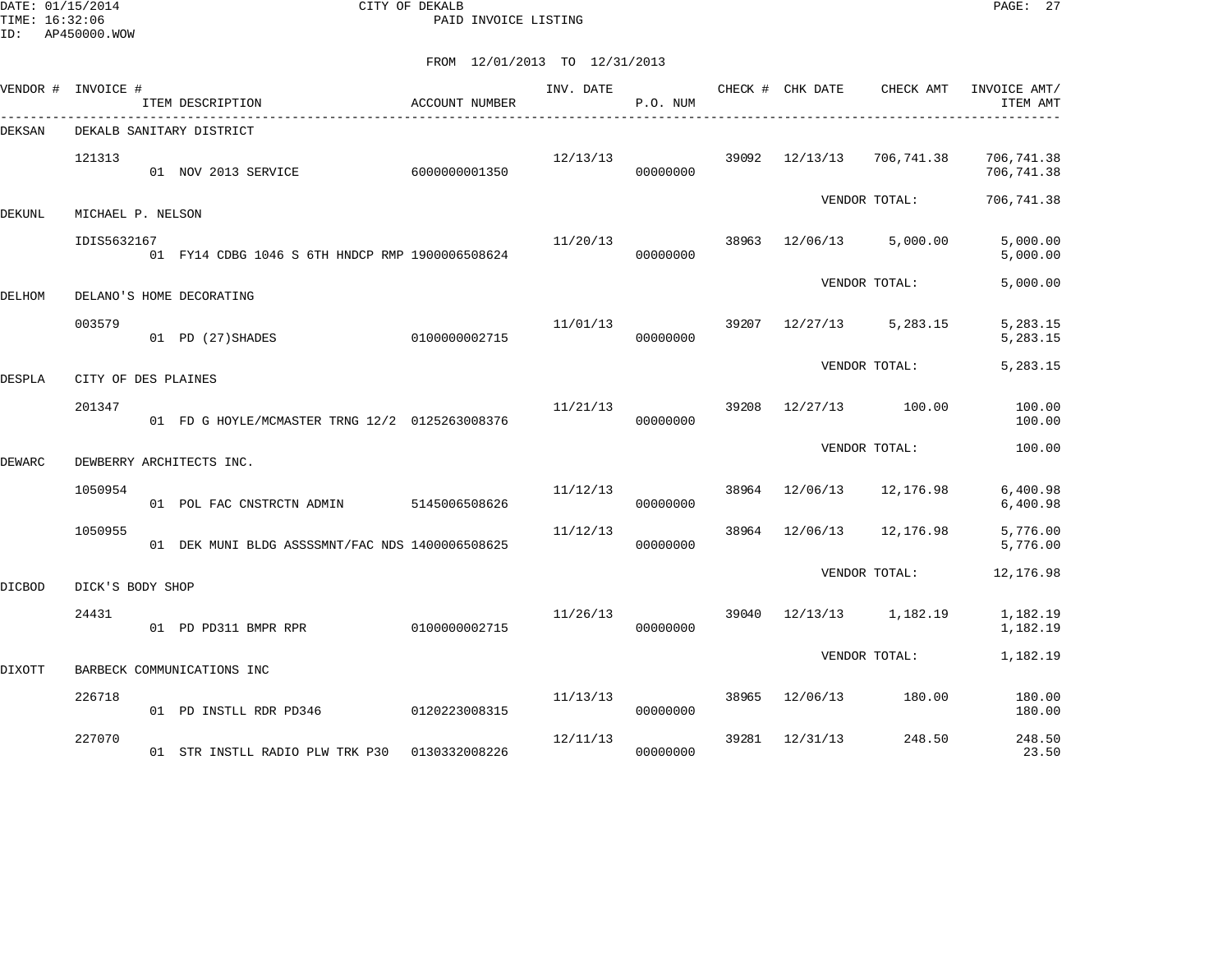CITY OF DEKALB
PAID INVOICE LISTING

DATE: 01/15/2014
TIME: 16:32:06
ID: AP450000.WOW

FROM 12/01/2013 TO 12/31/2013

| VENDOR # | INVOICE # / ITEM DESCRIPTION | ACCOUNT NUMBER | INV. DATE | P.O. NUM | CHECK # | CHK DATE | CHECK AMT | INVOICE AMT/ ITEM AMT |
|---|---|---|---|---|---|---|---|---|
| DEKSAN | DEKALB SANITARY DISTRICT | | | | | | | |
| | 121313 | | 12/13/13 | | 39092 | 12/13/13 | 706,741.38 | 706,741.38 |
| | 01 NOV 2013 SERVICE | 6000000001350 | | 00000000 | | | | 706,741.38 |
| | | | | | | | VENDOR TOTAL: | 706,741.38 |
| DEKUNL | MICHAEL P. NELSON | | | | | | | |
| | IDIS5632167 | | 11/20/13 | | 38963 | 12/06/13 | 5,000.00 | 5,000.00 |
| | 01 FY14 CDBG 1046 S 6TH HNDCP RMP | 1900006508624 | | 00000000 | | | | 5,000.00 |
| | | | | | | | VENDOR TOTAL: | 5,000.00 |
| DELHOM | DELANO'S HOME DECORATING | | | | | | | |
| | 003579 | | 11/01/13 | | 39207 | 12/27/13 | 5,283.15 | 5,283.15 |
| | 01 PD (27)SHADES | 0100000002715 | | 00000000 | | | | 5,283.15 |
| | | | | | | | VENDOR TOTAL: | 5,283.15 |
| DESPLA | CITY OF DES PLAINES | | | | | | | |
| | 201347 | | 11/21/13 | | 39208 | 12/27/13 | 100.00 | 100.00 |
| | 01 FD G HOYLE/MCMASTER TRNG 12/2 | 0125263008376 | | 00000000 | | | | 100.00 |
| | | | | | | | VENDOR TOTAL: | 100.00 |
| DEWARC | DEWBERRY ARCHITECTS INC. | | | | | | | |
| | 1050954 | | 11/12/13 | | 38964 | 12/06/13 | 12,176.98 | 6,400.98 |
| | 01 POL FAC CNSTRCTN ADMIN | 5145006508626 | | 00000000 | | | | 6,400.98 |
| | 1050955 | | 11/12/13 | | 38964 | 12/06/13 | 12,176.98 | 5,776.00 |
| | 01 DEK MUNI BLDG ASSSSMNT/FAC NDS | 1400006508625 | | 00000000 | | | | 5,776.00 |
| | | | | | | | VENDOR TOTAL: | 12,176.98 |
| DICBOD | DICK'S BODY SHOP | | | | | | | |
| | 24431 | | 11/26/13 | | 39040 | 12/13/13 | 1,182.19 | 1,182.19 |
| | 01 PD PD311 BMPR RPR | 0100000002715 | | 00000000 | | | | 1,182.19 |
| | | | | | | | VENDOR TOTAL: | 1,182.19 |
| DIXOTT | BARBECK COMMUNICATIONS INC | | | | | | | |
| | 226718 | | 11/13/13 | | 38965 | 12/06/13 | 180.00 | 180.00 |
| | 01 PD INSTLL RDR PD346 | 0120223008315 | | 00000000 | | | | 180.00 |
| | 227070 | | 12/11/13 | | 39281 | 12/31/13 | 248.50 | 248.50 |
| | 01 STR INSTLL RADIO PLW TRK P30 | 0130332008226 | | 00000000 | | | | 23.50 |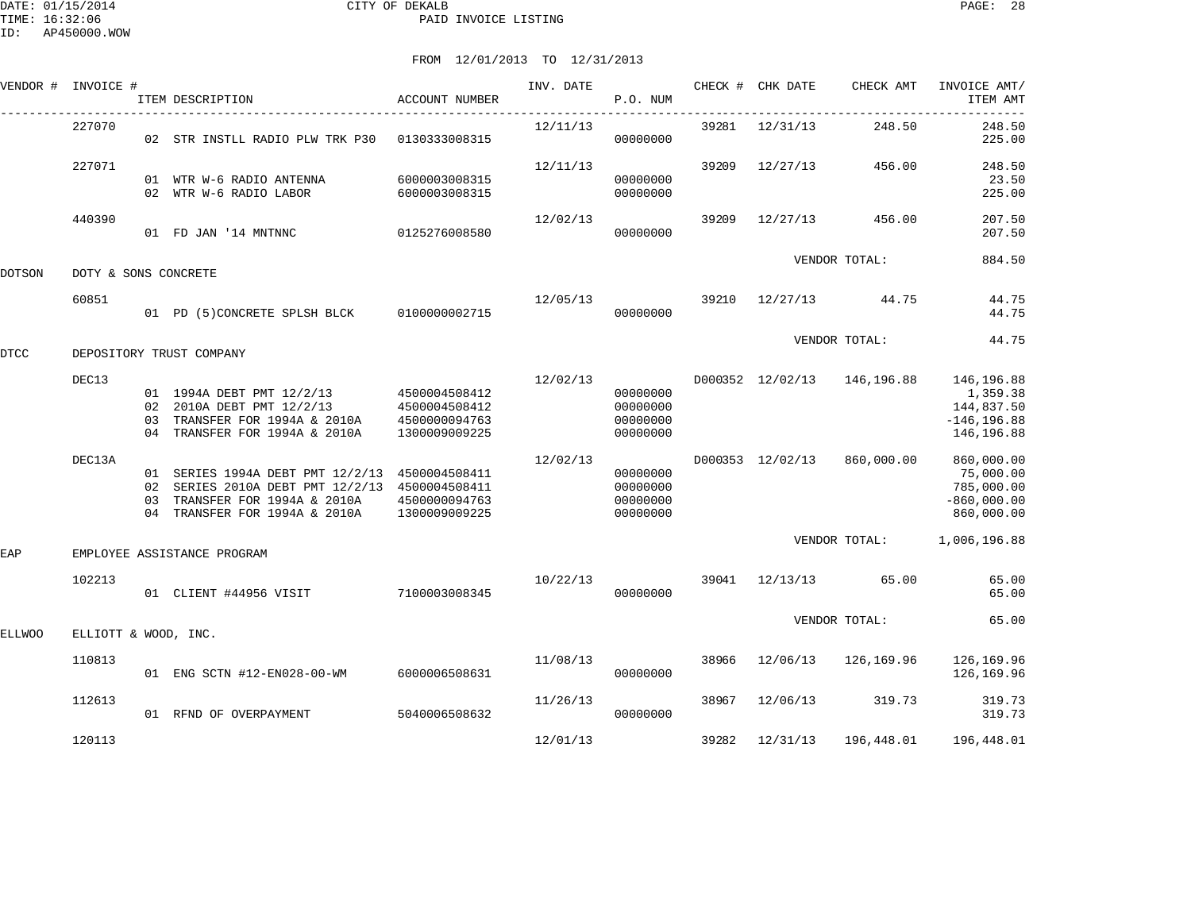FROM 12/01/2013 TO 12/31/2013

| VENDOR # | INVOICE # | ITEM DESCRIPTION | ACCOUNT NUMBER | INV. DATE | P.O. NUM | CHECK # | CHK DATE | CHECK AMT | INVOICE AMT/ ITEM AMT |
|---|---|---|---|---|---|---|---|---|---|
| | 227070 | | | 12/11/13 | | 39281 | 12/31/13 | 248.50 | 248.50 |
| | | 02 STR INSTLL RADIO PLW TRK P30 | 0130333008315 | | 00000000 | | | | 225.00 |
| | 227071 | | | 12/11/13 | | 39209 | 12/27/13 | 456.00 | 248.50 |
| | | 01 WTR W-6 RADIO ANTENNA | 6000003008315 | | 00000000 | | | | 23.50 |
| | | 02 WTR W-6 RADIO LABOR | 6000003008315 | | 00000000 | | | | 225.00 |
| | 440390 | | | 12/02/13 | | 39209 | 12/27/13 | 456.00 | 207.50 |
| | | 01 FD JAN '14 MNTNNC | 0125276008580 | | 00000000 | | | | 207.50 |
| | | | | | | | VENDOR TOTAL: | | 884.50 |
| DOTSON | DOTY & SONS CONCRETE | | | | | | | | |
| | 60851 | | | 12/05/13 | | 39210 | 12/27/13 | 44.75 | 44.75 |
| | | 01 PD (5)CONCRETE SPLSH BLCK | 0100000002715 | | 00000000 | | | | 44.75 |
| | | | | | | | VENDOR TOTAL: | | 44.75 |
| DTCC | DEPOSITORY TRUST COMPANY | | | | | | | | |
| | DEC13 | | | 12/02/13 | | D000352 | 12/02/13 | 146,196.88 | 146,196.88 |
| | | 01 1994A DEBT PMT 12/2/13 | 4500004508412 | | 00000000 | | | | 1,359.38 |
| | | 02 2010A DEBT PMT 12/2/13 | 4500004508412 | | 00000000 | | | | 144,837.50 |
| | | 03 TRANSFER FOR 1994A & 2010A | 4500000094763 | | 00000000 | | | | -146,196.88 |
| | | 04 TRANSFER FOR 1994A & 2010A | 1300009009225 | | 00000000 | | | | 146,196.88 |
| | DEC13A | | | 12/02/13 | | D000353 | 12/02/13 | 860,000.00 | 860,000.00 |
| | | 01 SERIES 1994A DEBT PMT 12/2/13 | 4500004508411 | | 00000000 | | | | 75,000.00 |
| | | 02 SERIES 2010A DEBT PMT 12/2/13 | 4500004508411 | | 00000000 | | | | 785,000.00 |
| | | 03 TRANSFER FOR 1994A & 2010A | 4500000094763 | | 00000000 | | | | -860,000.00 |
| | | 04 TRANSFER FOR 1994A & 2010A | 1300009009225 | | 00000000 | | | | 860,000.00 |
| | | | | | | | VENDOR TOTAL: | | 1,006,196.88 |
| EAP | EMPLOYEE ASSISTANCE PROGRAM | | | | | | | | |
| | 102213 | | | 10/22/13 | | 39041 | 12/13/13 | 65.00 | 65.00 |
| | | 01 CLIENT #44956 VISIT | 7100003008345 | | 00000000 | | | | 65.00 |
| | | | | | | | VENDOR TOTAL: | | 65.00 |
| ELLWOO | ELLIOTT & WOOD, INC. | | | | | | | | |
| | 110813 | | | 11/08/13 | | 38966 | 12/06/13 | 126,169.96 | 126,169.96 |
| | | 01 ENG SCTN #12-EN028-00-WM | 6000006508631 | | 00000000 | | | | 126,169.96 |
| | 112613 | | | 11/26/13 | | 38967 | 12/06/13 | 319.73 | 319.73 |
| | | 01 RFND OF OVERPAYMENT | 5040006508632 | | 00000000 | | | | 319.73 |
| | 120113 | | | 12/01/13 | | 39282 | 12/31/13 | 196,448.01 | 196,448.01 |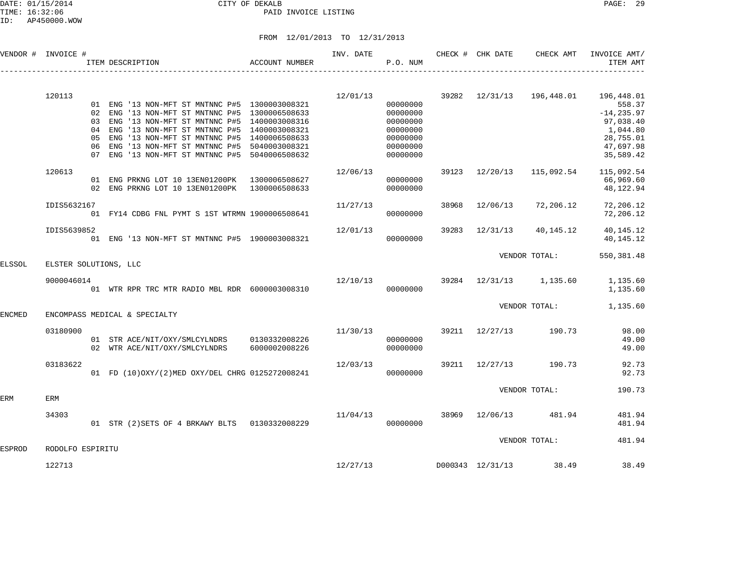CITY OF DEKALB
PAID INVOICE LISTING

DATE: 01/15/2014
TIME: 16:32:06
ID: AP450000.WOW

FROM 12/01/2013 TO 12/31/2013

| VENDOR # | INVOICE # | ITEM DESCRIPTION | ACCOUNT NUMBER | INV. DATE | P.O. NUM | CHECK # | CHK DATE | CHECK AMT | INVOICE AMT/ ITEM AMT |
|---|---|---|---|---|---|---|---|---|---|
| | 120113 | | | 12/01/13 | | 39282 | 12/31/13 | 196,448.01 | 196,448.01 |
| | | 01 ENG '13 NON-MFT ST MNTNNC P#5 | 1300003008321 | | 00000000 | | | | 558.37 |
| | | 02 ENG '13 NON-MFT ST MNTNNC P#5 | 1300006508633 | | 00000000 | | | | -14,235.97 |
| | | 03 ENG '13 NON-MFT ST MNTNNC P#5 | 1400003008316 | | 00000000 | | | | 97,038.40 |
| | | 04 ENG '13 NON-MFT ST MNTNNC P#5 | 1400003008321 | | 00000000 | | | | 1,044.80 |
| | | 05 ENG '13 NON-MFT ST MNTNNC P#5 | 1400006508633 | | 00000000 | | | | 28,755.01 |
| | | 06 ENG '13 NON-MFT ST MNTNNC P#5 | 5040003008321 | | 00000000 | | | | 47,697.98 |
| | | 07 ENG '13 NON-MFT ST MNTNNC P#5 | 5040006508632 | | 00000000 | | | | 35,589.42 |
| | 120613 | | | 12/06/13 | | 39123 | 12/20/13 | 115,092.54 | 115,092.54 |
| | | 01 ENG PRKNG LOT 10 13EN01200PK | 1300006508627 | | 00000000 | | | | 66,969.60 |
| | | 02 ENG PRKNG LOT 10 13EN01200PK | 1300006508633 | | 00000000 | | | | 48,122.94 |
| | IDIS5632167 | | | 11/27/13 | | 38968 | 12/06/13 | 72,206.12 | 72,206.12 |
| | | 01 FY14 CDBG FNL PYMT S 1ST WTRMN | 1900006508641 | | 00000000 | | | | 72,206.12 |
| | IDIS5639852 | | | 12/01/13 | | 39283 | 12/31/13 | 40,145.12 | 40,145.12 |
| | | 01 ENG '13 NON-MFT ST MNTNNC P#5 | 1900003008321 | | 00000000 | | | | 40,145.12 |
| | | | | | | | | VENDOR TOTAL: | 550,381.48 |
| ELSSOL | ELSTER SOLUTIONS, LLC | | | | | | | | |
| | 9000046014 | | | 12/10/13 | | 39284 | 12/31/13 | 1,135.60 | 1,135.60 |
| | | 01 WTR RPR TRC MTR RADIO MBL RDR | 6000003008310 | | 00000000 | | | | 1,135.60 |
| | | | | | | | | VENDOR TOTAL: | 1,135.60 |
| ENCMED | ENCOMPASS MEDICAL & SPECIALTY | | | | | | | | |
| | 03180900 | | | 11/30/13 | | 39211 | 12/27/13 | 190.73 | 98.00 |
| | | 01 STR ACE/NIT/OXY/SMLCYLNDRS | 0130332008226 | | 00000000 | | | | 49.00 |
| | | 02 WTR ACE/NIT/OXY/SMLCYLNDRS | 6000002008226 | | 00000000 | | | | 49.00 |
| | 03183622 | | | 12/03/13 | | 39211 | 12/27/13 | 190.73 | 92.73 |
| | | 01 FD (10)OXY/(2)MED OXY/DEL CHRG | 0125272008241 | | 00000000 | | | | 92.73 |
| | | | | | | | | VENDOR TOTAL: | 190.73 |
| ERM | ERM | | | | | | | | |
| | 34303 | | | 11/04/13 | | 38969 | 12/06/13 | 481.94 | 481.94 |
| | | 01 STR (2)SETS OF 4 BRKAWY BLTS | 0130332008229 | | 00000000 | | | | 481.94 |
| | | | | | | | | VENDOR TOTAL: | 481.94 |
| ESPROD | RODOLFO ESPIRITU | | | | | | | | |
| | 122713 | | | 12/27/13 | | D000343 | 12/31/13 | 38.49 | 38.49 |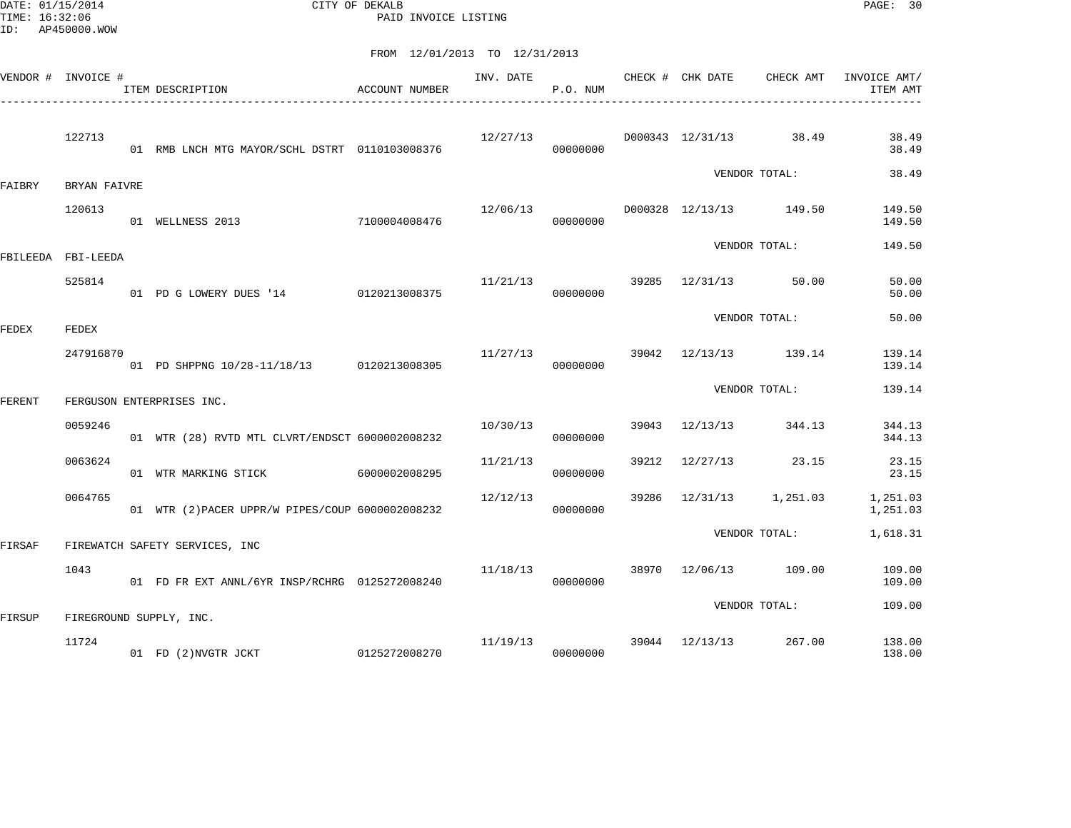DATE: 01/15/2014 CITY OF DEKALB
TIME: 16:32:06 PAID INVOICE LISTING
ID: AP450000.WOW

FROM 12/01/2013 TO 12/31/2013

| VENDOR # | INVOICE # | ITEM DESCRIPTION | ACCOUNT NUMBER | INV. DATE | P.O. NUM | CHECK # | CHK DATE | CHECK AMT | INVOICE AMT/ ITEM AMT |
|---|---|---|---|---|---|---|---|---|---|
| | 122713 | | | 12/27/13 | | D000343 | 12/31/13 | 38.49 | 38.49 |
| | | 01 RMB LNCH MTG MAYOR/SCHL DSTRT | 0110103008376 | | 00000000 | | | | 38.49 |
| | | | | | | | | VENDOR TOTAL: | 38.49 |
| FAIBRY | BRYAN FAIVRE | | | | | | | | |
| | 120613 | | | 12/06/13 | | D000328 | 12/13/13 | 149.50 | 149.50 |
| | | 01 WELLNESS 2013 | 7100004008476 | | 00000000 | | | | 149.50 |
| | | | | | | | | VENDOR TOTAL: | 149.50 |
| FBILEEDA | FBI-LEEDA | | | | | | | | |
| | 525814 | | | 11/21/13 | | 39285 | 12/31/13 | 50.00 | 50.00 |
| | | 01 PD G LOWERY DUES '14 | 0120213008375 | | 00000000 | | | | 50.00 |
| | | | | | | | | VENDOR TOTAL: | 50.00 |
| FEDEX | FEDEX | | | | | | | | |
| | 247916870 | | | 11/27/13 | | 39042 | 12/13/13 | 139.14 | 139.14 |
| | | 01 PD SHPPNG 10/28-11/18/13 | 0120213008305 | | 00000000 | | | | 139.14 |
| | | | | | | | | VENDOR TOTAL: | 139.14 |
| FERENT | FERGUSON ENTERPRISES INC. | | | | | | | | |
| | 0059246 | | | 10/30/13 | | 39043 | 12/13/13 | 344.13 | 344.13 |
| | | 01 WTR (28) RVTD MTL CLVRT/ENDSCT | 6000002008232 | | 00000000 | | | | 344.13 |
| | 0063624 | | | 11/21/13 | | 39212 | 12/27/13 | 23.15 | 23.15 |
| | | 01 WTR MARKING STICK | 6000002008295 | | 00000000 | | | | 23.15 |
| | 0064765 | | | 12/12/13 | | 39286 | 12/31/13 | 1,251.03 | 1,251.03 |
| | | 01 WTR (2)PACER UPPR/W PIPES/COUP | 6000002008232 | | 00000000 | | | | 1,251.03 |
| | | | | | | | | VENDOR TOTAL: | 1,618.31 |
| FIRSAF | FIREWATCH SAFETY SERVICES, INC | | | | | | | | |
| | 1043 | | | 11/18/13 | | 38970 | 12/06/13 | 109.00 | 109.00 |
| | | 01 FD FR EXT ANNL/6YR INSP/RCHRG | 0125272008240 | | 00000000 | | | | 109.00 |
| | | | | | | | | VENDOR TOTAL: | 109.00 |
| FIRSUP | FIREGROUND SUPPLY, INC. | | | | | | | | |
| | 11724 | | | 11/19/13 | | 39044 | 12/13/13 | 267.00 | 138.00 |
| | | 01 FD (2)NVGTR JCKT | 0125272008270 | | 00000000 | | | | 138.00 |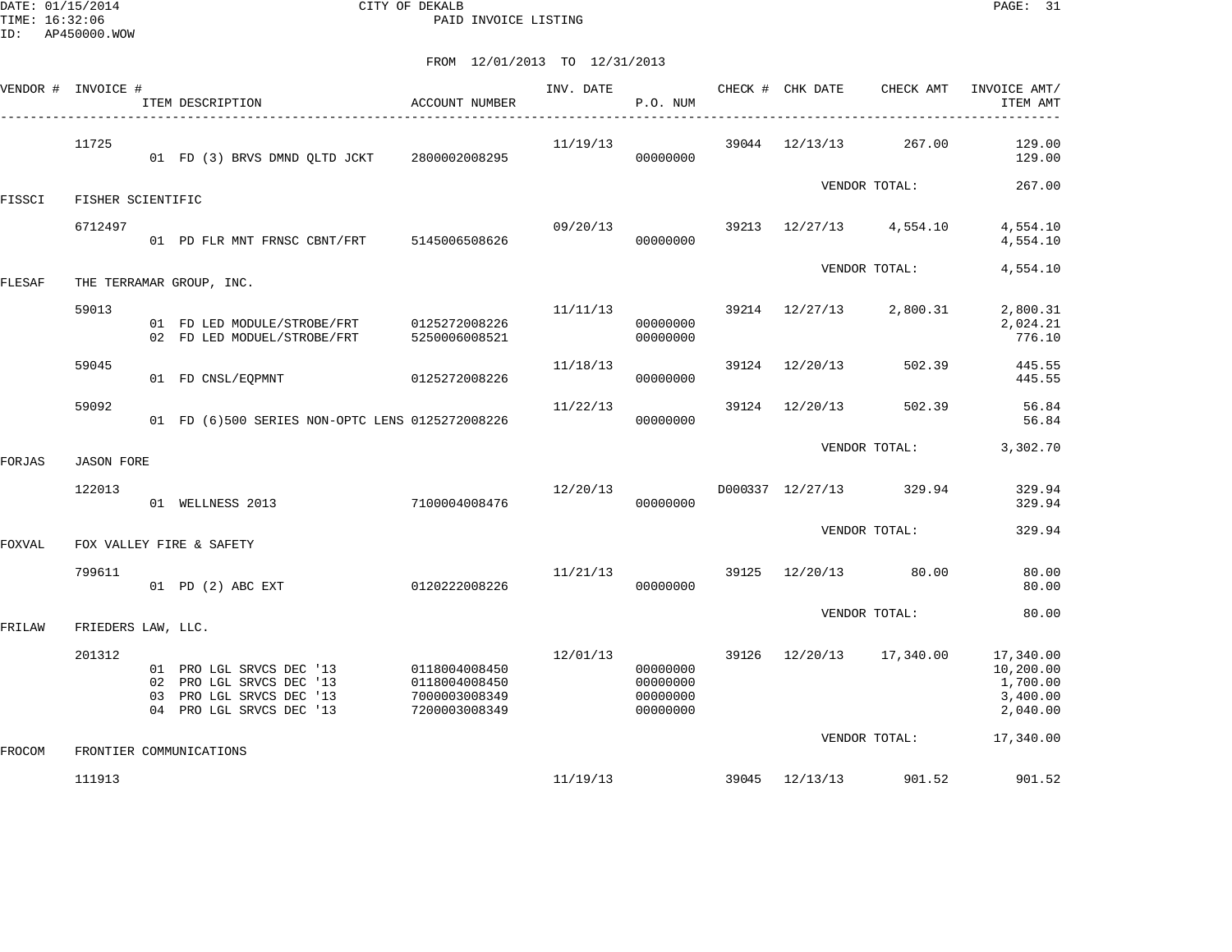CITY OF DEKALB
PAID INVOICE LISTING

FROM 12/01/2013 TO 12/31/2013

| VENDOR # | INVOICE # | ITEM DESCRIPTION | ACCOUNT NUMBER | INV. DATE | P.O. NUM | CHECK # | CHK DATE | CHECK AMT | INVOICE AMT/ ITEM AMT |
|---|---|---|---|---|---|---|---|---|---|
| | 11725 | | | 11/19/13 | | 39044 | 12/13/13 | 267.00 | 129.00 |
| | | 01 FD (3) BRVS DMND QLTD JCKT | 2800002008295 | | 00000000 | | | | 129.00 |
| | | | | | | | | VENDOR TOTAL: | 267.00 |
| FISSCI | FISHER SCIENTIFIC | | | | | | | | |
| | 6712497 | | | 09/20/13 | | 39213 | 12/27/13 | 4,554.10 | 4,554.10 |
| | | 01 PD FLR MNT FRNSC CBNT/FRT | 5145006508626 | | 00000000 | | | | 4,554.10 |
| | | | | | | | | VENDOR TOTAL: | 4,554.10 |
| FLESAF | THE TERRAMAR GROUP, INC. | | | | | | | | |
| | 59013 | | | 11/11/13 | | 39214 | 12/27/13 | 2,800.31 | 2,800.31 |
| | | 01 FD LED MODULE/STROBE/FRT | 0125272008226 | | 00000000 | | | | 2,024.21 |
| | | 02 FD LED MODUEL/STROBE/FRT | 5250006008521 | | 00000000 | | | | 776.10 |
| | 59045 | | | 11/18/13 | | 39124 | 12/20/13 | 502.39 | 445.55 |
| | | 01 FD CNSL/EQPMNT | 0125272008226 | | 00000000 | | | | 445.55 |
| | 59092 | | | 11/22/13 | | 39124 | 12/20/13 | 502.39 | 56.84 |
| | | 01 FD (6)500 SERIES NON-OPTC LENS | 0125272008226 | | 00000000 | | | | 56.84 |
| | | | | | | | | VENDOR TOTAL: | 3,302.70 |
| FORJAS | JASON FORE | | | | | | | | |
| | 122013 | | | 12/20/13 | | D000337 | 12/27/13 | 329.94 | 329.94 |
| | | 01 WELLNESS 2013 | 7100004008476 | | 00000000 | | | | 329.94 |
| | | | | | | | | VENDOR TOTAL: | 329.94 |
| FOXVAL | FOX VALLEY FIRE & SAFETY | | | | | | | | |
| | 799611 | | | 11/21/13 | | 39125 | 12/20/13 | 80.00 | 80.00 |
| | | 01 PD (2) ABC EXT | 0120222008226 | | 00000000 | | | | 80.00 |
| | | | | | | | | VENDOR TOTAL: | 80.00 |
| FRILAW | FRIEDERS LAW, LLC. | | | | | | | | |
| | 201312 | | | 12/01/13 | | 39126 | 12/20/13 | 17,340.00 | 17,340.00 |
| | | 01 PRO LGL SRVCS DEC '13 | 0118004008450 | | 00000000 | | | | 10,200.00 |
| | | 02 PRO LGL SRVCS DEC '13 | 0118004008450 | | 00000000 | | | | 1,700.00 |
| | | 03 PRO LGL SRVCS DEC '13 | 7000003008349 | | 00000000 | | | | 3,400.00 |
| | | 04 PRO LGL SRVCS DEC '13 | 7200003008349 | | 00000000 | | | | 2,040.00 |
| | | | | | | | | VENDOR TOTAL: | 17,340.00 |
| FROCOM | FRONTIER COMMUNICATIONS | | | | | | | | |
| | 111913 | | | 11/19/13 | | 39045 | 12/13/13 | 901.52 | 901.52 |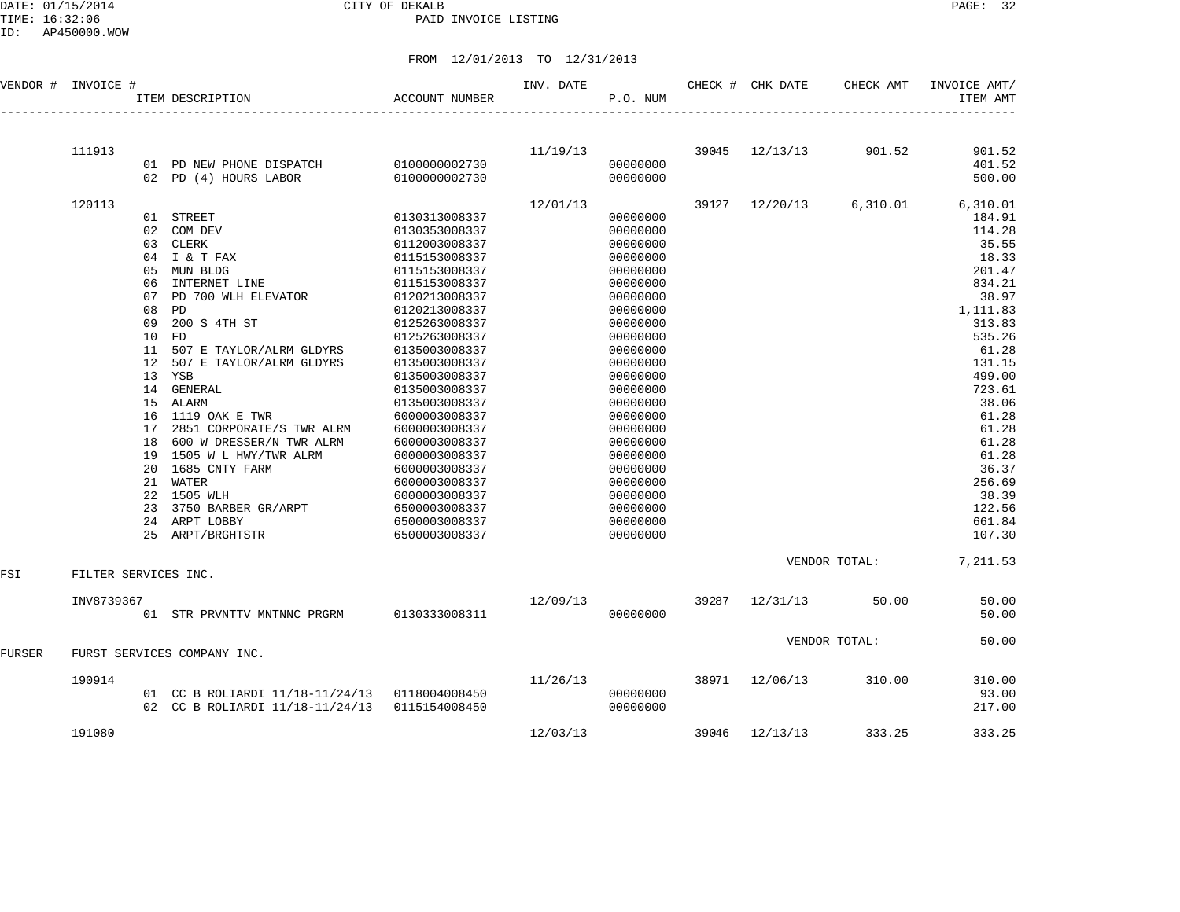CITY OF DEKALB
PAID INVOICE LISTING

FROM 12/01/2013 TO 12/31/2013

| VENDOR # | INVOICE # | ITEM DESCRIPTION | ACCOUNT NUMBER | INV. DATE | P.O. NUM | CHECK # | CHK DATE | CHECK AMT | INVOICE AMT/ ITEM AMT |
|---|---|---|---|---|---|---|---|---|---|
| | 111913 | | | 11/19/13 | | 39045 | 12/13/13 | 901.52 | 901.52 |
| | | 01 PD NEW PHONE DISPATCH | 0100000002730 | | 00000000 | | | | 401.52 |
| | | 02 PD (4) HOURS LABOR | 0100000002730 | | 00000000 | | | | 500.00 |
| | 120113 | | | 12/01/13 | | 39127 | 12/20/13 | 6,310.01 | 6,310.01 |
| | | 01 STREET | 0130313008337 | | 00000000 | | | | 184.91 |
| | | 02 COM DEV | 0130353008337 | | 00000000 | | | | 114.28 |
| | | 03 CLERK | 0112003008337 | | 00000000 | | | | 35.55 |
| | | 04 I & T FAX | 0115153008337 | | 00000000 | | | | 18.33 |
| | | 05 MUN BLDG | 0115153008337 | | 00000000 | | | | 201.47 |
| | | 06 INTERNET LINE | 0115153008337 | | 00000000 | | | | 834.21 |
| | | 07 PD 700 WLH ELEVATOR | 0120213008337 | | 00000000 | | | | 38.97 |
| | | 08 PD | 0120213008337 | | 00000000 | | | | 1,111.83 |
| | | 09 200 S 4TH ST | 0125263008337 | | 00000000 | | | | 313.83 |
| | | 10 FD | 0125263008337 | | 00000000 | | | | 535.26 |
| | | 11 507 E TAYLOR/ALRM GLDYRS | 0135003008337 | | 00000000 | | | | 61.28 |
| | | 12 507 E TAYLOR/ALRM GLDYRS | 0135003008337 | | 00000000 | | | | 131.15 |
| | | 13 YSB | 0135003008337 | | 00000000 | | | | 499.00 |
| | | 14 GENERAL | 0135003008337 | | 00000000 | | | | 723.61 |
| | | 15 ALARM | 0135003008337 | | 00000000 | | | | 38.06 |
| | | 16 1119 OAK E TWR | 6000003008337 | | 00000000 | | | | 61.28 |
| | | 17 2851 CORPORATE/S TWR ALRM | 6000003008337 | | 00000000 | | | | 61.28 |
| | | 18 600 W DRESSER/N TWR ALRM | 6000003008337 | | 00000000 | | | | 61.28 |
| | | 19 1505 W L HWY/TWR ALRM | 6000003008337 | | 00000000 | | | | 61.28 |
| | | 20 1685 CNTY FARM | 6000003008337 | | 00000000 | | | | 36.37 |
| | | 21 WATER | 6000003008337 | | 00000000 | | | | 256.69 |
| | | 22 1505 WLH | 6000003008337 | | 00000000 | | | | 38.39 |
| | | 23 3750 BARBER GR/ARPT | 6500003008337 | | 00000000 | | | | 122.56 |
| | | 24 ARPT LOBBY | 6500003008337 | | 00000000 | | | | 661.84 |
| | | 25 ARPT/BRGHTSTR | 6500003008337 | | 00000000 | | | | 107.30 |
| | | | | | | | | VENDOR TOTAL: | 7,211.53 |
| FSI | FILTER SERVICES INC. | | | | | | | | |
| | INV8739367 | | | 12/09/13 | | 39287 | 12/31/13 | 50.00 | 50.00 |
| | | 01 STR PRVNTTV MNTNNC PRGRM | 0130333008311 | | 00000000 | | | | 50.00 |
| | | | | | | | | VENDOR TOTAL: | 50.00 |
| FURSER | FURST SERVICES COMPANY INC. | | | | | | | | |
| | 190914 | | | 11/26/13 | | 38971 | 12/06/13 | 310.00 | 310.00 |
| | | 01 CC B ROLIARDI 11/18-11/24/13 | 0118004008450 | | 00000000 | | | | 93.00 |
| | | 02 CC B ROLIARDI 11/18-11/24/13 | 0115154008450 | | 00000000 | | | | 217.00 |
| | 191080 | | | 12/03/13 | | 39046 | 12/13/13 | 333.25 | 333.25 |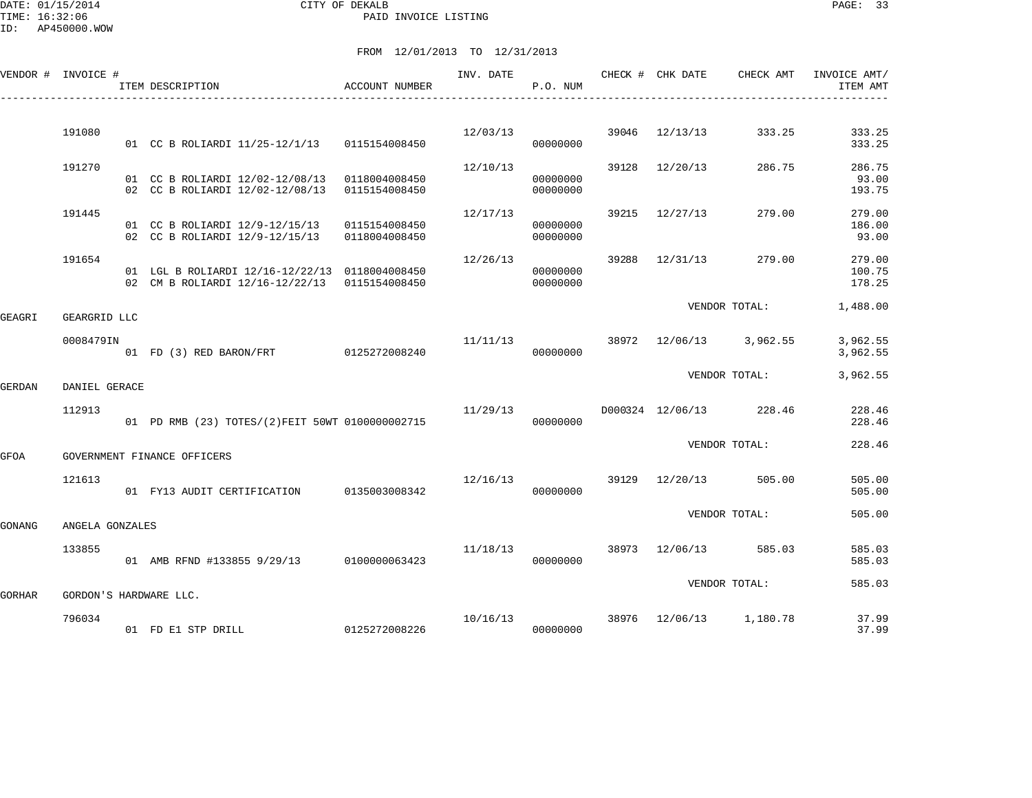DATE: 01/15/2014 CITY OF DEKALB
TIME: 16:32:06 PAID INVOICE LISTING
ID: AP450000.WOW

FROM 12/01/2013 TO 12/31/2013

| VENDOR # | INVOICE # | ITEM DESCRIPTION | ACCOUNT NUMBER | INV. DATE | P.O. NUM | CHECK # | CHK DATE | CHECK AMT | INVOICE AMT/ ITEM AMT |
|---|---|---|---|---|---|---|---|---|---|
| | 191080 | | | 12/03/13 | | 39046 | 12/13/13 | 333.25 | 333.25 |
| | | 01 CC B ROLIARDI 11/25-12/1/13 | 0115154008450 | | 00000000 | | | | 333.25 |
| | 191270 | | | 12/10/13 | | 39128 | 12/20/13 | 286.75 | 286.75 |
| | | 01 CC B ROLIARDI 12/02-12/08/13 | 0118004008450 | | 00000000 | | | | 93.00 |
| | | 02 CC B ROLIARDI 12/02-12/08/13 | 0115154008450 | | 00000000 | | | | 193.75 |
| | 191445 | | | 12/17/13 | | 39215 | 12/27/13 | 279.00 | 279.00 |
| | | 01 CC B ROLIARDI 12/9-12/15/13 | 0115154008450 | | 00000000 | | | | 186.00 |
| | | 02 CC B ROLIARDI 12/9-12/15/13 | 0118004008450 | | 00000000 | | | | 93.00 |
| | 191654 | | | 12/26/13 | | 39288 | 12/31/13 | 279.00 | 279.00 |
| | | 01 LGL B ROLIARDI 12/16-12/22/13 | 0118004008450 | | 00000000 | | | | 100.75 |
| | | 02 CM B ROLIARDI 12/16-12/22/13 | 0115154008450 | | 00000000 | | | | 178.25 |
| | | | | | | | VENDOR TOTAL: | | 1,488.00 |
| GEAGRI | GEARGRID LLC | | | | | | | | |
| | 0008479IN | | | 11/11/13 | | 38972 | 12/06/13 | 3,962.55 | 3,962.55 |
| | | 01 FD (3) RED BARON/FRT | 0125272008240 | | 00000000 | | | | 3,962.55 |
| | | | | | | | VENDOR TOTAL: | | 3,962.55 |
| GERDAN | DANIEL GERACE | | | | | | | | |
| | 112913 | | | 11/29/13 | | D000324 | 12/06/13 | 228.46 | 228.46 |
| | | 01 PD RMB (23) TOTES/(2)FEIT 50WT | 0100000002715 | | 00000000 | | | | 228.46 |
| | | | | | | | VENDOR TOTAL: | | 228.46 |
| GFOA | GOVERNMENT FINANCE OFFICERS | | | | | | | | |
| | 121613 | | | 12/16/13 | | 39129 | 12/20/13 | 505.00 | 505.00 |
| | | 01 FY13 AUDIT CERTIFICATION | 0135003008342 | | 00000000 | | | | 505.00 |
| | | | | | | | VENDOR TOTAL: | | 505.00 |
| GONANG | ANGELA GONZALES | | | | | | | | |
| | 133855 | | | 11/18/13 | | 38973 | 12/06/13 | 585.03 | 585.03 |
| | | 01 AMB RFND #133855 9/29/13 | 0100000063423 | | 00000000 | | | | 585.03 |
| | | | | | | | VENDOR TOTAL: | | 585.03 |
| GORHAR | GORDON'S HARDWARE LLC. | | | | | | | | |
| | 796034 | | | 10/16/13 | | 38976 | 12/06/13 | 1,180.78 | 37.99 |
| | | 01 FD E1 STP DRILL | 0125272008226 | | 00000000 | | | | 37.99 |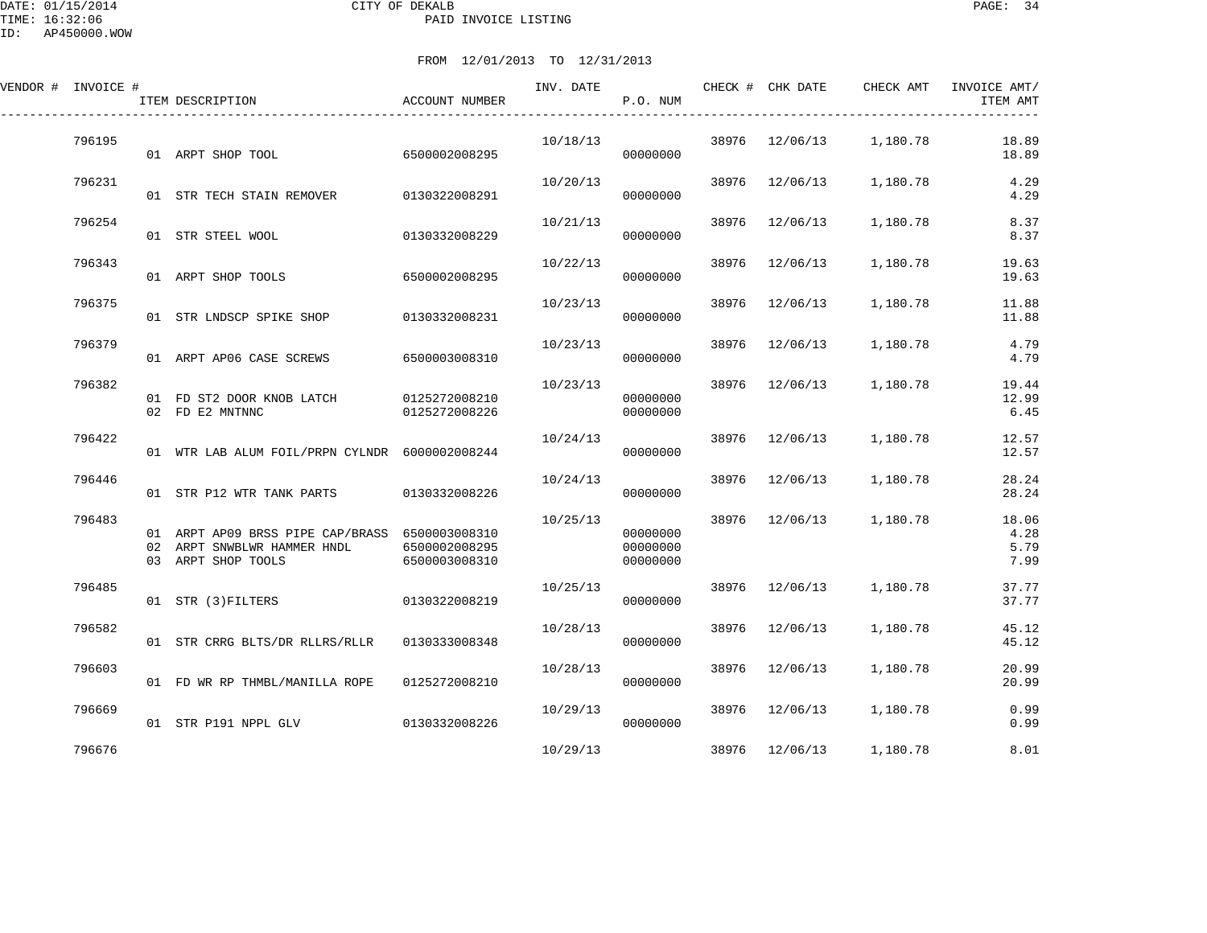CITY OF DEKALB
PAID INVOICE LISTING

FROM 12/01/2013 TO 12/31/2013

| VENDOR # | INVOICE # | ITEM DESCRIPTION | ACCOUNT NUMBER | INV. DATE | P.O. NUM | CHECK # | CHK DATE | CHECK AMT | INVOICE AMT/ ITEM AMT |
|---|---|---|---|---|---|---|---|---|---|
| | 796195 | | | 10/18/13 | | 38976 | 12/06/13 | 1,180.78 | 18.89 |
| | | 01 ARPT SHOP TOOL | 6500002008295 | | 00000000 | | | | 18.89 |
| | 796231 | | | 10/20/13 | | 38976 | 12/06/13 | 1,180.78 | 4.29 |
| | | 01 STR TECH STAIN REMOVER | 0130322008291 | | 00000000 | | | | 4.29 |
| | 796254 | | | 10/21/13 | | 38976 | 12/06/13 | 1,180.78 | 8.37 |
| | | 01 STR STEEL WOOL | 0130332008229 | | 00000000 | | | | 8.37 |
| | 796343 | | | 10/22/13 | | 38976 | 12/06/13 | 1,180.78 | 19.63 |
| | | 01 ARPT SHOP TOOLS | 6500002008295 | | 00000000 | | | | 19.63 |
| | 796375 | | | 10/23/13 | | 38976 | 12/06/13 | 1,180.78 | 11.88 |
| | | 01 STR LNDSCP SPIKE SHOP | 0130332008231 | | 00000000 | | | | 11.88 |
| | 796379 | | | 10/23/13 | | 38976 | 12/06/13 | 1,180.78 | 4.79 |
| | | 01 ARPT AP06 CASE SCREWS | 6500003008310 | | 00000000 | | | | 4.79 |
| | 796382 | | | 10/23/13 | | 38976 | 12/06/13 | 1,180.78 | 19.44 |
| | | 01 FD ST2 DOOR KNOB LATCH | 0125272008210 | | 00000000 | | | | 12.99 |
| | | 02 FD E2 MNTNNC | 0125272008226 | | 00000000 | | | | 6.45 |
| | 796422 | | | 10/24/13 | | 38976 | 12/06/13 | 1,180.78 | 12.57 |
| | | 01 WTR LAB ALUM FOIL/PRPN CYLNDR | 6000002008244 | | 00000000 | | | | 12.57 |
| | 796446 | | | 10/24/13 | | 38976 | 12/06/13 | 1,180.78 | 28.24 |
| | | 01 STR P12 WTR TANK PARTS | 0130332008226 | | 00000000 | | | | 28.24 |
| | 796483 | | | 10/25/13 | | 38976 | 12/06/13 | 1,180.78 | 18.06 |
| | | 01 ARPT AP09 BRSS PIPE CAP/BRASS | 6500003008310 | | 00000000 | | | | 4.28 |
| | | 02 ARPT SNWBLWR HAMMER HNDL | 6500002008295 | | 00000000 | | | | 5.79 |
| | | 03 ARPT SHOP TOOLS | 6500003008310 | | 00000000 | | | | 7.99 |
| | 796485 | | | 10/25/13 | | 38976 | 12/06/13 | 1,180.78 | 37.77 |
| | | 01 STR (3)FILTERS | 0130322008219 | | 00000000 | | | | 37.77 |
| | 796582 | | | 10/28/13 | | 38976 | 12/06/13 | 1,180.78 | 45.12 |
| | | 01 STR CRRG BLTS/DR RLLRS/RLLR | 0130333008348 | | 00000000 | | | | 45.12 |
| | 796603 | | | 10/28/13 | | 38976 | 12/06/13 | 1,180.78 | 20.99 |
| | | 01 FD WR RP THMBL/MANILLA ROPE | 0125272008210 | | 00000000 | | | | 20.99 |
| | 796669 | | | 10/29/13 | | 38976 | 12/06/13 | 1,180.78 | 0.99 |
| | | 01 STR P191 NPPL GLV | 0130332008226 | | 00000000 | | | | 0.99 |
| | 796676 | | | 10/29/13 | | 38976 | 12/06/13 | 1,180.78 | 8.01 |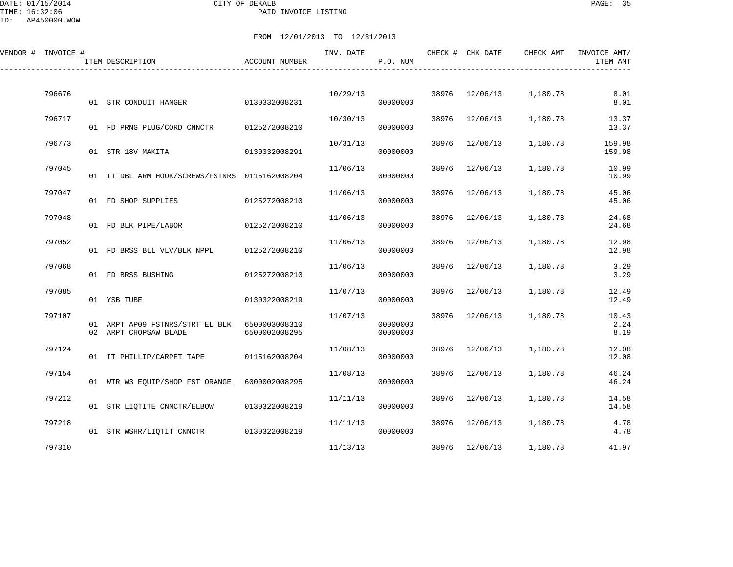CITY OF DEKALB
PAID INVOICE LISTING

FROM 12/01/2013 TO 12/31/2013

| VENDOR # | INVOICE # | ITEM DESCRIPTION | ACCOUNT NUMBER | INV. DATE | P.O. NUM | CHECK # | CHK DATE | CHECK AMT | INVOICE AMT/ ITEM AMT |
|---|---|---|---|---|---|---|---|---|---|
| | 796676 | | | 10/29/13 | | 38976 | 12/06/13 | 1,180.78 | 8.01 |
| | | 01 STR CONDUIT HANGER | 0130332008231 | | 00000000 | | | | 8.01 |
| | 796717 | | | 10/30/13 | | 38976 | 12/06/13 | 1,180.78 | 13.37 |
| | | 01 FD PRNG PLUG/CORD CNNCTR | 0125272008210 | | 00000000 | | | | 13.37 |
| | 796773 | | | 10/31/13 | | 38976 | 12/06/13 | 1,180.78 | 159.98 |
| | | 01 STR 18V MAKITA | 0130332008291 | | 00000000 | | | | 159.98 |
| | 797045 | | | 11/06/13 | | 38976 | 12/06/13 | 1,180.78 | 10.99 |
| | | 01 IT DBL ARM HOOK/SCREWS/FSTNRS | 0115162008204 | | 00000000 | | | | 10.99 |
| | 797047 | | | 11/06/13 | | 38976 | 12/06/13 | 1,180.78 | 45.06 |
| | | 01 FD SHOP SUPPLIES | 0125272008210 | | 00000000 | | | | 45.06 |
| | 797048 | | | 11/06/13 | | 38976 | 12/06/13 | 1,180.78 | 24.68 |
| | | 01 FD BLK PIPE/LABOR | 0125272008210 | | 00000000 | | | | 24.68 |
| | 797052 | | | 11/06/13 | | 38976 | 12/06/13 | 1,180.78 | 12.98 |
| | | 01 FD BRSS BLL VLV/BLK NPPL | 0125272008210 | | 00000000 | | | | 12.98 |
| | 797068 | | | 11/06/13 | | 38976 | 12/06/13 | 1,180.78 | 3.29 |
| | | 01 FD BRSS BUSHING | 0125272008210 | | 00000000 | | | | 3.29 |
| | 797085 | | | 11/07/13 | | 38976 | 12/06/13 | 1,180.78 | 12.49 |
| | | 01 YSB TUBE | 0130322008219 | | 00000000 | | | | 12.49 |
| | 797107 | | | 11/07/13 | | 38976 | 12/06/13 | 1,180.78 | 10.43 |
| | | 01 ARPT AP09 FSTNRS/STRT EL BLK | 6500003008310 | | 00000000 | | | | 2.24 |
| | | 02 ARPT CHOPSAW BLADE | 6500002008295 | | 00000000 | | | | 8.19 |
| | 797124 | | | 11/08/13 | | 38976 | 12/06/13 | 1,180.78 | 12.08 |
| | | 01 IT PHILLIP/CARPET TAPE | 0115162008204 | | 00000000 | | | | 12.08 |
| | 797154 | | | 11/08/13 | | 38976 | 12/06/13 | 1,180.78 | 46.24 |
| | | 01 WTR W3 EQUIP/SHOP FST ORANGE | 6000002008295 | | 00000000 | | | | 46.24 |
| | 797212 | | | 11/11/13 | | 38976 | 12/06/13 | 1,180.78 | 14.58 |
| | | 01 STR LIQTITE CNNCTR/ELBOW | 0130322008219 | | 00000000 | | | | 14.58 |
| | 797218 | | | 11/11/13 | | 38976 | 12/06/13 | 1,180.78 | 4.78 |
| | | 01 STR WSHR/LIQTIT CNNCTR | 0130322008219 | | 00000000 | | | | 4.78 |
| | 797310 | | | 11/13/13 | | 38976 | 12/06/13 | 1,180.78 | 41.97 |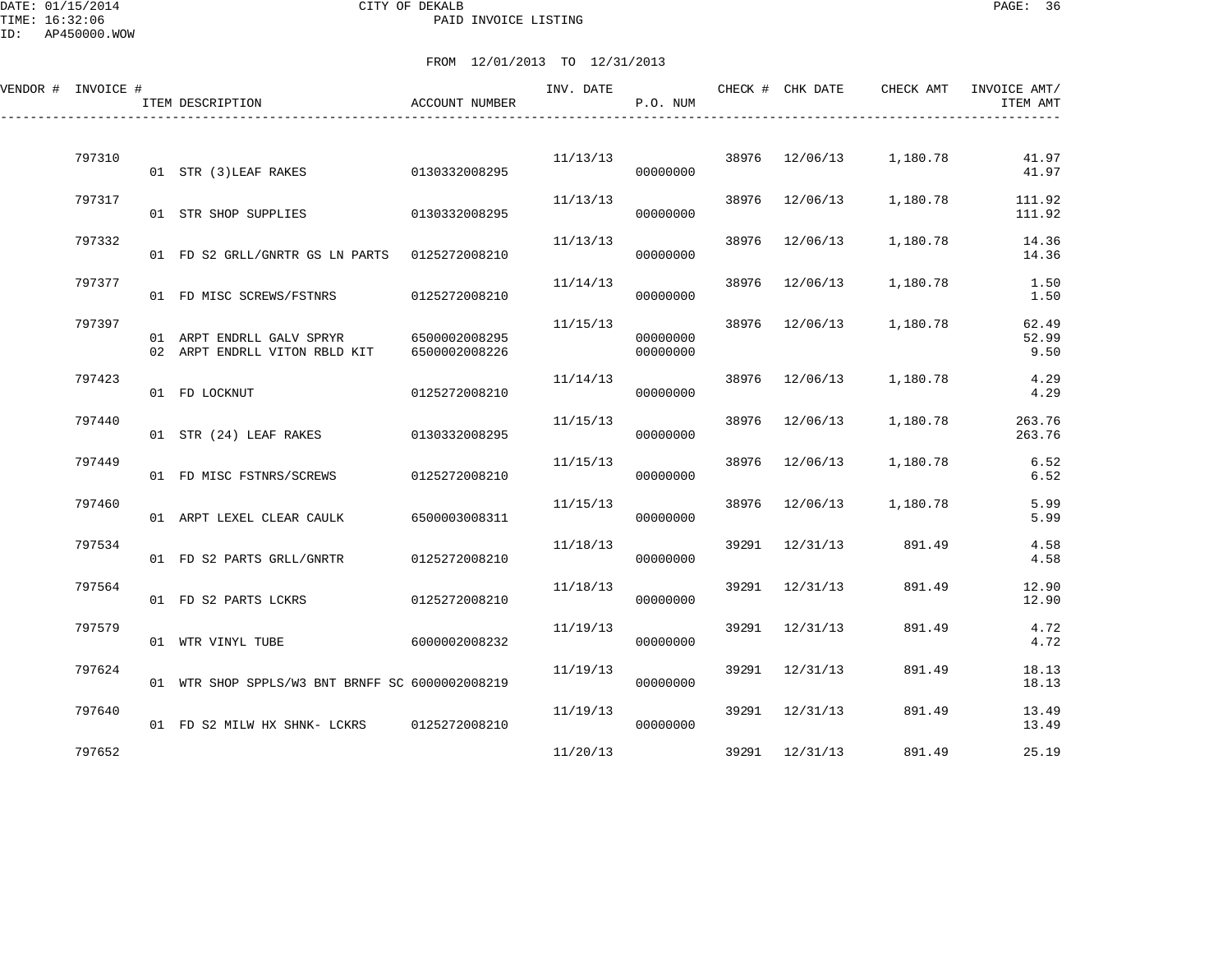CITY OF DEKALB
PAID INVOICE LISTING

DATE: 01/15/2014
TIME: 16:32:06
ID: AP450000.WOW

FROM 12/01/2013 TO 12/31/2013

| VENDOR # | INVOICE # | ITEM DESCRIPTION | ACCOUNT NUMBER | INV. DATE | P.O. NUM | CHECK # | CHK DATE | CHECK AMT | INVOICE AMT/ ITEM AMT |
|---|---|---|---|---|---|---|---|---|---|
| | 797310 | | | 11/13/13 | | 38976 | 12/06/13 | 1,180.78 | 41.97 |
| | | 01 STR (3)LEAF RAKES | 0130332008295 | | 00000000 | | | | 41.97 |
| | 797317 | | | 11/13/13 | | 38976 | 12/06/13 | 1,180.78 | 111.92 |
| | | 01 STR SHOP SUPPLIES | 0130332008295 | | 00000000 | | | | 111.92 |
| | 797332 | | | 11/13/13 | | 38976 | 12/06/13 | 1,180.78 | 14.36 |
| | | 01 FD S2 GRLL/GNRTR GS LN PARTS | 0125272008210 | | 00000000 | | | | 14.36 |
| | 797377 | | | 11/14/13 | | 38976 | 12/06/13 | 1,180.78 | 1.50 |
| | | 01 FD MISC SCREWS/FSTNRS | 0125272008210 | | 00000000 | | | | 1.50 |
| | 797397 | | | 11/15/13 | | 38976 | 12/06/13 | 1,180.78 | 62.49 |
| | | 01 ARPT ENDRLL GALV SPRYR | 6500002008295 | | 00000000 | | | | 52.99 |
| | | 02 ARPT ENDRLL VITON RBLD KIT | 6500002008226 | | 00000000 | | | | 9.50 |
| | 797423 | | | 11/14/13 | | 38976 | 12/06/13 | 1,180.78 | 4.29 |
| | | 01 FD LOCKNUT | 0125272008210 | | 00000000 | | | | 4.29 |
| | 797440 | | | 11/15/13 | | 38976 | 12/06/13 | 1,180.78 | 263.76 |
| | | 01 STR (24) LEAF RAKES | 0130332008295 | | 00000000 | | | | 263.76 |
| | 797449 | | | 11/15/13 | | 38976 | 12/06/13 | 1,180.78 | 6.52 |
| | | 01 FD MISC FSTNRS/SCREWS | 0125272008210 | | 00000000 | | | | 6.52 |
| | 797460 | | | 11/15/13 | | 38976 | 12/06/13 | 1,180.78 | 5.99 |
| | | 01 ARPT LEXEL CLEAR CAULK | 6500003008311 | | 00000000 | | | | 5.99 |
| | 797534 | | | 11/18/13 | | 39291 | 12/31/13 | 891.49 | 4.58 |
| | | 01 FD S2 PARTS GRLL/GNRTR | 0125272008210 | | 00000000 | | | | 4.58 |
| | 797564 | | | 11/18/13 | | 39291 | 12/31/13 | 891.49 | 12.90 |
| | | 01 FD S2 PARTS LCKRS | 0125272008210 | | 00000000 | | | | 12.90 |
| | 797579 | | | 11/19/13 | | 39291 | 12/31/13 | 891.49 | 4.72 |
| | | 01 WTR VINYL TUBE | 6000002008232 | | 00000000 | | | | 4.72 |
| | 797624 | | | 11/19/13 | | 39291 | 12/31/13 | 891.49 | 18.13 |
| | | 01 WTR SHOP SPPLS/W3 BNT BRNFF SC | 6000002008219 | | 00000000 | | | | 18.13 |
| | 797640 | | | 11/19/13 | | 39291 | 12/31/13 | 891.49 | 13.49 |
| | | 01 FD S2 MILW HX SHNK- LCKRS | 0125272008210 | | 00000000 | | | | 13.49 |
| | 797652 | | | 11/20/13 | | 39291 | 12/31/13 | 891.49 | 25.19 |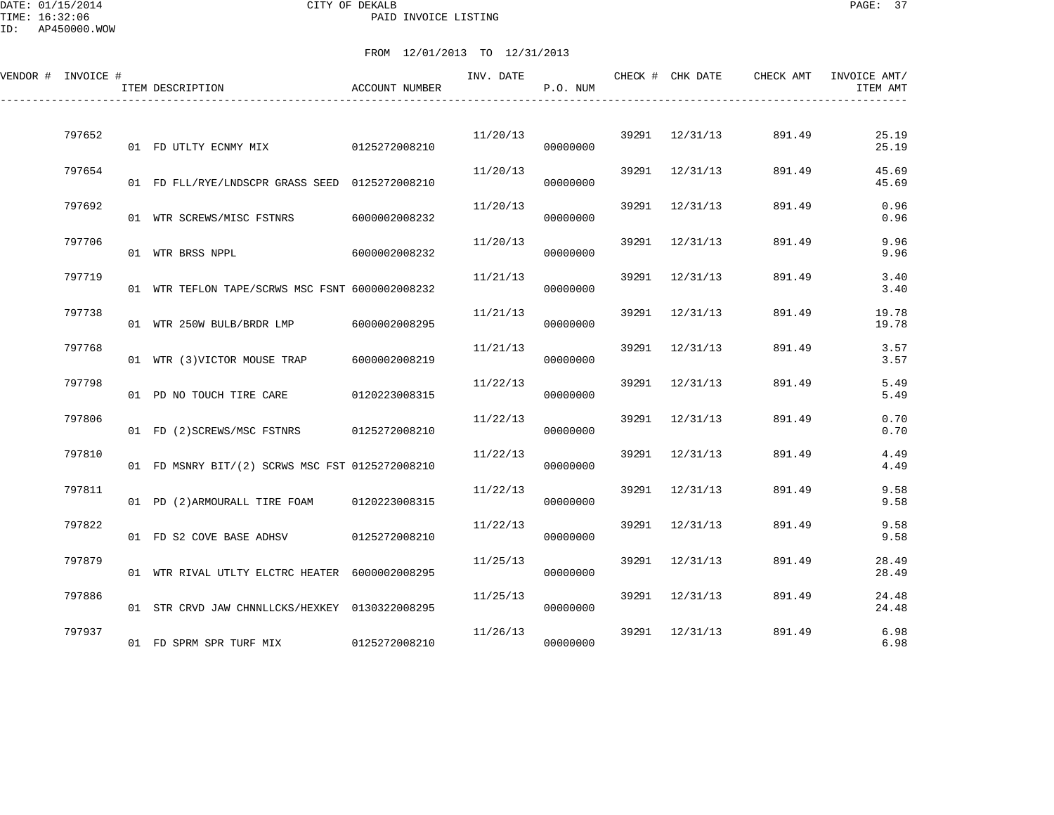CITY OF DEKALB
PAID INVOICE LISTING

DATE: 01/15/2014
TIME: 16:32:06
ID: AP450000.WOW

FROM 12/01/2013 TO 12/31/2013

| VENDOR # | INVOICE # | ITEM DESCRIPTION | ACCOUNT NUMBER | INV. DATE | P.O. NUM | CHECK # | CHK DATE | CHECK AMT | INVOICE AMT/ ITEM AMT |
|---|---|---|---|---|---|---|---|---|---|
| | 797652 | | | 11/20/13 | | 39291 | 12/31/13 | 891.49 | 25.19 |
| | | 01 FD UTLTY ECNMY MIX | 0125272008210 | | 00000000 | | | | 25.19 |
| | 797654 | | | 11/20/13 | | 39291 | 12/31/13 | 891.49 | 45.69 |
| | | 01 FD FLL/RYE/LNDSCPR GRASS SEED | 0125272008210 | | 00000000 | | | | 45.69 |
| | 797692 | | | 11/20/13 | | 39291 | 12/31/13 | 891.49 | 0.96 |
| | | 01 WTR SCREWS/MISC FSTNRS | 6000002008232 | | 00000000 | | | | 0.96 |
| | 797706 | | | 11/20/13 | | 39291 | 12/31/13 | 891.49 | 9.96 |
| | | 01 WTR BRSS NPPL | 6000002008232 | | 00000000 | | | | 9.96 |
| | 797719 | | | 11/21/13 | | 39291 | 12/31/13 | 891.49 | 3.40 |
| | | 01 WTR TEFLON TAPE/SCRWS MSC FSNT | 6000002008232 | | 00000000 | | | | 3.40 |
| | 797738 | | | 11/21/13 | | 39291 | 12/31/13 | 891.49 | 19.78 |
| | | 01 WTR 250W BULB/BRDR LMP | 6000002008295 | | 00000000 | | | | 19.78 |
| | 797768 | | | 11/21/13 | | 39291 | 12/31/13 | 891.49 | 3.57 |
| | | 01 WTR (3)VICTOR MOUSE TRAP | 6000002008219 | | 00000000 | | | | 3.57 |
| | 797798 | | | 11/22/13 | | 39291 | 12/31/13 | 891.49 | 5.49 |
| | | 01 PD NO TOUCH TIRE CARE | 0120223008315 | | 00000000 | | | | 5.49 |
| | 797806 | | | 11/22/13 | | 39291 | 12/31/13 | 891.49 | 0.70 |
| | | 01 FD (2)SCREWS/MSC FSTNRS | 0125272008210 | | 00000000 | | | | 0.70 |
| | 797810 | | | 11/22/13 | | 39291 | 12/31/13 | 891.49 | 4.49 |
| | | 01 FD MSNRY BIT/(2) SCRWS MSC FST | 0125272008210 | | 00000000 | | | | 4.49 |
| | 797811 | | | 11/22/13 | | 39291 | 12/31/13 | 891.49 | 9.58 |
| | | 01 PD (2)ARMOURALL TIRE FOAM | 0120223008315 | | 00000000 | | | | 9.58 |
| | 797822 | | | 11/22/13 | | 39291 | 12/31/13 | 891.49 | 9.58 |
| | | 01 FD S2 COVE BASE ADHSV | 0125272008210 | | 00000000 | | | | 9.58 |
| | 797879 | | | 11/25/13 | | 39291 | 12/31/13 | 891.49 | 28.49 |
| | | 01 WTR RIVAL UTLTY ELCTRC HEATER | 6000002008295 | | 00000000 | | | | 28.49 |
| | 797886 | | | 11/25/13 | | 39291 | 12/31/13 | 891.49 | 24.48 |
| | | 01 STR CRVD JAW CHNNLLCKS/HEXKEY | 0130322008295 | | 00000000 | | | | 24.48 |
| | 797937 | | | 11/26/13 | | 39291 | 12/31/13 | 891.49 | 6.98 |
| | | 01 FD SPRM SPR TURF MIX | 0125272008210 | | 00000000 | | | | 6.98 |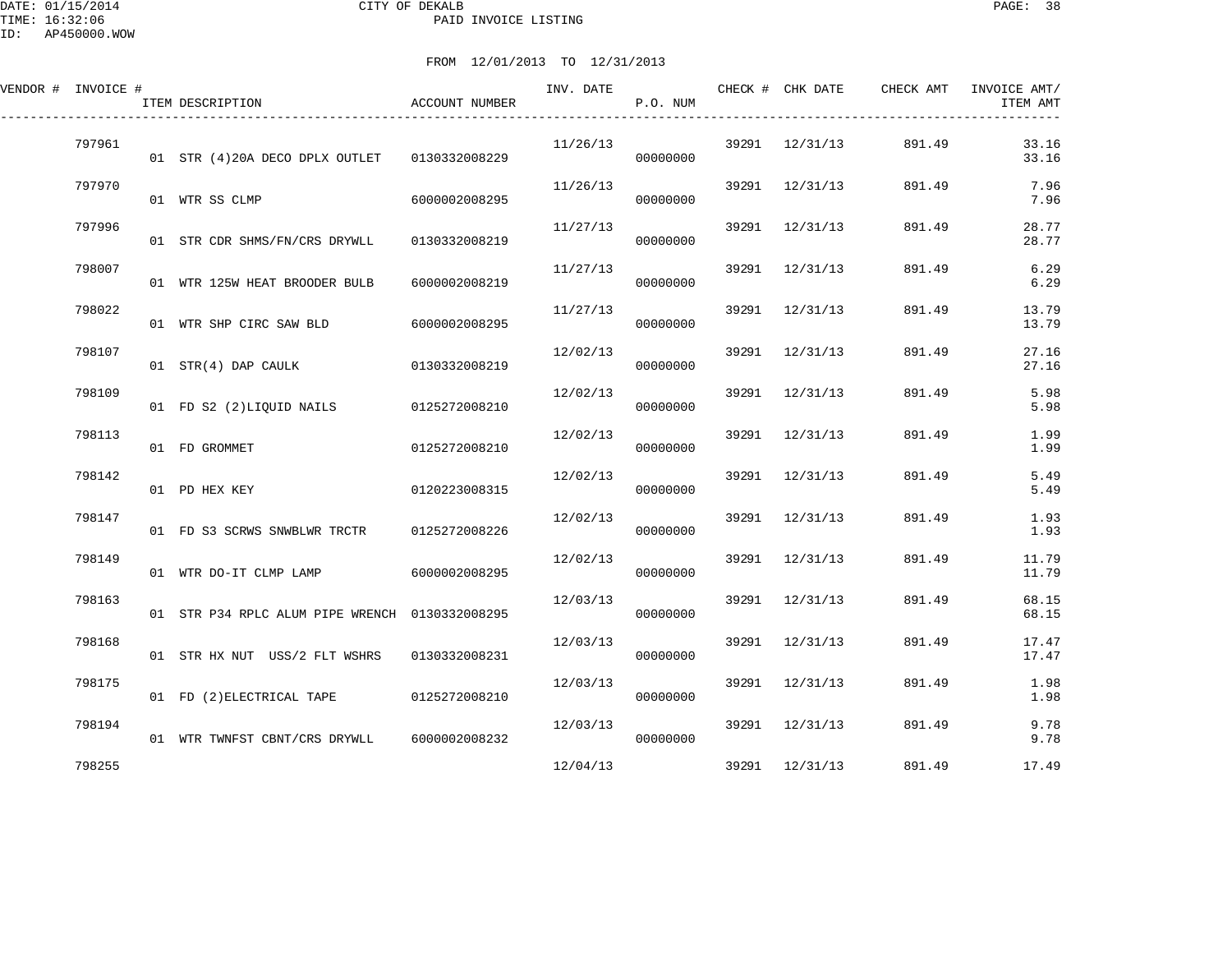CITY OF DEKALB
PAID INVOICE LISTING

FROM 12/01/2013 TO 12/31/2013

| VENDOR # | INVOICE # | ITEM DESCRIPTION | ACCOUNT NUMBER | INV. DATE | P.O. NUM | CHECK # | CHK DATE | CHECK AMT | INVOICE AMT/ ITEM AMT |
|---|---|---|---|---|---|---|---|---|---|
| | 797961 | | | 11/26/13 | | 39291 | 12/31/13 | 891.49 | 33.16 |
| | | 01 STR (4)20A DECO DPLX OUTLET | 0130332008229 | | 00000000 | | | | 33.16 |
| | 797970 | | | 11/26/13 | | 39291 | 12/31/13 | 891.49 | 7.96 |
| | | 01 WTR SS CLMP | 6000002008295 | | 00000000 | | | | 7.96 |
| | 797996 | | | 11/27/13 | | 39291 | 12/31/13 | 891.49 | 28.77 |
| | | 01 STR CDR SHMS/FN/CRS DRYWLL | 0130332008219 | | 00000000 | | | | 28.77 |
| | 798007 | | | 11/27/13 | | 39291 | 12/31/13 | 891.49 | 6.29 |
| | | 01 WTR 125W HEAT BROODER BULB | 6000002008219 | | 00000000 | | | | 6.29 |
| | 798022 | | | 11/27/13 | | 39291 | 12/31/13 | 891.49 | 13.79 |
| | | 01 WTR SHP CIRC SAW BLD | 6000002008295 | | 00000000 | | | | 13.79 |
| | 798107 | | | 12/02/13 | | 39291 | 12/31/13 | 891.49 | 27.16 |
| | | 01 STR(4) DAP CAULK | 0130332008219 | | 00000000 | | | | 27.16 |
| | 798109 | | | 12/02/13 | | 39291 | 12/31/13 | 891.49 | 5.98 |
| | | 01 FD S2 (2)LIQUID NAILS | 0125272008210 | | 00000000 | | | | 5.98 |
| | 798113 | | | 12/02/13 | | 39291 | 12/31/13 | 891.49 | 1.99 |
| | | 01 FD GROMMET | 0125272008210 | | 00000000 | | | | 1.99 |
| | 798142 | | | 12/02/13 | | 39291 | 12/31/13 | 891.49 | 5.49 |
| | | 01 PD HEX KEY | 0120223008315 | | 00000000 | | | | 5.49 |
| | 798147 | | | 12/02/13 | | 39291 | 12/31/13 | 891.49 | 1.93 |
| | | 01 FD S3 SCRWS SNWBLWR TRCTR | 0125272008226 | | 00000000 | | | | 1.93 |
| | 798149 | | | 12/02/13 | | 39291 | 12/31/13 | 891.49 | 11.79 |
| | | 01 WTR DO-IT CLMP LAMP | 6000002008295 | | 00000000 | | | | 11.79 |
| | 798163 | | | 12/03/13 | | 39291 | 12/31/13 | 891.49 | 68.15 |
| | | 01 STR P34 RPLC ALUM PIPE WRENCH | 0130332008295 | | 00000000 | | | | 68.15 |
| | 798168 | | | 12/03/13 | | 39291 | 12/31/13 | 891.49 | 17.47 |
| | | 01 STR HX NUT USS/2 FLT WSHRS | 0130332008231 | | 00000000 | | | | 17.47 |
| | 798175 | | | 12/03/13 | | 39291 | 12/31/13 | 891.49 | 1.98 |
| | | 01 FD (2)ELECTRICAL TAPE | 0125272008210 | | 00000000 | | | | 1.98 |
| | 798194 | | | 12/03/13 | | 39291 | 12/31/13 | 891.49 | 9.78 |
| | | 01 WTR TWNFST CBNT/CRS DRYWLL | 6000002008232 | | 00000000 | | | | 9.78 |
| | 798255 | | | 12/04/13 | | 39291 | 12/31/13 | 891.49 | 17.49 |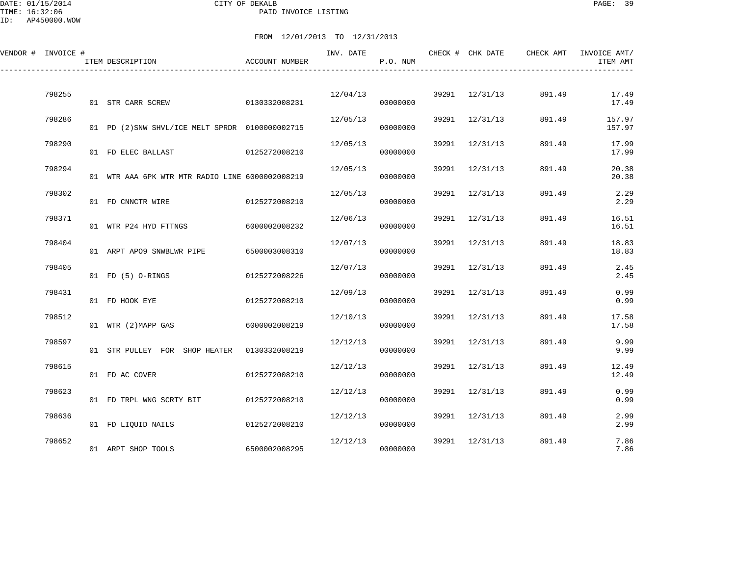CITY OF DEKALB

PAID INVOICE LISTING

DATE: 01/15/2014
TIME: 16:32:06
ID: AP450000.WOW

FROM 12/01/2013 TO 12/31/2013

| VENDOR # | INVOICE # | ITEM DESCRIPTION | ACCOUNT NUMBER | INV. DATE | P.O. NUM | CHECK # | CHK DATE | CHECK AMT | INVOICE AMT/ ITEM AMT |
|---|---|---|---|---|---|---|---|---|---|
| | 798255 | | | 12/04/13 | | 39291 | 12/31/13 | 891.49 | 17.49 |
| | | 01 STR CARR SCREW | 0130332008231 | | 00000000 | | | | 17.49 |
| | 798286 | | | 12/05/13 | | 39291 | 12/31/13 | 891.49 | 157.97 |
| | | 01 PD (2)SNW SHVL/ICE MELT SPRDR | 0100000002715 | | 00000000 | | | | 157.97 |
| | 798290 | | | 12/05/13 | | 39291 | 12/31/13 | 891.49 | 17.99 |
| | | 01 FD ELEC BALLAST | 0125272008210 | | 00000000 | | | | 17.99 |
| | 798294 | | | 12/05/13 | | 39291 | 12/31/13 | 891.49 | 20.38 |
| | | 01 WTR AAA 6PK WTR MTR RADIO LINE | 6000002008219 | | 00000000 | | | | 20.38 |
| | 798302 | | | 12/05/13 | | 39291 | 12/31/13 | 891.49 | 2.29 |
| | | 01 FD CNNCTR WIRE | 0125272008210 | | 00000000 | | | | 2.29 |
| | 798371 | | | 12/06/13 | | 39291 | 12/31/13 | 891.49 | 16.51 |
| | | 01 WTR P24 HYD FTTNGS | 6000002008232 | | 00000000 | | | | 16.51 |
| | 798404 | | | 12/07/13 | | 39291 | 12/31/13 | 891.49 | 18.83 |
| | | 01 ARPT APO9 SNWBLWR PIPE | 6500003008310 | | 00000000 | | | | 18.83 |
| | 798405 | | | 12/07/13 | | 39291 | 12/31/13 | 891.49 | 2.45 |
| | | 01 FD (5) O-RINGS | 0125272008226 | | 00000000 | | | | 2.45 |
| | 798431 | | | 12/09/13 | | 39291 | 12/31/13 | 891.49 | 0.99 |
| | | 01 FD HOOK EYE | 0125272008210 | | 00000000 | | | | 0.99 |
| | 798512 | | | 12/10/13 | | 39291 | 12/31/13 | 891.49 | 17.58 |
| | | 01 WTR (2)MAPP GAS | 6000002008219 | | 00000000 | | | | 17.58 |
| | 798597 | | | 12/12/13 | | 39291 | 12/31/13 | 891.49 | 9.99 |
| | | 01 STR PULLEY FOR SHOP HEATER | 0130332008219 | | 00000000 | | | | 9.99 |
| | 798615 | | | 12/12/13 | | 39291 | 12/31/13 | 891.49 | 12.49 |
| | | 01 FD AC COVER | 0125272008210 | | 00000000 | | | | 12.49 |
| | 798623 | | | 12/12/13 | | 39291 | 12/31/13 | 891.49 | 0.99 |
| | | 01 FD TRPL WNG SCRTY BIT | 0125272008210 | | 00000000 | | | | 0.99 |
| | 798636 | | | 12/12/13 | | 39291 | 12/31/13 | 891.49 | 2.99 |
| | | 01 FD LIQUID NAILS | 0125272008210 | | 00000000 | | | | 2.99 |
| | 798652 | | | 12/12/13 | | 39291 | 12/31/13 | 891.49 | 7.86 |
| | | 01 ARPT SHOP TOOLS | 6500002008295 | | 00000000 | | | | 7.86 |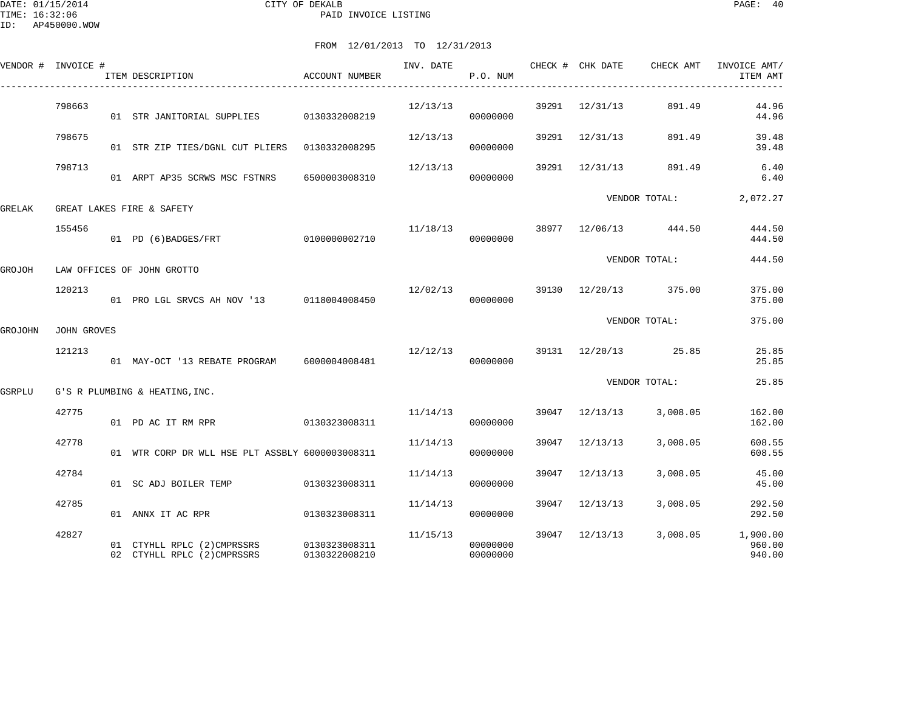DATE: 01/15/2014
TIME: 16:32:06
ID: AP450000.WOW

CITY OF DEKALB
PAID INVOICE LISTING

FROM 12/01/2013 TO 12/31/2013

| VENDOR # | INVOICE # | ITEM DESCRIPTION | ACCOUNT NUMBER | INV. DATE | P.O. NUM | CHECK # | CHK DATE | CHECK AMT | INVOICE AMT/ ITEM AMT |
|---|---|---|---|---|---|---|---|---|---|
| | 798663 | | | 12/13/13 | | 39291 | 12/31/13 | 891.49 | 44.96 |
| | | 01 STR JANITORIAL SUPPLIES | 0130332008219 | | 00000000 | | | | 44.96 |
| | 798675 | | | 12/13/13 | | 39291 | 12/31/13 | 891.49 | 39.48 |
| | | 01 STR ZIP TIES/DGNL CUT PLIERS | 0130332008295 | | 00000000 | | | | 39.48 |
| | 798713 | | | 12/13/13 | | 39291 | 12/31/13 | 891.49 | 6.40 |
| | | 01 ARPT AP35 SCRWS MSC FSTNRS | 6500003008310 | | 00000000 | | | | 6.40 |
| | | | | | | | VENDOR TOTAL: | | 2,072.27 |
| GRELAK | GREAT LAKES FIRE & SAFETY | | | | | | | | |
| | 155456 | | | 11/18/13 | | 38977 | 12/06/13 | 444.50 | 444.50 |
| | | 01 PD (6)BADGES/FRT | 0100000002710 | | 00000000 | | | | 444.50 |
| | | | | | | | VENDOR TOTAL: | | 444.50 |
| GROJOH | LAW OFFICES OF JOHN GROTTO | | | | | | | | |
| | 120213 | | | 12/02/13 | | 39130 | 12/20/13 | 375.00 | 375.00 |
| | | 01 PRO LGL SRVCS AH NOV '13 | 0118004008450 | | 00000000 | | | | 375.00 |
| | | | | | | | VENDOR TOTAL: | | 375.00 |
| GROJOHN | JOHN GROVES | | | | | | | | |
| | 121213 | | | 12/12/13 | | 39131 | 12/20/13 | 25.85 | 25.85 |
| | | 01 MAY-OCT '13 REBATE PROGRAM | 6000004008481 | | 00000000 | | | | 25.85 |
| | | | | | | | VENDOR TOTAL: | | 25.85 |
| GSRPLU | G'S R PLUMBING & HEATING,INC. | | | | | | | | |
| | 42775 | | | 11/14/13 | | 39047 | 12/13/13 | 3,008.05 | 162.00 |
| | | 01 PD AC IT RM RPR | 0130323008311 | | 00000000 | | | | 162.00 |
| | 42778 | | | 11/14/13 | | 39047 | 12/13/13 | 3,008.05 | 608.55 |
| | | 01 WTR CORP DR WLL HSE PLT ASSBLY | 6000003008311 | | 00000000 | | | | 608.55 |
| | 42784 | | | 11/14/13 | | 39047 | 12/13/13 | 3,008.05 | 45.00 |
| | | 01 SC ADJ BOILER TEMP | 0130323008311 | | 00000000 | | | | 45.00 |
| | 42785 | | | 11/14/13 | | 39047 | 12/13/13 | 3,008.05 | 292.50 |
| | | 01 ANNX IT AC RPR | 0130323008311 | | 00000000 | | | | 292.50 |
| | 42827 | | | 11/15/13 | | 39047 | 12/13/13 | 3,008.05 | 1,900.00 |
| | | 01 CTYHLL RPLC (2)CMPRSSRS | 0130323008311 | | 00000000 | | | | 960.00 |
| | | 02 CTYHLL RPLC (2)CMPRSSRS | 0130322008210 | | 00000000 | | | | 940.00 |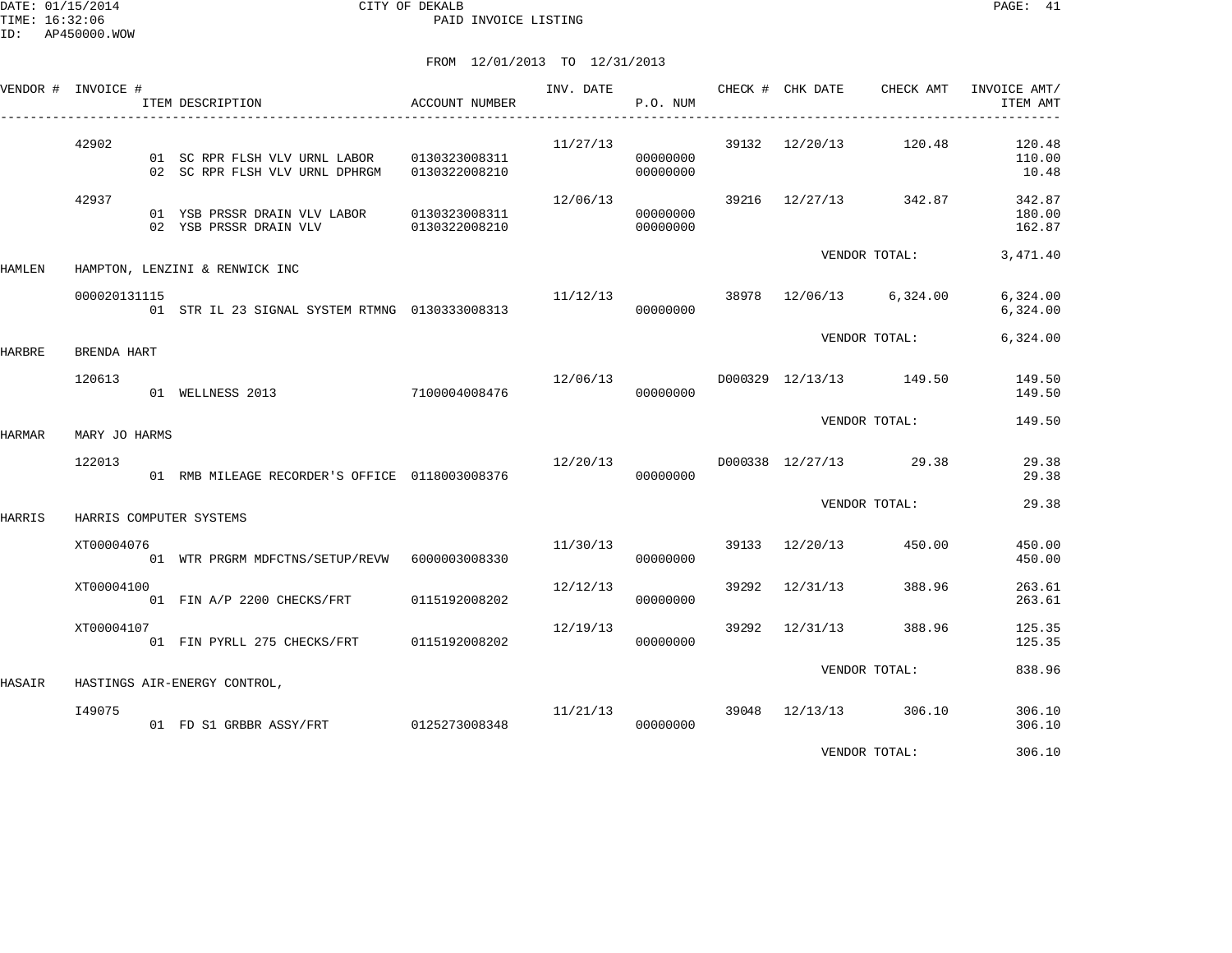DATE: 01/15/2014
TIME: 16:32:06
ID: AP450000.WOW

CITY OF DEKALB
PAID INVOICE LISTING

FROM 12/01/2013 TO 12/31/2013

| VENDOR # | INVOICE # | ITEM DESCRIPTION | ACCOUNT NUMBER | INV. DATE | P.O. NUM | CHECK # | CHK DATE | CHECK AMT | INVOICE AMT/ ITEM AMT |
|---|---|---|---|---|---|---|---|---|---|
| | 42902 | | | 11/27/13 | | 39132 | 12/20/13 | 120.48 | 120.48 |
| | | 01 SC RPR FLSH VLV URNL LABOR | 0130323008311 | | 00000000 | | | | 110.00 |
| | | 02 SC RPR FLSH VLV URNL DPHRGM | 0130322008210 | | 00000000 | | | | 10.48 |
| | 42937 | | | 12/06/13 | | 39216 | 12/27/13 | 342.87 | 342.87 |
| | | 01 YSB PRSSR DRAIN VLV LABOR | 0130323008311 | | 00000000 | | | | 180.00 |
| | | 02 YSB PRSSR DRAIN VLV | 0130322008210 | | 00000000 | | | | 162.87 |
| | | | | | | | VENDOR TOTAL: | | 3,471.40 |
| HAMLEN | HAMPTON, LENZINI & RENWICK INC | | | | | | | | |
| | 000020131115 | | | 11/12/13 | | 38978 | 12/06/13 | 6,324.00 | 6,324.00 |
| | | 01 STR IL 23 SIGNAL SYSTEM RTMNG | 0130333008313 | | 00000000 | | | | 6,324.00 |
| | | | | | | | VENDOR TOTAL: | | 6,324.00 |
| HARBRE | BRENDA HART | | | | | | | | |
| | 120613 | | | 12/06/13 | | D000329 | 12/13/13 | 149.50 | 149.50 |
| | | 01 WELLNESS 2013 | 7100004008476 | | 00000000 | | | | 149.50 |
| | | | | | | | VENDOR TOTAL: | | 149.50 |
| HARMAR | MARY JO HARMS | | | | | | | | |
| | 122013 | | | 12/20/13 | | D000338 | 12/27/13 | 29.38 | 29.38 |
| | | 01 RMB MILEAGE RECORDER'S OFFICE | 0118003008376 | | 00000000 | | | | 29.38 |
| | | | | | | | VENDOR TOTAL: | | 29.38 |
| HARRIS | HARRIS COMPUTER SYSTEMS | | | | | | | | |
| | XT00004076 | | | 11/30/13 | | 39133 | 12/20/13 | 450.00 | 450.00 |
| | | 01 WTR PRGRM MDFCTNS/SETUP/REVW | 6000003008330 | | 00000000 | | | | 450.00 |
| | XT00004100 | | | 12/12/13 | | 39292 | 12/31/13 | 388.96 | 263.61 |
| | | 01 FIN A/P 2200 CHECKS/FRT | 0115192008202 | | 00000000 | | | | 263.61 |
| | XT00004107 | | | 12/19/13 | | 39292 | 12/31/13 | 388.96 | 125.35 |
| | | 01 FIN PYRLL 275 CHECKS/FRT | 0115192008202 | | 00000000 | | | | 125.35 |
| | | | | | | | VENDOR TOTAL: | | 838.96 |
| HASAIR | HASTINGS AIR-ENERGY CONTROL, | | | | | | | | |
| | I49075 | | | 11/21/13 | | 39048 | 12/13/13 | 306.10 | 306.10 |
| | | 01 FD S1 GRBBR ASSY/FRT | 0125273008348 | | 00000000 | | | | 306.10 |
| | | | | | | | VENDOR TOTAL: | | 306.10 |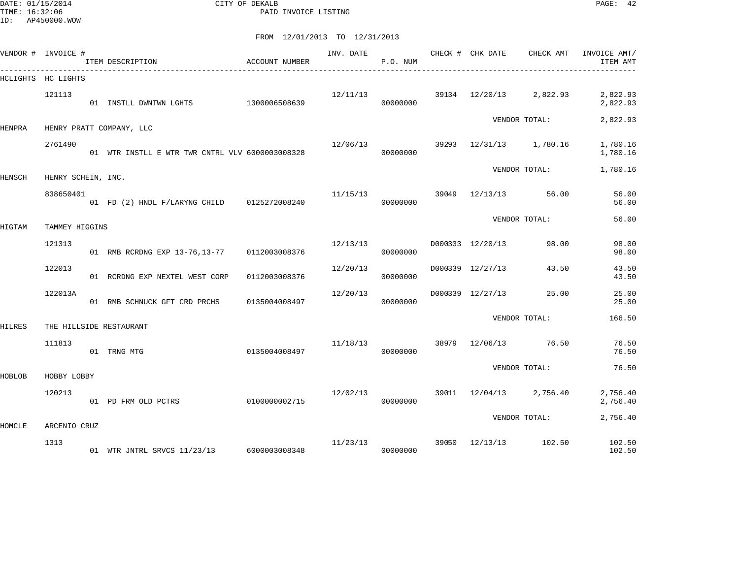DATE: 01/15/2014 CITY OF DEKALB
TIME: 16:32:06 PAID INVOICE LISTING
ID: AP450000.WOW

FROM 12/01/2013 TO 12/31/2013

| VENDOR # | INVOICE # | ITEM DESCRIPTION | ACCOUNT NUMBER | INV. DATE | P.O. NUM | CHECK # | CHK DATE | CHECK AMT | INVOICE AMT/ ITEM AMT |
|---|---|---|---|---|---|---|---|---|---|
| HCLIGHTS | HC LIGHTS | | | | | | | | |
| | 121113 | | | 12/11/13 | | 39134 | 12/20/13 | 2,822.93 | 2,822.93 |
| | | 01 INSTLL DWNTWN LGHTS | 1300006508639 | | 00000000 | | | | 2,822.93 |
| | | | | | | | | VENDOR TOTAL: | 2,822.93 |
| HENPRA | HENRY PRATT COMPANY, LLC | | | | | | | | |
| | 2761490 | | | 12/06/13 | | 39293 | 12/31/13 | 1,780.16 | 1,780.16 |
| | | 01 WTR INSTLL E WTR TWR CNTRL VLV | 6000003008328 | | 00000000 | | | | 1,780.16 |
| | | | | | | | | VENDOR TOTAL: | 1,780.16 |
| HENSCH | HENRY SCHEIN, INC. | | | | | | | | |
| | 838650401 | | | 11/15/13 | | 39049 | 12/13/13 | 56.00 | 56.00 |
| | | 01 FD (2) HNDL F/LARYNG CHILD | 0125272008240 | | 00000000 | | | | 56.00 |
| | | | | | | | | VENDOR TOTAL: | 56.00 |
| HIGTAM | TAMMEY HIGGINS | | | | | | | | |
| | 121313 | | | 12/13/13 | | D000333 | 12/20/13 | 98.00 | 98.00 |
| | | 01 RMB RCRDNG EXP 13-76,13-77 | 0112003008376 | | 00000000 | | | | 98.00 |
| | 122013 | | | 12/20/13 | | D000339 | 12/27/13 | 43.50 | 43.50 |
| | | 01 RCRDNG EXP NEXTEL WEST CORP | 0112003008376 | | 00000000 | | | | 43.50 |
| | 122013A | | | 12/20/13 | | D000339 | 12/27/13 | 25.00 | 25.00 |
| | | 01 RMB SCHNUCK GFT CRD PRCHS | 0135004008497 | | 00000000 | | | | 25.00 |
| | | | | | | | | VENDOR TOTAL: | 166.50 |
| HILRES | THE HILLSIDE RESTAURANT | | | | | | | | |
| | 111813 | | | 11/18/13 | | 38979 | 12/06/13 | 76.50 | 76.50 |
| | | 01 TRNG MTG | 0135004008497 | | 00000000 | | | | 76.50 |
| | | | | | | | | VENDOR TOTAL: | 76.50 |
| HOBLOB | HOBBY LOBBY | | | | | | | | |
| | 120213 | | | 12/02/13 | | 39011 | 12/04/13 | 2,756.40 | 2,756.40 |
| | | 01 PD FRM OLD PCTRS | 0100000002715 | | 00000000 | | | | 2,756.40 |
| | | | | | | | | VENDOR TOTAL: | 2,756.40 |
| HOMCLE | ARCENIO CRUZ | | | | | | | | |
| | 1313 | | | 11/23/13 | | 39050 | 12/13/13 | 102.50 | 102.50 |
| | | 01 WTR JNTRL SRVCS 11/23/13 | 6000003008348 | | 00000000 | | | | 102.50 |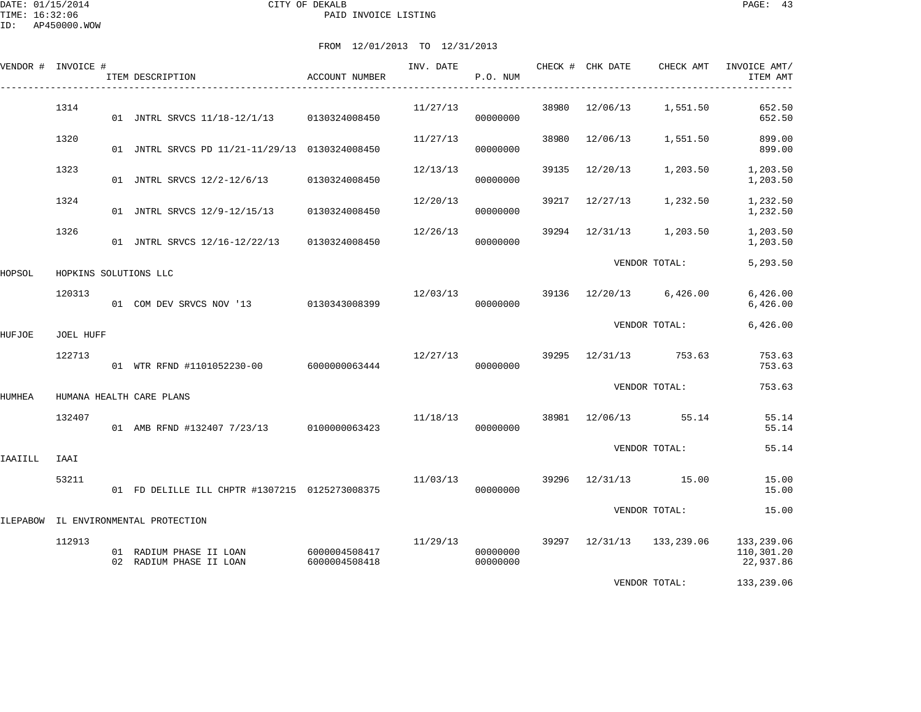DATE: 01/15/2014 CITY OF DEKALB
TIME: 16:32:06 PAID INVOICE LISTING
ID: AP450000.WOW

FROM 12/01/2013 TO 12/31/2013

| VENDOR # | INVOICE # | ITEM DESCRIPTION | ACCOUNT NUMBER | INV. DATE | P.O. NUM | CHECK # | CHK DATE | CHECK AMT | INVOICE AMT/ ITEM AMT |
|---|---|---|---|---|---|---|---|---|---|
| | 1314 | | | 11/27/13 | | 38980 | 12/06/13 | 1,551.50 | 652.50 |
| | | 01 JNTRL SRVCS 11/18-12/1/13 | 0130324008450 | | 00000000 | | | | 652.50 |
| | 1320 | | | 11/27/13 | | 38980 | 12/06/13 | 1,551.50 | 899.00 |
| | | 01 JNTRL SRVCS PD 11/21-11/29/13 | 0130324008450 | | 00000000 | | | | 899.00 |
| | 1323 | | | 12/13/13 | | 39135 | 12/20/13 | 1,203.50 | 1,203.50 |
| | | 01 JNTRL SRVCS 12/2-12/6/13 | 0130324008450 | | 00000000 | | | | 1,203.50 |
| | 1324 | | | 12/20/13 | | 39217 | 12/27/13 | 1,232.50 | 1,232.50 |
| | | 01 JNTRL SRVCS 12/9-12/15/13 | 0130324008450 | | 00000000 | | | | 1,232.50 |
| | 1326 | | | 12/26/13 | | 39294 | 12/31/13 | 1,203.50 | 1,203.50 |
| | | 01 JNTRL SRVCS 12/16-12/22/13 | 0130324008450 | | 00000000 | | | | 1,203.50 |
| | | | | | | | VENDOR TOTAL: | | 5,293.50 |
| HOPSOL | HOPKINS SOLUTIONS LLC | | | | | | | | |
| | 120313 | | | 12/03/13 | | 39136 | 12/20/13 | 6,426.00 | 6,426.00 |
| | | 01 COM DEV SRVCS NOV '13 | 0130343008399 | | 00000000 | | | | 6,426.00 |
| | | | | | | | VENDOR TOTAL: | | 6,426.00 |
| HUFJOE | JOEL HUFF | | | | | | | | |
| | 122713 | | | 12/27/13 | | 39295 | 12/31/13 | 753.63 | 753.63 |
| | | 01 WTR RFND #1101052230-00 | 6000000063444 | | 00000000 | | | | 753.63 |
| | | | | | | | VENDOR TOTAL: | | 753.63 |
| HUMHEA | HUMANA HEALTH CARE PLANS | | | | | | | | |
| | 132407 | | | 11/18/13 | | 38981 | 12/06/13 | 55.14 | 55.14 |
| | | 01 AMB RFND #132407 7/23/13 | 0100000063423 | | 00000000 | | | | 55.14 |
| | | | | | | | VENDOR TOTAL: | | 55.14 |
| IAAIILL | IAAI | | | | | | | | |
| | 53211 | | | 11/03/13 | | 39296 | 12/31/13 | 15.00 | 15.00 |
| | | 01 FD DELILLE ILL CHPTR #1307215 | 0125273008375 | | 00000000 | | | | 15.00 |
| | | | | | | | VENDOR TOTAL: | | 15.00 |
| ILEPABOW | IL ENVIRONMENTAL PROTECTION | | | | | | | | |
| | 112913 | | | 11/29/13 | | 39297 | 12/31/13 | 133,239.06 | 133,239.06 |
| | | 01 RADIUM PHASE II LOAN | 6000004508417 | | 00000000 | | | | 110,301.20 |
| | | 02 RADIUM PHASE II LOAN | 6000004508418 | | 00000000 | | | | 22,937.86 |
| | | | | | | | VENDOR TOTAL: | | 133,239.06 |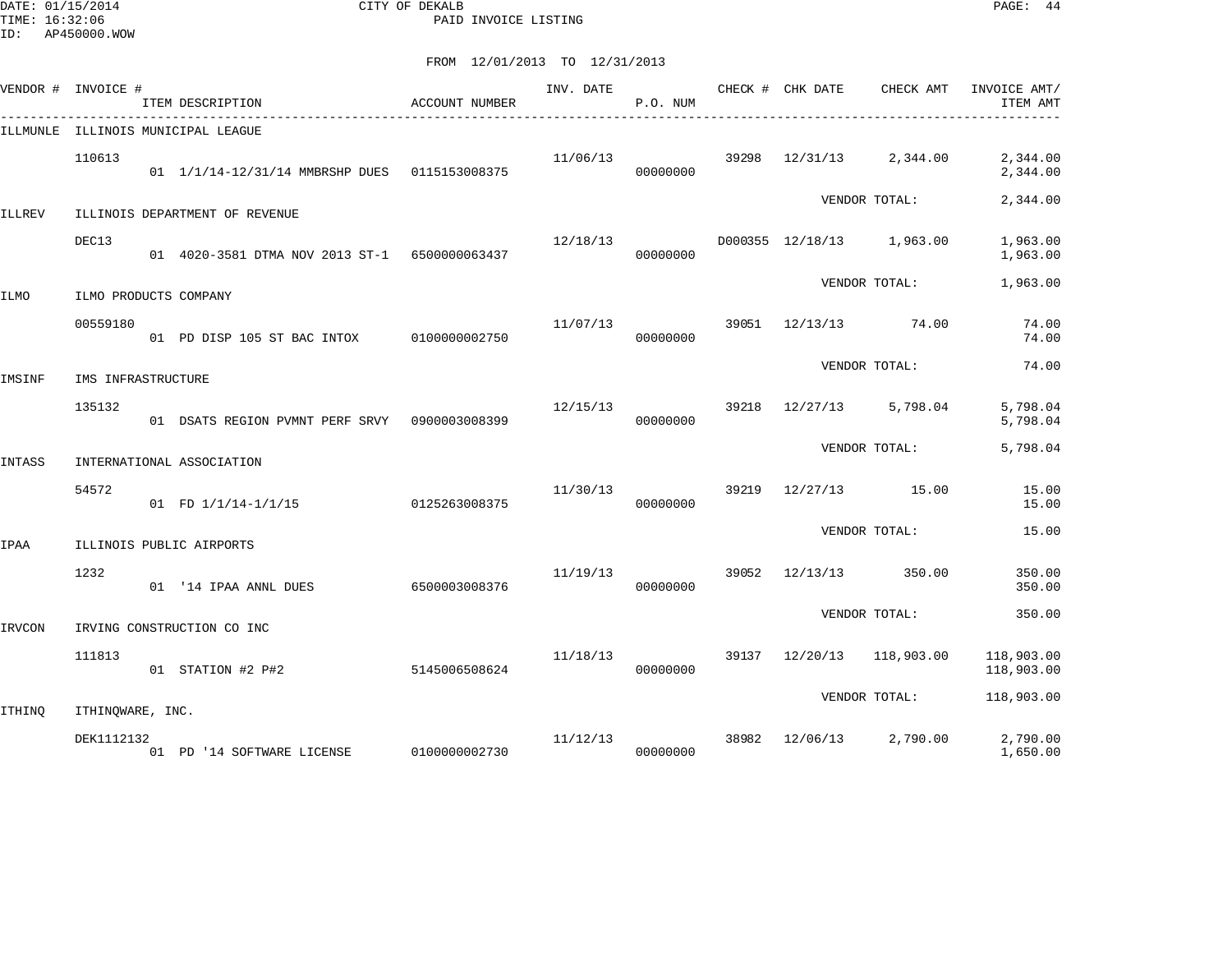DATE: 01/15/2014 CITY OF DEKALB
TIME: 16:32:06 PAID INVOICE LISTING
ID: AP450000.WOW

FROM 12/01/2013 TO 12/31/2013

| VENDOR # | INVOICE # | ITEM DESCRIPTION | ACCOUNT NUMBER | INV. DATE | P.O. NUM | CHECK # | CHK DATE | CHECK AMT | INVOICE AMT/ ITEM AMT |
|---|---|---|---|---|---|---|---|---|---|
| ILLMUNLE | ILLINOIS MUNICIPAL LEAGUE | | | | | | | | |
| | 110613 | | | 11/06/13 | | 39298 | 12/31/13 | 2,344.00 | 2,344.00 |
| | | 01 1/1/14-12/31/14 MMBRSHP DUES | 0115153008375 | | 00000000 | | | | 2,344.00 |
| | | | | | | | | VENDOR TOTAL: | 2,344.00 |
| ILLREV | ILLINOIS DEPARTMENT OF REVENUE | | | | | | | | |
| | DEC13 | | | 12/18/13 | | D000355 | 12/18/13 | 1,963.00 | 1,963.00 |
| | | 01 4020-3581 DTMA NOV 2013 ST-1 | 6500000063437 | | 00000000 | | | | 1,963.00 |
| | | | | | | | | VENDOR TOTAL: | 1,963.00 |
| ILMO | ILMO PRODUCTS COMPANY | | | | | | | | |
| | 00559180 | | | 11/07/13 | | 39051 | 12/13/13 | 74.00 | 74.00 |
| | | 01 PD DISP 105 ST BAC INTOX | 0100000002750 | | 00000000 | | | | 74.00 |
| | | | | | | | | VENDOR TOTAL: | 74.00 |
| IMSINF | IMS INFRASTRUCTURE | | | | | | | | |
| | 135132 | | | 12/15/13 | | 39218 | 12/27/13 | 5,798.04 | 5,798.04 |
| | | 01 DSATS REGION PVMNT PERF SRVY | 0900003008399 | | 00000000 | | | | 5,798.04 |
| | | | | | | | | VENDOR TOTAL: | 5,798.04 |
| INTASS | INTERNATIONAL ASSOCIATION | | | | | | | | |
| | 54572 | | | 11/30/13 | | 39219 | 12/27/13 | 15.00 | 15.00 |
| | | 01 FD 1/1/14-1/1/15 | 0125263008375 | | 00000000 | | | | 15.00 |
| | | | | | | | | VENDOR TOTAL: | 15.00 |
| IPAA | ILLINOIS PUBLIC AIRPORTS | | | | | | | | |
| | 1232 | | | 11/19/13 | | 39052 | 12/13/13 | 350.00 | 350.00 |
| | | 01 '14 IPAA ANNL DUES | 6500003008376 | | 00000000 | | | | 350.00 |
| | | | | | | | | VENDOR TOTAL: | 350.00 |
| IRVCON | IRVING CONSTRUCTION CO INC | | | | | | | | |
| | 111813 | | | 11/18/13 | | 39137 | 12/20/13 | 118,903.00 | 118,903.00 |
| | | 01 STATION #2 P#2 | 5145006508624 | | 00000000 | | | | 118,903.00 |
| | | | | | | | | VENDOR TOTAL: | 118,903.00 |
| ITHINQ | ITHINQWARE, INC. | | | | | | | | |
| | DEK1112132 | | | 11/12/13 | | 38982 | 12/06/13 | 2,790.00 | 2,790.00 |
| | | 01 PD '14 SOFTWARE LICENSE | 0100000002730 | | 00000000 | | | | 1,650.00 |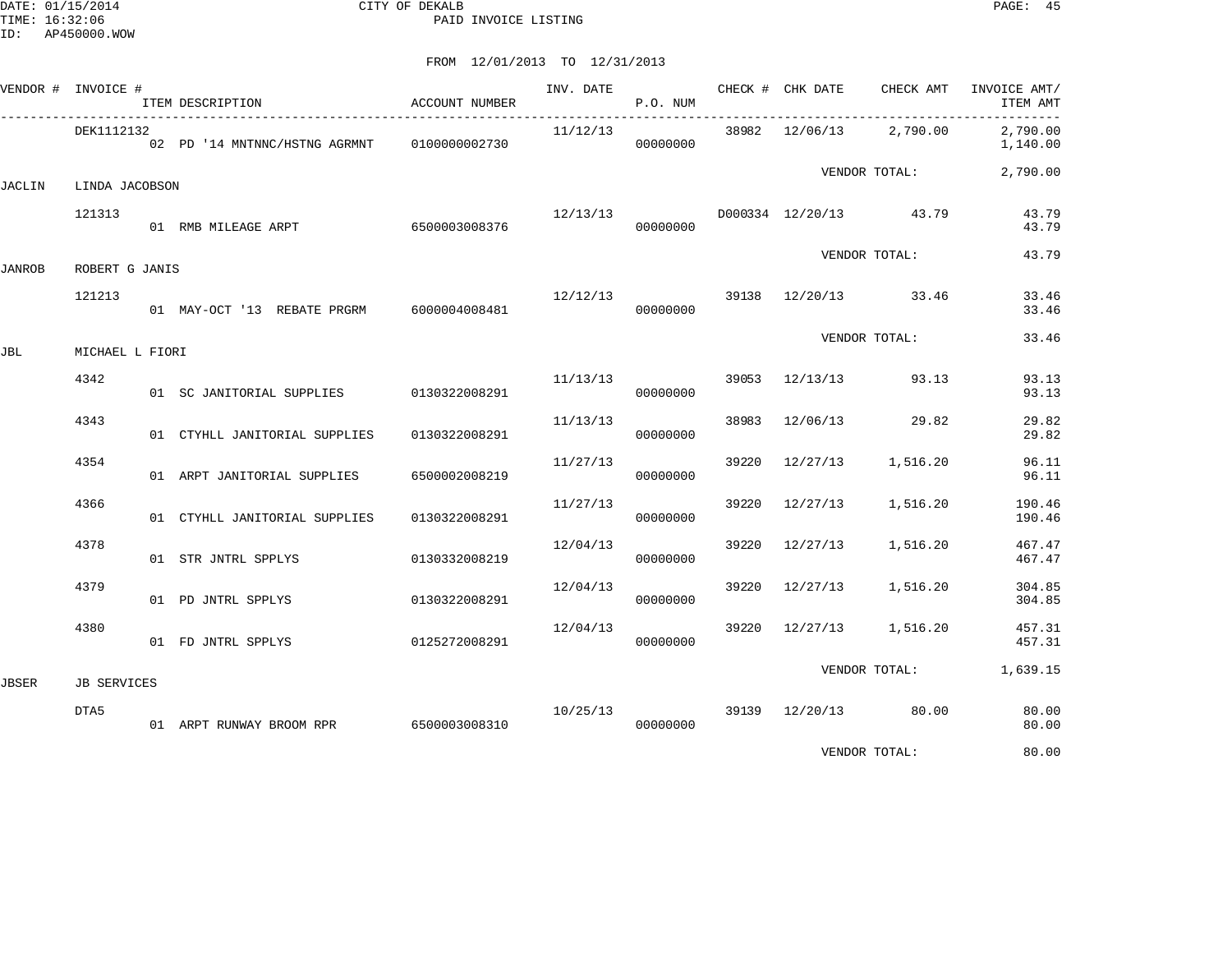FROM 12/01/2013 TO 12/31/2013

| VENDOR # | INVOICE # | ITEM DESCRIPTION | ACCOUNT NUMBER | INV. DATE | P.O. NUM | CHECK # | CHK DATE | CHECK AMT | INVOICE AMT/ ITEM AMT |
|---|---|---|---|---|---|---|---|---|---|
| | DEK1112132 | | | 11/12/13 | | 38982 | 12/06/13 | 2,790.00 | 2,790.00 |
| | | 02 PD '14 MNTNNC/HSTNG AGRMNT | 0100000002730 | | 00000000 | | | | 1,140.00 |
| | | | | | | | | VENDOR TOTAL: | 2,790.00 |
| JACLIN | LINDA JACOBSON | | | | | | | | |
| | 121313 | | | 12/13/13 | | D000334 | 12/20/13 | 43.79 | 43.79 |
| | | 01 RMB MILEAGE ARPT | 6500003008376 | | 00000000 | | | | 43.79 |
| | | | | | | | | VENDOR TOTAL: | 43.79 |
| JANROB | ROBERT G JANIS | | | | | | | | |
| | 121213 | | | 12/12/13 | | 39138 | 12/20/13 | 33.46 | 33.46 |
| | | 01 MAY-OCT '13 REBATE PRGRM | 6000004008481 | | 00000000 | | | | 33.46 |
| | | | | | | | | VENDOR TOTAL: | 33.46 |
| JBL | MICHAEL L FIORI | | | | | | | | |
| | 4342 | | | 11/13/13 | | 39053 | 12/13/13 | 93.13 | 93.13 |
| | | 01 SC JANITORIAL SUPPLIES | 0130322008291 | | 00000000 | | | | 93.13 |
| | 4343 | | | 11/13/13 | | 38983 | 12/06/13 | 29.82 | 29.82 |
| | | 01 CTYHLL JANITORIAL SUPPLIES | 0130322008291 | | 00000000 | | | | 29.82 |
| | 4354 | | | 11/27/13 | | 39220 | 12/27/13 | 1,516.20 | 96.11 |
| | | 01 ARPT JANITORIAL SUPPLIES | 6500002008219 | | 00000000 | | | | 96.11 |
| | 4366 | | | 11/27/13 | | 39220 | 12/27/13 | 1,516.20 | 190.46 |
| | | 01 CTYHLL JANITORIAL SUPPLIES | 0130322008291 | | 00000000 | | | | 190.46 |
| | 4378 | | | 12/04/13 | | 39220 | 12/27/13 | 1,516.20 | 467.47 |
| | | 01 STR JNTRL SPPLYS | 0130332008219 | | 00000000 | | | | 467.47 |
| | 4379 | | | 12/04/13 | | 39220 | 12/27/13 | 1,516.20 | 304.85 |
| | | 01 PD JNTRL SPPLYS | 0130322008291 | | 00000000 | | | | 304.85 |
| | 4380 | | | 12/04/13 | | 39220 | 12/27/13 | 1,516.20 | 457.31 |
| | | 01 FD JNTRL SPPLYS | 0125272008291 | | 00000000 | | | | 457.31 |
| | | | | | | | | VENDOR TOTAL: | 1,639.15 |
| JBSER | JB SERVICES | | | | | | | | |
| | DTA5 | | | 10/25/13 | | 39139 | 12/20/13 | 80.00 | 80.00 |
| | | 01 ARPT RUNWAY BROOM RPR | 6500003008310 | | 00000000 | | | | 80.00 |
| | | | | | | | | VENDOR TOTAL: | 80.00 |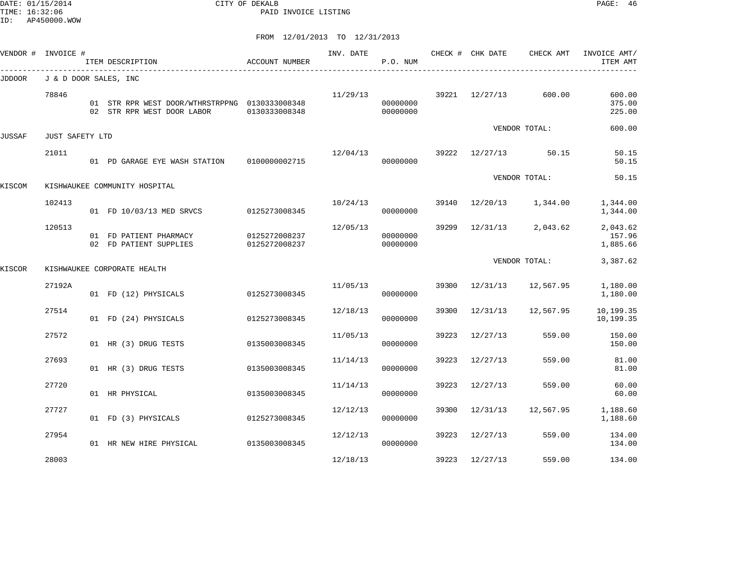CITY OF DEKALB
PAID INVOICE LISTING

FROM 12/01/2013 TO 12/31/2013

| VENDOR # | INVOICE # | ITEM DESCRIPTION | ACCOUNT NUMBER | INV. DATE | P.O. NUM | CHECK # | CHK DATE | CHECK AMT | INVOICE AMT/ ITEM AMT |
|---|---|---|---|---|---|---|---|---|---|
| JDDOOR | J & D DOOR SALES, INC | | | | | | | | |
| | 78846 | | | 11/29/13 | | 39221 | 12/27/13 | 600.00 | 600.00 |
| | | 01 STR RPR WEST DOOR/WTHRSTRPPNG | 0130333008348 | | 00000000 | | | | 375.00 |
| | | 02 STR RPR WEST DOOR LABOR | 0130333008348 | | 00000000 | | | | 225.00 |
| | | | | | | | VENDOR TOTAL: | | 600.00 |
| JUSSAF | JUST SAFETY LTD | | | | | | | | |
| | 21011 | | | 12/04/13 | | 39222 | 12/27/13 | 50.15 | 50.15 |
| | | 01 PD GARAGE EYE WASH STATION | 0100000002715 | | 00000000 | | | | 50.15 |
| | | | | | | | VENDOR TOTAL: | | 50.15 |
| KISCOM | KISHWAUKEE COMMUNITY HOSPITAL | | | | | | | | |
| | 102413 | | | 10/24/13 | | 39140 | 12/20/13 | 1,344.00 | 1,344.00 |
| | | 01 FD 10/03/13 MED SRVCS | 0125273008345 | | 00000000 | | | | 1,344.00 |
| | 120513 | | | 12/05/13 | | 39299 | 12/31/13 | 2,043.62 | 2,043.62 |
| | | 01 FD PATIENT PHARMACY | 0125272008237 | | 00000000 | | | | 157.96 |
| | | 02 FD PATIENT SUPPLIES | 0125272008237 | | 00000000 | | | | 1,885.66 |
| | | | | | | | VENDOR TOTAL: | | 3,387.62 |
| KISCOR | KISHWAUKEE CORPORATE HEALTH | | | | | | | | |
| | 27192A | | | 11/05/13 | | 39300 | 12/31/13 | 12,567.95 | 1,180.00 |
| | | 01 FD (12) PHYSICALS | 0125273008345 | | 00000000 | | | | 1,180.00 |
| | 27514 | | | 12/18/13 | | 39300 | 12/31/13 | 12,567.95 | 10,199.35 |
| | | 01 FD (24) PHYSICALS | 0125273008345 | | 00000000 | | | | 10,199.35 |
| | 27572 | | | 11/05/13 | | 39223 | 12/27/13 | 559.00 | 150.00 |
| | | 01 HR (3) DRUG TESTS | 0135003008345 | | 00000000 | | | | 150.00 |
| | 27693 | | | 11/14/13 | | 39223 | 12/27/13 | 559.00 | 81.00 |
| | | 01 HR (3) DRUG TESTS | 0135003008345 | | 00000000 | | | | 81.00 |
| | 27720 | | | 11/14/13 | | 39223 | 12/27/13 | 559.00 | 60.00 |
| | | 01 HR PHYSICAL | 0135003008345 | | 00000000 | | | | 60.00 |
| | 27727 | | | 12/12/13 | | 39300 | 12/31/13 | 12,567.95 | 1,188.60 |
| | | 01 FD (3) PHYSICALS | 0125273008345 | | 00000000 | | | | 1,188.60 |
| | 27954 | | | 12/12/13 | | 39223 | 12/27/13 | 559.00 | 134.00 |
| | | 01 HR NEW HIRE PHYSICAL | 0135003008345 | | 00000000 | | | | 134.00 |
| | 28003 | | | 12/18/13 | | 39223 | 12/27/13 | 559.00 | 134.00 |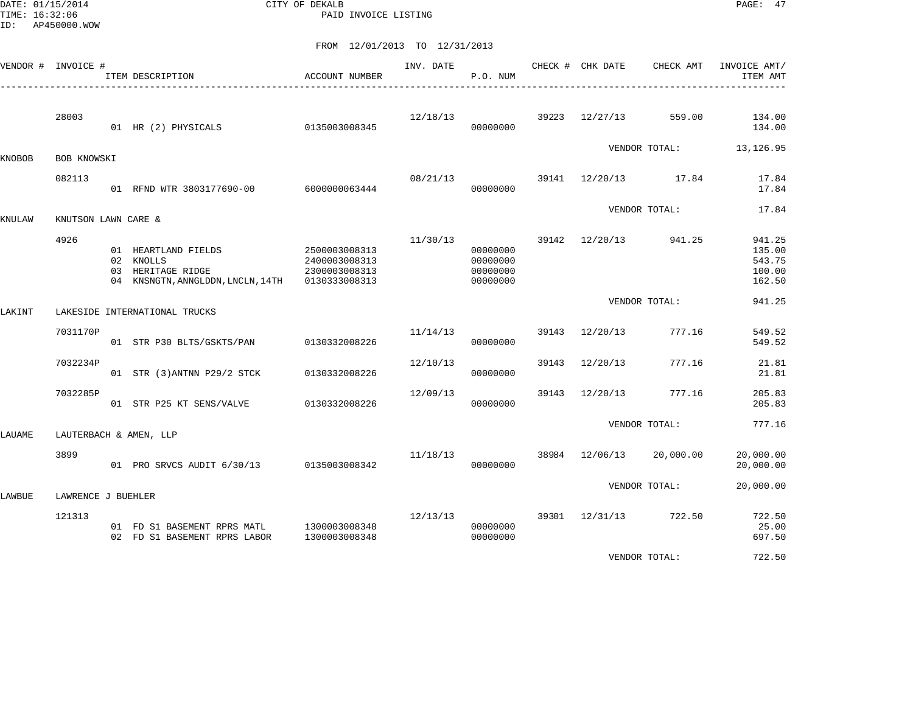CITY OF DEKALB
PAID INVOICE LISTING

FROM 12/01/2013 TO 12/31/2013

| VENDOR # | INVOICE # | ITEM DESCRIPTION | ACCOUNT NUMBER | INV. DATE | P.O. NUM | CHECK # | CHK DATE | CHECK AMT | INVOICE AMT/ ITEM AMT |
|---|---|---|---|---|---|---|---|---|---|
| | 28003 | | | 12/18/13 | | 39223 | 12/27/13 | 559.00 | 134.00 |
| | | 01 HR (2) PHYSICALS | 0135003008345 | | 00000000 | | | | 134.00 |
| | | | | | | | VENDOR TOTAL: | | 13,126.95 |
| KNOBOB | BOB KNOWSKI | | | | | | | | |
| | 082113 | | | 08/21/13 | | 39141 | 12/20/13 | 17.84 | 17.84 |
| | | 01 RFND WTR 3803177690-00 | 6000000063444 | | 00000000 | | | | 17.84 |
| | | | | | | | VENDOR TOTAL: | | 17.84 |
| KNULAW | KNUTSON LAWN CARE & | | | | | | | | |
| | 4926 | | | 11/30/13 | | 39142 | 12/20/13 | 941.25 | 941.25 |
| | | 01 HEARTLAND FIELDS | 2500003008313 | | 00000000 | | | | 135.00 |
| | | 02 KNOLLS | 2400003008313 | | 00000000 | | | | 543.75 |
| | | 03 HERITAGE RIDGE | 2300003008313 | | 00000000 | | | | 100.00 |
| | | 04 KNSNGTN,ANNGLDDN,LNCLN,14TH | 0133303008313 | | 00000000 | | | | 162.50 |
| | | | | | | | VENDOR TOTAL: | | 941.25 |
| LAKINT | LAKESIDE INTERNATIONAL TRUCKS | | | | | | | | |
| | 7031170P | | | 11/14/13 | | 39143 | 12/20/13 | 777.16 | 549.52 |
| | | 01 STR P30 BLTS/GSKTS/PAN | 0130332008226 | | 00000000 | | | | 549.52 |
| | 7032234P | | | 12/10/13 | | 39143 | 12/20/13 | 777.16 | 21.81 |
| | | 01 STR (3)ANTNN P29/2 STCK | 0130332008226 | | 00000000 | | | | 21.81 |
| | 7032285P | | | 12/09/13 | | 39143 | 12/20/13 | 777.16 | 205.83 |
| | | 01 STR P25 KT SENS/VALVE | 0130332008226 | | 00000000 | | | | 205.83 |
| | | | | | | | VENDOR TOTAL: | | 777.16 |
| LAUAME | LAUTERBACH & AMEN, LLP | | | | | | | | |
| | 3899 | | | 11/18/13 | | 38984 | 12/06/13 | 20,000.00 | 20,000.00 |
| | | 01 PRO SRVCS AUDIT 6/30/13 | 0135003008342 | | 00000000 | | | | 20,000.00 |
| | | | | | | | VENDOR TOTAL: | | 20,000.00 |
| LAWBUE | LAWRENCE J BUEHLER | | | | | | | | |
| | 121313 | | | 12/13/13 | | 39301 | 12/31/13 | 722.50 | 722.50 |
| | | 01 FD S1 BASEMENT RPRS MATL | 1300003008348 | | 00000000 | | | | 25.00 |
| | | 02 FD S1 BASEMENT RPRS LABOR | 1300003008348 | | 00000000 | | | | 697.50 |
| | | | | | | | VENDOR TOTAL: | | 722.50 |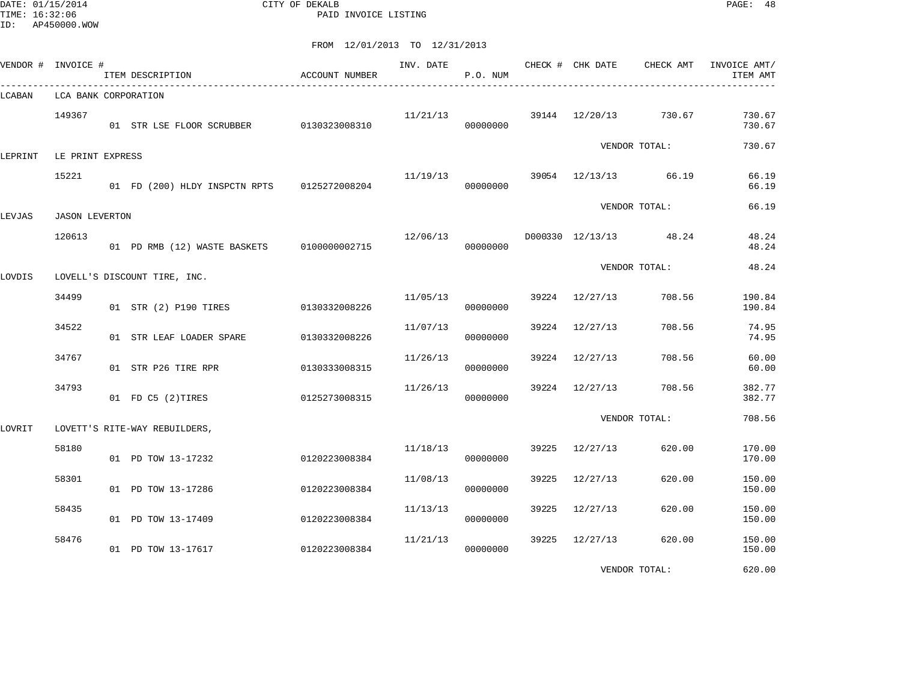CITY OF DEKALB
PAID INVOICE LISTING

DATE: 01/15/2014
TIME: 16:32:06
ID: AP450000.WOW

FROM 12/01/2013 TO 12/31/2013

| VENDOR # | INVOICE # | ITEM DESCRIPTION | ACCOUNT NUMBER | INV. DATE | P.O. NUM | CHECK # | CHK DATE | CHECK AMT | INVOICE AMT/ ITEM AMT |
|---|---|---|---|---|---|---|---|---|---|
| LCABAN | LCA BANK CORPORATION | | | | | | | | |
| | 149367 | | | 11/21/13 | | 39144 | 12/20/13 | 730.67 | 730.67 |
| | | 01 STR LSE FLOOR SCRUBBER | 0130323008310 | | 00000000 | | | | 730.67 |
| | | | | | | | VENDOR TOTAL: | | 730.67 |
| LEPRINT | LE PRINT EXPRESS | | | | | | | | |
| | 15221 | | | 11/19/13 | | 39054 | 12/13/13 | 66.19 | 66.19 |
| | | 01 FD (200) HLDY INSPCTN RPTS | 0125272008204 | | 00000000 | | | | 66.19 |
| | | | | | | | VENDOR TOTAL: | | 66.19 |
| LEVJAS | JASON LEVERTON | | | | | | | | |
| | 120613 | | | 12/06/13 | | D000330 | 12/13/13 | 48.24 | 48.24 |
| | | 01 PD RMB (12) WASTE BASKETS | 0100000002715 | | 00000000 | | | | 48.24 |
| | | | | | | | VENDOR TOTAL: | | 48.24 |
| LOVDIS | LOVELL'S DISCOUNT TIRE, INC. | | | | | | | | |
| | 34499 | | | 11/05/13 | | 39224 | 12/27/13 | 708.56 | 190.84 |
| | | 01 STR (2) P190 TIRES | 0130332008226 | | 00000000 | | | | 190.84 |
| | 34522 | | | 11/07/13 | | 39224 | 12/27/13 | 708.56 | 74.95 |
| | | 01 STR LEAF LOADER SPARE | 0130332008226 | | 00000000 | | | | 74.95 |
| | 34767 | | | 11/26/13 | | 39224 | 12/27/13 | 708.56 | 60.00 |
| | | 01 STR P26 TIRE RPR | 0130333008315 | | 00000000 | | | | 60.00 |
| | 34793 | | | 11/26/13 | | 39224 | 12/27/13 | 708.56 | 382.77 |
| | | 01 FD C5 (2)TIRES | 0125273008315 | | 00000000 | | | | 382.77 |
| | | | | | | | VENDOR TOTAL: | | 708.56 |
| LOVRIT | LOVETT'S RITE-WAY REBUILDERS, | | | | | | | | |
| | 58180 | | | 11/18/13 | | 39225 | 12/27/13 | 620.00 | 170.00 |
| | | 01 PD TOW 13-17232 | 0120223008384 | | 00000000 | | | | 170.00 |
| | 58301 | | | 11/08/13 | | 39225 | 12/27/13 | 620.00 | 150.00 |
| | | 01 PD TOW 13-17286 | 0120223008384 | | 00000000 | | | | 150.00 |
| | 58435 | | | 11/13/13 | | 39225 | 12/27/13 | 620.00 | 150.00 |
| | | 01 PD TOW 13-17409 | 0120223008384 | | 00000000 | | | | 150.00 |
| | 58476 | | | 11/21/13 | | 39225 | 12/27/13 | 620.00 | 150.00 |
| | | 01 PD TOW 13-17617 | 0120223008384 | | 00000000 | | | | 150.00 |
| | | | | | | | VENDOR TOTAL: | | 620.00 |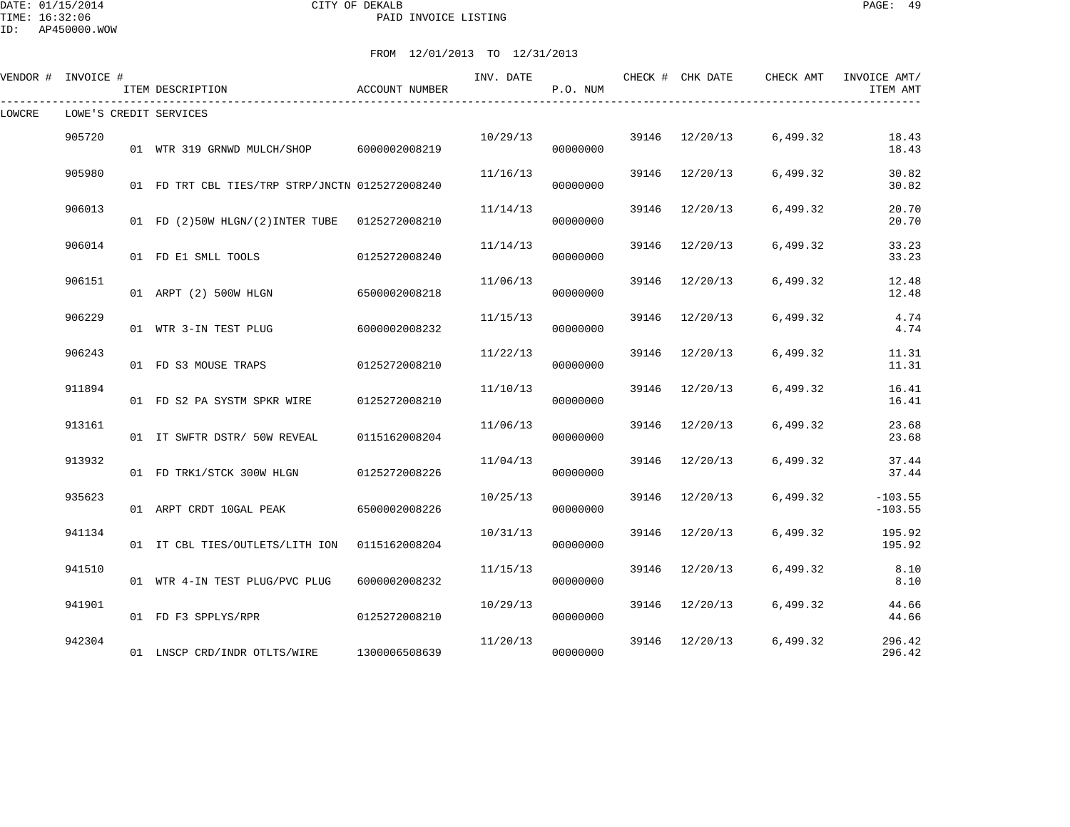CITY OF DEKALB
PAID INVOICE LISTING

DATE: 01/15/2014
TIME: 16:32:06
ID: AP450000.WOW

FROM 12/01/2013 TO 12/31/2013

| VENDOR # | INVOICE # | ITEM DESCRIPTION | ACCOUNT NUMBER | INV. DATE | P.O. NUM | CHECK # | CHK DATE | CHECK AMT | INVOICE AMT/ ITEM AMT |
|---|---|---|---|---|---|---|---|---|---|
| LOWCRE | LOWE'S CREDIT SERVICES | | | | | | | | |
| | 905720 | | | 10/29/13 | | 39146 | 12/20/13 | 6,499.32 | 18.43 |
| | | 01 WTR 319 GRNWD MULCH/SHOP | 6000002008219 | | 00000000 | | | | 18.43 |
| | 905980 | | | 11/16/13 | | 39146 | 12/20/13 | 6,499.32 | 30.82 |
| | | 01 FD TRT CBL TIES/TRP STRP/JNCTN | 0125272008240 | | 00000000 | | | | 30.82 |
| | 906013 | | | 11/14/13 | | 39146 | 12/20/13 | 6,499.32 | 20.70 |
| | | 01 FD (2)50W HLGN/(2)INTER TUBE | 0125272008210 | | 00000000 | | | | 20.70 |
| | 906014 | | | 11/14/13 | | 39146 | 12/20/13 | 6,499.32 | 33.23 |
| | | 01 FD E1 SMLL TOOLS | 0125272008240 | | 00000000 | | | | 33.23 |
| | 906151 | | | 11/06/13 | | 39146 | 12/20/13 | 6,499.32 | 12.48 |
| | | 01 ARPT (2) 500W HLGN | 6500002008218 | | 00000000 | | | | 12.48 |
| | 906229 | | | 11/15/13 | | 39146 | 12/20/13 | 6,499.32 | 4.74 |
| | | 01 WTR 3-IN TEST PLUG | 6000002008232 | | 00000000 | | | | 4.74 |
| | 906243 | | | 11/22/13 | | 39146 | 12/20/13 | 6,499.32 | 11.31 |
| | | 01 FD S3 MOUSE TRAPS | 0125272008210 | | 00000000 | | | | 11.31 |
| | 911894 | | | 11/10/13 | | 39146 | 12/20/13 | 6,499.32 | 16.41 |
| | | 01 FD S2 PA SYSTM SPKR WIRE | 0125272008210 | | 00000000 | | | | 16.41 |
| | 913161 | | | 11/06/13 | | 39146 | 12/20/13 | 6,499.32 | 23.68 |
| | | 01 IT SWFTR DSTR/ 50W REVEAL | 0115162008204 | | 00000000 | | | | 23.68 |
| | 913932 | | | 11/04/13 | | 39146 | 12/20/13 | 6,499.32 | 37.44 |
| | | 01 FD TRK1/STCK 300W HLGN | 0125272008226 | | 00000000 | | | | 37.44 |
| | 935623 | | | 10/25/13 | | 39146 | 12/20/13 | 6,499.32 | -103.55 |
| | | 01 ARPT CRDT 10GAL PEAK | 6500002008226 | | 00000000 | | | | -103.55 |
| | 941134 | | | 10/31/13 | | 39146 | 12/20/13 | 6,499.32 | 195.92 |
| | | 01 IT CBL TIES/OUTLETS/LITH ION | 0115162008204 | | 00000000 | | | | 195.92 |
| | 941510 | | | 11/15/13 | | 39146 | 12/20/13 | 6,499.32 | 8.10 |
| | | 01 WTR 4-IN TEST PLUG/PVC PLUG | 6000002008232 | | 00000000 | | | | 8.10 |
| | 941901 | | | 10/29/13 | | 39146 | 12/20/13 | 6,499.32 | 44.66 |
| | | 01 FD F3 SPPLYS/RPR | 0125272008210 | | 00000000 | | | | 44.66 |
| | 942304 | | | 11/20/13 | | 39146 | 12/20/13 | 6,499.32 | 296.42 |
| | | 01 LNSCP CRD/INDR OTLTS/WIRE | 1300006508639 | | 00000000 | | | | 296.42 |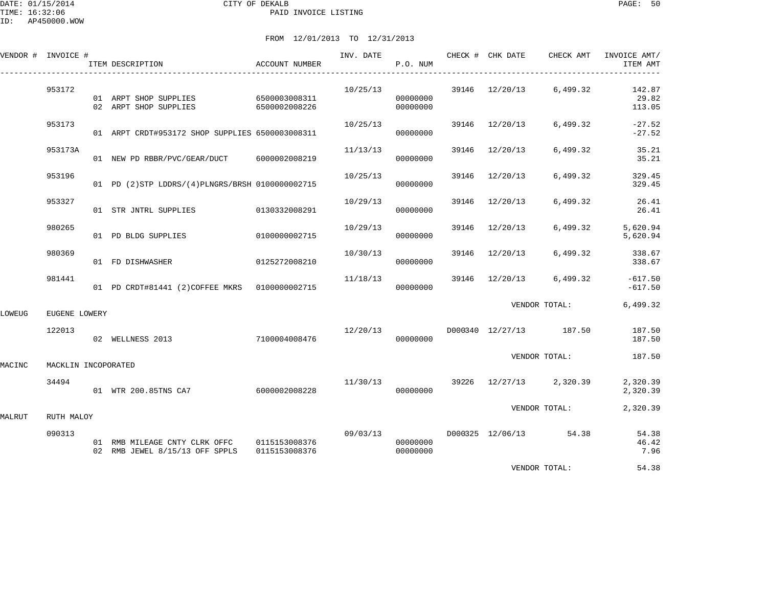CITY OF DEKALB
PAID INVOICE LISTING

FROM 12/01/2013 TO 12/31/2013

| VENDOR # | INVOICE # | ITEM DESCRIPTION | ACCOUNT NUMBER | INV. DATE | P.O. NUM | CHECK # | CHK DATE | CHECK AMT | INVOICE AMT/ ITEM AMT |
|---|---|---|---|---|---|---|---|---|---|
| | 953172 | | | 10/25/13 | | 39146 | 12/20/13 | 6,499.32 | 142.87 |
| | | 01 ARPT SHOP SUPPLIES | 6500003008311 | | 00000000 | | | | 29.82 |
| | | 02 ARPT SHOP SUPPLIES | 6500002008226 | | 00000000 | | | | 113.05 |
| | 953173 | | | 10/25/13 | | 39146 | 12/20/13 | 6,499.32 | -27.52 |
| | | 01 ARPT CRDT#953172 SHOP SUPPLIES | 6500003008311 | | 00000000 | | | | -27.52 |
| | 953173A | | | 11/13/13 | | 39146 | 12/20/13 | 6,499.32 | 35.21 |
| | | 01 NEW PD RBBR/PVC/GEAR/DUCT | 6000002008219 | | 00000000 | | | | 35.21 |
| | 953196 | | | 10/25/13 | | 39146 | 12/20/13 | 6,499.32 | 329.45 |
| | | 01 PD (2)STP LDDRS/(4)PLNGRS/BRSH | 0100000002715 | | 00000000 | | | | 329.45 |
| | 953327 | | | 10/29/13 | | 39146 | 12/20/13 | 6,499.32 | 26.41 |
| | | 01 STR JNTRL SUPPLIES | 0130332008291 | | 00000000 | | | | 26.41 |
| | 980265 | | | 10/29/13 | | 39146 | 12/20/13 | 6,499.32 | 5,620.94 |
| | | 01 PD BLDG SUPPLIES | 0100000002715 | | 00000000 | | | | 5,620.94 |
| | 980369 | | | 10/30/13 | | 39146 | 12/20/13 | 6,499.32 | 338.67 |
| | | 01 FD DISHWASHER | 0125272008210 | | 00000000 | | | | 338.67 |
| | 981441 | | | 11/18/13 | | 39146 | 12/20/13 | 6,499.32 | -617.50 |
| | | 01 PD CRDT#81441 (2)COFFEE MKRS | 0100000002715 | | 00000000 | | | | -617.50 |
| | | | | | | | VENDOR TOTAL: | | 6,499.32 |
| LOWEUG | EUGENE LOWERY | | | | | | | | |
| | 122013 | | | 12/20/13 | | D000340 | 12/27/13 | 187.50 | 187.50 |
| | | 02 WELLNESS 2013 | 7100004008476 | | 00000000 | | | | 187.50 |
| | | | | | | | VENDOR TOTAL: | | 187.50 |
| MACINC | MACKLIN INCOPORATED | | | | | | | | |
| | 34494 | | | 11/30/13 | | 39226 | 12/27/13 | 2,320.39 | 2,320.39 |
| | | 01 WTR 200.85TNS CA7 | 6000002008228 | | 00000000 | | | | 2,320.39 |
| | | | | | | | VENDOR TOTAL: | | 2,320.39 |
| MALRUT | RUTH MALOY | | | | | | | | |
| | 090313 | | | 09/03/13 | | D000325 | 12/06/13 | 54.38 | 54.38 |
| | | 01 RMB MILEAGE CNTY CLRK OFFC | 0115153008376 | | 00000000 | | | | 46.42 |
| | | 02 RMB JEWEL 8/15/13 OFF SPPLS | 0115153008376 | | 00000000 | | | | 7.96 |
| | | | | | | | VENDOR TOTAL: | | 54.38 |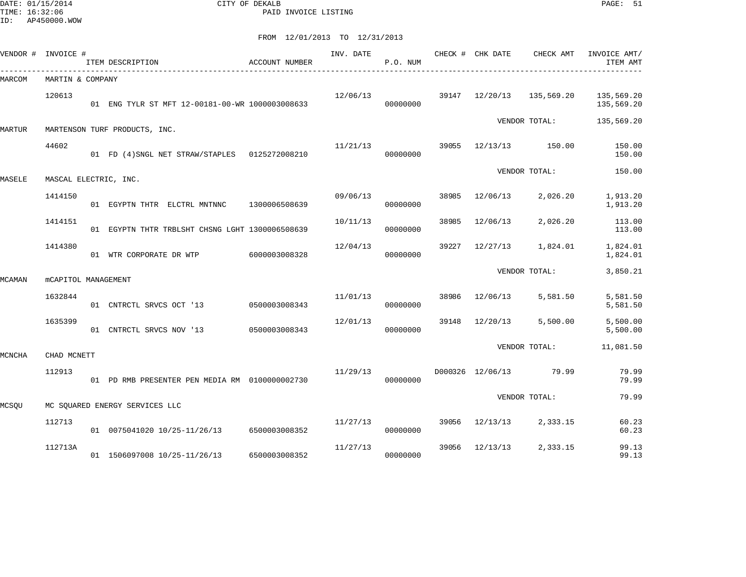CITY OF DEKALB
PAID INVOICE LISTING

DATE: 01/15/2014
TIME: 16:32:06
ID: AP450000.WOW

FROM 12/01/2013 TO 12/31/2013

| VENDOR # | INVOICE # | ITEM DESCRIPTION | ACCOUNT NUMBER | INV. DATE | P.O. NUM | CHECK # | CHK DATE | CHECK AMT | INVOICE AMT/ ITEM AMT |
|---|---|---|---|---|---|---|---|---|---|
| MARCOM | MARTIN & COMPANY | | | | | | | | |
| | 120613 | | | 12/06/13 | | 39147 | 12/20/13 | 135,569.20 | 135,569.20 |
| | | 01 ENG TYLR ST MFT 12-00181-00-WR | 1000003008633 | | 00000000 | | | | 135,569.20 |
| | | | | | | | VENDOR TOTAL: | | 135,569.20 |
| MARTUR | MARTENSON TURF PRODUCTS, INC. | | | | | | | | |
| | 44602 | | | 11/21/13 | | 39055 | 12/13/13 | 150.00 | 150.00 |
| | | 01 FD (4)SNGL NET STRAW/STAPLES | 0125272008210 | | 00000000 | | | | 150.00 |
| | | | | | | | VENDOR TOTAL: | | 150.00 |
| MASELE | MASCAL ELECTRIC, INC. | | | | | | | | |
| | 1414150 | | | 09/06/13 | | 38985 | 12/06/13 | 2,026.20 | 1,913.20 |
| | | 01 EGYPTN THTR ELCTRL MNTNNC | 1300006508639 | | 00000000 | | | | 1,913.20 |
| | 1414151 | | | 10/11/13 | | 38985 | 12/06/13 | 2,026.20 | 113.00 |
| | | 01 EGYPTN THTR TRBLSHT CHSNG LGHT | 1300006508639 | | 00000000 | | | | 113.00 |
| | 1414380 | | | 12/04/13 | | 39227 | 12/27/13 | 1,824.01 | 1,824.01 |
| | | 01 WTR CORPORATE DR WTP | 6000003008328 | | 00000000 | | | | 1,824.01 |
| | | | | | | | VENDOR TOTAL: | | 3,850.21 |
| MCAMAN | mCAPITOL MANAGEMENT | | | | | | | | |
| | 1632844 | | | 11/01/13 | | 38986 | 12/06/13 | 5,581.50 | 5,581.50 |
| | | 01 CNTRCTL SRVCS OCT '13 | 0500003008343 | | 00000000 | | | | 5,581.50 |
| | 1635399 | | | 12/01/13 | | 39148 | 12/20/13 | 5,500.00 | 5,500.00 |
| | | 01 CNTRCTL SRVCS NOV '13 | 0500003008343 | | 00000000 | | | | 5,500.00 |
| | | | | | | | VENDOR TOTAL: | | 11,081.50 |
| MCNCHA | CHAD MCNETT | | | | | | | | |
| | 112913 | | | 11/29/13 | | D000326 | 12/06/13 | 79.99 | 79.99 |
| | | 01 PD RMB PRESENTER PEN MEDIA RM | 0100000002730 | | 00000000 | | | | 79.99 |
| | | | | | | | VENDOR TOTAL: | | 79.99 |
| MCSQU | MC SQUARED ENERGY SERVICES LLC | | | | | | | | |
| | 112713 | | | 11/27/13 | | 39056 | 12/13/13 | 2,333.15 | 60.23 |
| | | 01 0075041020 10/25-11/26/13 | 6500003008352 | | 00000000 | | | | 60.23 |
| | 112713A | | | 11/27/13 | | 39056 | 12/13/13 | 2,333.15 | 99.13 |
| | | 01 1506097008 10/25-11/26/13 | 6500003008352 | | 00000000 | | | | 99.13 |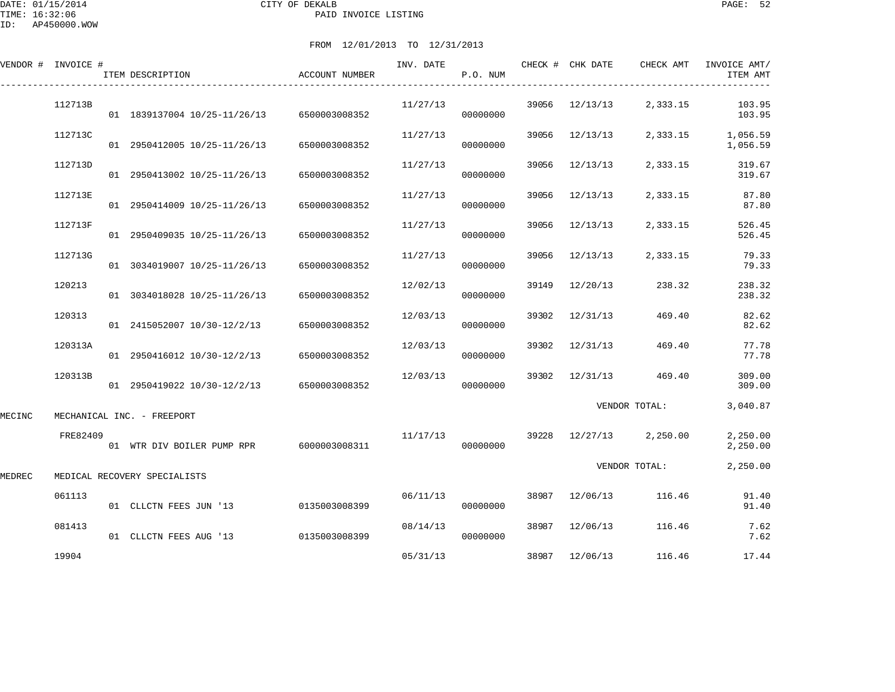CITY OF DEKALB
PAID INVOICE LISTING

FROM 12/01/2013 TO 12/31/2013

| VENDOR # | INVOICE # | ITEM DESCRIPTION | ACCOUNT NUMBER | INV. DATE | P.O. NUM | CHECK # | CHK DATE | CHECK AMT | INVOICE AMT/ ITEM AMT |
|---|---|---|---|---|---|---|---|---|---|
| | 112713B | | | 11/27/13 | | 39056 | 12/13/13 | 2,333.15 | 103.95 |
| | | 01 1839137004 10/25-11/26/13 | 6500003008352 | | 00000000 | | | | 103.95 |
| | 112713C | | | 11/27/13 | | 39056 | 12/13/13 | 2,333.15 | 1,056.59 |
| | | 01 2950412005 10/25-11/26/13 | 6500003008352 | | 00000000 | | | | 1,056.59 |
| | 112713D | | | 11/27/13 | | 39056 | 12/13/13 | 2,333.15 | 319.67 |
| | | 01 2950413002 10/25-11/26/13 | 6500003008352 | | 00000000 | | | | 319.67 |
| | 112713E | | | 11/27/13 | | 39056 | 12/13/13 | 2,333.15 | 87.80 |
| | | 01 2950414009 10/25-11/26/13 | 6500003008352 | | 00000000 | | | | 87.80 |
| | 112713F | | | 11/27/13 | | 39056 | 12/13/13 | 2,333.15 | 526.45 |
| | | 01 2950409035 10/25-11/26/13 | 6500003008352 | | 00000000 | | | | 526.45 |
| | 112713G | | | 11/27/13 | | 39056 | 12/13/13 | 2,333.15 | 79.33 |
| | | 01 3034019007 10/25-11/26/13 | 6500003008352 | | 00000000 | | | | 79.33 |
| | 120213 | | | 12/02/13 | | 39149 | 12/20/13 | 238.32 | 238.32 |
| | | 01 3034018028 10/25-11/26/13 | 6500003008352 | | 00000000 | | | | 238.32 |
| | 120313 | | | 12/03/13 | | 39302 | 12/31/13 | 469.40 | 82.62 |
| | | 01 2415052007 10/30-12/2/13 | 6500003008352 | | 00000000 | | | | 82.62 |
| | 120313A | | | 12/03/13 | | 39302 | 12/31/13 | 469.40 | 77.78 |
| | | 01 2950416012 10/30-12/2/13 | 6500003008352 | | 00000000 | | | | 77.78 |
| | 120313B | | | 12/03/13 | | 39302 | 12/31/13 | 469.40 | 309.00 |
| | | 01 2950419022 10/30-12/2/13 | 6500003008352 | | 00000000 | | | | 309.00 |
| | | | | | | | | VENDOR TOTAL: | 3,040.87 |
| MECINC | MECHANICAL INC. - FREEPORT | | | | | | | | |
| | FRE82409 | | | 11/17/13 | | 39228 | 12/27/13 | 2,250.00 | 2,250.00 |
| | | 01 WTR DIV BOILER PUMP RPR | 6000003008311 | | 00000000 | | | | 2,250.00 |
| | | | | | | | | VENDOR TOTAL: | 2,250.00 |
| MEDREC | MEDICAL RECOVERY SPECIALISTS | | | | | | | | |
| | 061113 | | | 06/11/13 | | 38987 | 12/06/13 | 116.46 | 91.40 |
| | | 01 CLLCTN FEES JUN '13 | 0135003008399 | | 00000000 | | | | 91.40 |
| | 081413 | | | 08/14/13 | | 38987 | 12/06/13 | 116.46 | 7.62 |
| | | 01 CLLCTN FEES AUG '13 | 0135003008399 | | 00000000 | | | | 7.62 |
| | 19904 | | | 05/31/13 | | 38987 | 12/06/13 | 116.46 | 17.44 |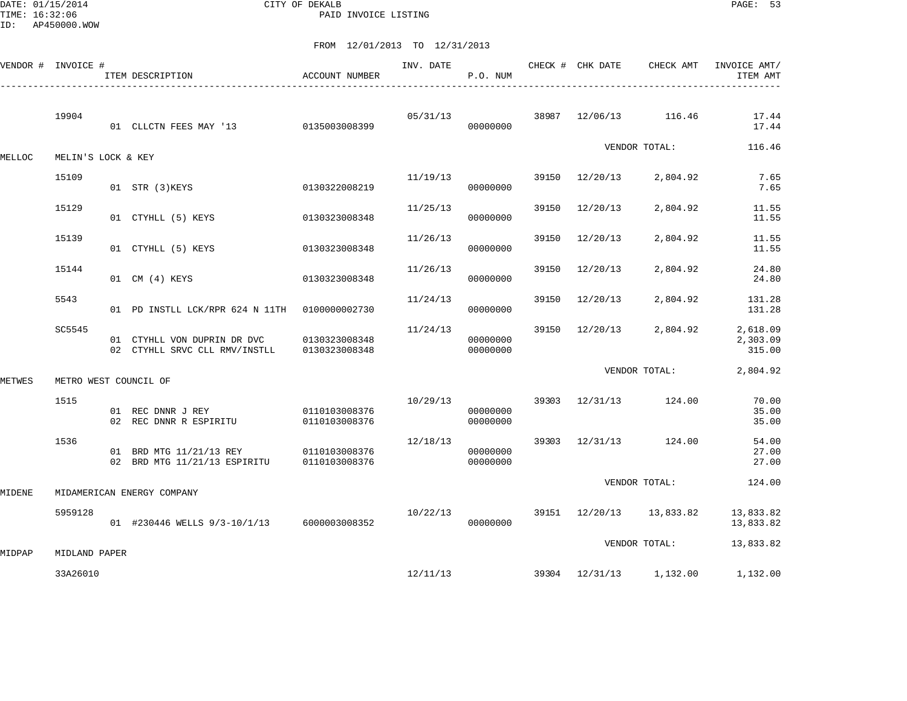CITY OF DEKALB
PAID INVOICE LISTING

FROM 12/01/2013 TO 12/31/2013

| VENDOR # | INVOICE # | ITEM DESCRIPTION | ACCOUNT NUMBER | INV. DATE | P.O. NUM | CHECK # | CHK DATE | CHECK AMT | INVOICE AMT/ ITEM AMT |
|---|---|---|---|---|---|---|---|---|---|
| | 19904 | | | 05/31/13 | | 38987 | 12/06/13 | 116.46 | 17.44 |
| | | 01 CLLCTN FEES MAY '13 | 0135003008399 | | 00000000 | | | | 17.44 |
| | | | | | | | | VENDOR TOTAL: | 116.46 |
| MELLOC | MELIN'S LOCK & KEY | | | | | | | | |
| | 15109 | | | 11/19/13 | | 39150 | 12/20/13 | 2,804.92 | 7.65 |
| | | 01 STR (3)KEYS | 0130322008219 | | 00000000 | | | | 7.65 |
| | 15129 | | | 11/25/13 | | 39150 | 12/20/13 | 2,804.92 | 11.55 |
| | | 01 CTYHLL (5) KEYS | 0130323008348 | | 00000000 | | | | 11.55 |
| | 15139 | | | 11/26/13 | | 39150 | 12/20/13 | 2,804.92 | 11.55 |
| | | 01 CTYHLL (5) KEYS | 0130323008348 | | 00000000 | | | | 11.55 |
| | 15144 | | | 11/26/13 | | 39150 | 12/20/13 | 2,804.92 | 24.80 |
| | | 01 CM (4) KEYS | 0130323008348 | | 00000000 | | | | 24.80 |
| | 5543 | | | 11/24/13 | | 39150 | 12/20/13 | 2,804.92 | 131.28 |
| | | 01 PD INSTLL LCK/RPR 624 N 11TH | 0100000002730 | | 00000000 | | | | 131.28 |
| | SC5545 | | | 11/24/13 | | 39150 | 12/20/13 | 2,804.92 | 2,618.09 |
| | | 01 CTYHLL VON DUPRIN DR DVC | 0130323008348 | | 00000000 | | | | 2,303.09 |
| | | 02 CTYHLL SRVC CLL RMV/INSTLL | 0130323008348 | | 00000000 | | | | 315.00 |
| | | | | | | | | VENDOR TOTAL: | 2,804.92 |
| METWES | METRO WEST COUNCIL OF | | | | | | | | |
| | 1515 | | | 10/29/13 | | 39303 | 12/31/13 | 124.00 | 70.00 |
| | | 01 REC DNNR J REY | 0110103008376 | | 00000000 | | | | 35.00 |
| | | 02 REC DNNR R ESPIRITU | 0110103008376 | | 00000000 | | | | 35.00 |
| | 1536 | | | 12/18/13 | | 39303 | 12/31/13 | 124.00 | 54.00 |
| | | 01 BRD MTG 11/21/13 REY | 0110103008376 | | 00000000 | | | | 27.00 |
| | | 02 BRD MTG 11/21/13 ESPIRITU | 0110103008376 | | 00000000 | | | | 27.00 |
| | | | | | | | | VENDOR TOTAL: | 124.00 |
| MIDENE | MIDAMERICAN ENERGY COMPANY | | | | | | | | |
| | 5959128 | | | 10/22/13 | | 39151 | 12/20/13 | 13,833.82 | 13,833.82 |
| | | 01 #230446 WELLS 9/3-10/1/13 | 6000003008352 | | 00000000 | | | | 13,833.82 |
| | | | | | | | | VENDOR TOTAL: | 13,833.82 |
| MIDPAP | MIDLAND PAPER | | | | | | | | |
| | 33A26010 | | | 12/11/13 | | 39304 | 12/31/13 | 1,132.00 | 1,132.00 |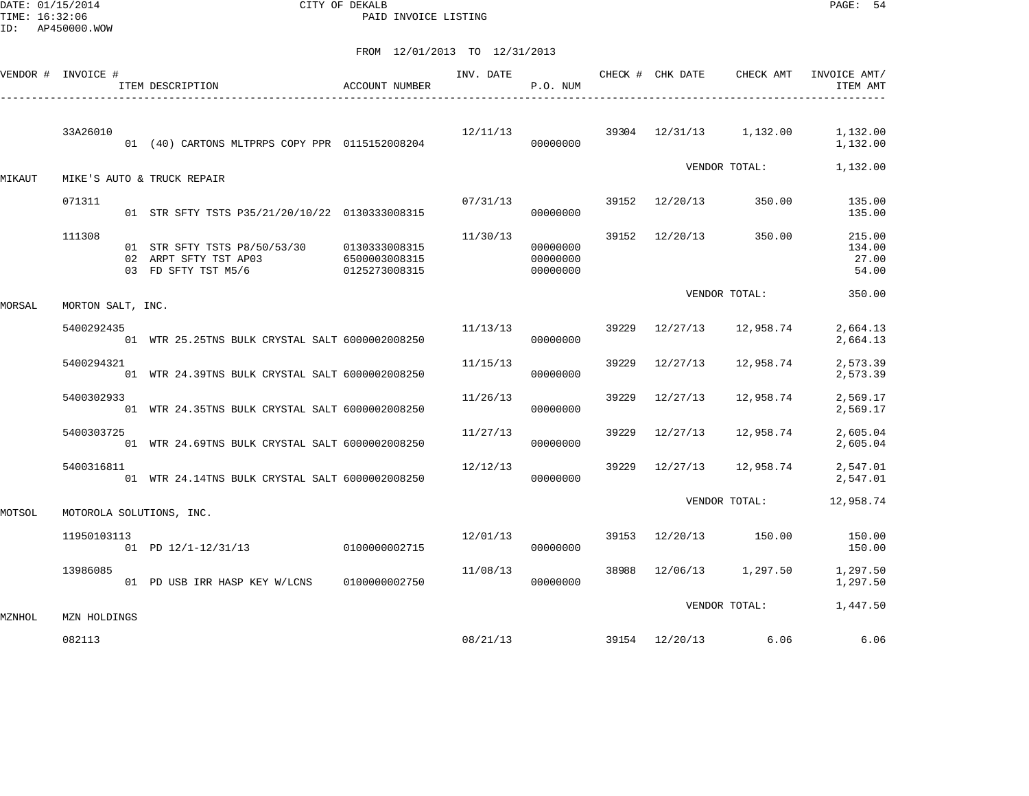CITY OF DEKALB
PAID INVOICE LISTING

DATE: 01/15/2014
TIME: 16:32:06
ID: AP450000.WOW

FROM 12/01/2013 TO 12/31/2013

| VENDOR # | INVOICE # | ITEM DESCRIPTION | ACCOUNT NUMBER | INV. DATE | P.O. NUM | CHECK # | CHK DATE | CHECK AMT | INVOICE AMT/ ITEM AMT |
|---|---|---|---|---|---|---|---|---|---|
| | 33A26010 | | | 12/11/13 | | 39304 | 12/31/13 | 1,132.00 | 1,132.00 |
| | | 01 (40) CARTONS MLTPRPS COPY PPR | 0115152008204 | | 00000000 | | | | 1,132.00 |
| | | | | | | | | VENDOR TOTAL: | 1,132.00 |
| MIKAUT | MIKE'S AUTO & TRUCK REPAIR | | | | | | | | |
| | 071311 | | | 07/31/13 | | 39152 | 12/20/13 | 350.00 | 135.00 |
| | | 01 STR SFTY TSTS P35/21/20/10/22 | 0130333008315 | | 00000000 | | | | 135.00 |
| | 111308 | | | 11/30/13 | | 39152 | 12/20/13 | 350.00 | 215.00 |
| | | 01 STR SFTY TSTS P8/50/53/30 | 0130333008315 | | 00000000 | | | | 134.00 |
| | | 02 ARPT SFTY TST AP03 | 6500003008315 | | 00000000 | | | | 27.00 |
| | | 03 FD SFTY TST M5/6 | 0125273008315 | | 00000000 | | | | 54.00 |
| | | | | | | | | VENDOR TOTAL: | 350.00 |
| MORSAL | MORTON SALT, INC. | | | | | | | | |
| | 5400292435 | | | 11/13/13 | | 39229 | 12/27/13 | 12,958.74 | 2,664.13 |
| | | 01 WTR 25.25TNS BULK CRYSTAL SALT | 6000002008250 | | 00000000 | | | | 2,664.13 |
| | 5400294321 | | | 11/15/13 | | 39229 | 12/27/13 | 12,958.74 | 2,573.39 |
| | | 01 WTR 24.39TNS BULK CRYSTAL SALT | 6000002008250 | | 00000000 | | | | 2,573.39 |
| | 5400302933 | | | 11/26/13 | | 39229 | 12/27/13 | 12,958.74 | 2,569.17 |
| | | 01 WTR 24.35TNS BULK CRYSTAL SALT | 6000002008250 | | 00000000 | | | | 2,569.17 |
| | 5400303725 | | | 11/27/13 | | 39229 | 12/27/13 | 12,958.74 | 2,605.04 |
| | | 01 WTR 24.69TNS BULK CRYSTAL SALT | 6000002008250 | | 00000000 | | | | 2,605.04 |
| | 5400316811 | | | 12/12/13 | | 39229 | 12/27/13 | 12,958.74 | 2,547.01 |
| | | 01 WTR 24.14TNS BULK CRYSTAL SALT | 6000002008250 | | 00000000 | | | | 2,547.01 |
| | | | | | | | | VENDOR TOTAL: | 12,958.74 |
| MOTSOL | MOTOROLA SOLUTIONS, INC. | | | | | | | | |
| | 11950103113 | | | 12/01/13 | | 39153 | 12/20/13 | 150.00 | 150.00 |
| | | 01 PD 12/1-12/31/13 | 0100000002715 | | 00000000 | | | | 150.00 |
| | 13986085 | | | 11/08/13 | | 38988 | 12/06/13 | 1,297.50 | 1,297.50 |
| | | 01 PD USB IRR HASP KEY W/LCNS | 0100000002750 | | 00000000 | | | | 1,297.50 |
| | | | | | | | | VENDOR TOTAL: | 1,447.50 |
| MZNHOL | MZN HOLDINGS | | | | | | | | |
| | 082113 | | | 08/21/13 | | 39154 | 12/20/13 | 6.06 | 6.06 |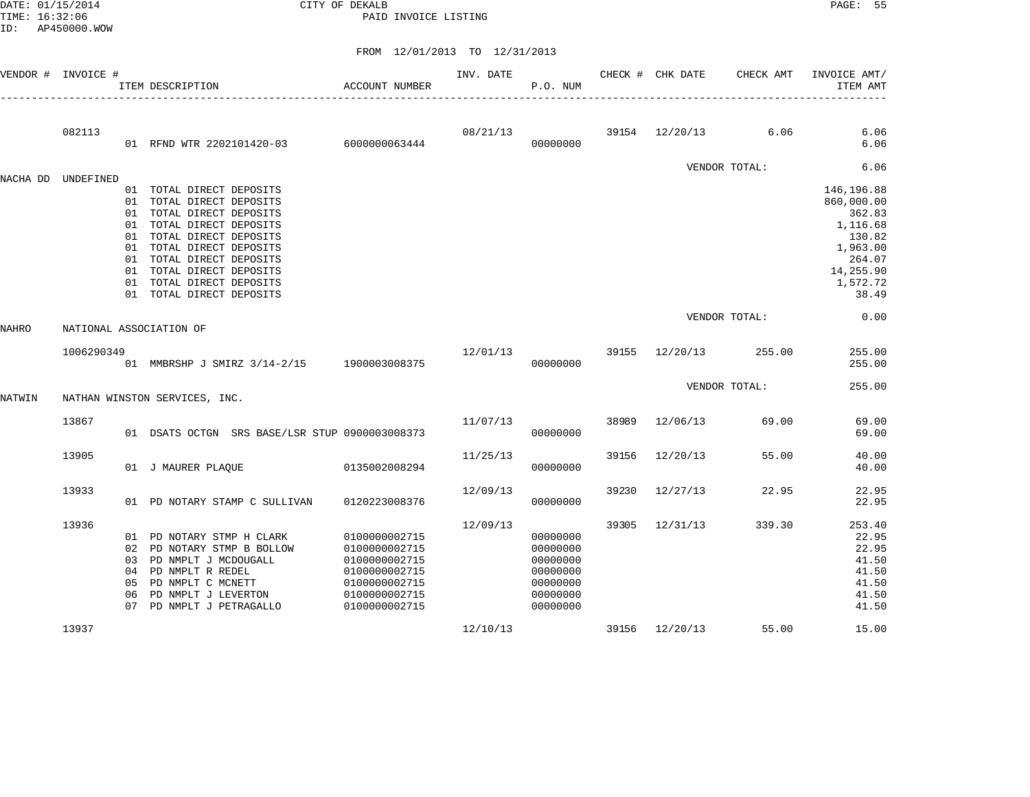CITY OF DEKALB
PAID INVOICE LISTING

DATE: 01/15/2014
TIME: 16:32:06
ID: AP450000.WOW

FROM 12/01/2013 TO 12/31/2013

| VENDOR # | INVOICE # | ITEM DESCRIPTION | ACCOUNT NUMBER | INV. DATE | P.O. NUM | CHECK # | CHK DATE | CHECK AMT | INVOICE AMT/ ITEM AMT |
|---|---|---|---|---|---|---|---|---|---|
| | 082113 | | | 08/21/13 | | 39154 | 12/20/13 | 6.06 | 6.06 |
| | | 01 RFND WTR 2202101420-03 | 6000000063444 | | 00000000 | | | | 6.06 |
| | | | | | | | VENDOR TOTAL: | | 6.06 |
| NACHA DD | UNDEFINED | | | | | | | | |
| | | 01 TOTAL DIRECT DEPOSITS | | | | | | | 146,196.88 |
| | | 01 TOTAL DIRECT DEPOSITS | | | | | | | 860,000.00 |
| | | 01 TOTAL DIRECT DEPOSITS | | | | | | | 362.83 |
| | | 01 TOTAL DIRECT DEPOSITS | | | | | | | 1,116.68 |
| | | 01 TOTAL DIRECT DEPOSITS | | | | | | | 130.82 |
| | | 01 TOTAL DIRECT DEPOSITS | | | | | | | 1,963.00 |
| | | 01 TOTAL DIRECT DEPOSITS | | | | | | | 264.07 |
| | | 01 TOTAL DIRECT DEPOSITS | | | | | | | 14,255.90 |
| | | 01 TOTAL DIRECT DEPOSITS | | | | | | | 1,572.72 |
| | | 01 TOTAL DIRECT DEPOSITS | | | | | | | 38.49 |
| | | | | | | | VENDOR TOTAL: | | 0.00 |
| NAHRO | NATIONAL ASSOCIATION OF | | | | | | | | |
| | 1006290349 | | | 12/01/13 | | 39155 | 12/20/13 | 255.00 | 255.00 |
| | | 01 MMBRSHP J SMIRZ 3/14-2/15 | 1900003008375 | | 00000000 | | | | 255.00 |
| | | | | | | | VENDOR TOTAL: | | 255.00 |
| NATWIN | NATHAN WINSTON SERVICES, INC. | | | | | | | | |
| | 13867 | | | 11/07/13 | | 38989 | 12/06/13 | 69.00 | 69.00 |
| | | 01 DSATS OCTGN SRS BASE/LSR STUP | 0900003008373 | | 00000000 | | | | 69.00 |
| | 13905 | | | 11/25/13 | | 39156 | 12/20/13 | 55.00 | 40.00 |
| | | 01 J MAURER PLAQUE | 0135002008294 | | 00000000 | | | | 40.00 |
| | 13933 | | | 12/09/13 | | 39230 | 12/27/13 | 22.95 | 22.95 |
| | | 01 PD NOTARY STAMP C SULLIVAN | 0120223008376 | | 00000000 | | | | 22.95 |
| | 13936 | | | 12/09/13 | | 39305 | 12/31/13 | 339.30 | 253.40 |
| | | 01 PD NOTARY STMP H CLARK | 0100000002715 | | 00000000 | | | | 22.95 |
| | | 02 PD NOTARY STMP B BOLLOW | 0100000002715 | | 00000000 | | | | 22.95 |
| | | 03 PD NMPLT J MCDOUGALL | 0100000002715 | | 00000000 | | | | 41.50 |
| | | 04 PD NMPLT R REDEL | 0100000002715 | | 00000000 | | | | 41.50 |
| | | 05 PD NMPLT C MCNETT | 0100000002715 | | 00000000 | | | | 41.50 |
| | | 06 PD NMPLT J LEVERTON | 0100000002715 | | 00000000 | | | | 41.50 |
| | | 07 PD NMPLT J PETRAGALLO | 0100000002715 | | 00000000 | | | | 41.50 |
| | 13937 | | | 12/10/13 | | 39156 | 12/20/13 | 55.00 | 15.00 |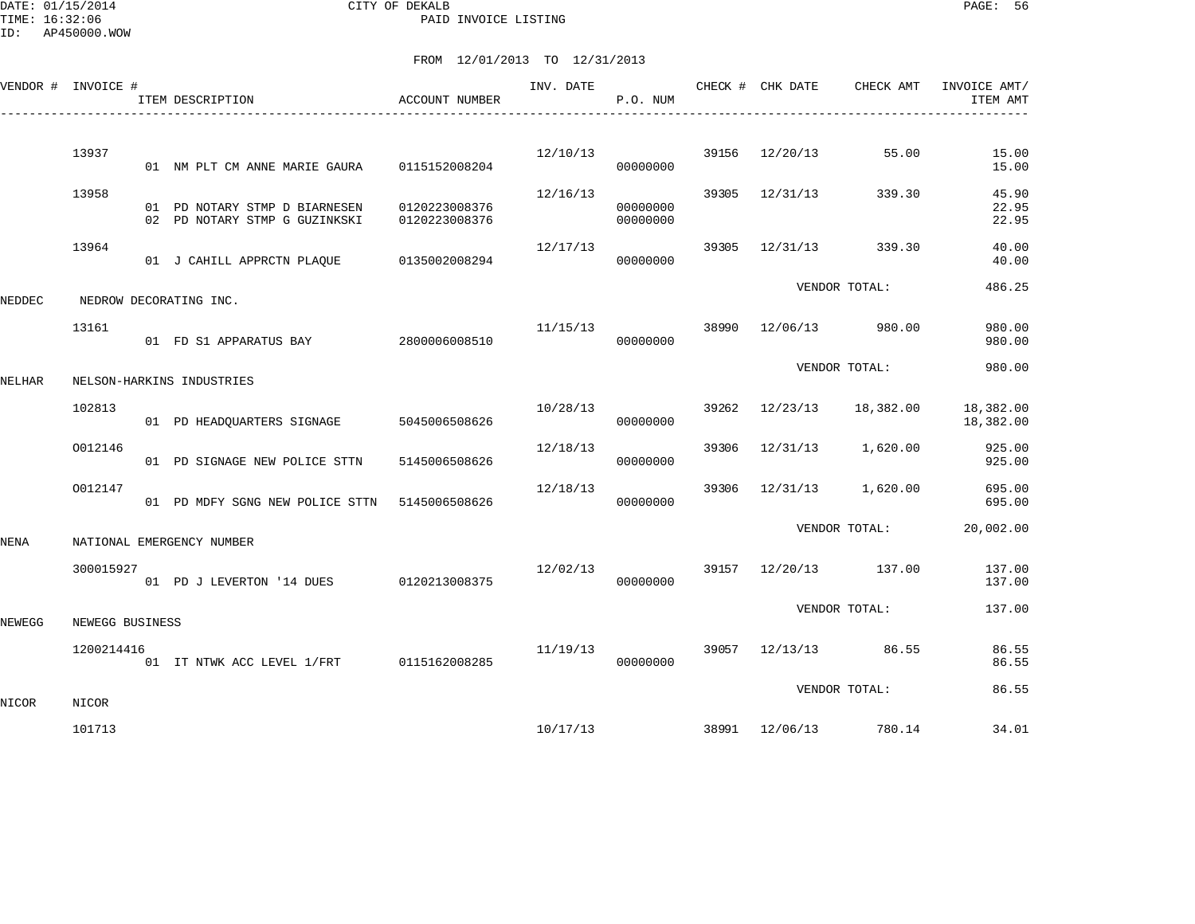CITY OF DEKALB
PAID INVOICE LISTING

DATE: 01/15/2014
TIME: 16:32:06
ID: AP450000.WOW

FROM 12/01/2013 TO 12/31/2013

| VENDOR # | INVOICE # | ITEM DESCRIPTION | ACCOUNT NUMBER | INV. DATE | P.O. NUM | CHECK # | CHK DATE | CHECK AMT | INVOICE AMT/ ITEM AMT |
|---|---|---|---|---|---|---|---|---|---|
| | 13937 | | | 12/10/13 | | 39156 | 12/20/13 | 55.00 | 15.00 |
| | | 01 NM PLT CM ANNE MARIE GAURA | 0115152008204 | | 00000000 | | | | 15.00 |
| | 13958 | | | 12/16/13 | | 39305 | 12/31/13 | 339.30 | 45.90 |
| | | 01 PD NOTARY STMP D BIARNESEN | 0120223008376 | | 00000000 | | | | 22.95 |
| | | 02 PD NOTARY STMP G GUZINKSKI | 0120223008376 | | 00000000 | | | | 22.95 |
| | 13964 | | | 12/17/13 | | 39305 | 12/31/13 | 339.30 | 40.00 |
| | | 01 J CAHILL APPRCTN PLAQUE | 0135002008294 | | 00000000 | | | | 40.00 |
| | | | | | | | VENDOR TOTAL: | | 486.25 |
| NEDDEC | NEDROW DECORATING INC. | | | | | | | | |
| | 13161 | | | 11/15/13 | | 38990 | 12/06/13 | 980.00 | 980.00 |
| | | 01 FD S1 APPARATUS BAY | 2800006008510 | | 00000000 | | | | 980.00 |
| | | | | | | | VENDOR TOTAL: | | 980.00 |
| NELHAR | NELSON-HARKINS INDUSTRIES | | | | | | | | |
| | 102813 | | | 10/28/13 | | 39262 | 12/23/13 | 18,382.00 | 18,382.00 |
| | | 01 PD HEADQUARTERS SIGNAGE | 5045006508626 | | 00000000 | | | | 18,382.00 |
| | O012146 | | | 12/18/13 | | 39306 | 12/31/13 | 1,620.00 | 925.00 |
| | | 01 PD SIGNAGE NEW POLICE STTN | 5145006508626 | | 00000000 | | | | 925.00 |
| | O012147 | | | 12/18/13 | | 39306 | 12/31/13 | 1,620.00 | 695.00 |
| | | 01 PD MDFY SGNG NEW POLICE STTN | 5145006508626 | | 00000000 | | | | 695.00 |
| | | | | | | | VENDOR TOTAL: | | 20,002.00 |
| NENA | NATIONAL EMERGENCY NUMBER | | | | | | | | |
| | 300015927 | | | 12/02/13 | | 39157 | 12/20/13 | 137.00 | 137.00 |
| | | 01 PD J LEVERTON '14 DUES | 0120213008375 | | 00000000 | | | | 137.00 |
| | | | | | | | VENDOR TOTAL: | | 137.00 |
| NEWEGG | NEWEGG BUSINESS | | | | | | | | |
| | 1200214416 | | | 11/19/13 | | 39057 | 12/13/13 | 86.55 | 86.55 |
| | | 01 IT NTWK ACC LEVEL 1/FRT | 0115162008285 | | 00000000 | | | | 86.55 |
| | | | | | | | VENDOR TOTAL: | | 86.55 |
| NICOR | NICOR | | | | | | | | |
| | 101713 | | | 10/17/13 | | 38991 | 12/06/13 | 780.14 | 34.01 |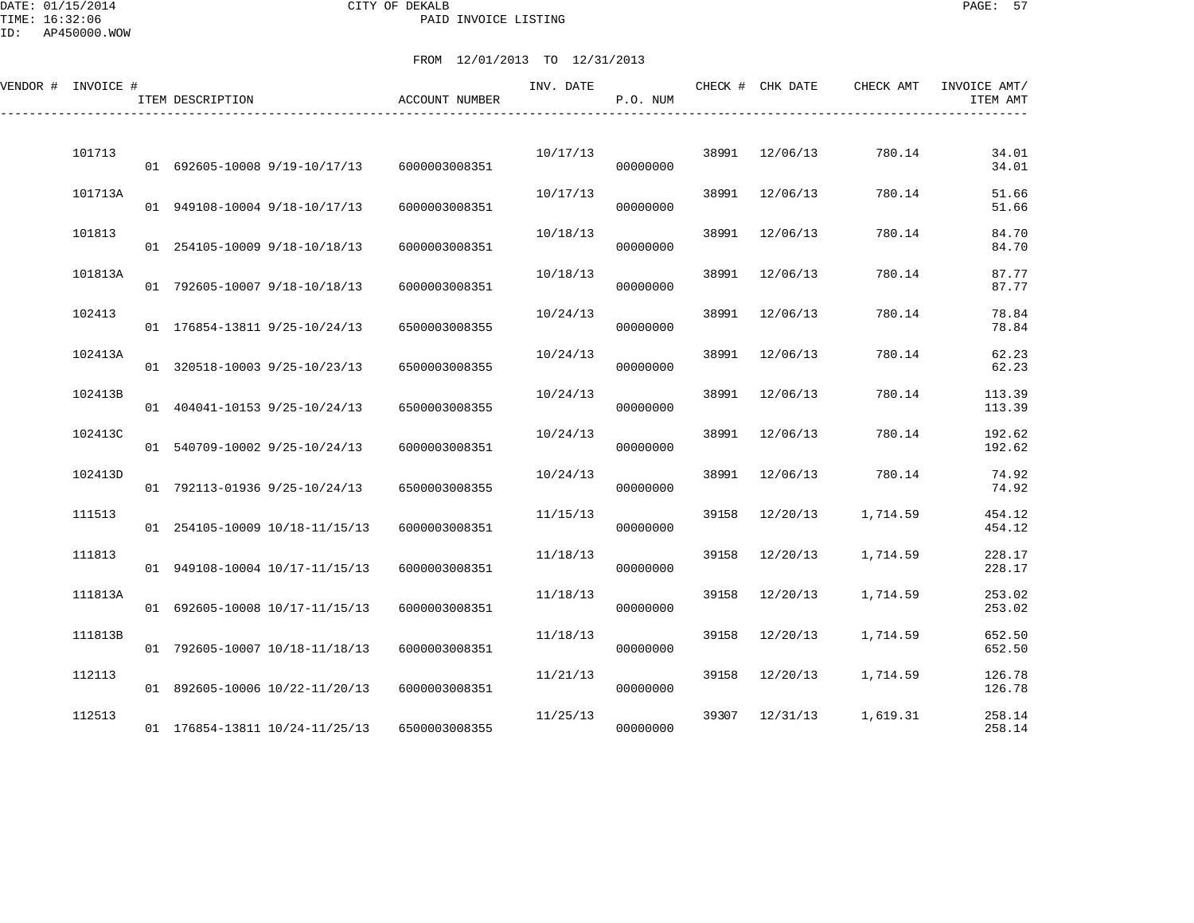CITY OF DEKALB
PAID INVOICE LISTING

DATE: 01/15/2014
TIME: 16:32:06
ID: AP450000.WOW

FROM 12/01/2013 TO 12/31/2013

| VENDOR # | INVOICE # | ITEM DESCRIPTION | ACCOUNT NUMBER | INV. DATE | P.O. NUM | CHECK # | CHK DATE | CHECK AMT | INVOICE AMT/ ITEM AMT |
|---|---|---|---|---|---|---|---|---|---|
| | 101713 | | | 10/17/13 | | 38991 | 12/06/13 | 780.14 | 34.01 |
| | | 01 692605-10008 9/19-10/17/13 | 6000003008351 | | 00000000 | | | | 34.01 |
| | 101713A | | | 10/17/13 | | 38991 | 12/06/13 | 780.14 | 51.66 |
| | | 01 949108-10004 9/18-10/17/13 | 6000003008351 | | 00000000 | | | | 51.66 |
| | 101813 | | | 10/18/13 | | 38991 | 12/06/13 | 780.14 | 84.70 |
| | | 01 254105-10009 9/18-10/18/13 | 6000003008351 | | 00000000 | | | | 84.70 |
| | 101813A | | | 10/18/13 | | 38991 | 12/06/13 | 780.14 | 87.77 |
| | | 01 792605-10007 9/18-10/18/13 | 6000003008351 | | 00000000 | | | | 87.77 |
| | 102413 | | | 10/24/13 | | 38991 | 12/06/13 | 780.14 | 78.84 |
| | | 01 176854-13811 9/25-10/24/13 | 6500003008355 | | 00000000 | | | | 78.84 |
| | 102413A | | | 10/24/13 | | 38991 | 12/06/13 | 780.14 | 62.23 |
| | | 01 320518-10003 9/25-10/23/13 | 6500003008355 | | 00000000 | | | | 62.23 |
| | 102413B | | | 10/24/13 | | 38991 | 12/06/13 | 780.14 | 113.39 |
| | | 01 404041-10153 9/25-10/24/13 | 6500003008355 | | 00000000 | | | | 113.39 |
| | 102413C | | | 10/24/13 | | 38991 | 12/06/13 | 780.14 | 192.62 |
| | | 01 540709-10002 9/25-10/24/13 | 6000003008351 | | 00000000 | | | | 192.62 |
| | 102413D | | | 10/24/13 | | 38991 | 12/06/13 | 780.14 | 74.92 |
| | | 01 792113-01936 9/25-10/24/13 | 6500003008355 | | 00000000 | | | | 74.92 |
| | 111513 | | | 11/15/13 | | 39158 | 12/20/13 | 1,714.59 | 454.12 |
| | | 01 254105-10009 10/18-11/15/13 | 6000003008351 | | 00000000 | | | | 454.12 |
| | 111813 | | | 11/18/13 | | 39158 | 12/20/13 | 1,714.59 | 228.17 |
| | | 01 949108-10004 10/17-11/15/13 | 6000003008351 | | 00000000 | | | | 228.17 |
| | 111813A | | | 11/18/13 | | 39158 | 12/20/13 | 1,714.59 | 253.02 |
| | | 01 692605-10008 10/17-11/15/13 | 6000003008351 | | 00000000 | | | | 253.02 |
| | 111813B | | | 11/18/13 | | 39158 | 12/20/13 | 1,714.59 | 652.50 |
| | | 01 792605-10007 10/18-11/18/13 | 6000003008351 | | 00000000 | | | | 652.50 |
| | 112113 | | | 11/21/13 | | 39158 | 12/20/13 | 1,714.59 | 126.78 |
| | | 01 892605-10006 10/22-11/20/13 | 6000003008351 | | 00000000 | | | | 126.78 |
| | 112513 | | | 11/25/13 | | 39307 | 12/31/13 | 1,619.31 | 258.14 |
| | | 01 176854-13811 10/24-11/25/13 | 6500003008355 | | 00000000 | | | | 258.14 |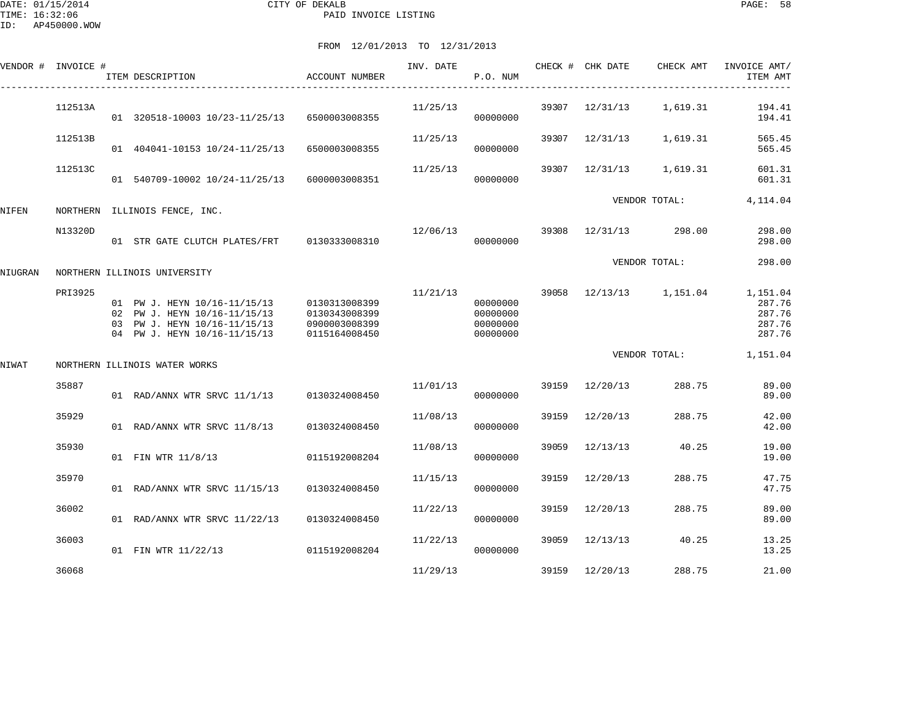CITY OF DEKALB
PAID INVOICE LISTING

DATE: 01/15/2014
TIME: 16:32:06
ID: AP450000.WOW

FROM 12/01/2013 TO 12/31/2013

| VENDOR # | INVOICE # | ITEM DESCRIPTION | ACCOUNT NUMBER | INV. DATE | P.O. NUM | CHECK # | CHK DATE | CHECK AMT | INVOICE AMT/ ITEM AMT |
|---|---|---|---|---|---|---|---|---|---|
| | 112513A | | | 11/25/13 | | 39307 | 12/31/13 | 1,619.31 | 194.41 |
| | | 01 320518-10003 10/23-11/25/13 | 6500003008355 | | 00000000 | | | | 194.41 |
| | 112513B | | | 11/25/13 | | 39307 | 12/31/13 | 1,619.31 | 565.45 |
| | | 01 404041-10153 10/24-11/25/13 | 6500003008355 | | 00000000 | | | | 565.45 |
| | 112513C | | | 11/25/13 | | 39307 | 12/31/13 | 1,619.31 | 601.31 |
| | | 01 540709-10002 10/24-11/25/13 | 6000003008351 | | 00000000 | | | | 601.31 |
| | | | | | | | VENDOR TOTAL: | | 4,114.04 |
| NIFEN | NORTHERN ILLINOIS FENCE, INC. | | | | | | | | |
| | N13320D | | | 12/06/13 | | 39308 | 12/31/13 | 298.00 | 298.00 |
| | | 01 STR GATE CLUTCH PLATES/FRT | 0130333008310 | | 00000000 | | | | 298.00 |
| | | | | | | | VENDOR TOTAL: | | 298.00 |
| NIUGRAN | NORTHERN ILLINOIS UNIVERSITY | | | | | | | | |
| | PRI3925 | | | 11/21/13 | | 39058 | 12/13/13 | 1,151.04 | 1,151.04 |
| | | 01 PW J. HEYN 10/16-11/15/13 | 0130313008399 | | 00000000 | | | | 287.76 |
| | | 02 PW J. HEYN 10/16-11/15/13 | 0130343008399 | | 00000000 | | | | 287.76 |
| | | 03 PW J. HEYN 10/16-11/15/13 | 0900003008399 | | 00000000 | | | | 287.76 |
| | | 04 PW J. HEYN 10/16-11/15/13 | 0115164008450 | | 00000000 | | | | 287.76 |
| | | | | | | | VENDOR TOTAL: | | 1,151.04 |
| NIWAT | NORTHERN ILLINOIS WATER WORKS | | | | | | | | |
| | 35887 | | | 11/01/13 | | 39159 | 12/20/13 | 288.75 | 89.00 |
| | | 01 RAD/ANNX WTR SRVC 11/1/13 | 0130324008450 | | 00000000 | | | | 89.00 |
| | 35929 | | | 11/08/13 | | 39159 | 12/20/13 | 288.75 | 42.00 |
| | | 01 RAD/ANNX WTR SRVC 11/8/13 | 0130324008450 | | 00000000 | | | | 42.00 |
| | 35930 | | | 11/08/13 | | 39059 | 12/13/13 | 40.25 | 19.00 |
| | | 01 FIN WTR 11/8/13 | 0115192008204 | | 00000000 | | | | 19.00 |
| | 35970 | | | 11/15/13 | | 39159 | 12/20/13 | 288.75 | 47.75 |
| | | 01 RAD/ANNX WTR SRVC 11/15/13 | 0130324008450 | | 00000000 | | | | 47.75 |
| | 36002 | | | 11/22/13 | | 39159 | 12/20/13 | 288.75 | 89.00 |
| | | 01 RAD/ANNX WTR SRVC 11/22/13 | 0130324008450 | | 00000000 | | | | 89.00 |
| | 36003 | | | 11/22/13 | | 39059 | 12/13/13 | 40.25 | 13.25 |
| | | 01 FIN WTR 11/22/13 | 0115192008204 | | 00000000 | | | | 13.25 |
| | 36068 | | | 11/29/13 | | 39159 | 12/20/13 | 288.75 | 21.00 |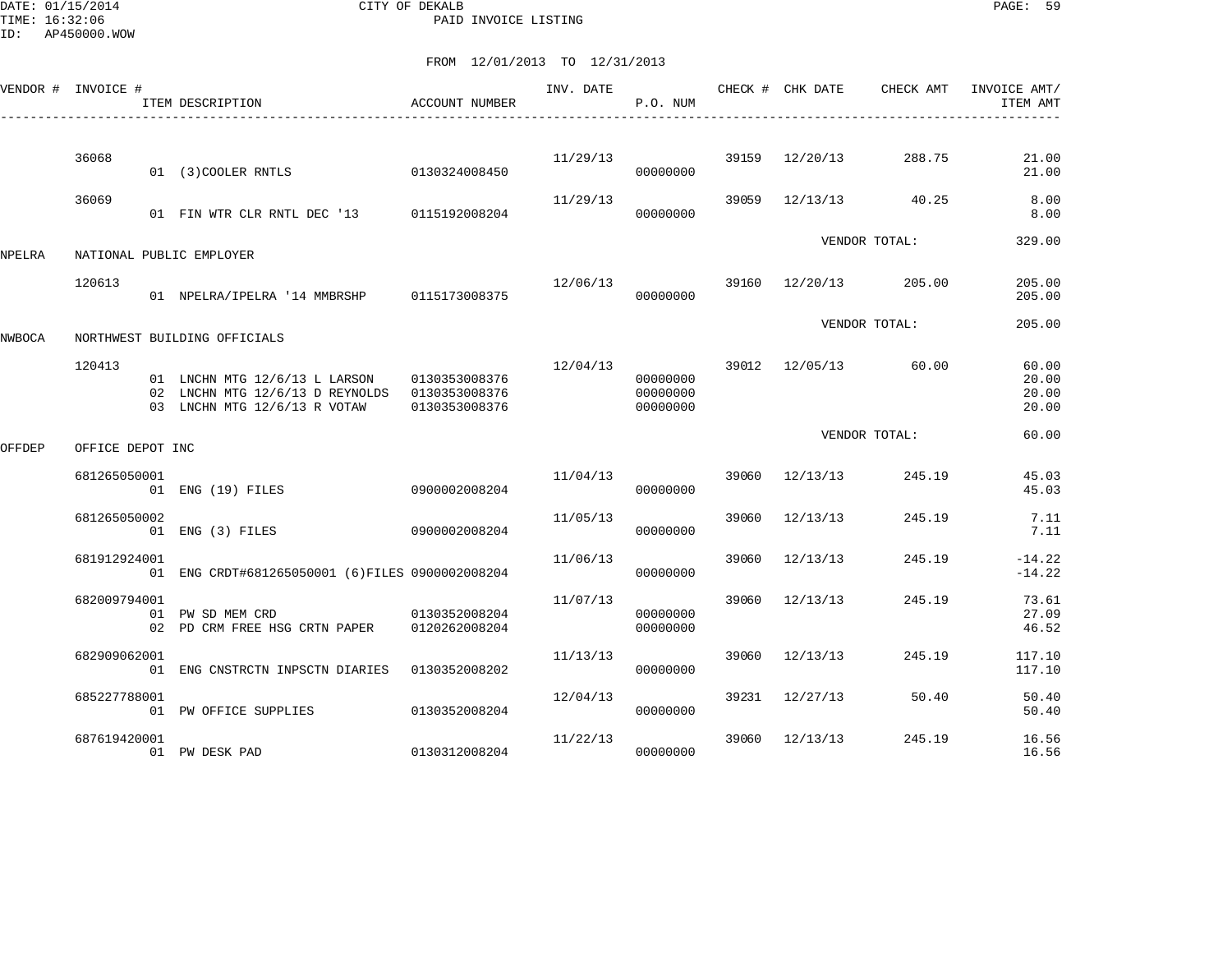DATE: 01/15/2014
TIME: 16:32:06
ID: AP450000.WOW

CITY OF DEKALB
PAID INVOICE LISTING

FROM 12/01/2013 TO 12/31/2013

| VENDOR # | INVOICE # | ITEM DESCRIPTION | ACCOUNT NUMBER | INV. DATE | P.O. NUM | CHECK # | CHK DATE | CHECK AMT | INVOICE AMT/ ITEM AMT |
|---|---|---|---|---|---|---|---|---|---|
| | 36068 | | | 11/29/13 | | 39159 | 12/20/13 | 288.75 | 21.00 |
| | | 01 (3)COOLER RNTLS | 0130324008450 | | 00000000 | | | | 21.00 |
| | 36069 | | | 11/29/13 | | 39059 | 12/13/13 | 40.25 | 8.00 |
| | | 01 FIN WTR CLR RNTL DEC '13 | 0115192008204 | | 00000000 | | | | 8.00 |
| | | | | | | | VENDOR TOTAL: | | 329.00 |
| NPELRA | NATIONAL PUBLIC EMPLOYER | | | | | | | | |
| | 120613 | | | 12/06/13 | | 39160 | 12/20/13 | 205.00 | 205.00 |
| | | 01 NPELRA/IPELRA '14 MMBRSHP | 0115173008375 | | 00000000 | | | | 205.00 |
| | | | | | | | VENDOR TOTAL: | | 205.00 |
| NWBOCA | NORTHWEST BUILDING OFFICIALS | | | | | | | | |
| | 120413 | | | 12/04/13 | | 39012 | 12/05/13 | 60.00 | 60.00 |
| | | 01 LNCHN MTG 12/6/13 L LARSON | 0130353008376 | | 00000000 | | | | 20.00 |
| | | 02 LNCHN MTG 12/6/13 D REYNOLDS | 0130353008376 | | 00000000 | | | | 20.00 |
| | | 03 LNCHN MTG 12/6/13 R VOTAW | 0130353008376 | | 00000000 | | | | 20.00 |
| | | | | | | | VENDOR TOTAL: | | 60.00 |
| OFFDEP | OFFICE DEPOT INC | | | | | | | | |
| | 681265050001 | | | 11/04/13 | | 39060 | 12/13/13 | 245.19 | 45.03 |
| | | 01 ENG (19) FILES | 0900002008204 | | 00000000 | | | | 45.03 |
| | 681265050002 | | | 11/05/13 | | 39060 | 12/13/13 | 245.19 | 7.11 |
| | | 01 ENG (3) FILES | 0900002008204 | | 00000000 | | | | 7.11 |
| | 681912924001 | | | 11/06/13 | | 39060 | 12/13/13 | 245.19 | -14.22 |
| | | 01 ENG CRDT#681265050001 (6)FILES | 0900002008204 | | 00000000 | | | | -14.22 |
| | 682009794001 | | | 11/07/13 | | 39060 | 12/13/13 | 245.19 | 73.61 |
| | | 01 PW SD MEM CRD | 0130352008204 | | 00000000 | | | | 27.09 |
| | | 02 PD CRM FREE HSG CRTN PAPER | 0120262008204 | | 00000000 | | | | 46.52 |
| | 682909062001 | | | 11/13/13 | | 39060 | 12/13/13 | 245.19 | 117.10 |
| | | 01 ENG CNSTRCTN INPSCTN DIARIES | 0130352008202 | | 00000000 | | | | 117.10 |
| | 685227788001 | | | 12/04/13 | | 39231 | 12/27/13 | 50.40 | 50.40 |
| | | 01 PW OFFICE SUPPLIES | 0130352008204 | | 00000000 | | | | 50.40 |
| | 687619420001 | | | 11/22/13 | | 39060 | 12/13/13 | 245.19 | 16.56 |
| | | 01 PW DESK PAD | 0130312008204 | | 00000000 | | | | 16.56 |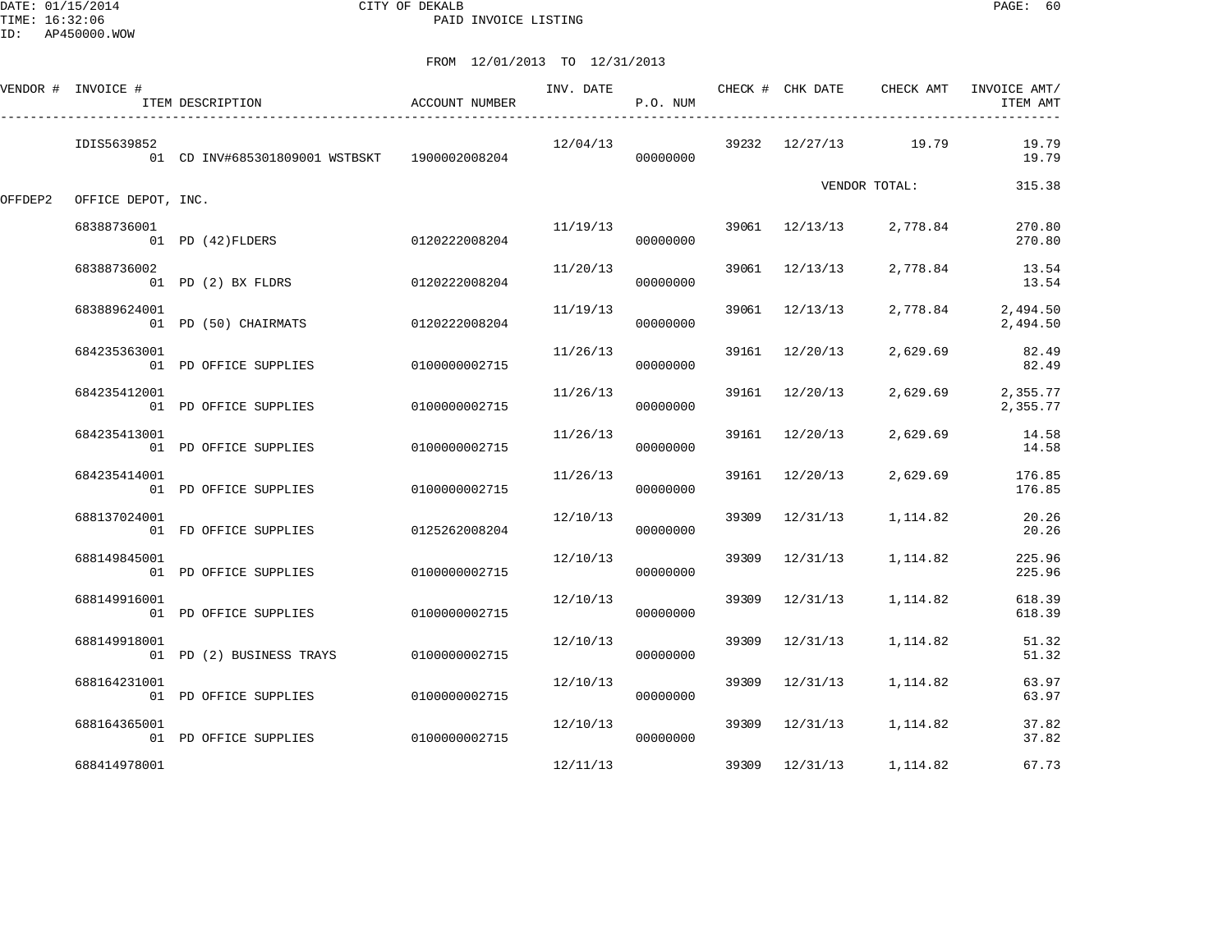CITY OF DEKALB
PAID INVOICE LISTING

DATE: 01/15/2014
TIME: 16:32:06
ID: AP450000.WOW

FROM 12/01/2013 TO 12/31/2013

| VENDOR # | INVOICE # | ITEM DESCRIPTION | ACCOUNT NUMBER | INV. DATE | P.O. NUM | CHECK # | CHK DATE | CHECK AMT | INVOICE AMT/ ITEM AMT |
|---|---|---|---|---|---|---|---|---|---|
| | IDIS5639852 | | | 12/04/13 | | 39232 | 12/27/13 | 19.79 | 19.79 |
| | | 01 CD INV#685301809001 WSTBSKT | 1900002008204 | | 00000000 | | | | 19.79 |
| | | | | | | | VENDOR TOTAL: | | 315.38 |
| OFFDEP2 | OFFICE DEPOT, INC. | | | | | | | | |
| | 68388736001 | | | 11/19/13 | | 39061 | 12/13/13 | 2,778.84 | 270.80 |
| | | 01 PD (42)FLDERS | 0120222008204 | | 00000000 | | | | 270.80 |
| | 68388736002 | | | 11/20/13 | | 39061 | 12/13/13 | 2,778.84 | 13.54 |
| | | 01 PD (2) BX FLDRS | 0120222008204 | | 00000000 | | | | 13.54 |
| | 683889624001 | | | 11/19/13 | | 39061 | 12/13/13 | 2,778.84 | 2,494.50 |
| | | 01 PD (50) CHAIRMATS | 0120222008204 | | 00000000 | | | | 2,494.50 |
| | 684235363001 | | | 11/26/13 | | 39161 | 12/20/13 | 2,629.69 | 82.49 |
| | | 01 PD OFFICE SUPPLIES | 0100000002715 | | 00000000 | | | | 82.49 |
| | 684235412001 | | | 11/26/13 | | 39161 | 12/20/13 | 2,629.69 | 2,355.77 |
| | | 01 PD OFFICE SUPPLIES | 0100000002715 | | 00000000 | | | | 2,355.77 |
| | 684235413001 | | | 11/26/13 | | 39161 | 12/20/13 | 2,629.69 | 14.58 |
| | | 01 PD OFFICE SUPPLIES | 0100000002715 | | 00000000 | | | | 14.58 |
| | 684235414001 | | | 11/26/13 | | 39161 | 12/20/13 | 2,629.69 | 176.85 |
| | | 01 PD OFFICE SUPPLIES | 0100000002715 | | 00000000 | | | | 176.85 |
| | 688137024001 | | | 12/10/13 | | 39309 | 12/31/13 | 1,114.82 | 20.26 |
| | | 01 FD OFFICE SUPPLIES | 0125262008204 | | 00000000 | | | | 20.26 |
| | 688149845001 | | | 12/10/13 | | 39309 | 12/31/13 | 1,114.82 | 225.96 |
| | | 01 PD OFFICE SUPPLIES | 0100000002715 | | 00000000 | | | | 225.96 |
| | 688149916001 | | | 12/10/13 | | 39309 | 12/31/13 | 1,114.82 | 618.39 |
| | | 01 PD OFFICE SUPPLIES | 0100000002715 | | 00000000 | | | | 618.39 |
| | 688149918001 | | | 12/10/13 | | 39309 | 12/31/13 | 1,114.82 | 51.32 |
| | | 01 PD (2) BUSINESS TRAYS | 0100000002715 | | 00000000 | | | | 51.32 |
| | 688164231001 | | | 12/10/13 | | 39309 | 12/31/13 | 1,114.82 | 63.97 |
| | | 01 PD OFFICE SUPPLIES | 0100000002715 | | 00000000 | | | | 63.97 |
| | 688164365001 | | | 12/10/13 | | 39309 | 12/31/13 | 1,114.82 | 37.82 |
| | | 01 PD OFFICE SUPPLIES | 0100000002715 | | 00000000 | | | | 37.82 |
| | 688414978001 | | | 12/11/13 | | 39309 | 12/31/13 | 1,114.82 | 67.73 |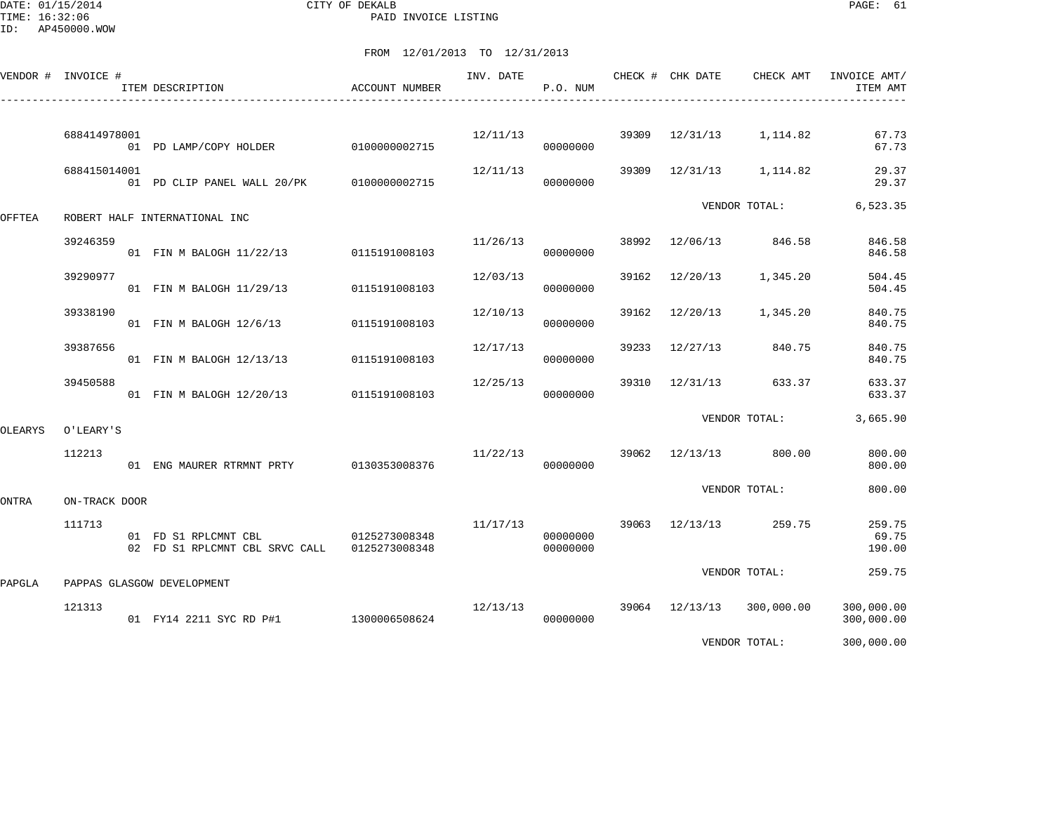DATE: 01/15/2014
TIME: 16:32:06
ID: AP450000.WOW

CITY OF DEKALB
PAID INVOICE LISTING

FROM 12/01/2013 TO 12/31/2013

| VENDOR # | INVOICE # | ITEM DESCRIPTION | ACCOUNT NUMBER | INV. DATE | P.O. NUM | CHECK # | CHK DATE | CHECK AMT | INVOICE AMT/ ITEM AMT |
|---|---|---|---|---|---|---|---|---|---|
| | 688414978001 | | | 12/11/13 | | 39309 | 12/31/13 | 1,114.82 | 67.73 |
| | | 01 PD LAMP/COPY HOLDER | 0100000002715 | | 00000000 | | | | 67.73 |
| | 688415014001 | | | 12/11/13 | | 39309 | 12/31/13 | 1,114.82 | 29.37 |
| | | 01 PD CLIP PANEL WALL 20/PK | 0100000002715 | | 00000000 | | | | 29.37 |
| | | | | | | | VENDOR TOTAL: | | 6,523.35 |
| OFFTEA | ROBERT HALF INTERNATIONAL INC | | | | | | | | |
| | 39246359 | | | 11/26/13 | | 38992 | 12/06/13 | 846.58 | 846.58 |
| | | 01 FIN M BALOGH 11/22/13 | 0115191008103 | | 00000000 | | | | 846.58 |
| | 39290977 | | | 12/03/13 | | 39162 | 12/20/13 | 1,345.20 | 504.45 |
| | | 01 FIN M BALOGH 11/29/13 | 0115191008103 | | 00000000 | | | | 504.45 |
| | 39338190 | | | 12/10/13 | | 39162 | 12/20/13 | 1,345.20 | 840.75 |
| | | 01 FIN M BALOGH 12/6/13 | 0115191008103 | | 00000000 | | | | 840.75 |
| | 39387656 | | | 12/17/13 | | 39233 | 12/27/13 | 840.75 | 840.75 |
| | | 01 FIN M BALOGH 12/13/13 | 0115191008103 | | 00000000 | | | | 840.75 |
| | 39450588 | | | 12/25/13 | | 39310 | 12/31/13 | 633.37 | 633.37 |
| | | 01 FIN M BALOGH 12/20/13 | 0115191008103 | | 00000000 | | | | 633.37 |
| | | | | | | | VENDOR TOTAL: | | 3,665.90 |
| OLEARYS | O'LEARY'S | | | | | | | | |
| | 112213 | | | 11/22/13 | | 39062 | 12/13/13 | 800.00 | 800.00 |
| | | 01 ENG MAURER RTRMNT PRTY | 0130353008376 | | 00000000 | | | | 800.00 |
| | | | | | | | VENDOR TOTAL: | | 800.00 |
| ONTRA | ON-TRACK DOOR | | | | | | | | |
| | 111713 | | | 11/17/13 | | 39063 | 12/13/13 | 259.75 | 259.75 |
| | | 01 FD S1 RPLCMNT CBL | 0125273008348 | | 00000000 | | | | 69.75 |
| | | 02 FD S1 RPLCMNT CBL SRVC CALL | 0125273008348 | | 00000000 | | | | 190.00 |
| | | | | | | | VENDOR TOTAL: | | 259.75 |
| PAPGLA | PAPPAS GLASGOW DEVELOPMENT | | | | | | | | |
| | 121313 | | | 12/13/13 | | 39064 | 12/13/13 | 300,000.00 | 300,000.00 |
| | | 01 FY14 2211 SYC RD P#1 | 1300006508624 | | 00000000 | | | | 300,000.00 |
| | | | | | | | VENDOR TOTAL: | | 300,000.00 |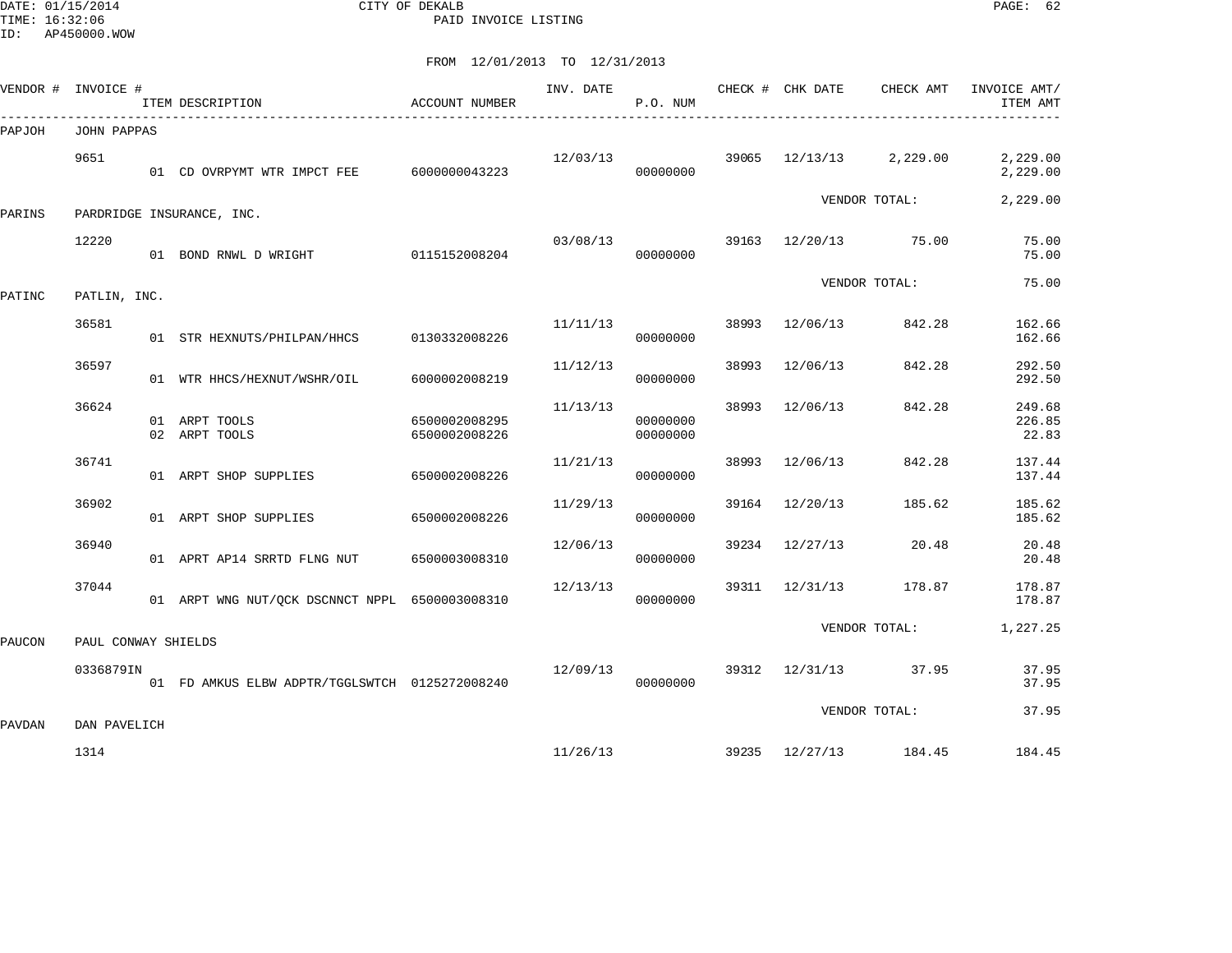DATE: 01/15/2014 CITY OF DEKALB
TIME: 16:32:06 PAID INVOICE LISTING
ID: AP450000.WOW

FROM 12/01/2013 TO 12/31/2013

| VENDOR # | INVOICE # | ITEM DESCRIPTION | ACCOUNT NUMBER | INV. DATE | P.O. NUM | CHECK # | CHK DATE | CHECK AMT | INVOICE AMT/ ITEM AMT |
|---|---|---|---|---|---|---|---|---|---|
| PAPJOH | JOHN PAPPAS | | | | | | | | |
| | 9651 | | | 12/03/13 | | 39065 | 12/13/13 | 2,229.00 | 2,229.00 |
| | | 01 CD OVRPYMT WTR IMPCT FEE | 6000000043223 | | 00000000 | | | | 2,229.00 |
| | | | | | | | | VENDOR TOTAL: | 2,229.00 |
| PARINS | PARDRIDGE INSURANCE, INC. | | | | | | | | |
| | 12220 | | | 03/08/13 | | 39163 | 12/20/13 | 75.00 | 75.00 |
| | | 01 BOND RNWL D WRIGHT | 0115152008204 | | 00000000 | | | | 75.00 |
| | | | | | | | | VENDOR TOTAL: | 75.00 |
| PATINC | PATLIN, INC. | | | | | | | | |
| | 36581 | | | 11/11/13 | | 38993 | 12/06/13 | 842.28 | 162.66 |
| | | 01 STR HEXNUTS/PHILPAN/HHCS | 0130332008226 | | 00000000 | | | | 162.66 |
| | 36597 | | | 11/12/13 | | 38993 | 12/06/13 | 842.28 | 292.50 |
| | | 01 WTR HHCS/HEXNUT/WSHR/OIL | 6000002008219 | | 00000000 | | | | 292.50 |
| | 36624 | | | 11/13/13 | | 38993 | 12/06/13 | 842.28 | 249.68 |
| | | 01 ARPT TOOLS | 6500002008295 | | 00000000 | | | | 226.85 |
| | | 02 ARPT TOOLS | 6500002008226 | | 00000000 | | | | 22.83 |
| | 36741 | | | 11/21/13 | | 38993 | 12/06/13 | 842.28 | 137.44 |
| | | 01 ARPT SHOP SUPPLIES | 6500002008226 | | 00000000 | | | | 137.44 |
| | 36902 | | | 11/29/13 | | 39164 | 12/20/13 | 185.62 | 185.62 |
| | | 01 ARPT SHOP SUPPLIES | 6500002008226 | | 00000000 | | | | 185.62 |
| | 36940 | | | 12/06/13 | | 39234 | 12/27/13 | 20.48 | 20.48 |
| | | 01 APRT AP14 SRRTD FLNG NUT | 6500003008310 | | 00000000 | | | | 20.48 |
| | 37044 | | | 12/13/13 | | 39311 | 12/31/13 | 178.87 | 178.87 |
| | | 01 ARPT WNG NUT/QCK DSCNNCT NPPL | 6500003008310 | | 00000000 | | | | 178.87 |
| | | | | | | | | VENDOR TOTAL: | 1,227.25 |
| PAUCON | PAUL CONWAY SHIELDS | | | | | | | | |
| | 0336879IN | | | 12/09/13 | | 39312 | 12/31/13 | 37.95 | 37.95 |
| | | 01 FD AMKUS ELBW ADPTR/TGGLSWTCH | 0125272008240 | | 00000000 | | | | 37.95 |
| | | | | | | | | VENDOR TOTAL: | 37.95 |
| PAVDAN | DAN PAVELICH | | | | | | | | |
| | 1314 | | | 11/26/13 | | 39235 | 12/27/13 | 184.45 | 184.45 |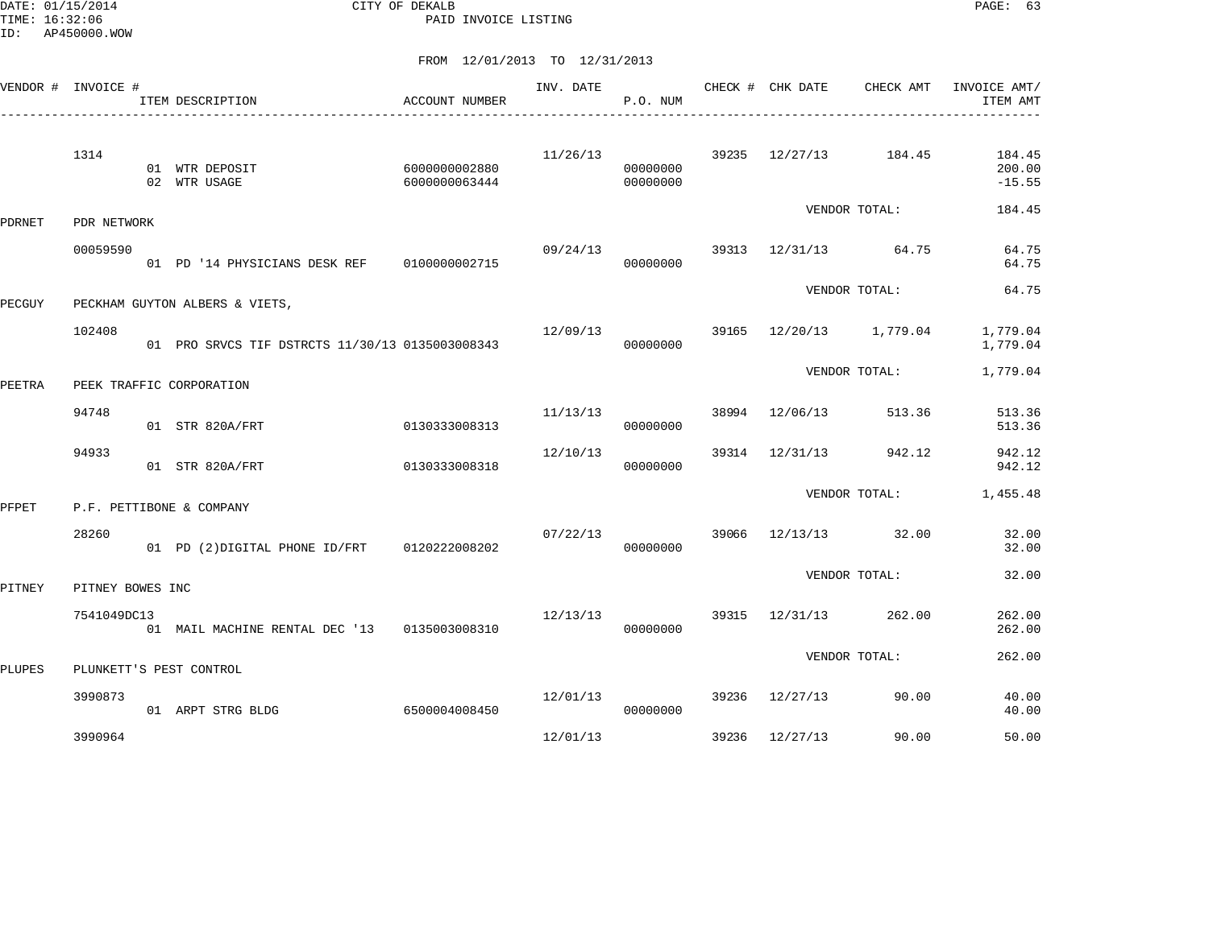CITY OF DEKALB
PAID INVOICE LISTING

DATE: 01/15/2014
TIME: 16:32:06
ID: AP450000.WOW

FROM 12/01/2013 TO 12/31/2013

| VENDOR # | INVOICE # | ITEM DESCRIPTION | ACCOUNT NUMBER | INV. DATE | P.O. NUM | CHECK # | CHK DATE | CHECK AMT | INVOICE AMT/ ITEM AMT |
|---|---|---|---|---|---|---|---|---|---|
| | 1314 | | | 11/26/13 | | 39235 | 12/27/13 | 184.45 | 184.45 |
| | | 01 WTR DEPOSIT | 6000000002880 | | 00000000 | | | | 200.00 |
| | | 02 WTR USAGE | 6000000063444 | | 00000000 | | | | -15.55 |
| | | | | | | | VENDOR TOTAL: | | 184.45 |
| PDRNET | PDR NETWORK | | | | | | | | |
| | 00059590 | | | 09/24/13 | | 39313 | 12/31/13 | 64.75 | 64.75 |
| | | 01 PD '14 PHYSICIANS DESK REF | 0100000002715 | | 00000000 | | | | 64.75 |
| | | | | | | | VENDOR TOTAL: | | 64.75 |
| PECGUY | PECKHAM GUYTON ALBERS & VIETS, | | | | | | | | |
| | 102408 | | | 12/09/13 | | 39165 | 12/20/13 | 1,779.04 | 1,779.04 |
| | | 01 PRO SRVCS TIF DSTRCTS 11/30/13 | 0135003008343 | | 00000000 | | | | 1,779.04 |
| | | | | | | | VENDOR TOTAL: | | 1,779.04 |
| PEETRA | PEEK TRAFFIC CORPORATION | | | | | | | | |
| | 94748 | | | 11/13/13 | | 38994 | 12/06/13 | 513.36 | 513.36 |
| | | 01 STR 820A/FRT | 0130333008313 | | 00000000 | | | | 513.36 |
| | 94933 | | | 12/10/13 | | 39314 | 12/31/13 | 942.12 | 942.12 |
| | | 01 STR 820A/FRT | 0130333008318 | | 00000000 | | | | 942.12 |
| | | | | | | | VENDOR TOTAL: | | 1,455.48 |
| PFPET | P.F. PETTIBONE & COMPANY | | | | | | | | |
| | 28260 | | | 07/22/13 | | 39066 | 12/13/13 | 32.00 | 32.00 |
| | | 01 PD (2)DIGITAL PHONE ID/FRT | 0120222008202 | | 00000000 | | | | 32.00 |
| | | | | | | | VENDOR TOTAL: | | 32.00 |
| PITNEY | PITNEY BOWES INC | | | | | | | | |
| | 7541049DC13 | | | 12/13/13 | | 39315 | 12/31/13 | 262.00 | 262.00 |
| | | 01 MAIL MACHINE RENTAL DEC '13 | 0135003008310 | | 00000000 | | | | 262.00 |
| | | | | | | | VENDOR TOTAL: | | 262.00 |
| PLUPES | PLUNKETT'S PEST CONTROL | | | | | | | | |
| | 3990873 | | | 12/01/13 | | 39236 | 12/27/13 | 90.00 | 40.00 |
| | | 01 ARPT STRG BLDG | 6500004008450 | | 00000000 | | | | 40.00 |
| | 3990964 | | | 12/01/13 | | 39236 | 12/27/13 | 90.00 | 50.00 |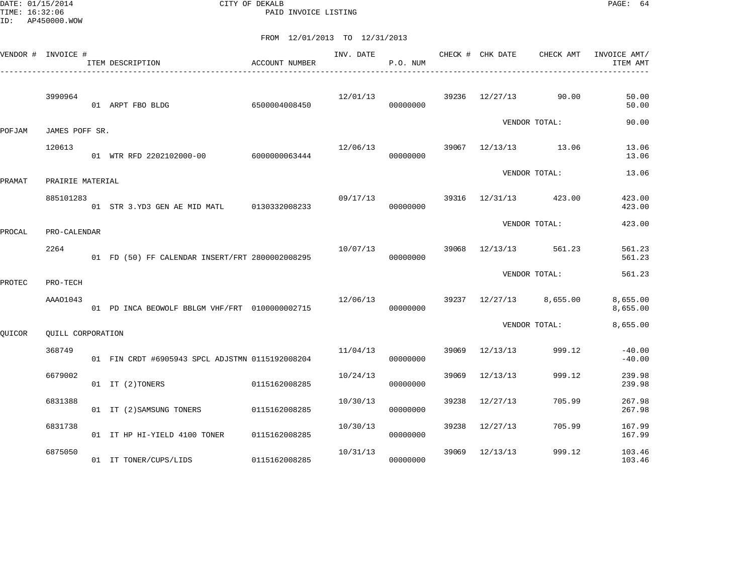CITY OF DEKALB
PAID INVOICE LISTING

DATE: 01/15/2014
TIME: 16:32:06
ID: AP450000.WOW

FROM 12/01/2013 TO 12/31/2013

| VENDOR # | INVOICE # | ITEM DESCRIPTION | ACCOUNT NUMBER | INV. DATE | P.O. NUM | CHECK # | CHK DATE | CHECK AMT | INVOICE AMT/ ITEM AMT |
|---|---|---|---|---|---|---|---|---|---|
| | 3990964 | | | 12/01/13 | | 39236 | 12/27/13 | 90.00 | 50.00 |
| | | 01 ARPT FBO BLDG | 6500004008450 | | 00000000 | | | | 50.00 |
| | | | | | | | | VENDOR TOTAL: | 90.00 |
| POFJAM | JAMES POFF SR. | | | | | | | | |
| | 120613 | | | 12/06/13 | | 39067 | 12/13/13 | 13.06 | 13.06 |
| | | 01 WTR RFD 2202102000-00 | 6000000063444 | | 00000000 | | | | 13.06 |
| | | | | | | | | VENDOR TOTAL: | 13.06 |
| PRAMAT | PRAIRIE MATERIAL | | | | | | | | |
| | 885101283 | | | 09/17/13 | | 39316 | 12/31/13 | 423.00 | 423.00 |
| | | 01 STR 3.YD3 GEN AE MID MATL | 0130332008233 | | 00000000 | | | | 423.00 |
| | | | | | | | | VENDOR TOTAL: | 423.00 |
| PROCAL | PRO-CALENDAR | | | | | | | | |
| | 2264 | | | 10/07/13 | | 39068 | 12/13/13 | 561.23 | 561.23 |
| | | 01 FD (50) FF CALENDAR INSERT/FRT | 2800002008295 | | 00000000 | | | | 561.23 |
| | | | | | | | | VENDOR TOTAL: | 561.23 |
| PROTEC | PRO-TECH | | | | | | | | |
| | AAAO1043 | | | 12/06/13 | | 39237 | 12/27/13 | 8,655.00 | 8,655.00 |
| | | 01 PD INCA BEOWOLF BBLGM VHF/FRT | 0100000002715 | | 00000000 | | | | 8,655.00 |
| | | | | | | | | VENDOR TOTAL: | 8,655.00 |
| QUICOR | QUILL CORPORATION | | | | | | | | |
| | 368749 | | | 11/04/13 | | 39069 | 12/13/13 | 999.12 | -40.00 |
| | | 01 FIN CRDT #6905943 SPCL ADJSTMN | 0115192008204 | | 00000000 | | | | -40.00 |
| | 6679002 | | | 10/24/13 | | 39069 | 12/13/13 | 999.12 | 239.98 |
| | | 01 IT (2)TONERS | 0115162008285 | | 00000000 | | | | 239.98 |
| | 6831388 | | | 10/30/13 | | 39238 | 12/27/13 | 705.99 | 267.98 |
| | | 01 IT (2)SAMSUNG TONERS | 0115162008285 | | 00000000 | | | | 267.98 |
| | 6831738 | | | 10/30/13 | | 39238 | 12/27/13 | 705.99 | 167.99 |
| | | 01 IT HP HI-YIELD 4100 TONER | 0115162008285 | | 00000000 | | | | 167.99 |
| | 6875050 | | | 10/31/13 | | 39069 | 12/13/13 | 999.12 | 103.46 |
| | | 01 IT TONER/CUPS/LIDS | 0115162008285 | | 00000000 | | | | 103.46 |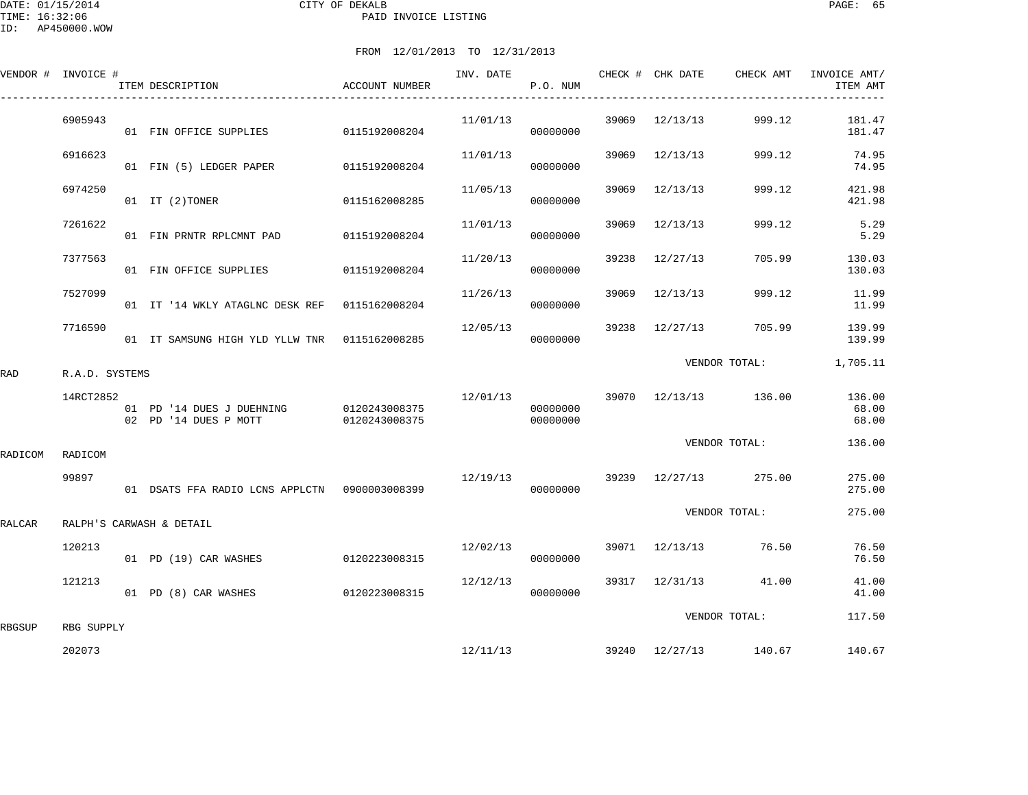DATE: 01/15/2014 CITY OF DEKALB
TIME: 16:32:06 PAID INVOICE LISTING
ID: AP450000.WOW

FROM 12/01/2013 TO 12/31/2013

| VENDOR # | INVOICE # | ITEM DESCRIPTION | ACCOUNT NUMBER | INV. DATE | P.O. NUM | CHECK # | CHK DATE | CHECK AMT | INVOICE AMT/ ITEM AMT |
|---|---|---|---|---|---|---|---|---|---|
| | 6905943 | | | 11/01/13 | | 39069 | 12/13/13 | 999.12 | 181.47 |
| | | 01 FIN OFFICE SUPPLIES | 0115192008204 | | 00000000 | | | | 181.47 |
| | 6916623 | | | 11/01/13 | | 39069 | 12/13/13 | 999.12 | 74.95 |
| | | 01 FIN (5) LEDGER PAPER | 0115192008204 | | 00000000 | | | | 74.95 |
| | 6974250 | | | 11/05/13 | | 39069 | 12/13/13 | 999.12 | 421.98 |
| | | 01 IT (2)TONER | 0115162008285 | | 00000000 | | | | 421.98 |
| | 7261622 | | | 11/01/13 | | 39069 | 12/13/13 | 999.12 | 5.29 |
| | | 01 FIN PRNTR RPLCMNT PAD | 0115192008204 | | 00000000 | | | | 5.29 |
| | 7377563 | | | 11/20/13 | | 39238 | 12/27/13 | 705.99 | 130.03 |
| | | 01 FIN OFFICE SUPPLIES | 0115192008204 | | 00000000 | | | | 130.03 |
| | 7527099 | | | 11/26/13 | | 39069 | 12/13/13 | 999.12 | 11.99 |
| | | 01 IT '14 WKLY ATAGLNC DESK REF | 0115162008204 | | 00000000 | | | | 11.99 |
| | 7716590 | | | 12/05/13 | | 39238 | 12/27/13 | 705.99 | 139.99 |
| | | 01 IT SAMSUNG HIGH YLD YLLW TNR | 0115162008285 | | 00000000 | | | | 139.99 |
| | | | | | | | VENDOR TOTAL: | | 1,705.11 |
| RAD | R.A.D. SYSTEMS | | | | | | | | |
| | 14RCT2852 | | | 12/01/13 | | 39070 | 12/13/13 | 136.00 | 136.00 |
| | | 01 PD '14 DUES J DUEHNING | 0120243008375 | | 00000000 | | | | 68.00 |
| | | 02 PD '14 DUES P MOTT | 0120243008375 | | 00000000 | | | | 68.00 |
| | | | | | | | VENDOR TOTAL: | | 136.00 |
| RADICOM | RADICOM | | | | | | | | |
| | 99897 | | | 12/19/13 | | 39239 | 12/27/13 | 275.00 | 275.00 |
| | | 01 DSATS FFA RADIO LCNS APPLCTN | 0900003008399 | | 00000000 | | | | 275.00 |
| | | | | | | | VENDOR TOTAL: | | 275.00 |
| RALCAR | RALPH'S CARWASH & DETAIL | | | | | | | | |
| | 120213 | | | 12/02/13 | | 39071 | 12/13/13 | 76.50 | 76.50 |
| | | 01 PD (19) CAR WASHES | 0120223008315 | | 00000000 | | | | 76.50 |
| | 121213 | | | 12/12/13 | | 39317 | 12/31/13 | 41.00 | 41.00 |
| | | 01 PD (8) CAR WASHES | 0120223008315 | | 00000000 | | | | 41.00 |
| | | | | | | | VENDOR TOTAL: | | 117.50 |
| RBGSUP | RBG SUPPLY | | | | | | | | |
| | 202073 | | | 12/11/13 | | 39240 | 12/27/13 | 140.67 | 140.67 |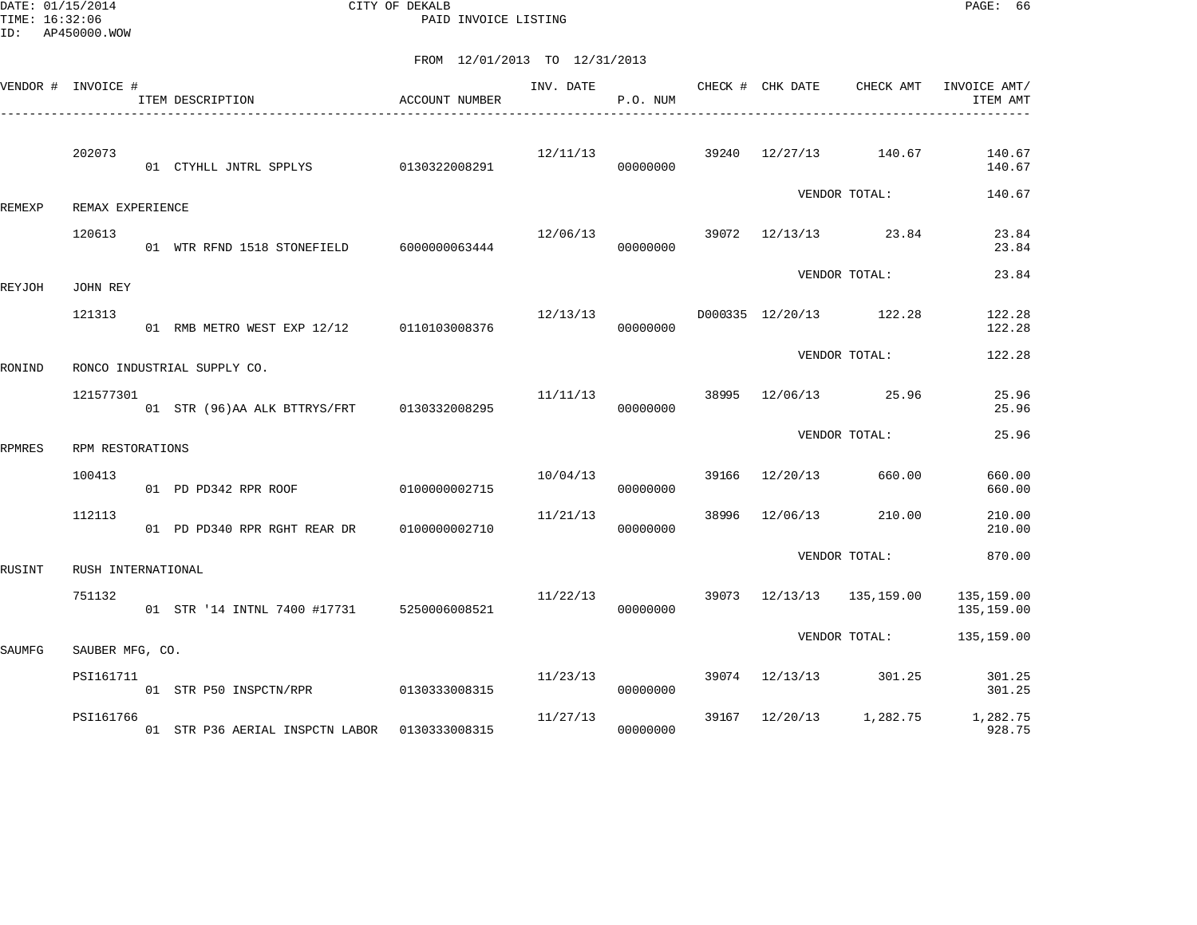CITY OF DEKALB
PAID INVOICE LISTING

DATE: 01/15/2014
TIME: 16:32:06
ID: AP450000.WOW

FROM 12/01/2013 TO 12/31/2013

| VENDOR # | INVOICE # | ITEM DESCRIPTION | ACCOUNT NUMBER | INV. DATE | P.O. NUM | CHECK # | CHK DATE | CHECK AMT | INVOICE AMT/ ITEM AMT |
|---|---|---|---|---|---|---|---|---|---|
| | 202073 | | | 12/11/13 | | 39240 | 12/27/13 | 140.67 | 140.67 |
| | | 01 CTYHLL JNTRL SPPLYS | 0130322008291 | | 00000000 | | | | 140.67 |
| | | | | | | | VENDOR TOTAL: | | 140.67 |
| REMEXP | REMAX EXPERIENCE | | | | | | | | |
| | 120613 | | | 12/06/13 | | 39072 | 12/13/13 | 23.84 | 23.84 |
| | | 01 WTR RFND 1518 STONEFIELD | 6000000063444 | | 00000000 | | | | 23.84 |
| | | | | | | | VENDOR TOTAL: | | 23.84 |
| REYJOH | JOHN REY | | | | | | | | |
| | 121313 | | | 12/13/13 | | D000335 | 12/20/13 | 122.28 | 122.28 |
| | | 01 RMB METRO WEST EXP 12/12 | 0110103008376 | | 00000000 | | | | 122.28 |
| | | | | | | | VENDOR TOTAL: | | 122.28 |
| RONIND | RONCO INDUSTRIAL SUPPLY CO. | | | | | | | | |
| | 121577301 | | | 11/11/13 | | 38995 | 12/06/13 | 25.96 | 25.96 |
| | | 01 STR (96)AA ALK BTTRYS/FRT | 0130332008295 | | 00000000 | | | | 25.96 |
| | | | | | | | VENDOR TOTAL: | | 25.96 |
| RPMRES | RPM RESTORATIONS | | | | | | | | |
| | 100413 | | | 10/04/13 | | 39166 | 12/20/13 | 660.00 | 660.00 |
| | | 01 PD PD342 RPR ROOF | 0100000002715 | | 00000000 | | | | 660.00 |
| | 112113 | | | 11/21/13 | | 38996 | 12/06/13 | 210.00 | 210.00 |
| | | 01 PD PD340 RPR RGHT REAR DR | 0100000002710 | | 00000000 | | | | 210.00 |
| | | | | | | | VENDOR TOTAL: | | 870.00 |
| RUSINT | RUSH INTERNATIONAL | | | | | | | | |
| | 751132 | | | 11/22/13 | | 39073 | 12/13/13 | 135,159.00 | 135,159.00 |
| | | 01 STR '14 INTNL 7400 #17731 | 5250006008521 | | 00000000 | | | | 135,159.00 |
| | | | | | | | VENDOR TOTAL: | | 135,159.00 |
| SAUMFG | SAUBER MFG, CO. | | | | | | | | |
| | PSI161711 | | | 11/23/13 | | 39074 | 12/13/13 | 301.25 | 301.25 |
| | | 01 STR P50 INSPCTN/RPR | 0130333008315 | | 00000000 | | | | 301.25 |
| | PSI161766 | | | 11/27/13 | | 39167 | 12/20/13 | 1,282.75 | 1,282.75 |
| | | 01 STR P36 AERIAL INSPCTN LABOR | 0130333008315 | | 00000000 | | | | 928.75 |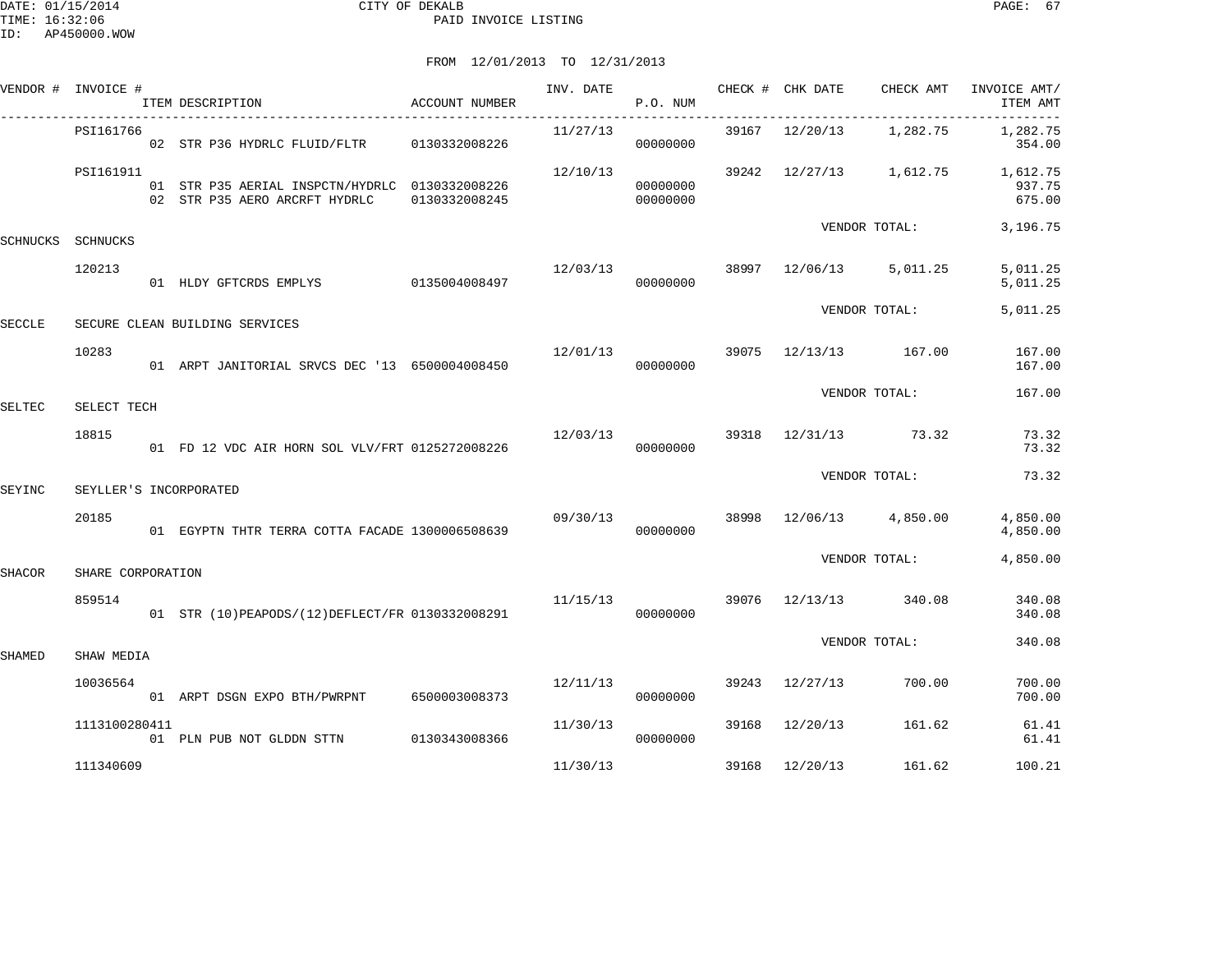CITY OF DEKALB

PAID INVOICE LISTING

DATE: 01/15/2014
TIME: 16:32:06
ID: AP450000.WOW

FROM 12/01/2013 TO 12/31/2013

| VENDOR # | INVOICE # | ITEM DESCRIPTION | ACCOUNT NUMBER | INV. DATE | P.O. NUM | CHECK # | CHK DATE | CHECK AMT | INVOICE AMT/ ITEM AMT |
|---|---|---|---|---|---|---|---|---|---|
| | PSI161766 | | | 11/27/13 | | 39167 | 12/20/13 | 1,282.75 | 1,282.75 |
| | | 02 STR P36 HYDRLC FLUID/FLTR | 0130332008226 | | 00000000 | | | | 354.00 |
| | PSI161911 | | | 12/10/13 | | 39242 | 12/27/13 | 1,612.75 | 1,612.75 |
| | | 01 STR P35 AERIAL INSPCTN/HYDRLC | 0130332008226 | | 00000000 | | | | 937.75 |
| | | 02 STR P35 AERO ARCRFT HYDRLC | 0130332008245 | | 00000000 | | | | 675.00 |
| | | | | | | | VENDOR TOTAL: | | 3,196.75 |
| SCHNUCKS | SCHNUCKS | | | | | | | | |
| | 120213 | | | 12/03/13 | | 38997 | 12/06/13 | 5,011.25 | 5,011.25 |
| | | 01 HLDY GFTCRDS EMPLYS | 0135004008497 | | 00000000 | | | | 5,011.25 |
| | | | | | | | VENDOR TOTAL: | | 5,011.25 |
| SECCLE | SECURE CLEAN BUILDING SERVICES | | | | | | | | |
| | 10283 | | | 12/01/13 | | 39075 | 12/13/13 | 167.00 | 167.00 |
| | | 01 ARPT JANITORIAL SRVCS DEC '13 | 6500004008450 | | 00000000 | | | | 167.00 |
| | | | | | | | VENDOR TOTAL: | | 167.00 |
| SELTEC | SELECT TECH | | | | | | | | |
| | 18815 | | | 12/03/13 | | 39318 | 12/31/13 | 73.32 | 73.32 |
| | | 01 FD 12 VDC AIR HORN SOL VLV/FRT | 0125272008226 | | 00000000 | | | | 73.32 |
| | | | | | | | VENDOR TOTAL: | | 73.32 |
| SEYINC | SEYLLER'S INCORPORATED | | | | | | | | |
| | 20185 | | | 09/30/13 | | 38998 | 12/06/13 | 4,850.00 | 4,850.00 |
| | | 01 EGYPTN THTR TERRA COTTA FACADE | 1300006508639 | | 00000000 | | | | 4,850.00 |
| | | | | | | | VENDOR TOTAL: | | 4,850.00 |
| SHACOR | SHARE CORPORATION | | | | | | | | |
| | 859514 | | | 11/15/13 | | 39076 | 12/13/13 | 340.08 | 340.08 |
| | | 01 STR (10)PEAPODS/(12)DEFLECT/FR | 0130332008291 | | 00000000 | | | | 340.08 |
| | | | | | | | VENDOR TOTAL: | | 340.08 |
| SHAMED | SHAW MEDIA | | | | | | | | |
| | 10036564 | | | 12/11/13 | | 39243 | 12/27/13 | 700.00 | 700.00 |
| | | 01 ARPT DSGN EXPO BTH/PWRPNT | 6500003008373 | | 00000000 | | | | 700.00 |
| | 1113100280411 | | | 11/30/13 | | 39168 | 12/20/13 | 161.62 | 61.41 |
| | | 01 PLN PUB NOT GLDDN STTN | 0130343008366 | | 00000000 | | | | 61.41 |
| | 111340609 | | | 11/30/13 | | 39168 | 12/20/13 | 161.62 | 100.21 |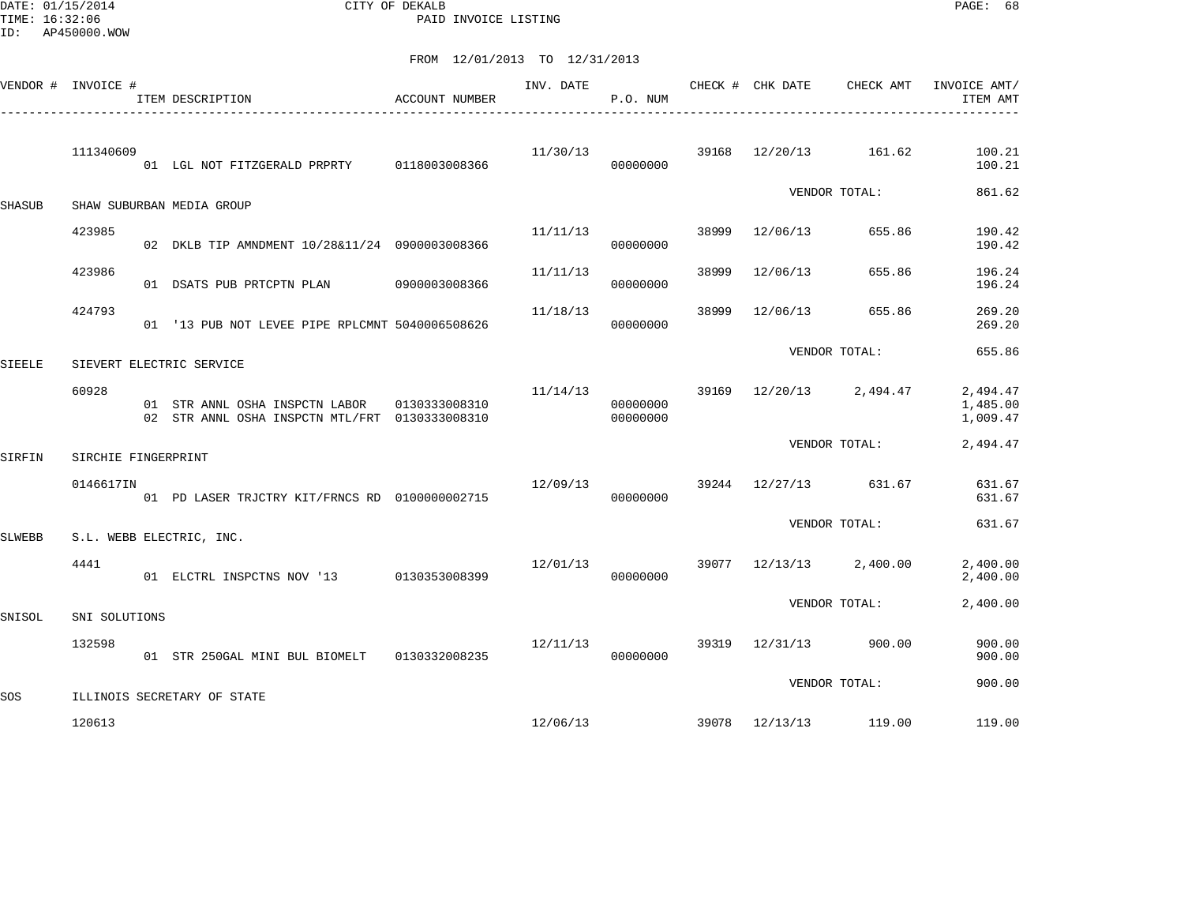CITY OF DEKALB
PAID INVOICE LISTING

FROM 12/01/2013 TO 12/31/2013

| VENDOR # | INVOICE # | ITEM DESCRIPTION | ACCOUNT NUMBER | INV. DATE | P.O. NUM | CHECK # | CHK DATE | CHECK AMT | INVOICE AMT/ ITEM AMT |
|---|---|---|---|---|---|---|---|---|---|
| | 111340609 | | | 11/30/13 | | 39168 | 12/20/13 | 161.62 | 100.21 |
| | | 01 LGL NOT FITZGERALD PRPRTY | 0118003008366 | | 00000000 | | | | 100.21 |
| | | | | | | | VENDOR TOTAL: | | 861.62 |
| SHASUB | SHAW SUBURBAN MEDIA GROUP | | | | | | | | |
| | 423985 | | | 11/11/13 | | 38999 | 12/06/13 | 655.86 | 190.42 |
| | | 02 DKLB TIP AMNDMENT 10/28&11/24 | 0900003008366 | | 00000000 | | | | 190.42 |
| | 423986 | | | 11/11/13 | | 38999 | 12/06/13 | 655.86 | 196.24 |
| | | 01 DSATS PUB PRTCPTN PLAN | 0900003008366 | | 00000000 | | | | 196.24 |
| | 424793 | | | 11/18/13 | | 38999 | 12/06/13 | 655.86 | 269.20 |
| | | 01 '13 PUB NOT LEVEE PIPE RPLCMNT | 5040006508626 | | 00000000 | | | | 269.20 |
| | | | | | | | VENDOR TOTAL: | | 655.86 |
| SIEELE | SIEVERT ELECTRIC SERVICE | | | | | | | | |
| | 60928 | | | 11/14/13 | | 39169 | 12/20/13 | 2,494.47 | 2,494.47 |
| | | 01 STR ANNL OSHA INSPCTN LABOR | 0130333008310 | | 00000000 | | | | 1,485.00 |
| | | 02 STR ANNL OSHA INSPCTN MTL/FRT | 0130333008310 | | 00000000 | | | | 1,009.47 |
| | | | | | | | VENDOR TOTAL: | | 2,494.47 |
| SIRFIN | SIRCHIE FINGERPRINT | | | | | | | | |
| | 0146617IN | | | 12/09/13 | | 39244 | 12/27/13 | 631.67 | 631.67 |
| | | 01 PD LASER TRJCTRY KIT/FRNCS RD | 0100000002715 | | 00000000 | | | | 631.67 |
| | | | | | | | VENDOR TOTAL: | | 631.67 |
| SLWEBB | S.L. WEBB ELECTRIC, INC. | | | | | | | | |
| | 4441 | | | 12/01/13 | | 39077 | 12/13/13 | 2,400.00 | 2,400.00 |
| | | 01 ELCTRL INSPCTNS NOV '13 | 0130353008399 | | 00000000 | | | | 2,400.00 |
| | | | | | | | VENDOR TOTAL: | | 2,400.00 |
| SNISOL | SNI SOLUTIONS | | | | | | | | |
| | 132598 | | | 12/11/13 | | 39319 | 12/31/13 | 900.00 | 900.00 |
| | | 01 STR 250GAL MINI BUL BIOMELT | 0130332008235 | | 00000000 | | | | 900.00 |
| | | | | | | | VENDOR TOTAL: | | 900.00 |
| SOS | ILLINOIS SECRETARY OF STATE | | | | | | | | |
| | 120613 | | | 12/06/13 | | 39078 | 12/13/13 | 119.00 | 119.00 |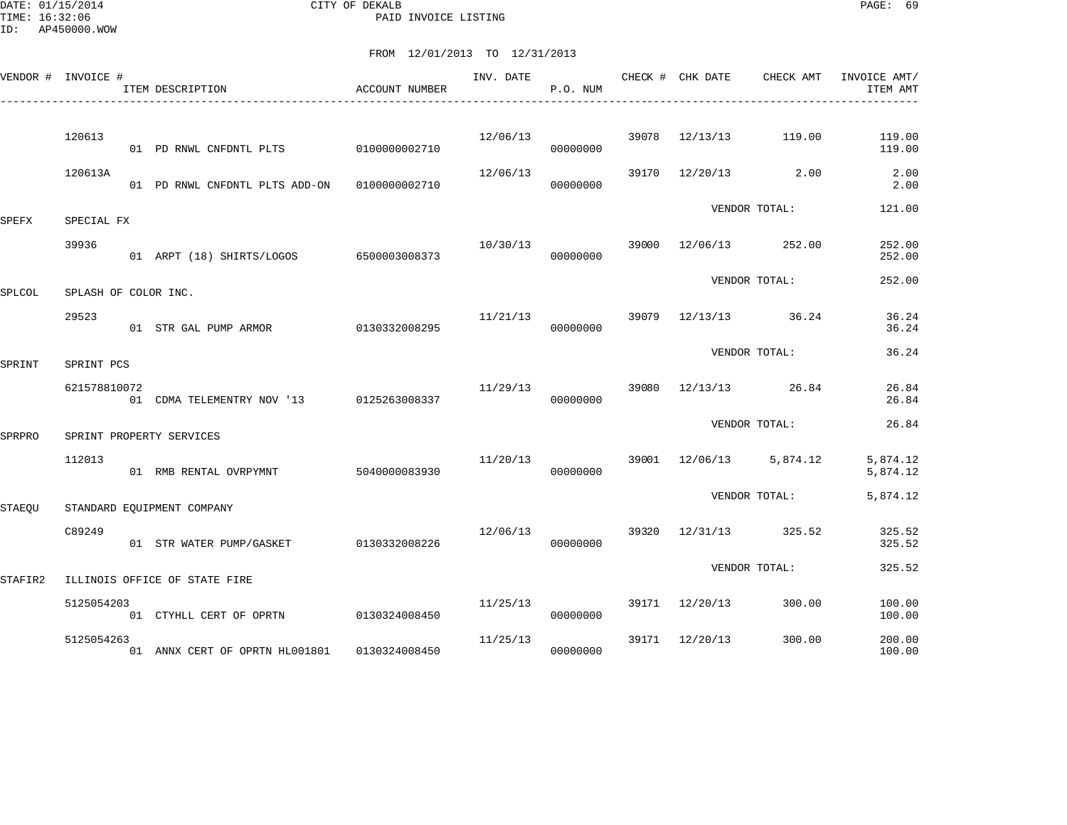CITY OF DEKALB
PAID INVOICE LISTING

DATE: 01/15/2014
TIME: 16:32:06
ID: AP450000.WOW

FROM 12/01/2013 TO 12/31/2013

| VENDOR # | INVOICE # | ITEM DESCRIPTION | ACCOUNT NUMBER | INV. DATE | P.O. NUM | CHECK # | CHK DATE | CHECK AMT | INVOICE AMT/ ITEM AMT |
|---|---|---|---|---|---|---|---|---|---|
| | 120613 | | | 12/06/13 | | 39078 | 12/13/13 | 119.00 | 119.00 |
| | | 01 PD RNWL CNFDNTL PLTS | 0100000002710 | | 00000000 | | | | 119.00 |
| | 120613A | | | 12/06/13 | | 39170 | 12/20/13 | 2.00 | 2.00 |
| | | 01 PD RNWL CNFDNTL PLTS ADD-ON | 0100000002710 | | 00000000 | | | | 2.00 |
| | | | | | | | VENDOR TOTAL: | | 121.00 |
| SPEFX | SPECIAL FX | | | | | | | | |
| | 39936 | | | 10/30/13 | | 39000 | 12/06/13 | 252.00 | 252.00 |
| | | 01 ARPT (18) SHIRTS/LOGOS | 6500003008373 | | 00000000 | | | | 252.00 |
| | | | | | | | VENDOR TOTAL: | | 252.00 |
| SPLCOL | SPLASH OF COLOR INC. | | | | | | | | |
| | 29523 | | | 11/21/13 | | 39079 | 12/13/13 | 36.24 | 36.24 |
| | | 01 STR GAL PUMP ARMOR | 0130332008295 | | 00000000 | | | | 36.24 |
| | | | | | | | VENDOR TOTAL: | | 36.24 |
| SPRINT | SPRINT PCS | | | | | | | | |
| | 621578810072 | | | 11/29/13 | | 39080 | 12/13/13 | 26.84 | 26.84 |
| | | 01 CDMA TELEMENTRY NOV '13 | 0125263008337 | | 00000000 | | | | 26.84 |
| | | | | | | | VENDOR TOTAL: | | 26.84 |
| SPRPRO | SPRINT PROPERTY SERVICES | | | | | | | | |
| | 112013 | | | 11/20/13 | | 39001 | 12/06/13 | 5,874.12 | 5,874.12 |
| | | 01 RMB RENTAL OVRPYMNT | 5040000083930 | | 00000000 | | | | 5,874.12 |
| | | | | | | | VENDOR TOTAL: | | 5,874.12 |
| STAEQU | STANDARD EQUIPMENT COMPANY | | | | | | | | |
| | C89249 | | | 12/06/13 | | 39320 | 12/31/13 | 325.52 | 325.52 |
| | | 01 STR WATER PUMP/GASKET | 0130332008226 | | 00000000 | | | | 325.52 |
| | | | | | | | VENDOR TOTAL: | | 325.52 |
| STAFIR2 | ILLINOIS OFFICE OF STATE FIRE | | | | | | | | |
| | 5125054203 | | | 11/25/13 | | 39171 | 12/20/13 | 300.00 | 100.00 |
| | | 01 CTYHLL CERT OF OPRTN | 0130324008450 | | 00000000 | | | | 100.00 |
| | 5125054263 | | | 11/25/13 | | 39171 | 12/20/13 | 300.00 | 200.00 |
| | | 01 ANNX CERT OF OPRTN HL001801 | 0130324008450 | | 00000000 | | | | 100.00 |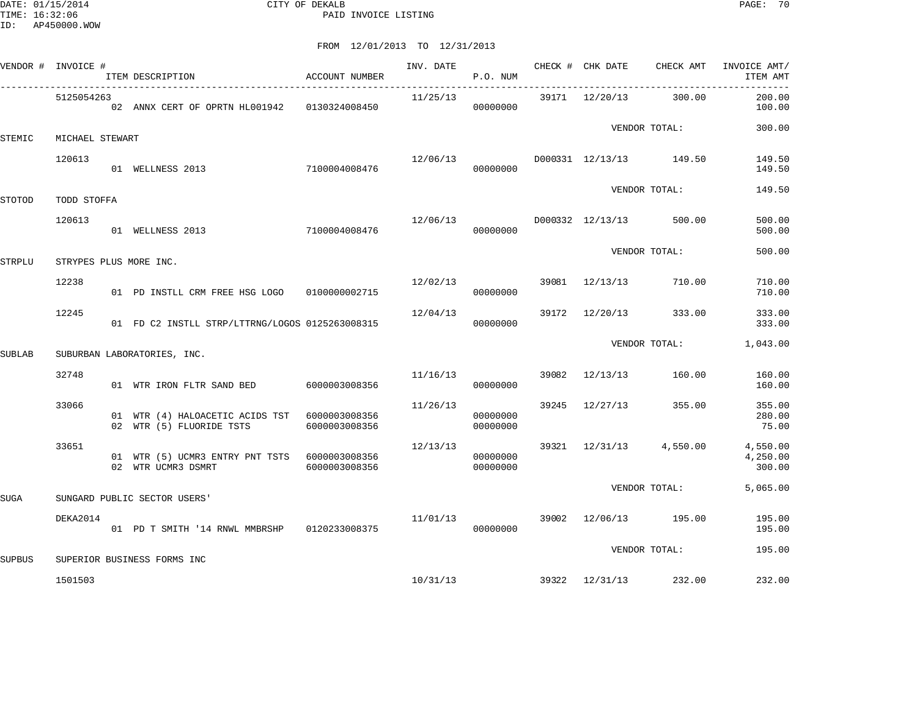CITY OF DEKALB
PAID INVOICE LISTING

FROM 12/01/2013 TO 12/31/2013

| VENDOR # | INVOICE # / ITEM DESCRIPTION | ACCOUNT NUMBER | INV. DATE | P.O. NUM | CHECK # | CHK DATE | CHECK AMT | INVOICE AMT/ ITEM AMT |
|---|---|---|---|---|---|---|---|---|
| | 5125054263 | | 11/25/13 | | 39171 | 12/20/13 | 300.00 | 200.00 |
| | 02 ANNX CERT OF OPRTN HL001942 | 0130324008450 | | 00000000 | | | | 100.00 |
| | | | | | | VENDOR TOTAL: | | 300.00 |
| STEMIC | MICHAEL STEWART | | | | | | | |
| | 120613 | | 12/06/13 | | D000331 | 12/13/13 | 149.50 | 149.50 |
| | 01 WELLNESS 2013 | 7100004008476 | | 00000000 | | | | 149.50 |
| | | | | | | VENDOR TOTAL: | | 149.50 |
| STOTOD | TODD STOFFA | | | | | | | |
| | 120613 | | 12/06/13 | | D000332 | 12/13/13 | 500.00 | 500.00 |
| | 01 WELLNESS 2013 | 7100004008476 | | 00000000 | | | | 500.00 |
| | | | | | | VENDOR TOTAL: | | 500.00 |
| STRPLU | STRYPES PLUS MORE INC. | | | | | | | |
| | 12238 | | 12/02/13 | | 39081 | 12/13/13 | 710.00 | 710.00 |
| | 01 PD INSTLL CRM FREE HSG LOGO | 0100000002715 | | 00000000 | | | | 710.00 |
| | 12245 | | 12/04/13 | | 39172 | 12/20/13 | 333.00 | 333.00 |
| | 01 FD C2 INSTLL STRP/LTTRNG/LOGOS | 0125263008315 | | 00000000 | | | | 333.00 |
| | | | | | | VENDOR TOTAL: | | 1,043.00 |
| SUBLAB | SUBURBAN LABORATORIES, INC. | | | | | | | |
| | 32748 | | 11/16/13 | | 39082 | 12/13/13 | 160.00 | 160.00 |
| | 01 WTR IRON FLTR SAND BED | 6000003008356 | | 00000000 | | | | 160.00 |
| | 33066 | | 11/26/13 | | 39245 | 12/27/13 | 355.00 | 355.00 |
| | 01 WTR (4) HALOACETIC ACIDS TST | 6000003008356 | | 00000000 | | | | 280.00 |
| | 02 WTR (5) FLUORIDE TSTS | 6000003008356 | | 00000000 | | | | 75.00 |
| | 33651 | | 12/13/13 | | 39321 | 12/31/13 | 4,550.00 | 4,550.00 |
| | 01 WTR (5) UCMR3 ENTRY PNT TSTS | 6000003008356 | | 00000000 | | | | 4,250.00 |
| | 02 WTR UCMR3 DSMRT | 6000003008356 | | 00000000 | | | | 300.00 |
| | | | | | | VENDOR TOTAL: | | 5,065.00 |
| SUGA | SUNGARD PUBLIC SECTOR USERS' | | | | | | | |
| | DEKA2014 | | 11/01/13 | | 39002 | 12/06/13 | 195.00 | 195.00 |
| | 01 PD T SMITH '14 RNWL MMBRSHP | 0120233008375 | | 00000000 | | | | 195.00 |
| | | | | | | VENDOR TOTAL: | | 195.00 |
| SUPBUS | SUPERIOR BUSINESS FORMS INC | | | | | | | |
| | 1501503 | | 10/31/13 | | 39322 | 12/31/13 | 232.00 | 232.00 |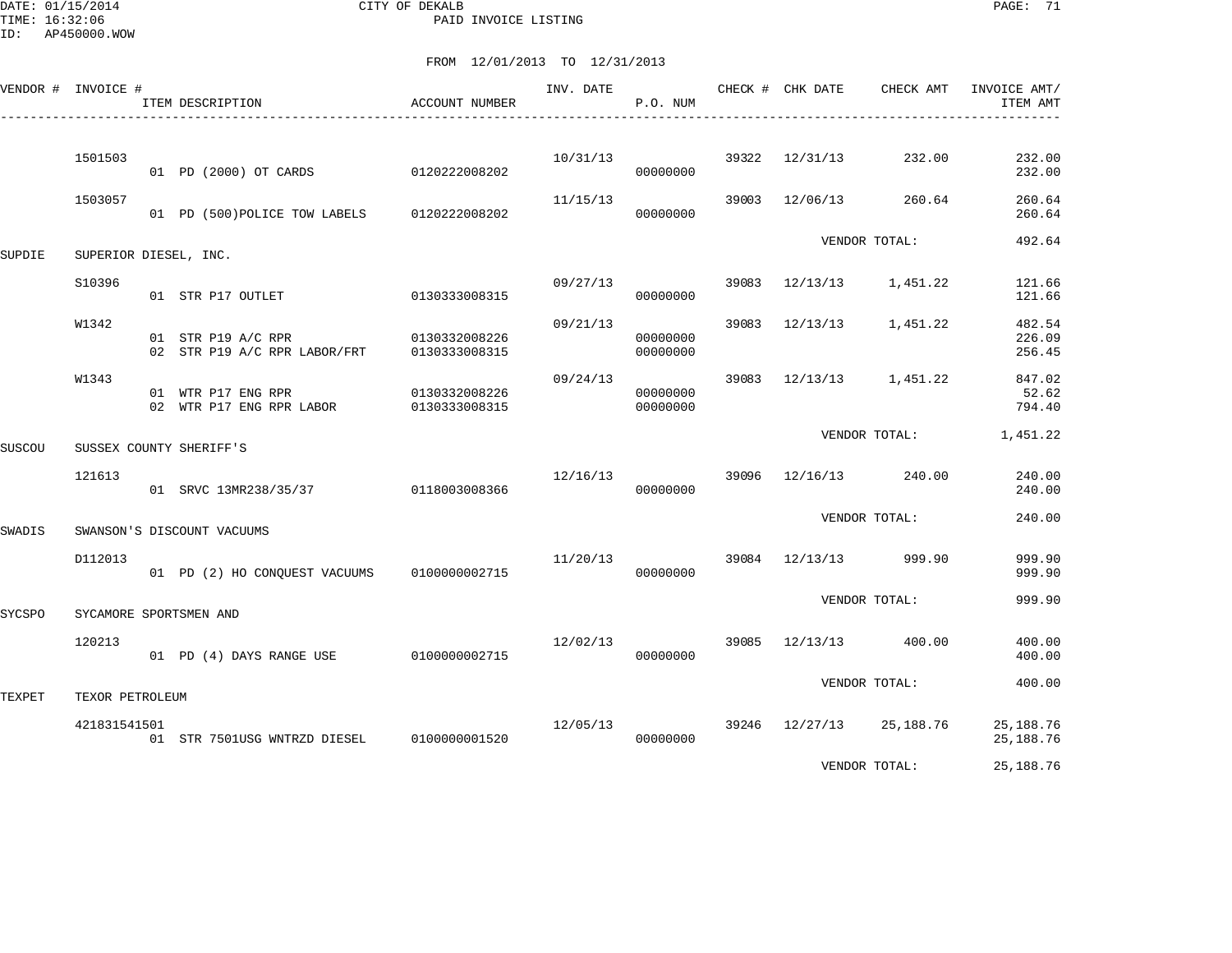CITY OF DEKALB
PAID INVOICE LISTING

FROM 12/01/2013 TO 12/31/2013

| VENDOR # | INVOICE # | ITEM DESCRIPTION | ACCOUNT NUMBER | INV. DATE | P.O. NUM | CHECK # | CHK DATE | CHECK AMT | INVOICE AMT/ ITEM AMT |
|---|---|---|---|---|---|---|---|---|---|
| | 1501503 | | | 10/31/13 | | 39322 | 12/31/13 | 232.00 | 232.00 |
| | | 01 PD (2000) OT CARDS | 0120222008202 | | 00000000 | | | | 232.00 |
| | 1503057 | | | 11/15/13 | | 39003 | 12/06/13 | 260.64 | 260.64 |
| | | 01 PD (500)POLICE TOW LABELS | 0120222008202 | | 00000000 | | | | 260.64 |
| | | | | | | | VENDOR TOTAL: | | 492.64 |
| SUPDIE | SUPERIOR DIESEL, INC. | | | | | | | | |
| | S10396 | | | 09/27/13 | | 39083 | 12/13/13 | 1,451.22 | 121.66 |
| | | 01 STR P17 OUTLET | 0130333008315 | | 00000000 | | | | 121.66 |
| | W1342 | | | 09/21/13 | | 39083 | 12/13/13 | 1,451.22 | 482.54 |
| | | 01 STR P19 A/C RPR | 0130332008226 | | 00000000 | | | | 226.09 |
| | | 02 STR P19 A/C RPR LABOR/FRT | 0130333008315 | | 00000000 | | | | 256.45 |
| | W1343 | | | 09/24/13 | | 39083 | 12/13/13 | 1,451.22 | 847.02 |
| | | 01 WTR P17 ENG RPR | 0130332008226 | | 00000000 | | | | 52.62 |
| | | 02 WTR P17 ENG RPR LABOR | 0130333008315 | | 00000000 | | | | 794.40 |
| | | | | | | | VENDOR TOTAL: | | 1,451.22 |
| SUSCOU | SUSSEX COUNTY SHERIFF'S | | | | | | | | |
| | 121613 | | | 12/16/13 | | 39096 | 12/16/13 | 240.00 | 240.00 |
| | | 01 SRVC 13MR238/35/37 | 0118003008366 | | 00000000 | | | | 240.00 |
| | | | | | | | VENDOR TOTAL: | | 240.00 |
| SWADIS | SWANSON'S DISCOUNT VACUUMS | | | | | | | | |
| | D112013 | | | 11/20/13 | | 39084 | 12/13/13 | 999.90 | 999.90 |
| | | 01 PD (2) HO CONQUEST VACUUMS | 0100000002715 | | 00000000 | | | | 999.90 |
| | | | | | | | VENDOR TOTAL: | | 999.90 |
| SYCSPO | SYCAMORE SPORTSMEN AND | | | | | | | | |
| | 120213 | | | 12/02/13 | | 39085 | 12/13/13 | 400.00 | 400.00 |
| | | 01 PD (4) DAYS RANGE USE | 0100000002715 | | 00000000 | | | | 400.00 |
| | | | | | | | VENDOR TOTAL: | | 400.00 |
| TEXPET | TEXOR PETROLEUM | | | | | | | | |
| | 421831541501 | | | 12/05/13 | | 39246 | 12/27/13 | 25,188.76 | 25,188.76 |
| | | 01 STR 7501USG WNTRZD DIESEL | 0100000001520 | | 00000000 | | | | 25,188.76 |
| | | | | | | | VENDOR TOTAL: | | 25,188.76 |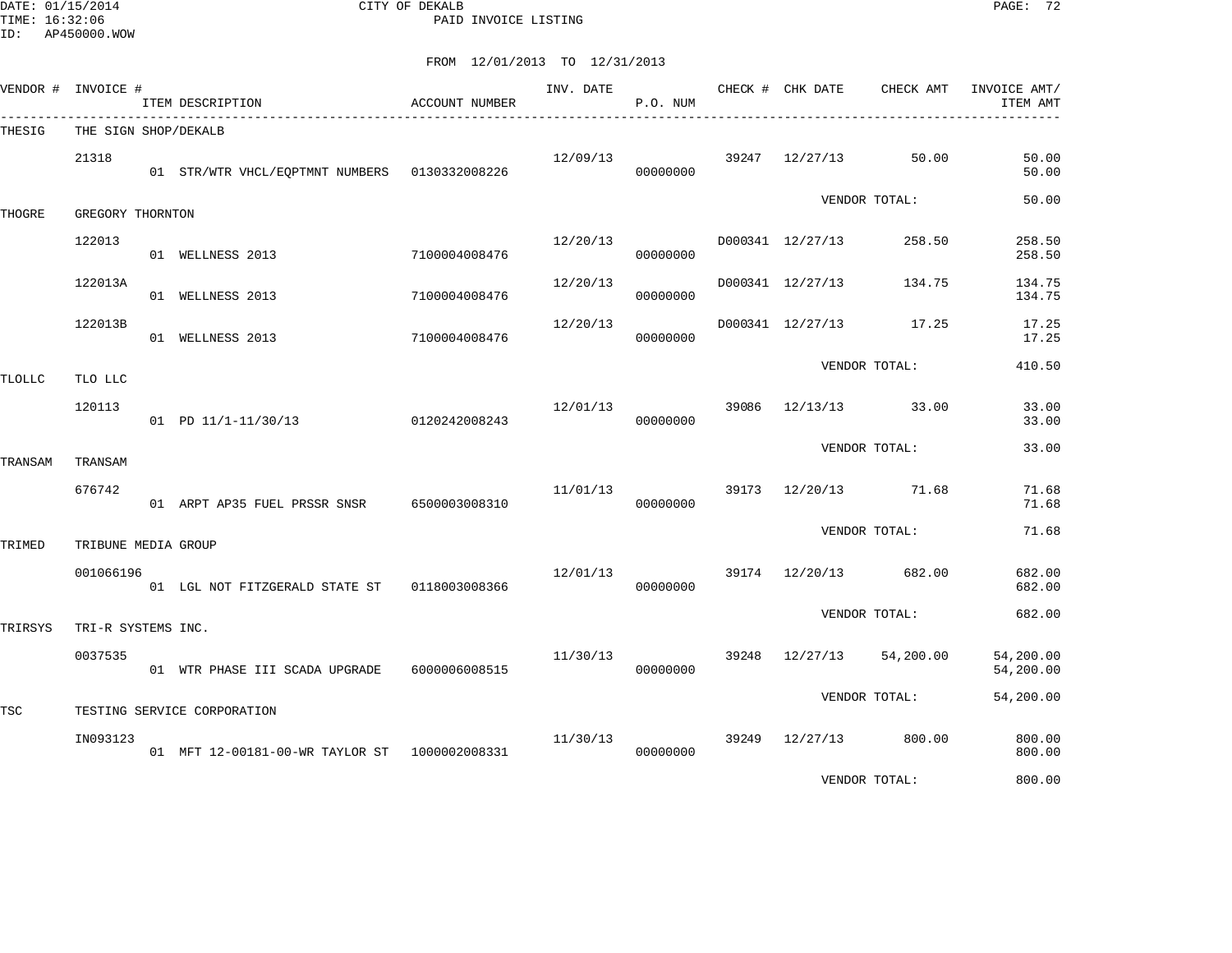CITY OF DEKALB
PAID INVOICE LISTING

FROM 12/01/2013 TO 12/31/2013

| VENDOR # | INVOICE # | ITEM DESCRIPTION | ACCOUNT NUMBER | INV. DATE | P.O. NUM | CHECK # | CHK DATE | CHECK AMT | INVOICE AMT/ ITEM AMT |
|---|---|---|---|---|---|---|---|---|---|
| THESIG | THE SIGN SHOP/DEKALB | | | | | | | | |
| | 21318 | | | 12/09/13 | | 39247 | 12/27/13 | 50.00 | 50.00 |
| | | 01 STR/WTR VHCL/EQPTMNT NUMBERS | 0130332008226 | | 00000000 | | | | 50.00 |
| | | | | | | | VENDOR TOTAL: | | 50.00 |
| THOGRE | GREGORY THORNTON | | | | | | | | |
| | 122013 | | | 12/20/13 | | D000341 | 12/27/13 | 258.50 | 258.50 |
| | | 01 WELLNESS 2013 | 7100004008476 | | 00000000 | | | | 258.50 |
| | 122013A | | | 12/20/13 | | D000341 | 12/27/13 | 134.75 | 134.75 |
| | | 01 WELLNESS 2013 | 7100004008476 | | 00000000 | | | | 134.75 |
| | 122013B | | | 12/20/13 | | D000341 | 12/27/13 | 17.25 | 17.25 |
| | | 01 WELLNESS 2013 | 7100004008476 | | 00000000 | | | | 17.25 |
| | | | | | | | VENDOR TOTAL: | | 410.50 |
| TLOLLC | TLO LLC | | | | | | | | |
| | 120113 | | | 12/01/13 | | 39086 | 12/13/13 | 33.00 | 33.00 |
| | | 01 PD 11/1-11/30/13 | 0120242008243 | | 00000000 | | | | 33.00 |
| | | | | | | | VENDOR TOTAL: | | 33.00 |
| TRANSAM | TRANSAM | | | | | | | | |
| | 676742 | | | 11/01/13 | | 39173 | 12/20/13 | 71.68 | 71.68 |
| | | 01 ARPT AP35 FUEL PRSSR SNSR | 6500003008310 | | 00000000 | | | | 71.68 |
| | | | | | | | VENDOR TOTAL: | | 71.68 |
| TRIMED | TRIBUNE MEDIA GROUP | | | | | | | | |
| | 001066196 | | | 12/01/13 | | 39174 | 12/20/13 | 682.00 | 682.00 |
| | | 01 LGL NOT FITZGERALD STATE ST | 0118003008366 | | 00000000 | | | | 682.00 |
| | | | | | | | VENDOR TOTAL: | | 682.00 |
| TRIRSYS | TRI-R SYSTEMS INC. | | | | | | | | |
| | 0037535 | | | 11/30/13 | | 39248 | 12/27/13 | 54,200.00 | 54,200.00 |
| | | 01 WTR PHASE III SCADA UPGRADE | 6000006008515 | | 00000000 | | | | 54,200.00 |
| | | | | | | | VENDOR TOTAL: | | 54,200.00 |
| TSC | TESTING SERVICE CORPORATION | | | | | | | | |
| | IN093123 | | | 11/30/13 | | 39249 | 12/27/13 | 800.00 | 800.00 |
| | | 01 MFT 12-00181-00-WR TAYLOR ST | 1000002008331 | | 00000000 | | | | 800.00 |
| | | | | | | | VENDOR TOTAL: | | 800.00 |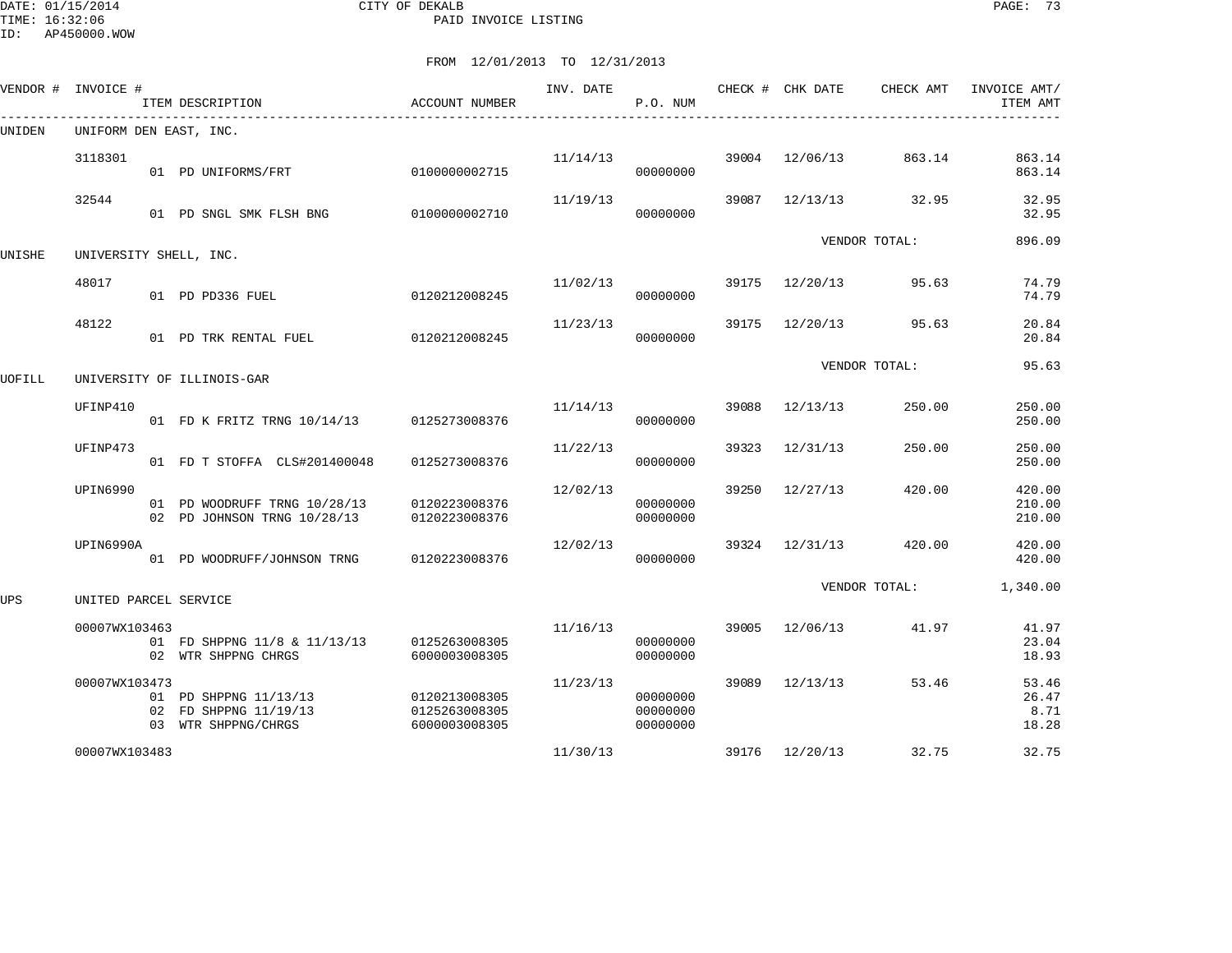DATE: 01/15/2014 CITY OF DEKALB
TIME: 16:32:06 PAID INVOICE LISTING
ID: AP450000.WOW

FROM 12/01/2013 TO 12/31/2013

| VENDOR # | INVOICE # | ITEM DESCRIPTION | ACCOUNT NUMBER | INV. DATE | P.O. NUM | CHECK # | CHK DATE | CHECK AMT | INVOICE AMT/ ITEM AMT |
|---|---|---|---|---|---|---|---|---|---|
| UNIDEN | UNIFORM DEN EAST, INC. | | | | | | | | |
| | 3118301 | | | 11/14/13 | | 39004 | 12/06/13 | 863.14 | 863.14 |
| | | 01 PD UNIFORMS/FRT | 0100000002715 | | 00000000 | | | | 863.14 |
| | 32544 | | | 11/19/13 | | 39087 | 12/13/13 | 32.95 | 32.95 |
| | | 01 PD SNGL SMK FLSH BNG | 0100000002710 | | 00000000 | | | | 32.95 |
| | | | | | | | VENDOR TOTAL: | | 896.09 |
| UNISHE | UNIVERSITY SHELL, INC. | | | | | | | | |
| | 48017 | | | 11/02/13 | | 39175 | 12/20/13 | 95.63 | 74.79 |
| | | 01 PD PD336 FUEL | 0120212008245 | | 00000000 | | | | 74.79 |
| | 48122 | | | 11/23/13 | | 39175 | 12/20/13 | 95.63 | 20.84 |
| | | 01 PD TRK RENTAL FUEL | 0120212008245 | | 00000000 | | | | 20.84 |
| | | | | | | | VENDOR TOTAL: | | 95.63 |
| UOFILL | UNIVERSITY OF ILLINOIS-GAR | | | | | | | | |
| | UFINP410 | | | 11/14/13 | | 39088 | 12/13/13 | 250.00 | 250.00 |
| | | 01 FD K FRITZ TRNG 10/14/13 | 0125273008376 | | 00000000 | | | | 250.00 |
| | UFINP473 | | | 11/22/13 | | 39323 | 12/31/13 | 250.00 | 250.00 |
| | | 01 FD T STOFFA CLS#201400048 | 0125273008376 | | 00000000 | | | | 250.00 |
| | UPIN6990 | | | 12/02/13 | | 39250 | 12/27/13 | 420.00 | 420.00 |
| | | 01 PD WOODRUFF TRNG 10/28/13 | 0120223008376 | | 00000000 | | | | 210.00 |
| | | 02 PD JOHNSON TRNG 10/28/13 | 0120223008376 | | 00000000 | | | | 210.00 |
| | UPIN6990A | | | 12/02/13 | | 39324 | 12/31/13 | 420.00 | 420.00 |
| | | 01 PD WOODRUFF/JOHNSON TRNG | 0120223008376 | | 00000000 | | | | 420.00 |
| | | | | | | | VENDOR TOTAL: | | 1,340.00 |
| UPS | UNITED PARCEL SERVICE | | | | | | | | |
| | 00007WX103463 | | | 11/16/13 | | 39005 | 12/06/13 | 41.97 | 41.97 |
| | | 01 FD SHPPNG 11/8 & 11/13/13 | 0125263008305 | | 00000000 | | | | 23.04 |
| | | 02 WTR SHPPNG CHRGS | 6000003008305 | | 00000000 | | | | 18.93 |
| | 00007WX103473 | | | 11/23/13 | | 39089 | 12/13/13 | 53.46 | 53.46 |
| | | 01 PD SHPPNG 11/13/13 | 0120213008305 | | 00000000 | | | | 26.47 |
| | | 02 FD SHPPNG 11/19/13 | 0125263008305 | | 00000000 | | | | 8.71 |
| | | 03 WTR SHPPNG/CHRGS | 6000003008305 | | 00000000 | | | | 18.28 |
| | 00007WX103483 | | | 11/30/13 | | 39176 | 12/20/13 | 32.75 | 32.75 |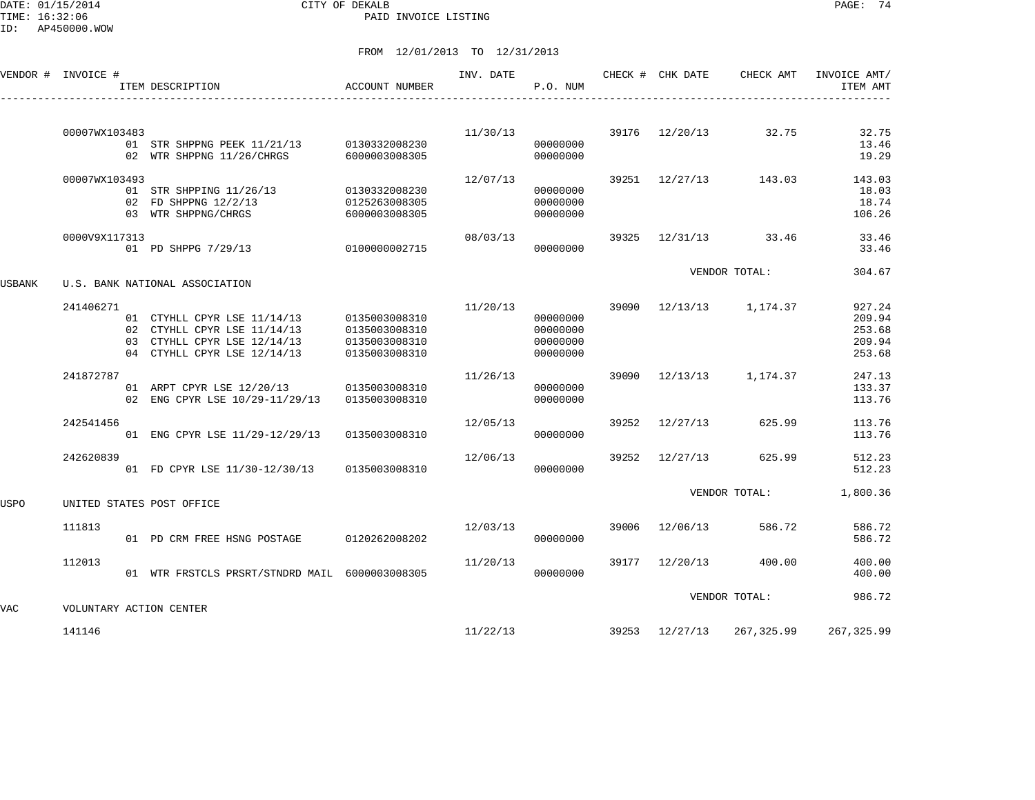CITY OF DEKALB
PAID INVOICE LISTING

FROM 12/01/2013 TO 12/31/2013

| VENDOR # | INVOICE # | ITEM DESCRIPTION | ACCOUNT NUMBER | INV. DATE | P.O. NUM | CHECK # | CHK DATE | CHECK AMT | INVOICE AMT/ ITEM AMT |
|---|---|---|---|---|---|---|---|---|---|
| | 00007WX103483 | | | 11/30/13 | | 39176 | 12/20/13 | 32.75 | 32.75 |
| | | 01 STR SHPPNG PEEK 11/21/13 | 0130332008230 | | 00000000 | | | | 13.46 |
| | | 02 WTR SHPPNG 11/26/CHRGS | 6000003008305 | | 00000000 | | | | 19.29 |
| | 00007WX103493 | | | 12/07/13 | | 39251 | 12/27/13 | 143.03 | 143.03 |
| | | 01 STR SHPPING 11/26/13 | 0130332008230 | | 00000000 | | | | 18.03 |
| | | 02 FD SHPPNG 12/2/13 | 0125263008305 | | 00000000 | | | | 18.74 |
| | | 03 WTR SHPPNG/CHRGS | 6000003008305 | | 00000000 | | | | 106.26 |
| | 0000V9X117313 | | | 08/03/13 | | 39325 | 12/31/13 | 33.46 | 33.46 |
| | | 01 PD SHPPG 7/29/13 | 0100000002715 | | 00000000 | | | | 33.46 |
| | | | | | | | VENDOR TOTAL: | | 304.67 |
| USBANK | U.S. BANK NATIONAL ASSOCIATION | | | | | | | | |
| | 241406271 | | | 11/20/13 | | 39090 | 12/13/13 | 1,174.37 | 927.24 |
| | | 01 CTYHLL CPYR LSE 11/14/13 | 0135003008310 | | 00000000 | | | | 209.94 |
| | | 02 CTYHLL CPYR LSE 11/14/13 | 0135003008310 | | 00000000 | | | | 253.68 |
| | | 03 CTYHLL CPYR LSE 12/14/13 | 0135003008310 | | 00000000 | | | | 209.94 |
| | | 04 CTYHLL CPYR LSE 12/14/13 | 0135003008310 | | 00000000 | | | | 253.68 |
| | 241872787 | | | 11/26/13 | | 39090 | 12/13/13 | 1,174.37 | 247.13 |
| | | 01 ARPT CPYR LSE 12/20/13 | 0135003008310 | | 00000000 | | | | 133.37 |
| | | 02 ENG CPYR LSE 10/29-11/29/13 | 0135003008310 | | 00000000 | | | | 113.76 |
| | 242541456 | | | 12/05/13 | | 39252 | 12/27/13 | 625.99 | 113.76 |
| | | 01 ENG CPYR LSE 11/29-12/29/13 | 0135003008310 | | 00000000 | | | | 113.76 |
| | 242620839 | | | 12/06/13 | | 39252 | 12/27/13 | 625.99 | 512.23 |
| | | 01 FD CPYR LSE 11/30-12/30/13 | 0135003008310 | | 00000000 | | | | 512.23 |
| | | | | | | | VENDOR TOTAL: | | 1,800.36 |
| USPO | UNITED STATES POST OFFICE | | | | | | | | |
| | 111813 | | | 12/03/13 | | 39006 | 12/06/13 | 586.72 | 586.72 |
| | | 01 PD CRM FREE HSNG POSTAGE | 0120262008202 | | 00000000 | | | | 586.72 |
| | 112013 | | | 11/20/13 | | 39177 | 12/20/13 | 400.00 | 400.00 |
| | | 01 WTR FRSTCLS PRSRT/STNDRD MAIL | 6000003008305 | | 00000000 | | | | 400.00 |
| | | | | | | | VENDOR TOTAL: | | 986.72 |
| VAC | VOLUNTARY ACTION CENTER | | | | | | | | |
| | 141146 | | | 11/22/13 | | 39253 | 12/27/13 | 267,325.99 | 267,325.99 |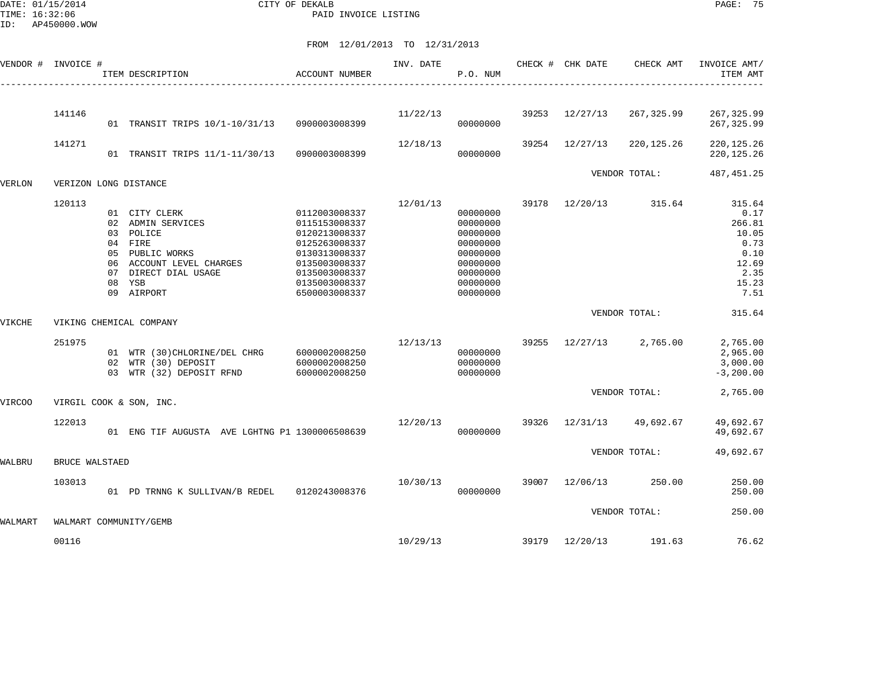CITY OF DEKALB
PAID INVOICE LISTING

DATE: 01/15/2014
TIME: 16:32:06
ID: AP450000.WOW

FROM 12/01/2013 TO 12/31/2013

| VENDOR # | INVOICE # | ITEM DESCRIPTION | ACCOUNT NUMBER | INV. DATE | P.O. NUM | CHECK # | CHK DATE | CHECK AMT | INVOICE AMT/ ITEM AMT |
|---|---|---|---|---|---|---|---|---|---|
| | 141146 | | | 11/22/13 | | 39253 | 12/27/13 | 267,325.99 | 267,325.99 |
| | | 01 TRANSIT TRIPS 10/1-10/31/13 | 0900003008399 | | 00000000 | | | | 267,325.99 |
| | 141271 | | | 12/18/13 | | 39254 | 12/27/13 | 220,125.26 | 220,125.26 |
| | | 01 TRANSIT TRIPS 11/1-11/30/13 | 0900003008399 | | 00000000 | | | | 220,125.26 |
| | | | | | | | | VENDOR TOTAL: | 487,451.25 |
| VERLON | VERIZON LONG DISTANCE | | | | | | | | |
| | 120113 | | | 12/01/13 | | 39178 | 12/20/13 | 315.64 | 315.64 |
| | | 01 CITY CLERK | 0112003008337 | | 00000000 | | | | 0.17 |
| | | 02 ADMIN SERVICES | 0115153008337 | | 00000000 | | | | 266.81 |
| | | 03 POLICE | 0120213008337 | | 00000000 | | | | 10.05 |
| | | 04 FIRE | 0125263008337 | | 00000000 | | | | 0.73 |
| | | 05 PUBLIC WORKS | 0130313008337 | | 00000000 | | | | 0.10 |
| | | 06 ACCOUNT LEVEL CHARGES | 0135003008337 | | 00000000 | | | | 12.69 |
| | | 07 DIRECT DIAL USAGE | 0135003008337 | | 00000000 | | | | 2.35 |
| | | 08 YSB | 0135003008337 | | 00000000 | | | | 15.23 |
| | | 09 AIRPORT | 6500003008337 | | 00000000 | | | | 7.51 |
| | | | | | | | | VENDOR TOTAL: | 315.64 |
| VIKCHE | VIKING CHEMICAL COMPANY | | | | | | | | |
| | 251975 | | | 12/13/13 | | 39255 | 12/27/13 | 2,765.00 | 2,765.00 |
| | | 01 WTR (30)CHLORINE/DEL CHRG | 6000002008250 | | 00000000 | | | | 2,965.00 |
| | | 02 WTR (30) DEPOSIT | 6000002008250 | | 00000000 | | | | 3,000.00 |
| | | 03 WTR (32) DEPOSIT RFND | 6000002008250 | | 00000000 | | | | -3,200.00 |
| | | | | | | | | VENDOR TOTAL: | 2,765.00 |
| VIRCOO | VIRGIL COOK & SON, INC. | | | | | | | | |
| | 122013 | | | 12/20/13 | | 39326 | 12/31/13 | 49,692.67 | 49,692.67 |
| | | 01 ENG TIF AUGUSTA AVE LGHTNG P1 | 1300006508639 | | 00000000 | | | | 49,692.67 |
| | | | | | | | | VENDOR TOTAL: | 49,692.67 |
| WALBRU | BRUCE WALSTAED | | | | | | | | |
| | 103013 | | | 10/30/13 | | 39007 | 12/06/13 | 250.00 | 250.00 |
| | | 01 PD TRNNG K SULLIVAN/B REDEL | 0120243008376 | | 00000000 | | | | 250.00 |
| | | | | | | | | VENDOR TOTAL: | 250.00 |
| WALMART | WALMART COMMUNITY/GEMB | | | | | | | | |
| | 00116 | | | 10/29/13 | | 39179 | 12/20/13 | 191.63 | 76.62 |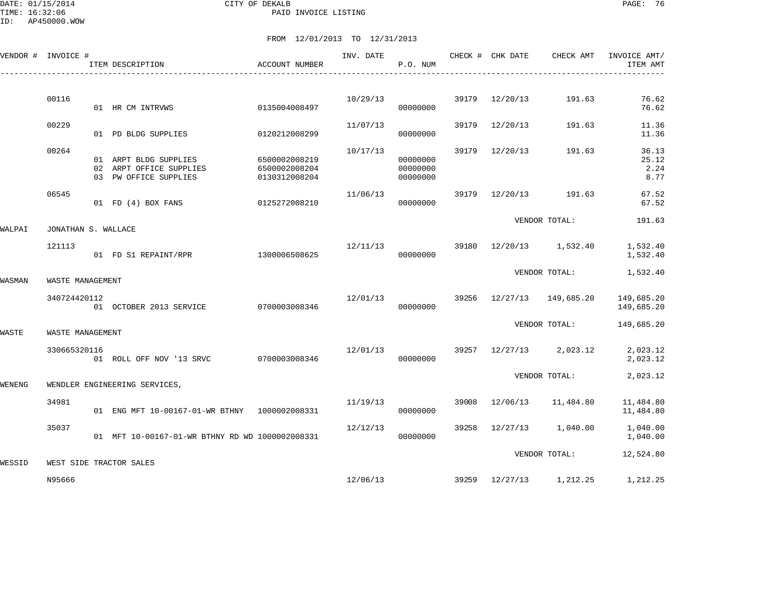CITY OF DEKALB
PAID INVOICE LISTING

FROM 12/01/2013 TO 12/31/2013

| VENDOR # | INVOICE # | ITEM DESCRIPTION | ACCOUNT NUMBER | INV. DATE | P.O. NUM | CHECK # | CHK DATE | CHECK AMT | INVOICE AMT/ ITEM AMT |
|---|---|---|---|---|---|---|---|---|---|
| | 00116 | | | 10/29/13 | | 39179 | 12/20/13 | 191.63 | 76.62 |
| | | 01 HR CM INTRVWS | 0135004008497 | | 00000000 | | | | 76.62 |
| | 00229 | | | 11/07/13 | | 39179 | 12/20/13 | 191.63 | 11.36 |
| | | 01 PD BLDG SUPPLIES | 0120212008299 | | 00000000 | | | | 11.36 |
| | 00264 | | | 10/17/13 | | 39179 | 12/20/13 | 191.63 | 36.13 |
| | | 01 ARPT BLDG SUPPLIES | 6500002008219 | | 00000000 | | | | 25.12 |
| | | 02 ARPT OFFICE SUPPLIES | 6500002008204 | | 00000000 | | | | 2.24 |
| | | 03 PW OFFICE SUPPLIES | 0130312008204 | | 00000000 | | | | 8.77 |
| | 06545 | | | 11/06/13 | | 39179 | 12/20/13 | 191.63 | 67.52 |
| | | 01 FD (4) BOX FANS | 0125272008210 | | 00000000 | | | | 67.52 |
| | | | | | | | VENDOR TOTAL: | | 191.63 |
| WALPAI | JONATHAN S. WALLACE | | | | | | | | |
| | 121113 | | | 12/11/13 | | 39180 | 12/20/13 | 1,532.40 | 1,532.40 |
| | | 01 FD S1 REPAINT/RPR | 1300006508625 | | 00000000 | | | | 1,532.40 |
| | | | | | | | VENDOR TOTAL: | | 1,532.40 |
| WASMAN | WASTE MANAGEMENT | | | | | | | | |
| | 340724420112 | | | 12/01/13 | | 39256 | 12/27/13 | 149,685.20 | 149,685.20 |
| | | 01 OCTOBER 2013 SERVICE | 0700003008346 | | 00000000 | | | | 149,685.20 |
| | | | | | | | VENDOR TOTAL: | | 149,685.20 |
| WASTE | WASTE MANAGEMENT | | | | | | | | |
| | 330665320116 | | | 12/01/13 | | 39257 | 12/27/13 | 2,023.12 | 2,023.12 |
| | | 01 ROLL OFF NOV '13 SRVC | 0700003008346 | | 00000000 | | | | 2,023.12 |
| | | | | | | | VENDOR TOTAL: | | 2,023.12 |
| WENENG | WENDLER ENGINEERING SERVICES, | | | | | | | | |
| | 34981 | | | 11/19/13 | | 39008 | 12/06/13 | 11,484.80 | 11,484.80 |
| | | 01 ENG MFT 10-00167-01-WR BTHNY | 1000002008331 | | 00000000 | | | | 11,484.80 |
| | 35037 | | | 12/12/13 | | 39258 | 12/27/13 | 1,040.00 | 1,040.00 |
| | | 01 MFT 10-00167-01-WR BTHNY RD WD | 1000002008331 | | 00000000 | | | | 1,040.00 |
| | | | | | | | VENDOR TOTAL: | | 12,524.80 |
| WESSID | WEST SIDE TRACTOR SALES | | | | | | | | |
| | N95666 | | | 12/06/13 | | 39259 | 12/27/13 | 1,212.25 | 1,212.25 |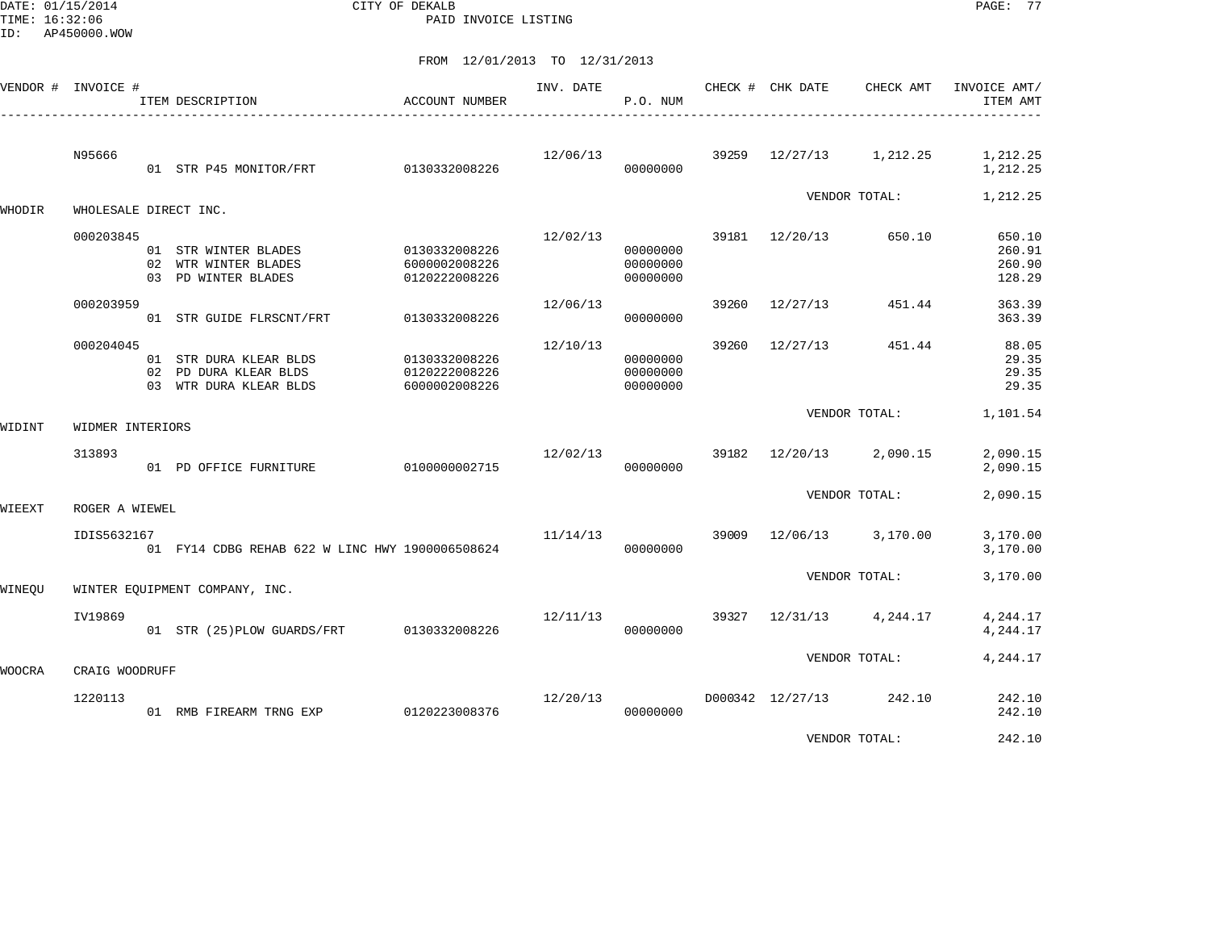CITY OF DEKALB
PAID INVOICE LISTING

DATE: 01/15/2014
TIME: 16:32:06
ID: AP450000.WOW

FROM 12/01/2013 TO 12/31/2013

| VENDOR # | INVOICE # | ITEM DESCRIPTION | ACCOUNT NUMBER | INV. DATE | P.O. NUM | CHECK # | CHK DATE | CHECK AMT | INVOICE AMT/ ITEM AMT |
|---|---|---|---|---|---|---|---|---|---|
| | N95666 | | | 12/06/13 | | 39259 | 12/27/13 | 1,212.25 | 1,212.25 |
| | | 01 STR P45 MONITOR/FRT | 0130332008226 | | 00000000 | | | | 1,212.25 |
| | | | | | | | VENDOR TOTAL: | | 1,212.25 |
| WHODIR | WHOLESALE DIRECT INC. | | | | | | | | |
| | 000203845 | | | 12/02/13 | | 39181 | 12/20/13 | 650.10 | 650.10 |
| | | 01 STR WINTER BLADES | 0130332008226 | | 00000000 | | | | 260.91 |
| | | 02 WTR WINTER BLADES | 6000002008226 | | 00000000 | | | | 260.90 |
| | | 03 PD WINTER BLADES | 0120222008226 | | 00000000 | | | | 128.29 |
| | 000203959 | | | 12/06/13 | | 39260 | 12/27/13 | 451.44 | 363.39 |
| | | 01 STR GUIDE FLRSCNT/FRT | 0130332008226 | | 00000000 | | | | 363.39 |
| | 000204045 | | | 12/10/13 | | 39260 | 12/27/13 | 451.44 | 88.05 |
| | | 01 STR DURA KLEAR BLDS | 0130332008226 | | 00000000 | | | | 29.35 |
| | | 02 PD DURA KLEAR BLDS | 0120222008226 | | 00000000 | | | | 29.35 |
| | | 03 WTR DURA KLEAR BLDS | 6000002008226 | | 00000000 | | | | 29.35 |
| | | | | | | | VENDOR TOTAL: | | 1,101.54 |
| WIDINT | WIDMER INTERIORS | | | | | | | | |
| | 313893 | | | 12/02/13 | | 39182 | 12/20/13 | 2,090.15 | 2,090.15 |
| | | 01 PD OFFICE FURNITURE | 0100000002715 | | 00000000 | | | | 2,090.15 |
| | | | | | | | VENDOR TOTAL: | | 2,090.15 |
| WIEEXT | ROGER A WIEWEL | | | | | | | | |
| | IDIS5632167 | | | 11/14/13 | | 39009 | 12/06/13 | 3,170.00 | 3,170.00 |
| | | 01 FY14 CDBG REHAB 622 W LINC HWY | 1900006508624 | | 00000000 | | | | 3,170.00 |
| | | | | | | | VENDOR TOTAL: | | 3,170.00 |
| WINEQU | WINTER EQUIPMENT COMPANY, INC. | | | | | | | | |
| | IV19869 | | | 12/11/13 | | 39327 | 12/31/13 | 4,244.17 | 4,244.17 |
| | | 01 STR (25)PLOW GUARDS/FRT | 0130332008226 | | 00000000 | | | | 4,244.17 |
| | | | | | | | VENDOR TOTAL: | | 4,244.17 |
| WOOCRA | CRAIG WOODRUFF | | | | | | | | |
| | 1220113 | | | 12/20/13 | | D000342 | 12/27/13 | 242.10 | 242.10 |
| | | 01 RMB FIREARM TRNG EXP | 0120223008376 | | 00000000 | | | | 242.10 |
| | | | | | | | VENDOR TOTAL: | | 242.10 |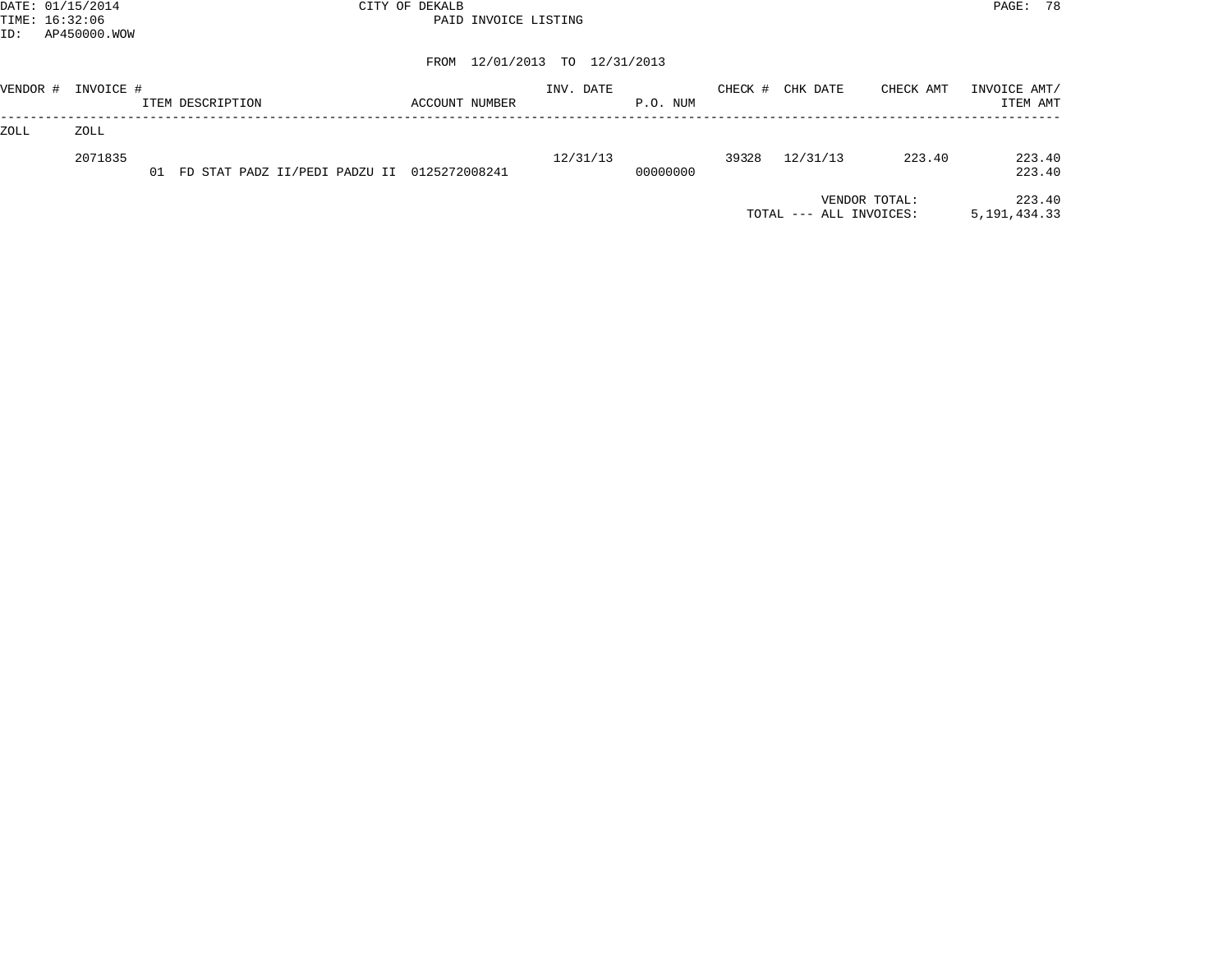CITY OF DEKALB
PAID INVOICE LISTING

DATE: 01/15/2014
TIME: 16:32:06
ID: AP450000.WOW

FROM 12/01/2013 TO 12/31/2013

| VENDOR # | INVOICE # / ITEM DESCRIPTION | ACCOUNT NUMBER | INV. DATE | P.O. NUM | CHECK # | CHK DATE | CHECK AMT | INVOICE AMT/ ITEM AMT |
|---|---|---|---|---|---|---|---|---|
| ZOLL | ZOLL | | | | | | | |
| | 2071835 | | 12/31/13 | | 39328 | 12/31/13 | 223.40 | 223.40 |
| | 01 FD STAT PADZ II/PEDI PADZU II | 0125272008241 | | 00000000 | | | | 223.40 |
| | | | | | | | VENDOR TOTAL: | 223.40 |
| | | | | | | | TOTAL --- ALL INVOICES: | 5,191,434.33 |